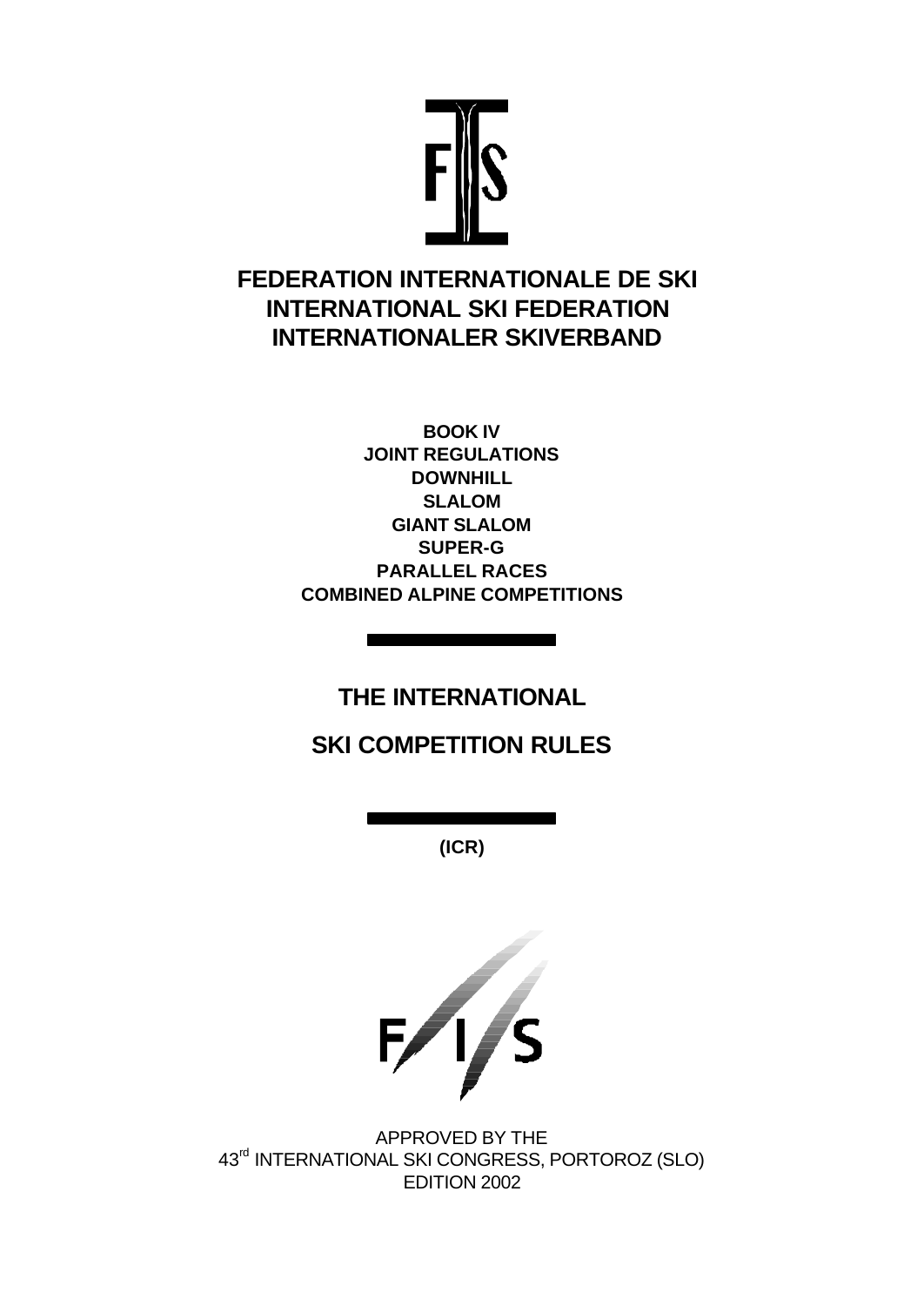# FEDERATION INTERNATIONALE DE SKI
# INTERNATIONAL SKI FEDERATION
# INTERNATIONALER SKIVERBAND

**BOOK IV**
**JOINT REGULATIONS**
**DOWNHILL**
**SLALOM**
**GIANT SLALOM**
**SUPER-G**
**PARALLEL RACES**
**COMBINED ALPINE COMPETITIONS**

## THE INTERNATIONAL

## SKI COMPETITION RULES

**(ICR)**

APPROVED BY THE
43rd INTERNATIONAL SKI CONGRESS, PORTOROZ (SLO)
EDITION 2002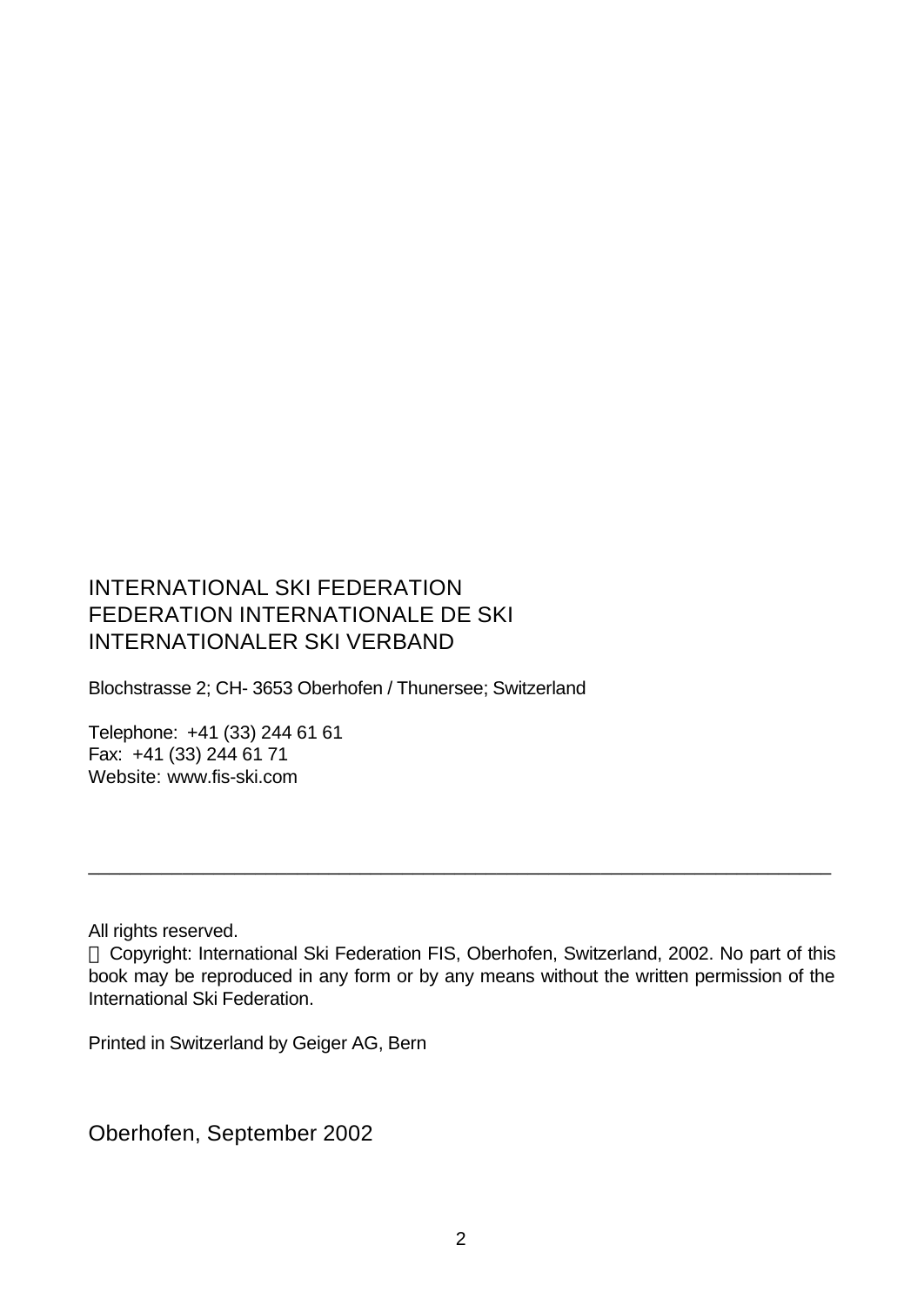INTERNATIONAL SKI FEDERATION
FEDERATION INTERNATIONALE DE SKI
INTERNATIONALER SKI VERBAND

Blochstrasse 2; CH- 3653 Oberhofen / Thunersee; Switzerland

Telephone: +41 (33) 244 61 61
Fax: +41 (33) 244 61 71
Website: www.fis-ski.com

---

All rights reserved.
© Copyright: International Ski Federation FIS, Oberhofen, Switzerland, 2002. No part of this book may be reproduced in any form or by any means without the written permission of the International Ski Federation.

Printed in Switzerland by Geiger AG, Bern

Oberhofen, September 2002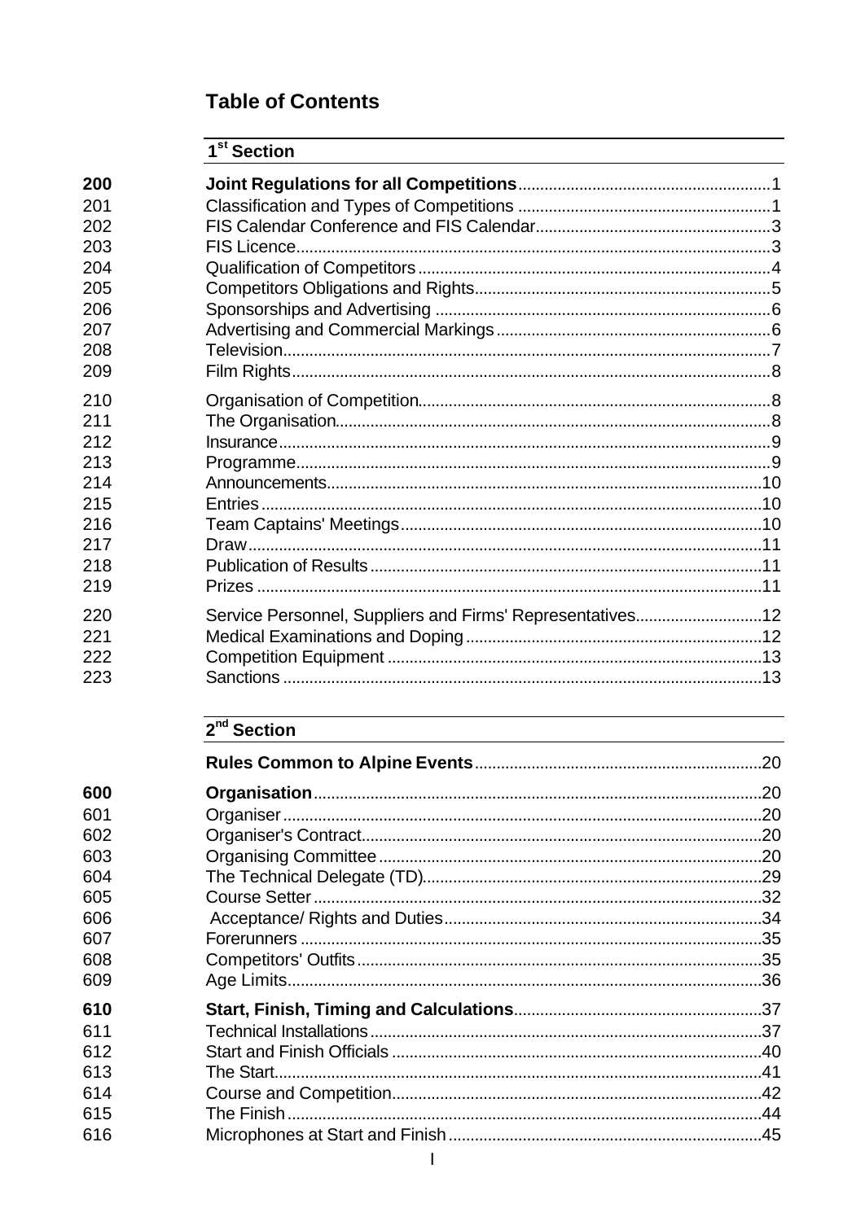# Table of Contents

## 1st Section

| | | |
|---|---|---|
| **200** | **Joint Regulations for all Competitions** | 1 |
| 201 | Classification and Types of Competitions | 1 |
| 202 | FIS Calendar Conference and FIS Calendar | 3 |
| 203 | FIS Licence | 3 |
| 204 | Qualification of Competitors | 4 |
| 205 | Competitors Obligations and Rights | 5 |
| 206 | Sponsorships and Advertising | 6 |
| 207 | Advertising and Commercial Markings | 6 |
| 208 | Television | 7 |
| 209 | Film Rights | 8 |
| 210 | Organisation of Competition | 8 |
| 211 | The Organisation | 8 |
| 212 | Insurance | 9 |
| 213 | Programme | 9 |
| 214 | Announcements | 10 |
| 215 | Entries | 10 |
| 216 | Team Captains' Meetings | 10 |
| 217 | Draw | 11 |
| 218 | Publication of Results | 11 |
| 219 | Prizes | 11 |
| 220 | Service Personnel, Suppliers and Firms' Representatives | 12 |
| 221 | Medical Examinations and Doping | 12 |
| 222 | Competition Equipment | 13 |
| 223 | Sanctions | 13 |

## 2nd Section

| | | |
|---|---|---|
| | **Rules Common to Alpine Events** | 20 |
| **600** | **Organisation** | 20 |
| 601 | Organiser | 20 |
| 602 | Organiser's Contract | 20 |
| 603 | Organising Committee | 20 |
| 604 | The Technical Delegate (TD) | 29 |
| 605 | Course Setter | 32 |
| 606 | Acceptance/ Rights and Duties | 34 |
| 607 | Forerunners | 35 |
| 608 | Competitors' Outfits | 35 |
| 609 | Age Limits | 36 |
| **610** | **Start, Finish, Timing and Calculations** | 37 |
| 611 | Technical Installations | 37 |
| 612 | Start and Finish Officials | 40 |
| 613 | The Start | 41 |
| 614 | Course and Competition | 42 |
| 615 | The Finish | 44 |
| 616 | Microphones at Start and Finish | 45 |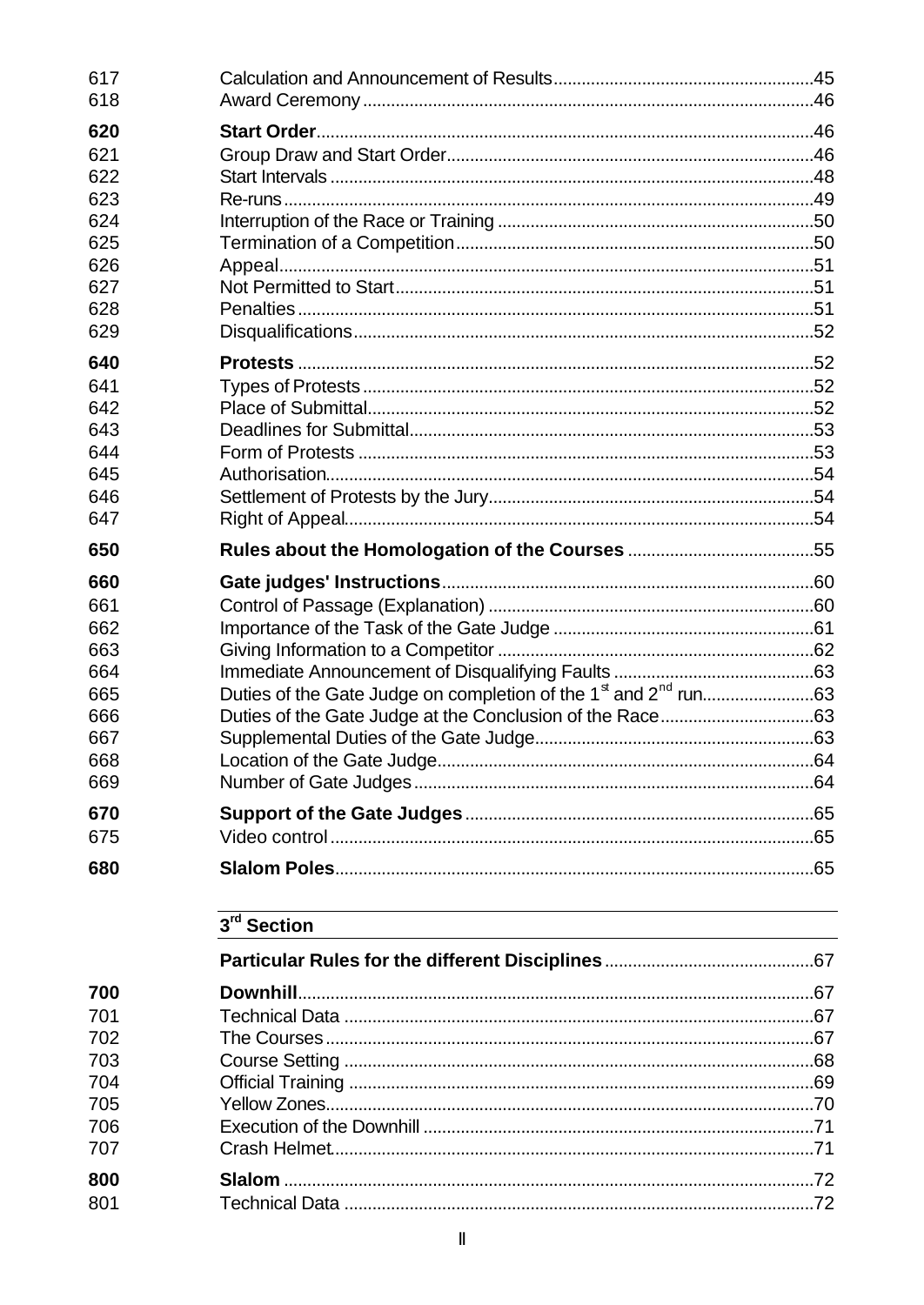| | | |
|---|---|---|
| 617 | Calculation and Announcement of Results | 45 |
| 618 | Award Ceremony | 46 |
| **620** | **Start Order** | 46 |
| 621 | Group Draw and Start Order | 46 |
| 622 | Start Intervals | 48 |
| 623 | Re-runs | 49 |
| 624 | Interruption of the Race or Training | 50 |
| 625 | Termination of a Competition | 50 |
| 626 | Appeal | 51 |
| 627 | Not Permitted to Start | 51 |
| 628 | Penalties | 51 |
| 629 | Disqualifications | 52 |
| **640** | **Protests** | 52 |
| 641 | Types of Protests | 52 |
| 642 | Place of Submittal | 52 |
| 643 | Deadlines for Submittal | 53 |
| 644 | Form of Protests | 53 |
| 645 | Authorisation | 54 |
| 646 | Settlement of Protests by the Jury | 54 |
| 647 | Right of Appeal | 54 |
| **650** | **Rules about the Homologation of the Courses** | 55 |
| **660** | **Gate judges' Instructions** | 60 |
| 661 | Control of Passage (Explanation) | 60 |
| 662 | Importance of the Task of the Gate Judge | 61 |
| 663 | Giving Information to a Competitor | 62 |
| 664 | Immediate Announcement of Disqualifying Faults | 63 |
| 665 | Duties of the Gate Judge on completion of the 1st and 2nd run | 63 |
| 666 | Duties of the Gate Judge at the Conclusion of the Race | 63 |
| 667 | Supplemental Duties of the Gate Judge | 63 |
| 668 | Location of the Gate Judge | 64 |
| 669 | Number of Gate Judges | 64 |
| **670** | **Support of the Gate Judges** | 65 |
| 675 | Video control | 65 |
| **680** | **Slalom Poles** | 65 |

## 3rd Section

| | | |
|---|---|---|
| | **Particular Rules for the different Disciplines** | 67 |
| **700** | **Downhill** | 67 |
| 701 | Technical Data | 67 |
| 702 | The Courses | 67 |
| 703 | Course Setting | 68 |
| 704 | Official Training | 69 |
| 705 | Yellow Zones | 70 |
| 706 | Execution of the Downhill | 71 |
| 707 | Crash Helmet | 71 |
| **800** | **Slalom** | 72 |
| 801 | Technical Data | 72 |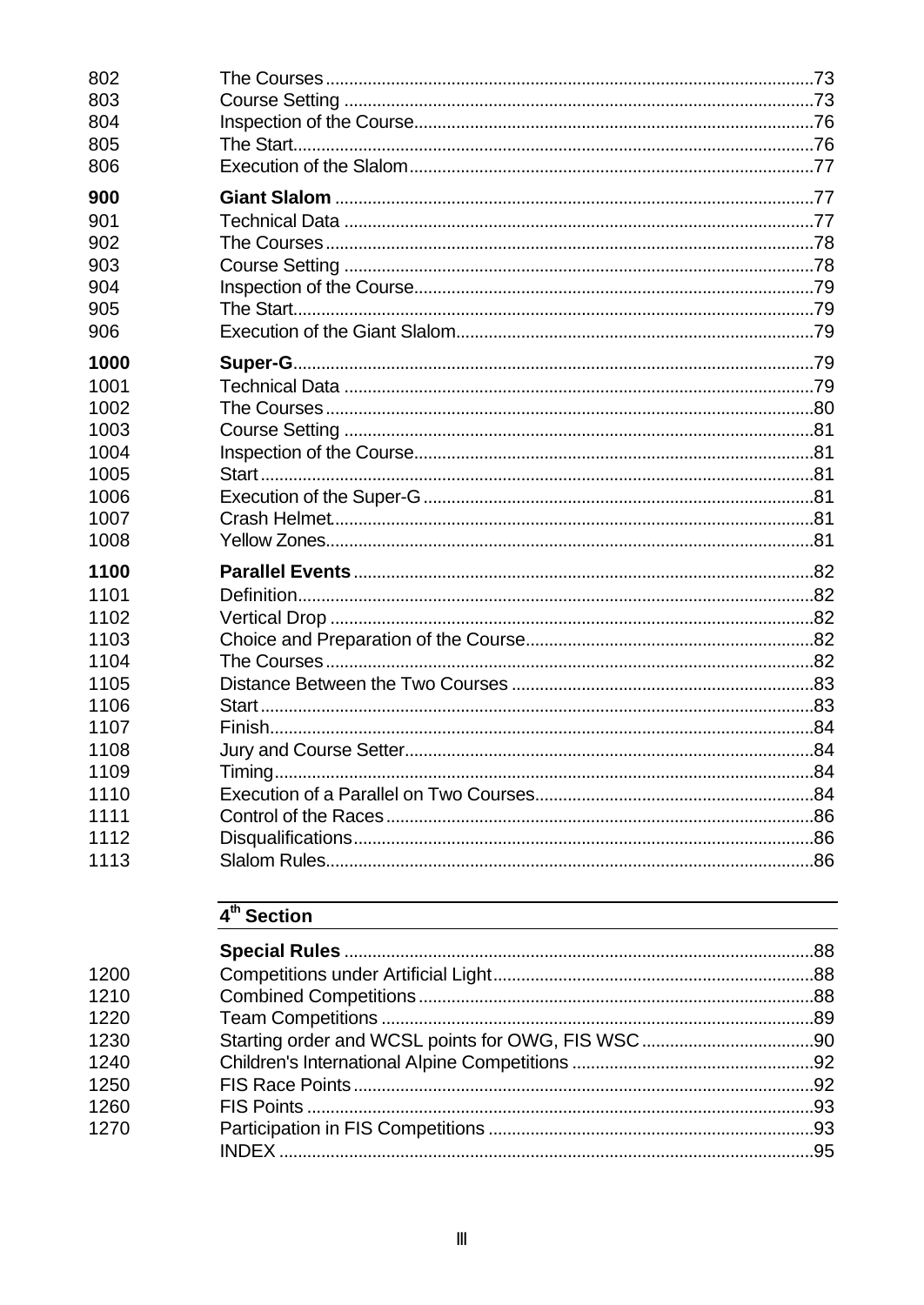| | | |
|---|---|---|
| 802 | The Courses | 73 |
| 803 | Course Setting | 73 |
| 804 | Inspection of the Course | 76 |
| 805 | The Start | 76 |
| 806 | Execution of the Slalom | 77 |
| **900** | **Giant Slalom** | 77 |
| 901 | Technical Data | 77 |
| 902 | The Courses | 78 |
| 903 | Course Setting | 78 |
| 904 | Inspection of the Course | 79 |
| 905 | The Start | 79 |
| 906 | Execution of the Giant Slalom | 79 |
| **1000** | **Super-G** | 79 |
| 1001 | Technical Data | 79 |
| 1002 | The Courses | 80 |
| 1003 | Course Setting | 81 |
| 1004 | Inspection of the Course | 81 |
| 1005 | Start | 81 |
| 1006 | Execution of the Super-G | 81 |
| 1007 | Crash Helmet | 81 |
| 1008 | Yellow Zones | 81 |
| **1100** | **Parallel Events** | 82 |
| 1101 | Definition | 82 |
| 1102 | Vertical Drop | 82 |
| 1103 | Choice and Preparation of the Course | 82 |
| 1104 | The Courses | 82 |
| 1105 | Distance Between the Two Courses | 83 |
| 1106 | Start | 83 |
| 1107 | Finish | 84 |
| 1108 | Jury and Course Setter | 84 |
| 1109 | Timing | 84 |
| 1110 | Execution of a Parallel on Two Courses | 84 |
| 1111 | Control of the Races | 86 |
| 1112 | Disqualifications | 86 |
| 1113 | Slalom Rules | 86 |

## 4th Section

| | | |
|---|---|---|
| | **Special Rules** | 88 |
| 1200 | Competitions under Artificial Light | 88 |
| 1210 | Combined Competitions | 88 |
| 1220 | Team Competitions | 89 |
| 1230 | Starting order and WCSL points for OWG, FIS WSC | 90 |
| 1240 | Children's International Alpine Competitions | 92 |
| 1250 | FIS Race Points | 92 |
| 1260 | FIS Points | 93 |
| 1270 | Participation in FIS Competitions | 93 |
| | INDEX | 95 |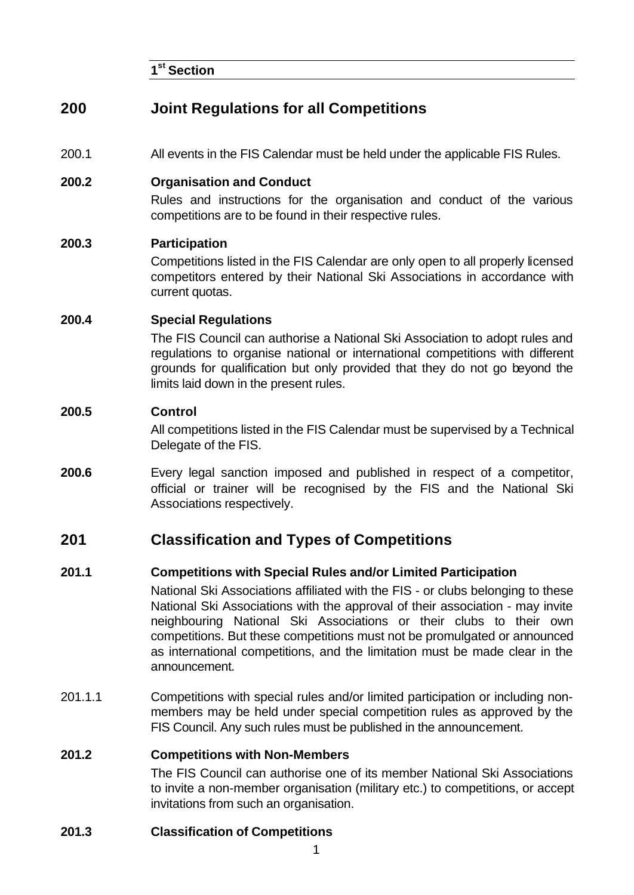**1st Section**

## 200 Joint Regulations for all Competitions

200.1 All events in the FIS Calendar must be held under the applicable FIS Rules.

**200.2 Organisation and Conduct**

Rules and instructions for the organisation and conduct of the various competitions are to be found in their respective rules.

**200.3 Participation**

Competitions listed in the FIS Calendar are only open to all properly licensed competitors entered by their National Ski Associations in accordance with current quotas.

**200.4 Special Regulations**

The FIS Council can authorise a National Ski Association to adopt rules and regulations to organise national or international competitions with different grounds for qualification but only provided that they do not go beyond the limits laid down in the present rules.

**200.5 Control**

All competitions listed in the FIS Calendar must be supervised by a Technical Delegate of the FIS.

**200.6** Every legal sanction imposed and published in respect of a competitor, official or trainer will be recognised by the FIS and the National Ski Associations respectively.

## 201 Classification and Types of Competitions

**201.1 Competitions with Special Rules and/or Limited Participation**

National Ski Associations affiliated with the FIS - or clubs belonging to these National Ski Associations with the approval of their association - may invite neighbouring National Ski Associations or their clubs to their own competitions. But these competitions must not be promulgated or announced as international competitions, and the limitation must be made clear in the announcement.

201.1.1 Competitions with special rules and/or limited participation or including non-members may be held under special competition rules as approved by the FIS Council. Any such rules must be published in the announcement.

**201.2 Competitions with Non-Members**

The FIS Council can authorise one of its member National Ski Associations to invite a non-member organisation (military etc.) to competitions, or accept invitations from such an organisation.

**201.3 Classification of Competitions**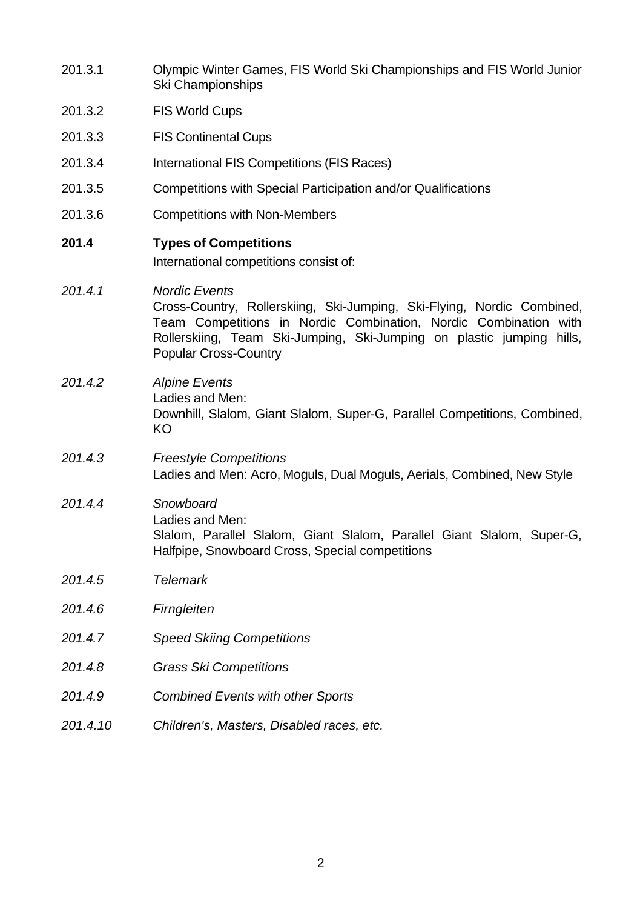201.3.1 Olympic Winter Games, FIS World Ski Championships and FIS World Junior Ski Championships

201.3.2 FIS World Cups

201.3.3 FIS Continental Cups

201.3.4 International FIS Competitions (FIS Races)

201.3.5 Competitions with Special Participation and/or Qualifications

201.3.6 Competitions with Non-Members

**201.4 Types of Competitions**

International competitions consist of:

*201.4.1 Nordic Events*
Cross-Country, Rollerskiing, Ski-Jumping, Ski-Flying, Nordic Combined, Team Competitions in Nordic Combination, Nordic Combination with Rollerskiing, Team Ski-Jumping, Ski-Jumping on plastic jumping hills, Popular Cross-Country

*201.4.2 Alpine Events*
Ladies and Men:
Downhill, Slalom, Giant Slalom, Super-G, Parallel Competitions, Combined, KO

*201.4.3 Freestyle Competitions*
Ladies and Men: Acro, Moguls, Dual Moguls, Aerials, Combined, New Style

*201.4.4 Snowboard*
Ladies and Men:
Slalom, Parallel Slalom, Giant Slalom, Parallel Giant Slalom, Super-G, Halfpipe, Snowboard Cross, Special competitions

*201.4.5 Telemark*

*201.4.6 Firngleiten*

*201.4.7 Speed Skiing Competitions*

*201.4.8 Grass Ski Competitions*

*201.4.9 Combined Events with other Sports*

*201.4.10 Children's, Masters, Disabled races, etc.*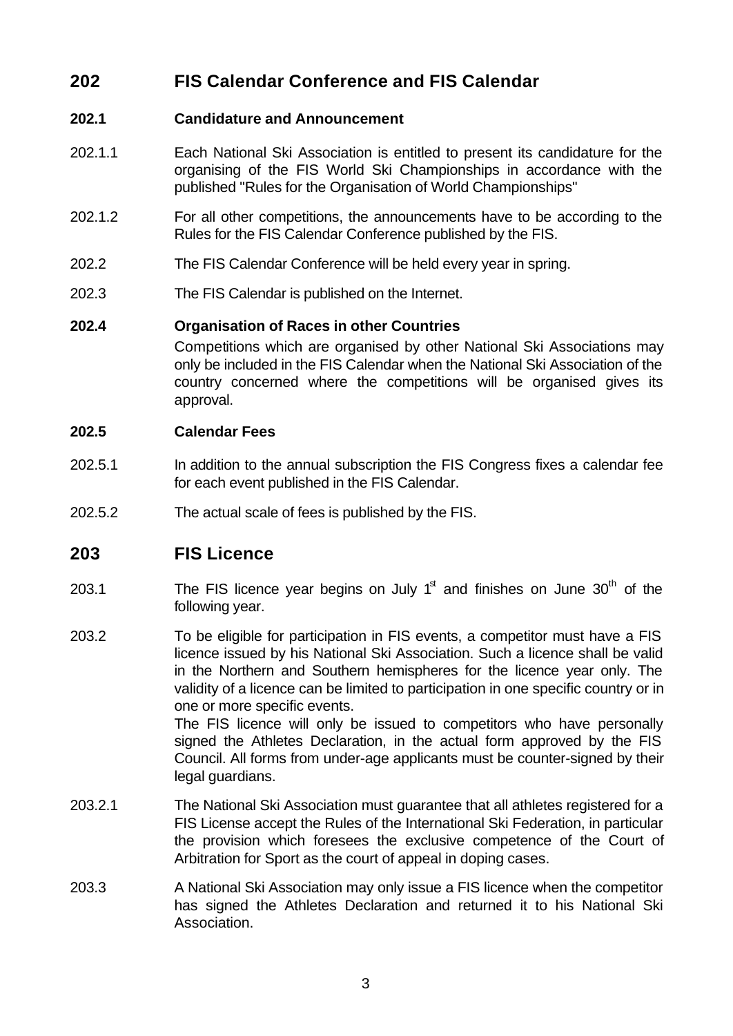## 202 FIS Calendar Conference and FIS Calendar

### 202.1 Candidature and Announcement

202.1.1 Each National Ski Association is entitled to present its candidature for the organising of the FIS World Ski Championships in accordance with the published "Rules for the Organisation of World Championships"

202.1.2 For all other competitions, the announcements have to be according to the Rules for the FIS Calendar Conference published by the FIS.

202.2 The FIS Calendar Conference will be held every year in spring.

202.3 The FIS Calendar is published on the Internet.

### 202.4 Organisation of Races in other Countries

Competitions which are organised by other National Ski Associations may only be included in the FIS Calendar when the National Ski Association of the country concerned where the competitions will be organised gives its approval.

### 202.5 Calendar Fees

202.5.1 In addition to the annual subscription the FIS Congress fixes a calendar fee for each event published in the FIS Calendar.

202.5.2 The actual scale of fees is published by the FIS.

## 203 FIS Licence

203.1 The FIS licence year begins on July 1st and finishes on June 30th of the following year.

203.2 To be eligible for participation in FIS events, a competitor must have a FIS licence issued by his National Ski Association. Such a licence shall be valid in the Northern and Southern hemispheres for the licence year only. The validity of a licence can be limited to participation in one specific country or in one or more specific events.

The FIS licence will only be issued to competitors who have personally signed the Athletes Declaration, in the actual form approved by the FIS Council. All forms from under-age applicants must be counter-signed by their legal guardians.

203.2.1 The National Ski Association must guarantee that all athletes registered for a FIS License accept the Rules of the International Ski Federation, in particular the provision which foresees the exclusive competence of the Court of Arbitration for Sport as the court of appeal in doping cases.

203.3 A National Ski Association may only issue a FIS licence when the competitor has signed the Athletes Declaration and returned it to his National Ski Association.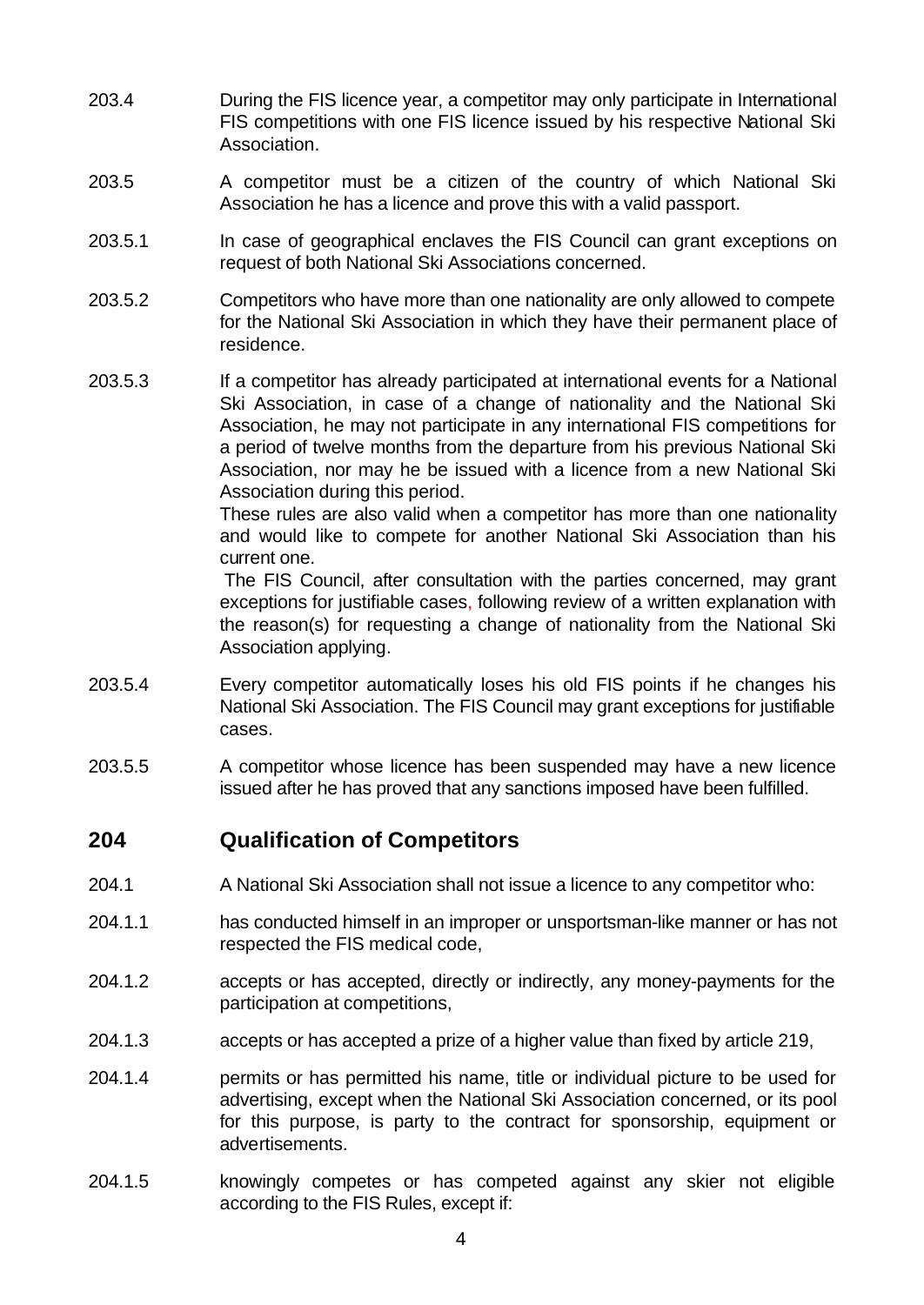203.4 During the FIS licence year, a competitor may only participate in International FIS competitions with one FIS licence issued by his respective National Ski Association.

203.5 A competitor must be a citizen of the country of which National Ski Association he has a licence and prove this with a valid passport.

203.5.1 In case of geographical enclaves the FIS Council can grant exceptions on request of both National Ski Associations concerned.

203.5.2 Competitors who have more than one nationality are only allowed to compete for the National Ski Association in which they have their permanent place of residence.

203.5.3 If a competitor has already participated at international events for a National Ski Association, in case of a change of nationality and the National Ski Association, he may not participate in any international FIS competitions for a period of twelve months from the departure from his previous National Ski Association, nor may he be issued with a licence from a new National Ski Association during this period.
These rules are also valid when a competitor has more than one nationality and would like to compete for another National Ski Association than his current one.
The FIS Council, after consultation with the parties concerned, may grant exceptions for justifiable cases, following review of a written explanation with the reason(s) for requesting a change of nationality from the National Ski Association applying.

203.5.4 Every competitor automatically loses his old FIS points if he changes his National Ski Association. The FIS Council may grant exceptions for justifiable cases.

203.5.5 A competitor whose licence has been suspended may have a new licence issued after he has proved that any sanctions imposed have been fulfilled.

## 204 Qualification of Competitors

204.1 A National Ski Association shall not issue a licence to any competitor who:

204.1.1 has conducted himself in an improper or unsportsman-like manner or has not respected the FIS medical code,

204.1.2 accepts or has accepted, directly or indirectly, any money-payments for the participation at competitions,

204.1.3 accepts or has accepted a prize of a higher value than fixed by article 219,

204.1.4 permits or has permitted his name, title or individual picture to be used for advertising, except when the National Ski Association concerned, or its pool for this purpose, is party to the contract for sponsorship, equipment or advertisements.

204.1.5 knowingly competes or has competed against any skier not eligible according to the FIS Rules, except if: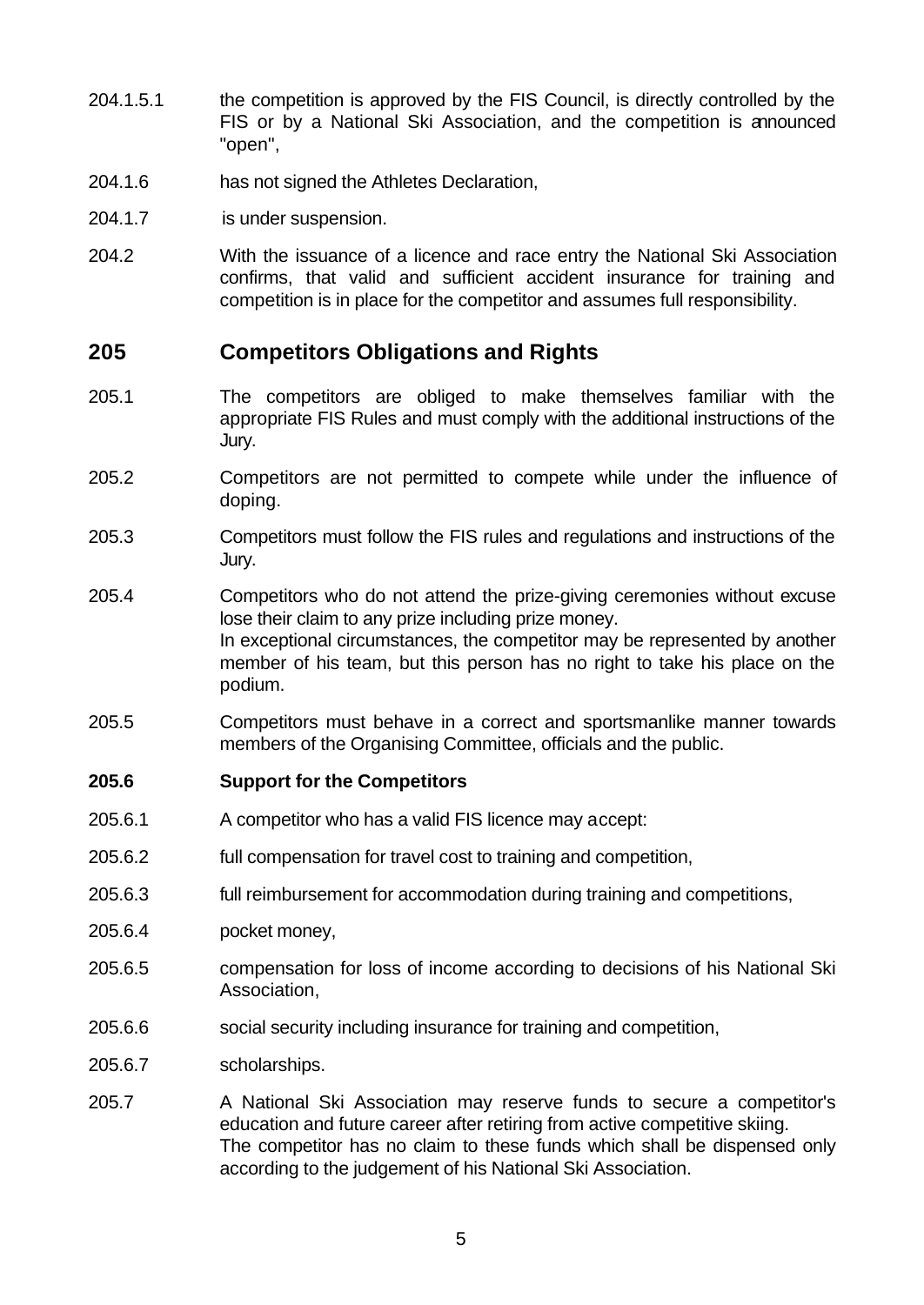204.1.5.1 the competition is approved by the FIS Council, is directly controlled by the FIS or by a National Ski Association, and the competition is announced "open",

204.1.6 has not signed the Athletes Declaration,

204.1.7 is under suspension.

204.2 With the issuance of a licence and race entry the National Ski Association confirms, that valid and sufficient accident insurance for training and competition is in place for the competitor and assumes full responsibility.

## 205 Competitors Obligations and Rights

205.1 The competitors are obliged to make themselves familiar with the appropriate FIS Rules and must comply with the additional instructions of the Jury.

205.2 Competitors are not permitted to compete while under the influence of doping.

205.3 Competitors must follow the FIS rules and regulations and instructions of the Jury.

205.4 Competitors who do not attend the prize-giving ceremonies without excuse lose their claim to any prize including prize money.
In exceptional circumstances, the competitor may be represented by another member of his team, but this person has no right to take his place on the podium.

205.5 Competitors must behave in a correct and sportsmanlike manner towards members of the Organising Committee, officials and the public.

**205.6 Support for the Competitors**

205.6.1 A competitor who has a valid FIS licence may accept:

205.6.2 full compensation for travel cost to training and competition,

205.6.3 full reimbursement for accommodation during training and competitions,

205.6.4 pocket money,

205.6.5 compensation for loss of income according to decisions of his National Ski Association,

205.6.6 social security including insurance for training and competition,

205.6.7 scholarships.

205.7 A National Ski Association may reserve funds to secure a competitor's education and future career after retiring from active competitive skiing.
The competitor has no claim to these funds which shall be dispensed only according to the judgement of his National Ski Association.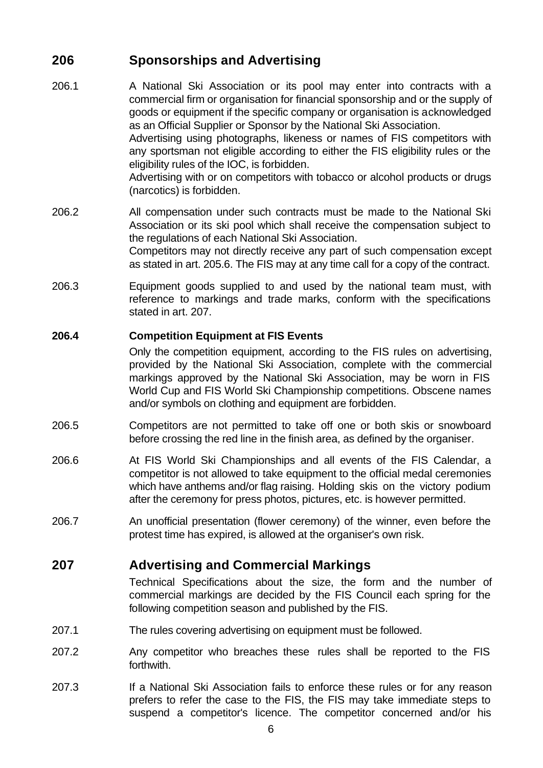## 206 Sponsorships and Advertising

206.1 A National Ski Association or its pool may enter into contracts with a commercial firm or organisation for financial sponsorship and or the supply of goods or equipment if the specific company or organisation is acknowledged as an Official Supplier or Sponsor by the National Ski Association.
Advertising using photographs, likeness or names of FIS competitors with any sportsman not eligible according to either the FIS eligibility rules or the eligibility rules of the IOC, is forbidden.
Advertising with or on competitors with tobacco or alcohol products or drugs (narcotics) is forbidden.

206.2 All compensation under such contracts must be made to the National Ski Association or its ski pool which shall receive the compensation subject to the regulations of each National Ski Association.
Competitors may not directly receive any part of such compensation except as stated in art. 205.6. The FIS may at any time call for a copy of the contract.

206.3 Equipment goods supplied to and used by the national team must, with reference to markings and trade marks, conform with the specifications stated in art. 207.

**206.4 Competition Equipment at FIS Events**

Only the competition equipment, according to the FIS rules on advertising, provided by the National Ski Association, complete with the commercial markings approved by the National Ski Association, may be worn in FIS World Cup and FIS World Ski Championship competitions. Obscene names and/or symbols on clothing and equipment are forbidden.

206.5 Competitors are not permitted to take off one or both skis or snowboard before crossing the red line in the finish area, as defined by the organiser.

206.6 At FIS World Ski Championships and all events of the FIS Calendar, a competitor is not allowed to take equipment to the official medal ceremonies which have anthems and/or flag raising. Holding skis on the victory podium after the ceremony for press photos, pictures, etc. is however permitted.

206.7 An unofficial presentation (flower ceremony) of the winner, even before the protest time has expired, is allowed at the organiser's own risk.

## 207 Advertising and Commercial Markings

Technical Specifications about the size, the form and the number of commercial markings are decided by the FIS Council each spring for the following competition season and published by the FIS.

207.1 The rules covering advertising on equipment must be followed.

207.2 Any competitor who breaches these rules shall be reported to the FIS forthwith.

207.3 If a National Ski Association fails to enforce these rules or for any reason prefers to refer the case to the FIS, the FIS may take immediate steps to suspend a competitor's licence. The competitor concerned and/or his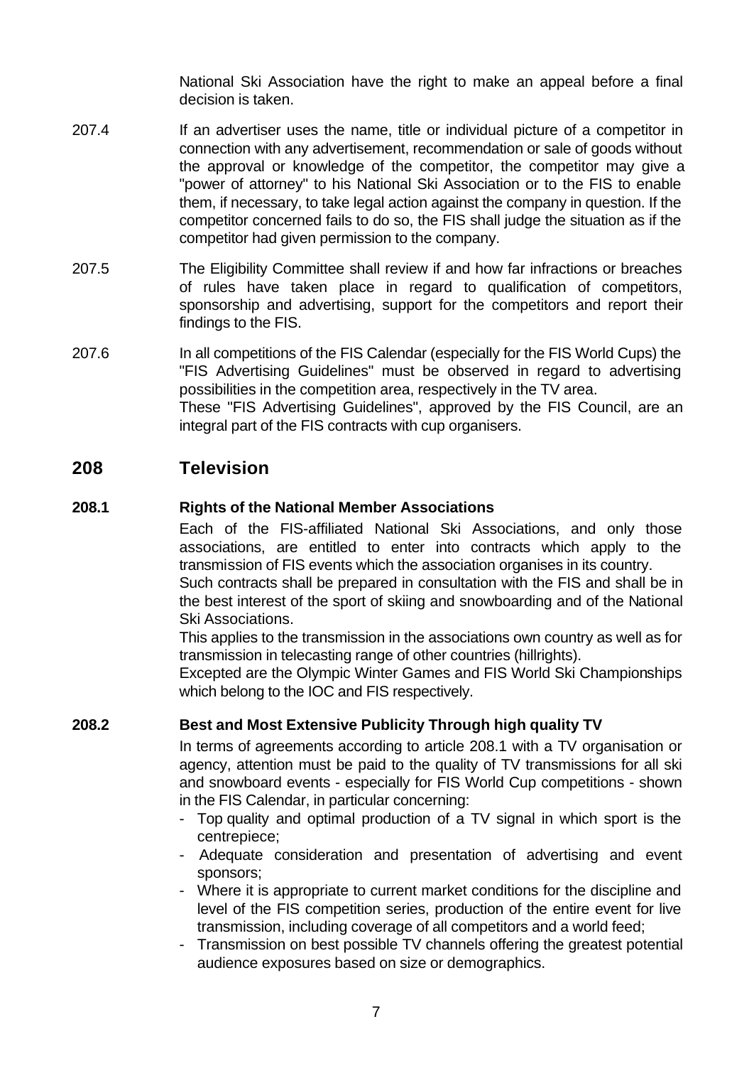National Ski Association have the right to make an appeal before a final decision is taken.

207.4 If an advertiser uses the name, title or individual picture of a competitor in connection with any advertisement, recommendation or sale of goods without the approval or knowledge of the competitor, the competitor may give a "power of attorney" to his National Ski Association or to the FIS to enable them, if necessary, to take legal action against the company in question. If the competitor concerned fails to do so, the FIS shall judge the situation as if the competitor had given permission to the company.

207.5 The Eligibility Committee shall review if and how far infractions or breaches of rules have taken place in regard to qualification of competitors, sponsorship and advertising, support for the competitors and report their findings to the FIS.

207.6 In all competitions of the FIS Calendar (especially for the FIS World Cups) the "FIS Advertising Guidelines" must be observed in regard to advertising possibilities in the competition area, respectively in the TV area.
These "FIS Advertising Guidelines", approved by the FIS Council, are an integral part of the FIS contracts with cup organisers.

## 208 Television

### 208.1 Rights of the National Member Associations

Each of the FIS-affiliated National Ski Associations, and only those associations, are entitled to enter into contracts which apply to the transmission of FIS events which the association organises in its country.
Such contracts shall be prepared in consultation with the FIS and shall be in the best interest of the sport of skiing and snowboarding and of the National Ski Associations.
This applies to the transmission in the associations own country as well as for transmission in telecasting range of other countries (hillrights).
Excepted are the Olympic Winter Games and FIS World Ski Championships which belong to the IOC and FIS respectively.

### 208.2 Best and Most Extensive Publicity Through high quality TV

In terms of agreements according to article 208.1 with a TV organisation or agency, attention must be paid to the quality of TV transmissions for all ski and snowboard events - especially for FIS World Cup competitions - shown in the FIS Calendar, in particular concerning:

- Top quality and optimal production of a TV signal in which sport is the centrepiece;
- Adequate consideration and presentation of advertising and event sponsors;
- Where it is appropriate to current market conditions for the discipline and level of the FIS competition series, production of the entire event for live transmission, including coverage of all competitors and a world feed;
- Transmission on best possible TV channels offering the greatest potential audience exposures based on size or demographics.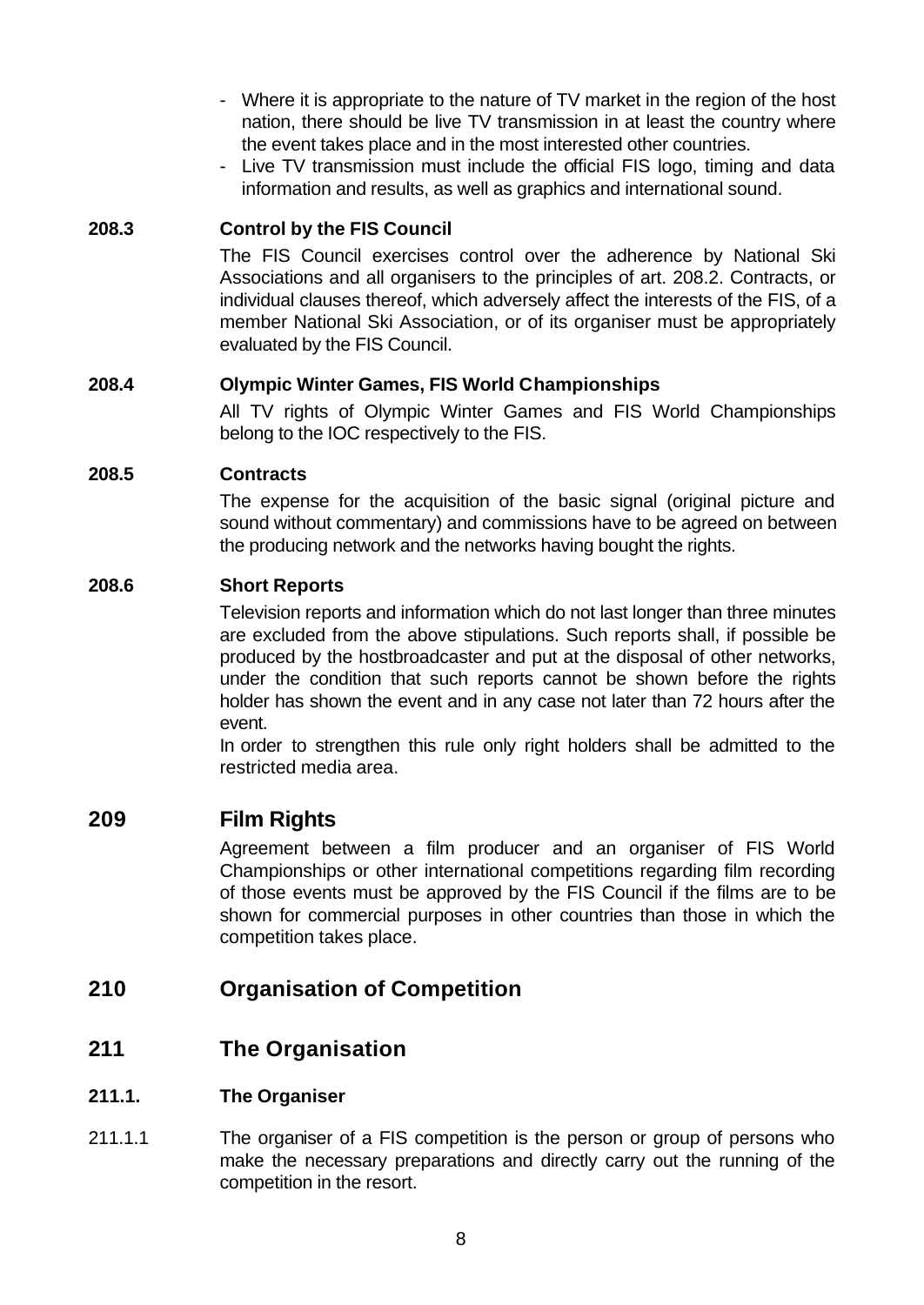- Where it is appropriate to the nature of TV market in the region of the host nation, there should be live TV transmission in at least the country where the event takes place and in the most interested other countries.
- Live TV transmission must include the official FIS logo, timing and data information and results, as well as graphics and international sound.

**208.3 Control by the FIS Council**

The FIS Council exercises control over the adherence by National Ski Associations and all organisers to the principles of art. 208.2. Contracts, or individual clauses thereof, which adversely affect the interests of the FIS, of a member National Ski Association, or of its organiser must be appropriately evaluated by the FIS Council.

**208.4 Olympic Winter Games, FIS World Championships**

All TV rights of Olympic Winter Games and FIS World Championships belong to the IOC respectively to the FIS.

**208.5 Contracts**

The expense for the acquisition of the basic signal (original picture and sound without commentary) and commissions have to be agreed on between the producing network and the networks having bought the rights.

**208.6 Short Reports**

Television reports and information which do not last longer than three minutes are excluded from the above stipulations. Such reports shall, if possible be produced by the hostbroadcaster and put at the disposal of other networks, under the condition that such reports cannot be shown before the rights holder has shown the event and in any case not later than 72 hours after the event.

In order to strengthen this rule only right holders shall be admitted to the restricted media area.

## 209 Film Rights

Agreement between a film producer and an organiser of FIS World Championships or other international competitions regarding film recording of those events must be approved by the FIS Council if the films are to be shown for commercial purposes in other countries than those in which the competition takes place.

## 210 Organisation of Competition

## 211 The Organisation

**211.1. The Organiser**

211.1.1 The organiser of a FIS competition is the person or group of persons who make the necessary preparations and directly carry out the running of the competition in the resort.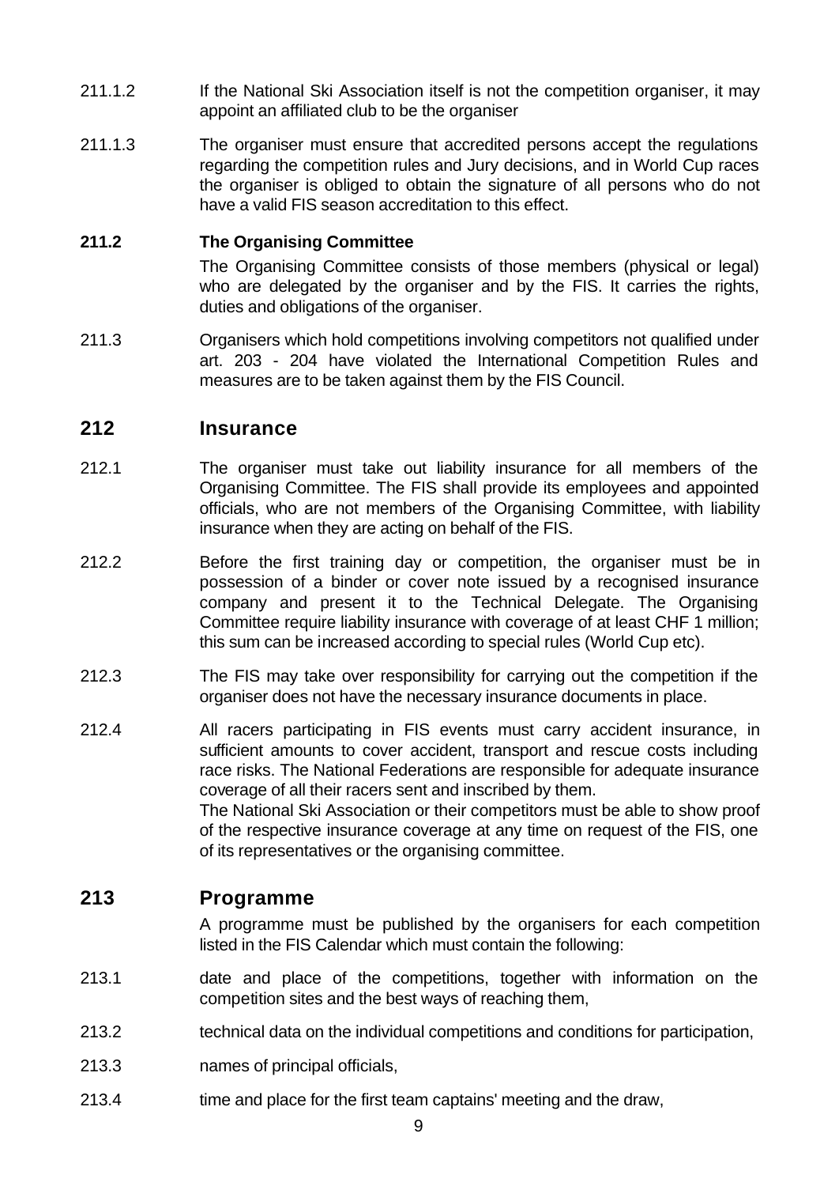211.1.2 If the National Ski Association itself is not the competition organiser, it may appoint an affiliated club to be the organiser

211.1.3 The organiser must ensure that accredited persons accept the regulations regarding the competition rules and Jury decisions, and in World Cup races the organiser is obliged to obtain the signature of all persons who do not have a valid FIS season accreditation to this effect.

**211.2 The Organising Committee**

The Organising Committee consists of those members (physical or legal) who are delegated by the organiser and by the FIS. It carries the rights, duties and obligations of the organiser.

211.3 Organisers which hold competitions involving competitors not qualified under art. 203 - 204 have violated the International Competition Rules and measures are to be taken against them by the FIS Council.

## 212 Insurance

212.1 The organiser must take out liability insurance for all members of the Organising Committee. The FIS shall provide its employees and appointed officials, who are not members of the Organising Committee, with liability insurance when they are acting on behalf of the FIS.

212.2 Before the first training day or competition, the organiser must be in possession of a binder or cover note issued by a recognised insurance company and present it to the Technical Delegate. The Organising Committee require liability insurance with coverage of at least CHF 1 million; this sum can be increased according to special rules (World Cup etc).

212.3 The FIS may take over responsibility for carrying out the competition if the organiser does not have the necessary insurance documents in place.

212.4 All racers participating in FIS events must carry accident insurance, in sufficient amounts to cover accident, transport and rescue costs including race risks. The National Federations are responsible for adequate insurance coverage of all their racers sent and inscribed by them.
The National Ski Association or their competitors must be able to show proof of the respective insurance coverage at any time on request of the FIS, one of its representatives or the organising committee.

## 213 Programme

A programme must be published by the organisers for each competition listed in the FIS Calendar which must contain the following:

213.1 date and place of the competitions, together with information on the competition sites and the best ways of reaching them,

213.2 technical data on the individual competitions and conditions for participation,

213.3 names of principal officials,

213.4 time and place for the first team captains' meeting and the draw,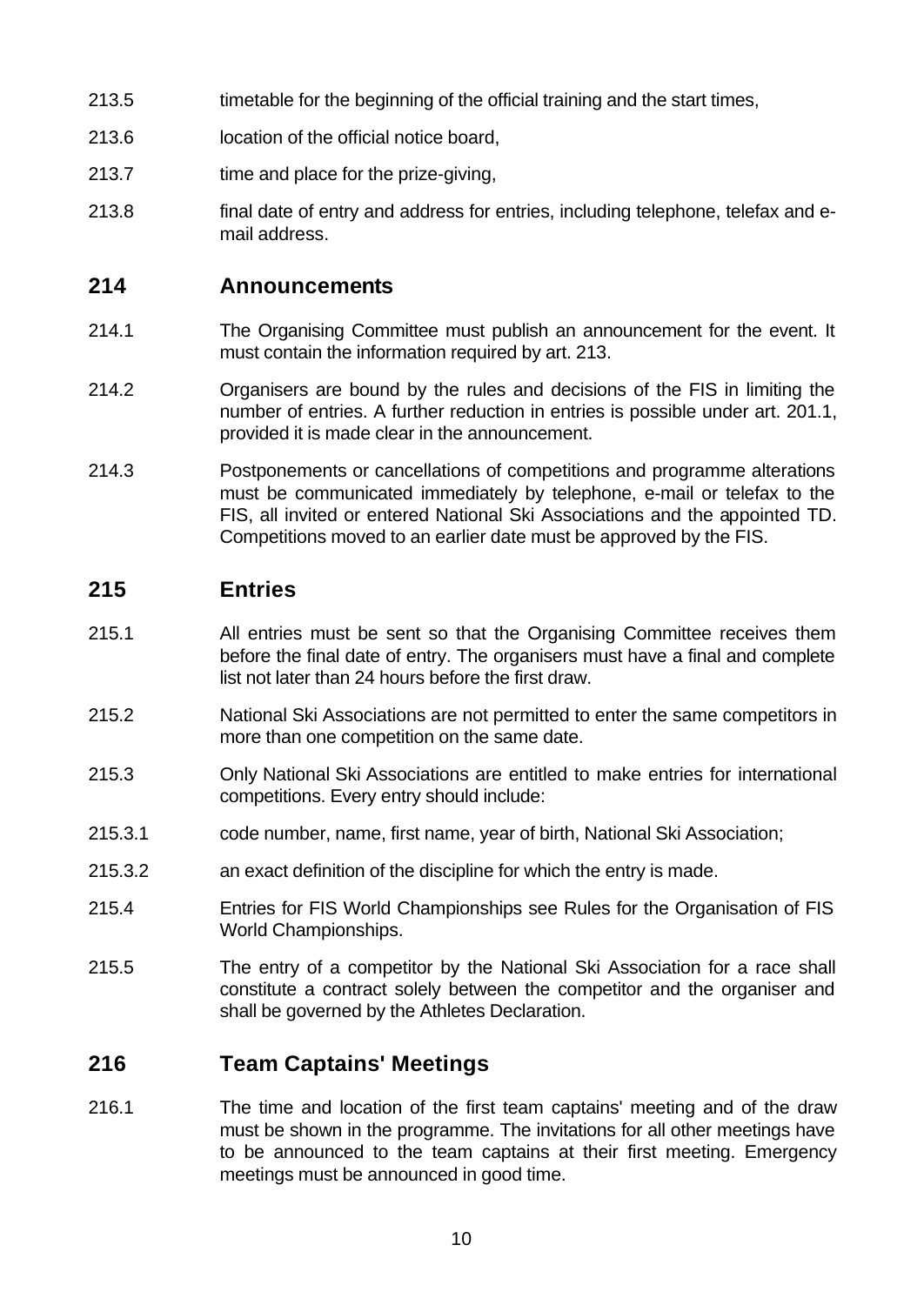213.5 timetable for the beginning of the official training and the start times,

213.6 location of the official notice board,

213.7 time and place for the prize-giving,

213.8 final date of entry and address for entries, including telephone, telefax and e-mail address.

## 214 Announcements

214.1 The Organising Committee must publish an announcement for the event. It must contain the information required by art. 213.

214.2 Organisers are bound by the rules and decisions of the FIS in limiting the number of entries. A further reduction in entries is possible under art. 201.1, provided it is made clear in the announcement.

214.3 Postponements or cancellations of competitions and programme alterations must be communicated immediately by telephone, e-mail or telefax to the FIS, all invited or entered National Ski Associations and the appointed TD. Competitions moved to an earlier date must be approved by the FIS.

## 215 Entries

215.1 All entries must be sent so that the Organising Committee receives them before the final date of entry. The organisers must have a final and complete list not later than 24 hours before the first draw.

215.2 National Ski Associations are not permitted to enter the same competitors in more than one competition on the same date.

215.3 Only National Ski Associations are entitled to make entries for international competitions. Every entry should include:

215.3.1 code number, name, first name, year of birth, National Ski Association;

215.3.2 an exact definition of the discipline for which the entry is made.

215.4 Entries for FIS World Championships see Rules for the Organisation of FIS World Championships.

215.5 The entry of a competitor by the National Ski Association for a race shall constitute a contract solely between the competitor and the organiser and shall be governed by the Athletes Declaration.

## 216 Team Captains' Meetings

216.1 The time and location of the first team captains' meeting and of the draw must be shown in the programme. The invitations for all other meetings have to be announced to the team captains at their first meeting. Emergency meetings must be announced in good time.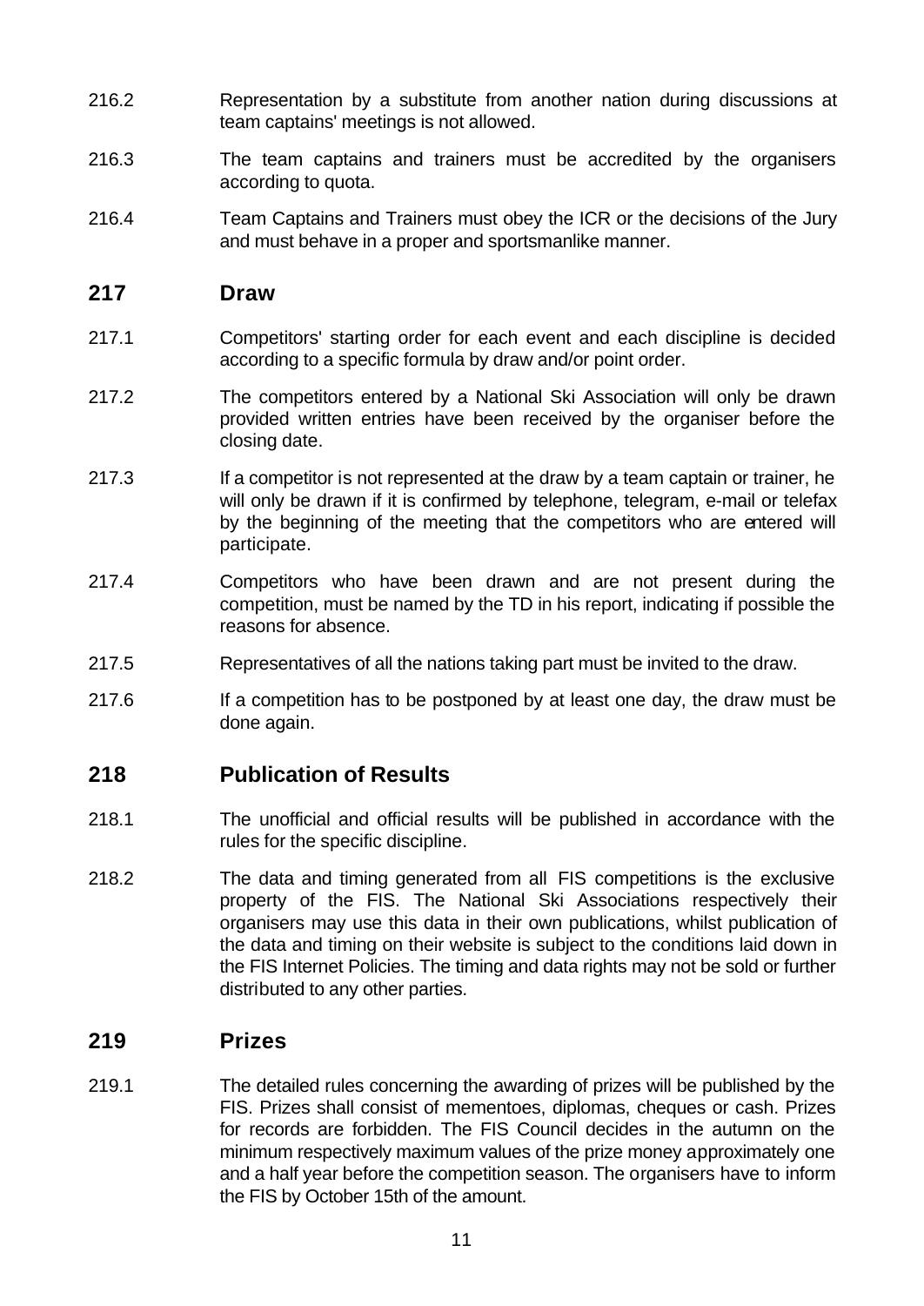216.2 Representation by a substitute from another nation during discussions at team captains' meetings is not allowed.

216.3 The team captains and trainers must be accredited by the organisers according to quota.

216.4 Team Captains and Trainers must obey the ICR or the decisions of the Jury and must behave in a proper and sportsmanlike manner.

## 217 Draw

217.1 Competitors' starting order for each event and each discipline is decided according to a specific formula by draw and/or point order.

217.2 The competitors entered by a National Ski Association will only be drawn provided written entries have been received by the organiser before the closing date.

217.3 If a competitor is not represented at the draw by a team captain or trainer, he will only be drawn if it is confirmed by telephone, telegram, e-mail or telefax by the beginning of the meeting that the competitors who are entered will participate.

217.4 Competitors who have been drawn and are not present during the competition, must be named by the TD in his report, indicating if possible the reasons for absence.

217.5 Representatives of all the nations taking part must be invited to the draw.

217.6 If a competition has to be postponed by at least one day, the draw must be done again.

## 218 Publication of Results

218.1 The unofficial and official results will be published in accordance with the rules for the specific discipline.

218.2 The data and timing generated from all FIS competitions is the exclusive property of the FIS. The National Ski Associations respectively their organisers may use this data in their own publications, whilst publication of the data and timing on their website is subject to the conditions laid down in the FIS Internet Policies. The timing and data rights may not be sold or further distributed to any other parties.

## 219 Prizes

219.1 The detailed rules concerning the awarding of prizes will be published by the FIS. Prizes shall consist of mementoes, diplomas, cheques or cash. Prizes for records are forbidden. The FIS Council decides in the autumn on the minimum respectively maximum values of the prize money approximately one and a half year before the competition season. The organisers have to inform the FIS by October 15th of the amount.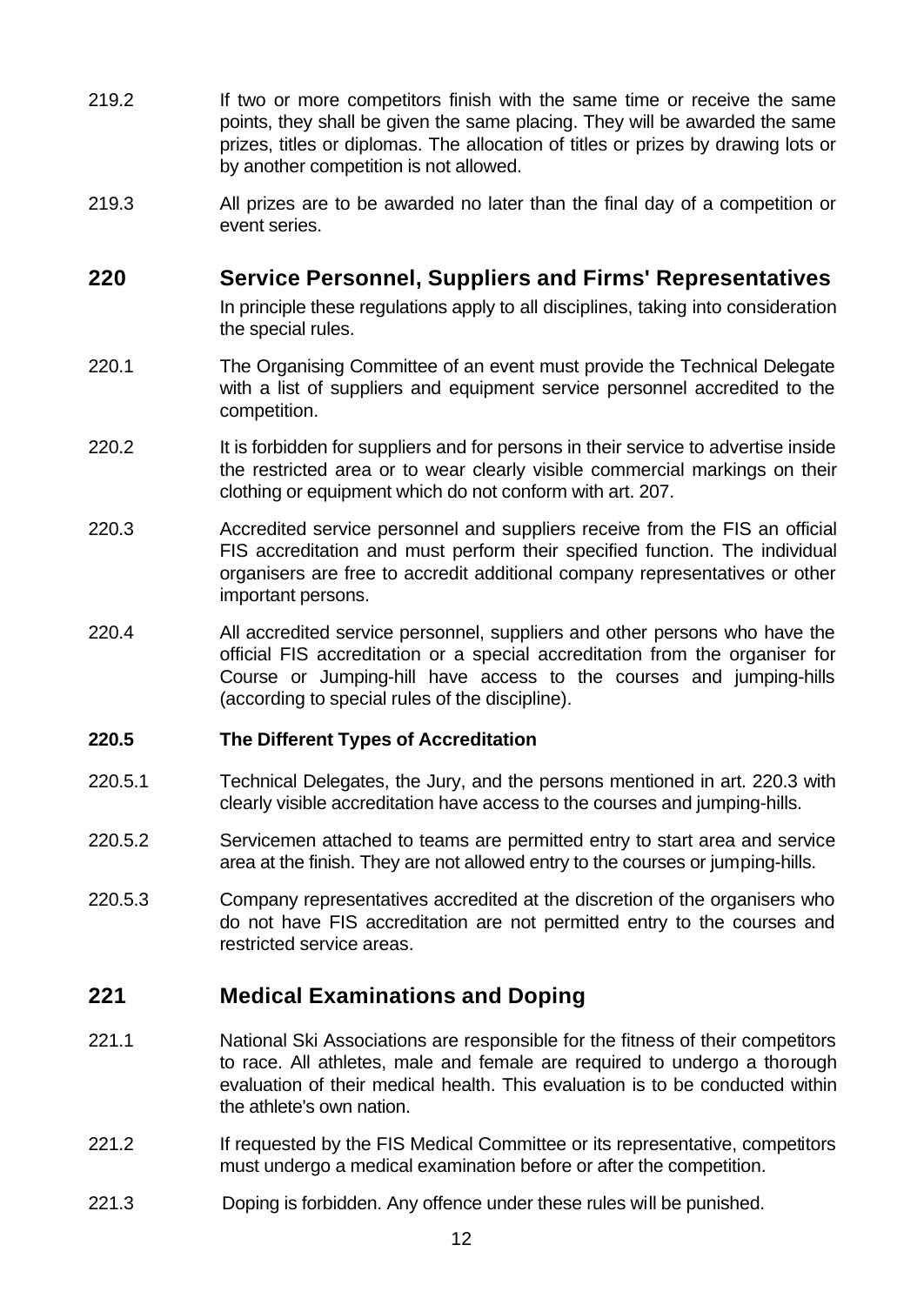219.2 If two or more competitors finish with the same time or receive the same points, they shall be given the same placing. They will be awarded the same prizes, titles or diplomas. The allocation of titles or prizes by drawing lots or by another competition is not allowed.

219.3 All prizes are to be awarded no later than the final day of a competition or event series.

## 220 Service Personnel, Suppliers and Firms' Representatives

In principle these regulations apply to all disciplines, taking into consideration the special rules.

220.1 The Organising Committee of an event must provide the Technical Delegate with a list of suppliers and equipment service personnel accredited to the competition.

220.2 It is forbidden for suppliers and for persons in their service to advertise inside the restricted area or to wear clearly visible commercial markings on their clothing or equipment which do not conform with art. 207.

220.3 Accredited service personnel and suppliers receive from the FIS an official FIS accreditation and must perform their specified function. The individual organisers are free to accredit additional company representatives or other important persons.

220.4 All accredited service personnel, suppliers and other persons who have the official FIS accreditation or a special accreditation from the organiser for Course or Jumping-hill have access to the courses and jumping-hills (according to special rules of the discipline).

### 220.5 The Different Types of Accreditation

220.5.1 Technical Delegates, the Jury, and the persons mentioned in art. 220.3 with clearly visible accreditation have access to the courses and jumping-hills.

220.5.2 Servicemen attached to teams are permitted entry to start area and service area at the finish. They are not allowed entry to the courses or jumping-hills.

220.5.3 Company representatives accredited at the discretion of the organisers who do not have FIS accreditation are not permitted entry to the courses and restricted service areas.

## 221 Medical Examinations and Doping

221.1 National Ski Associations are responsible for the fitness of their competitors to race. All athletes, male and female are required to undergo a thorough evaluation of their medical health. This evaluation is to be conducted within the athlete's own nation.

221.2 If requested by the FIS Medical Committee or its representative, competitors must undergo a medical examination before or after the competition.

221.3 Doping is forbidden. Any offence under these rules will be punished.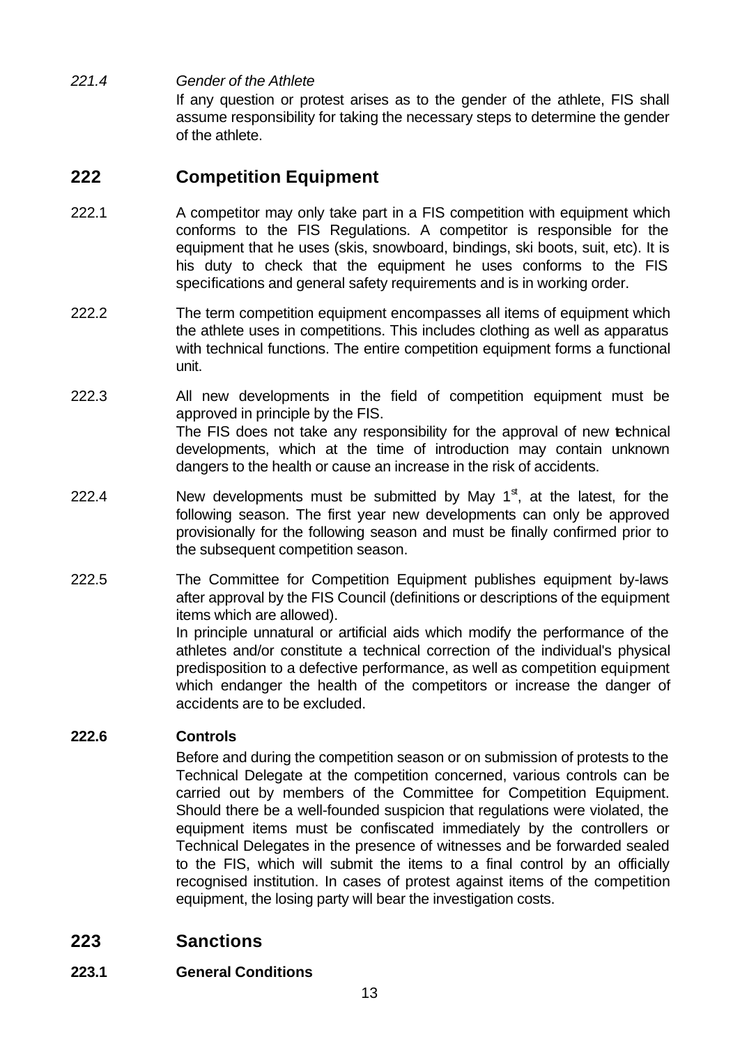*221.4 Gender of the Athlete*

If any question or protest arises as to the gender of the athlete, FIS shall assume responsibility for taking the necessary steps to determine the gender of the athlete.

## 222 Competition Equipment

222.1 A competitor may only take part in a FIS competition with equipment which conforms to the FIS Regulations. A competitor is responsible for the equipment that he uses (skis, snowboard, bindings, ski boots, suit, etc). It is his duty to check that the equipment he uses conforms to the FIS specifications and general safety requirements and is in working order.

222.2 The term competition equipment encompasses all items of equipment which the athlete uses in competitions. This includes clothing as well as apparatus with technical functions. The entire competition equipment forms a functional unit.

222.3 All new developments in the field of competition equipment must be approved in principle by the FIS.
The FIS does not take any responsibility for the approval of new technical developments, which at the time of introduction may contain unknown dangers to the health or cause an increase in the risk of accidents.

222.4 New developments must be submitted by May 1st, at the latest, for the following season. The first year new developments can only be approved provisionally for the following season and must be finally confirmed prior to the subsequent competition season.

222.5 The Committee for Competition Equipment publishes equipment by-laws after approval by the FIS Council (definitions or descriptions of the equipment items which are allowed).
In principle unnatural or artificial aids which modify the performance of the athletes and/or constitute a technical correction of the individual's physical predisposition to a defective performance, as well as competition equipment which endanger the health of the competitors or increase the danger of accidents are to be excluded.

**222.6 Controls**

Before and during the competition season or on submission of protests to the Technical Delegate at the competition concerned, various controls can be carried out by members of the Committee for Competition Equipment. Should there be a well-founded suspicion that regulations were violated, the equipment items must be confiscated immediately by the controllers or Technical Delegates in the presence of witnesses and be forwarded sealed to the FIS, which will submit the items to a final control by an officially recognised institution. In cases of protest against items of the competition equipment, the losing party will bear the investigation costs.

## 223 Sanctions

**223.1 General Conditions**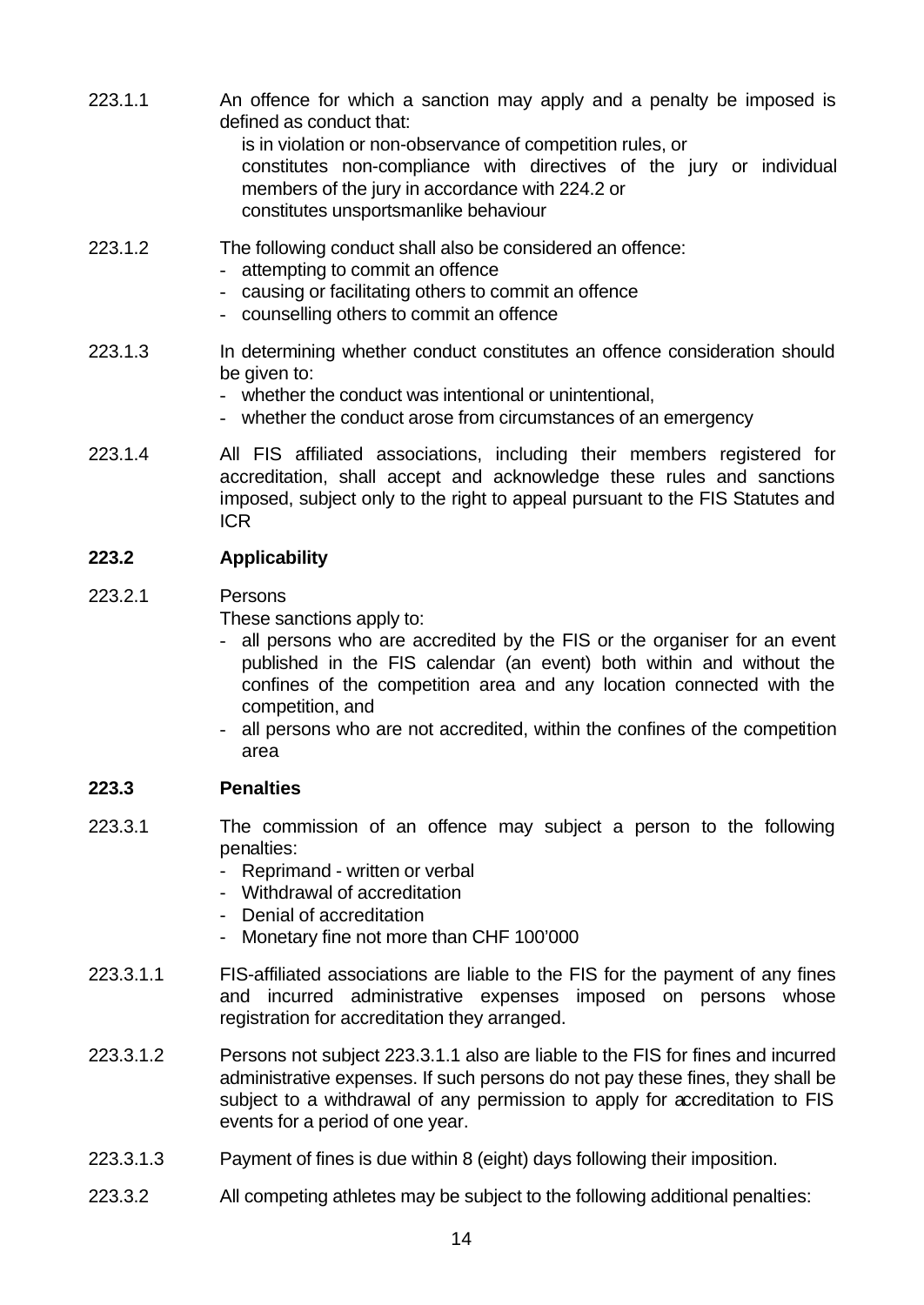223.1.1 An offence for which a sanction may apply and a penalty be imposed is defined as conduct that:

is in violation or non-observance of competition rules, or
constitutes non-compliance with directives of the jury or individual members of the jury in accordance with 224.2 or
constitutes unsportsmanlike behaviour

223.1.2 The following conduct shall also be considered an offence:

- attempting to commit an offence
- causing or facilitating others to commit an offence
- counselling others to commit an offence

223.1.3 In determining whether conduct constitutes an offence consideration should be given to:

- whether the conduct was intentional or unintentional,
- whether the conduct arose from circumstances of an emergency

223.1.4 All FIS affiliated associations, including their members registered for accreditation, shall accept and acknowledge these rules and sanctions imposed, subject only to the right to appeal pursuant to the FIS Statutes and ICR

**223.2 Applicability**

223.2.1 Persons

These sanctions apply to:

- all persons who are accredited by the FIS or the organiser for an event published in the FIS calendar (an event) both within and without the confines of the competition area and any location connected with the competition, and
- all persons who are not accredited, within the confines of the competition area

**223.3 Penalties**

223.3.1 The commission of an offence may subject a person to the following penalties:

- Reprimand - written or verbal
- Withdrawal of accreditation
- Denial of accreditation
- Monetary fine not more than CHF 100'000

223.3.1.1 FIS-affiliated associations are liable to the FIS for the payment of any fines and incurred administrative expenses imposed on persons whose registration for accreditation they arranged.

223.3.1.2 Persons not subject 223.3.1.1 also are liable to the FIS for fines and incurred administrative expenses. If such persons do not pay these fines, they shall be subject to a withdrawal of any permission to apply for accreditation to FIS events for a period of one year.

223.3.1.3 Payment of fines is due within 8 (eight) days following their imposition.

223.3.2 All competing athletes may be subject to the following additional penalties: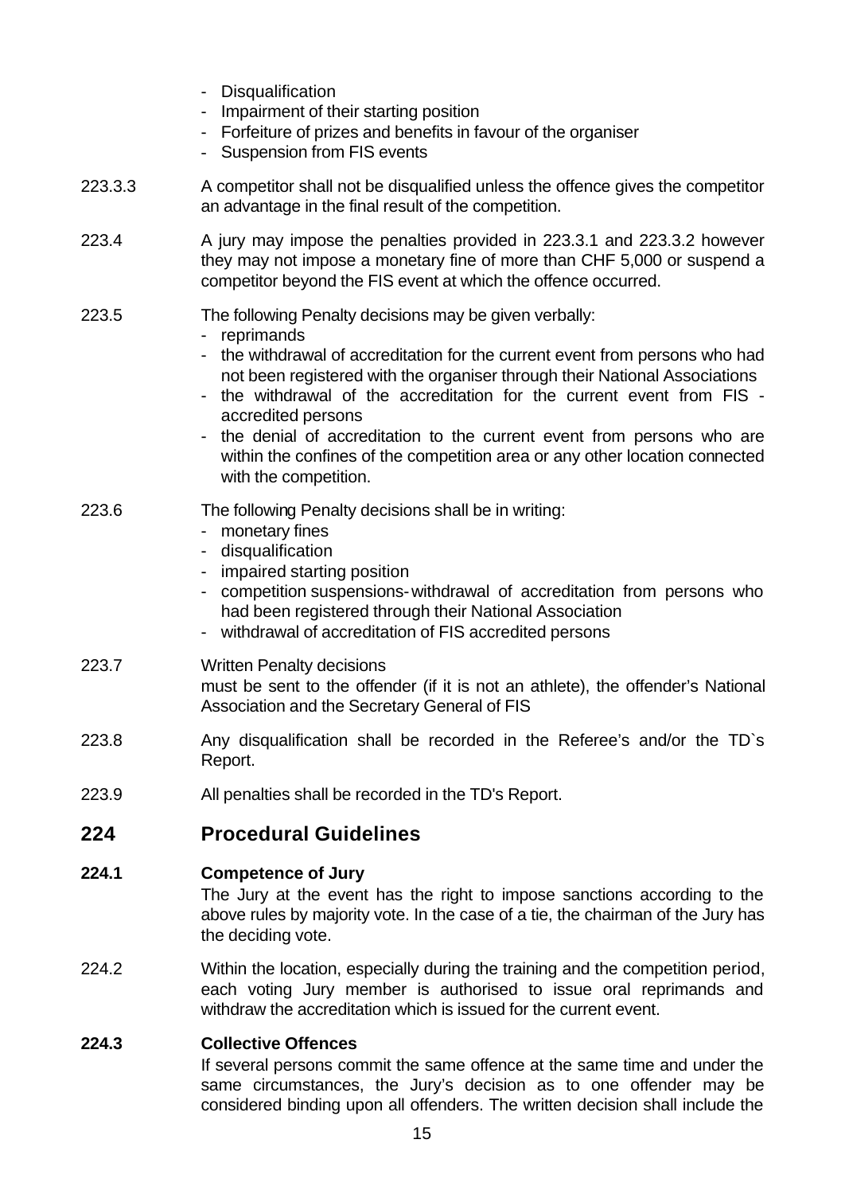- Disqualification
- Impairment of their starting position
- Forfeiture of prizes and benefits in favour of the organiser
- Suspension from FIS events

223.3.3 A competitor shall not be disqualified unless the offence gives the competitor an advantage in the final result of the competition.

223.4 A jury may impose the penalties provided in 223.3.1 and 223.3.2 however they may not impose a monetary fine of more than CHF 5,000 or suspend a competitor beyond the FIS event at which the offence occurred.

223.5 The following Penalty decisions may be given verbally:

- reprimands
- the withdrawal of accreditation for the current event from persons who had not been registered with the organiser through their National Associations
- the withdrawal of the accreditation for the current event from FIS - accredited persons
- the denial of accreditation to the current event from persons who are within the confines of the competition area or any other location connected with the competition.

223.6 The following Penalty decisions shall be in writing:

- monetary fines
- disqualification
- impaired starting position
- competition suspensions- withdrawal of accreditation from persons who had been registered through their National Association
- withdrawal of accreditation of FIS accredited persons

223.7 Written Penalty decisions must be sent to the offender (if it is not an athlete), the offender's National Association and the Secretary General of FIS

223.8 Any disqualification shall be recorded in the Referee's and/or the TD`s Report.

223.9 All penalties shall be recorded in the TD's Report.

## 224 Procedural Guidelines

**224.1 Competence of Jury**

The Jury at the event has the right to impose sanctions according to the above rules by majority vote. In the case of a tie, the chairman of the Jury has the deciding vote.

224.2 Within the location, especially during the training and the competition period, each voting Jury member is authorised to issue oral reprimands and withdraw the accreditation which is issued for the current event.

**224.3 Collective Offences**

If several persons commit the same offence at the same time and under the same circumstances, the Jury's decision as to one offender may be considered binding upon all offenders. The written decision shall include the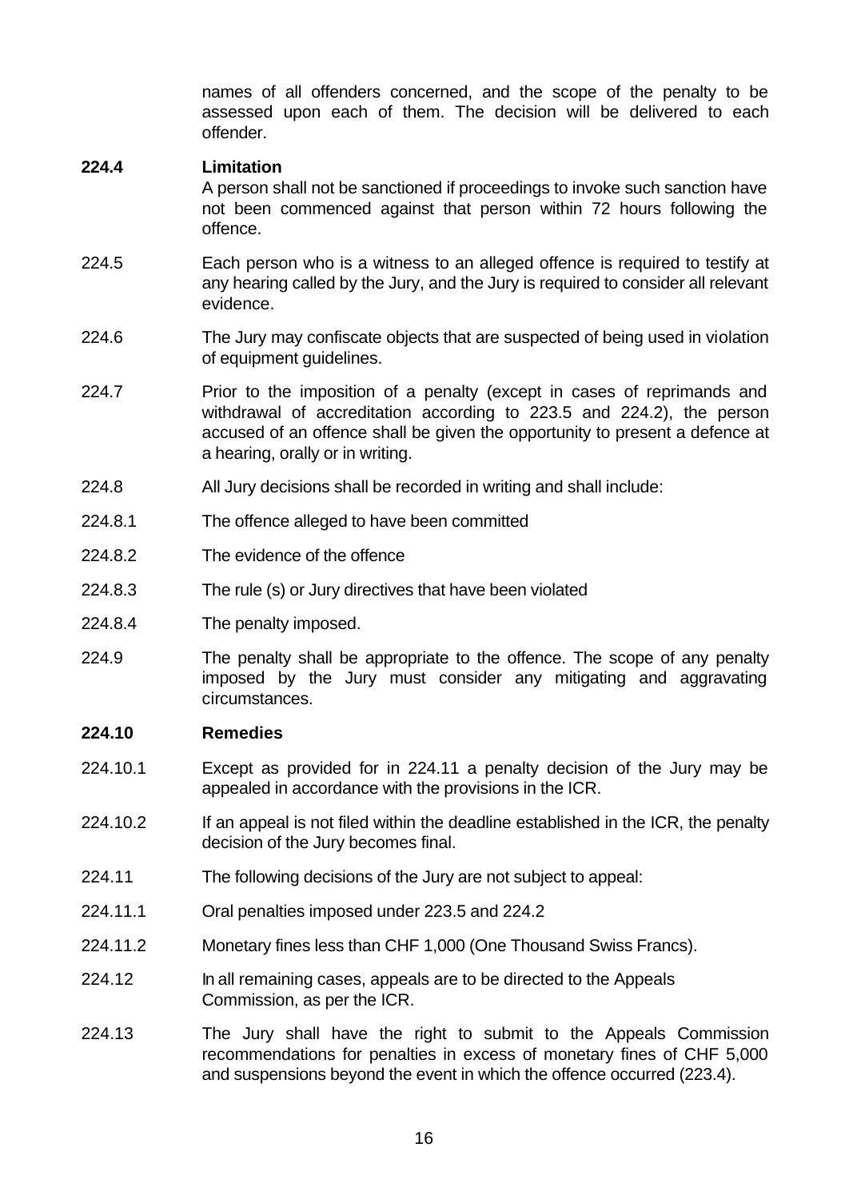names of all offenders concerned, and the scope of the penalty to be assessed upon each of them. The decision will be delivered to each offender.

**224.4 Limitation**

A person shall not be sanctioned if proceedings to invoke such sanction have not been commenced against that person within 72 hours following the offence.

224.5 Each person who is a witness to an alleged offence is required to testify at any hearing called by the Jury, and the Jury is required to consider all relevant evidence.

224.6 The Jury may confiscate objects that are suspected of being used in violation of equipment guidelines.

224.7 Prior to the imposition of a penalty (except in cases of reprimands and withdrawal of accreditation according to 223.5 and 224.2), the person accused of an offence shall be given the opportunity to present a defence at a hearing, orally or in writing.

224.8 All Jury decisions shall be recorded in writing and shall include:

224.8.1 The offence alleged to have been committed

224.8.2 The evidence of the offence

224.8.3 The rule (s) or Jury directives that have been violated

224.8.4 The penalty imposed.

224.9 The penalty shall be appropriate to the offence. The scope of any penalty imposed by the Jury must consider any mitigating and aggravating circumstances.

**224.10 Remedies**

224.10.1 Except as provided for in 224.11 a penalty decision of the Jury may be appealed in accordance with the provisions in the ICR.

224.10.2 If an appeal is not filed within the deadline established in the ICR, the penalty decision of the Jury becomes final.

224.11 The following decisions of the Jury are not subject to appeal:

224.11.1 Oral penalties imposed under 223.5 and 224.2

224.11.2 Monetary fines less than CHF 1,000 (One Thousand Swiss Francs).

224.12 In all remaining cases, appeals are to be directed to the Appeals Commission, as per the ICR.

224.13 The Jury shall have the right to submit to the Appeals Commission recommendations for penalties in excess of monetary fines of CHF 5,000 and suspensions beyond the event in which the offence occurred (223.4).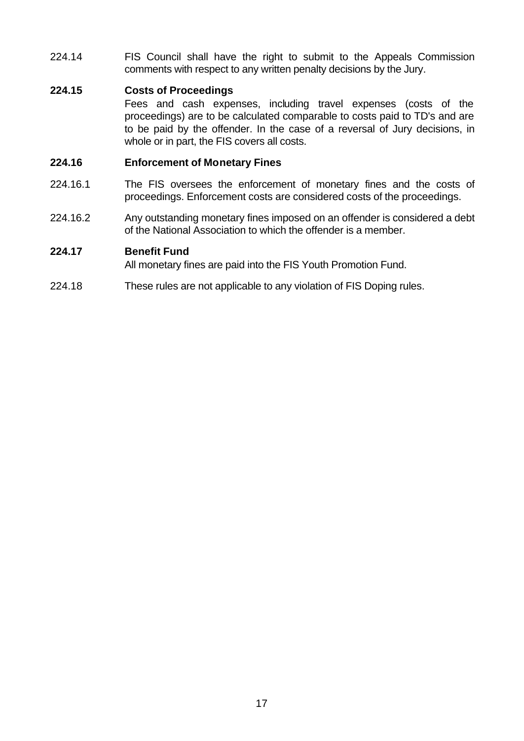224.14 FIS Council shall have the right to submit to the Appeals Commission comments with respect to any written penalty decisions by the Jury.

**224.15 Costs of Proceedings**

Fees and cash expenses, including travel expenses (costs of the proceedings) are to be calculated comparable to costs paid to TD's and are to be paid by the offender. In the case of a reversal of Jury decisions, in whole or in part, the FIS covers all costs.

**224.16 Enforcement of Monetary Fines**

224.16.1 The FIS oversees the enforcement of monetary fines and the costs of proceedings. Enforcement costs are considered costs of the proceedings.

224.16.2 Any outstanding monetary fines imposed on an offender is considered a debt of the National Association to which the offender is a member.

**224.17 Benefit Fund**

All monetary fines are paid into the FIS Youth Promotion Fund.

224.18 These rules are not applicable to any violation of FIS Doping rules.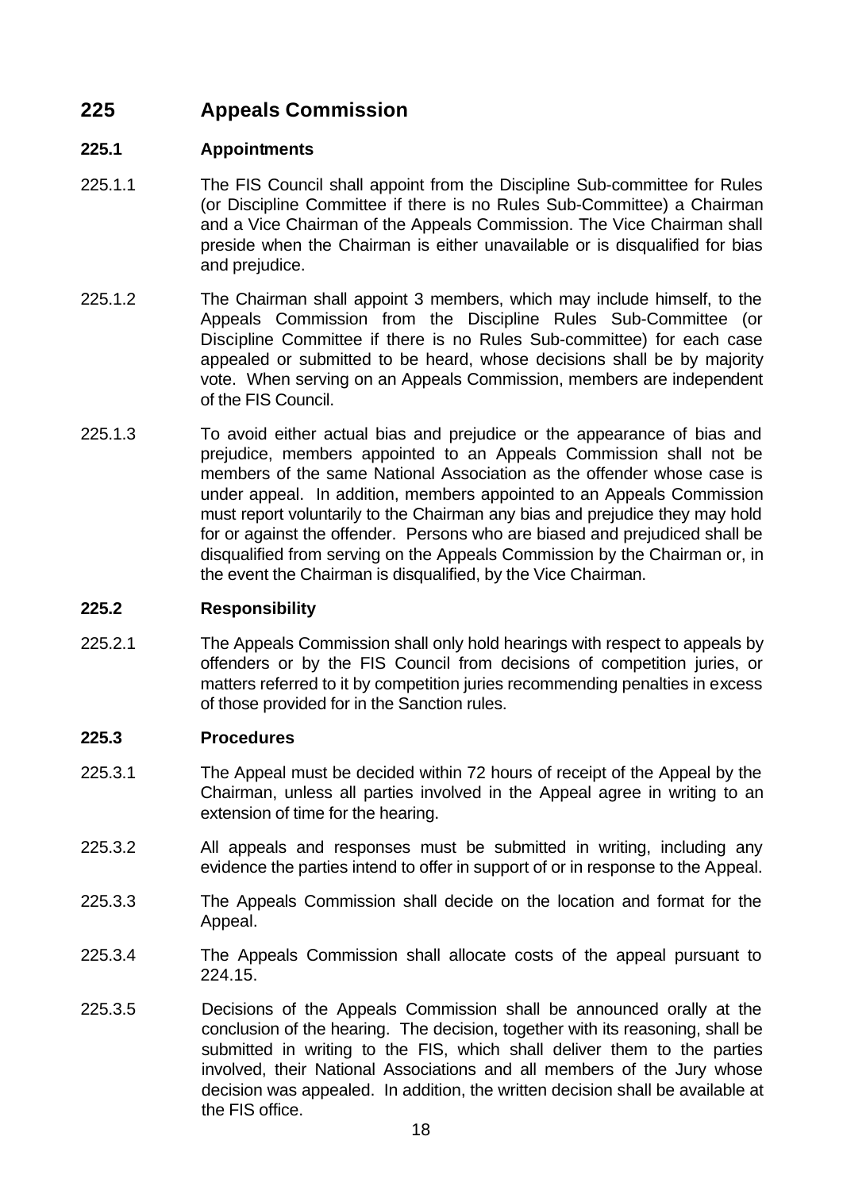## 225 Appeals Commission

### 225.1 Appointments

225.1.1 The FIS Council shall appoint from the Discipline Sub-committee for Rules (or Discipline Committee if there is no Rules Sub-Committee) a Chairman and a Vice Chairman of the Appeals Commission. The Vice Chairman shall preside when the Chairman is either unavailable or is disqualified for bias and prejudice.

225.1.2 The Chairman shall appoint 3 members, which may include himself, to the Appeals Commission from the Discipline Rules Sub-Committee (or Discipline Committee if there is no Rules Sub-committee) for each case appealed or submitted to be heard, whose decisions shall be by majority vote. When serving on an Appeals Commission, members are independent of the FIS Council.

225.1.3 To avoid either actual bias and prejudice or the appearance of bias and prejudice, members appointed to an Appeals Commission shall not be members of the same National Association as the offender whose case is under appeal. In addition, members appointed to an Appeals Commission must report voluntarily to the Chairman any bias and prejudice they may hold for or against the offender. Persons who are biased and prejudiced shall be disqualified from serving on the Appeals Commission by the Chairman or, in the event the Chairman is disqualified, by the Vice Chairman.

### 225.2 Responsibility

225.2.1 The Appeals Commission shall only hold hearings with respect to appeals by offenders or by the FIS Council from decisions of competition juries, or matters referred to it by competition juries recommending penalties in excess of those provided for in the Sanction rules.

### 225.3 Procedures

225.3.1 The Appeal must be decided within 72 hours of receipt of the Appeal by the Chairman, unless all parties involved in the Appeal agree in writing to an extension of time for the hearing.

225.3.2 All appeals and responses must be submitted in writing, including any evidence the parties intend to offer in support of or in response to the Appeal.

225.3.3 The Appeals Commission shall decide on the location and format for the Appeal.

225.3.4 The Appeals Commission shall allocate costs of the appeal pursuant to 224.15.

225.3.5 Decisions of the Appeals Commission shall be announced orally at the conclusion of the hearing. The decision, together with its reasoning, shall be submitted in writing to the FIS, which shall deliver them to the parties involved, their National Associations and all members of the Jury whose decision was appealed. In addition, the written decision shall be available at the FIS office.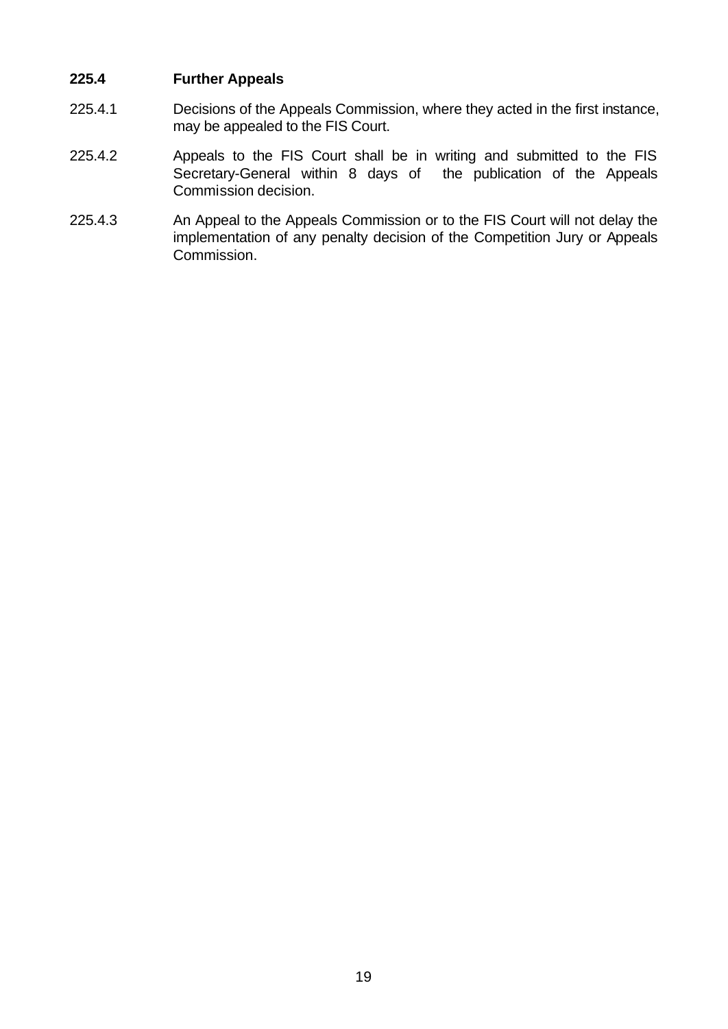**225.4 Further Appeals**

225.4.1 Decisions of the Appeals Commission, where they acted in the first instance, may be appealed to the FIS Court.

225.4.2 Appeals to the FIS Court shall be in writing and submitted to the FIS Secretary-General within 8 days of the publication of the Appeals Commission decision.

225.4.3 An Appeal to the Appeals Commission or to the FIS Court will not delay the implementation of any penalty decision of the Competition Jury or Appeals Commission.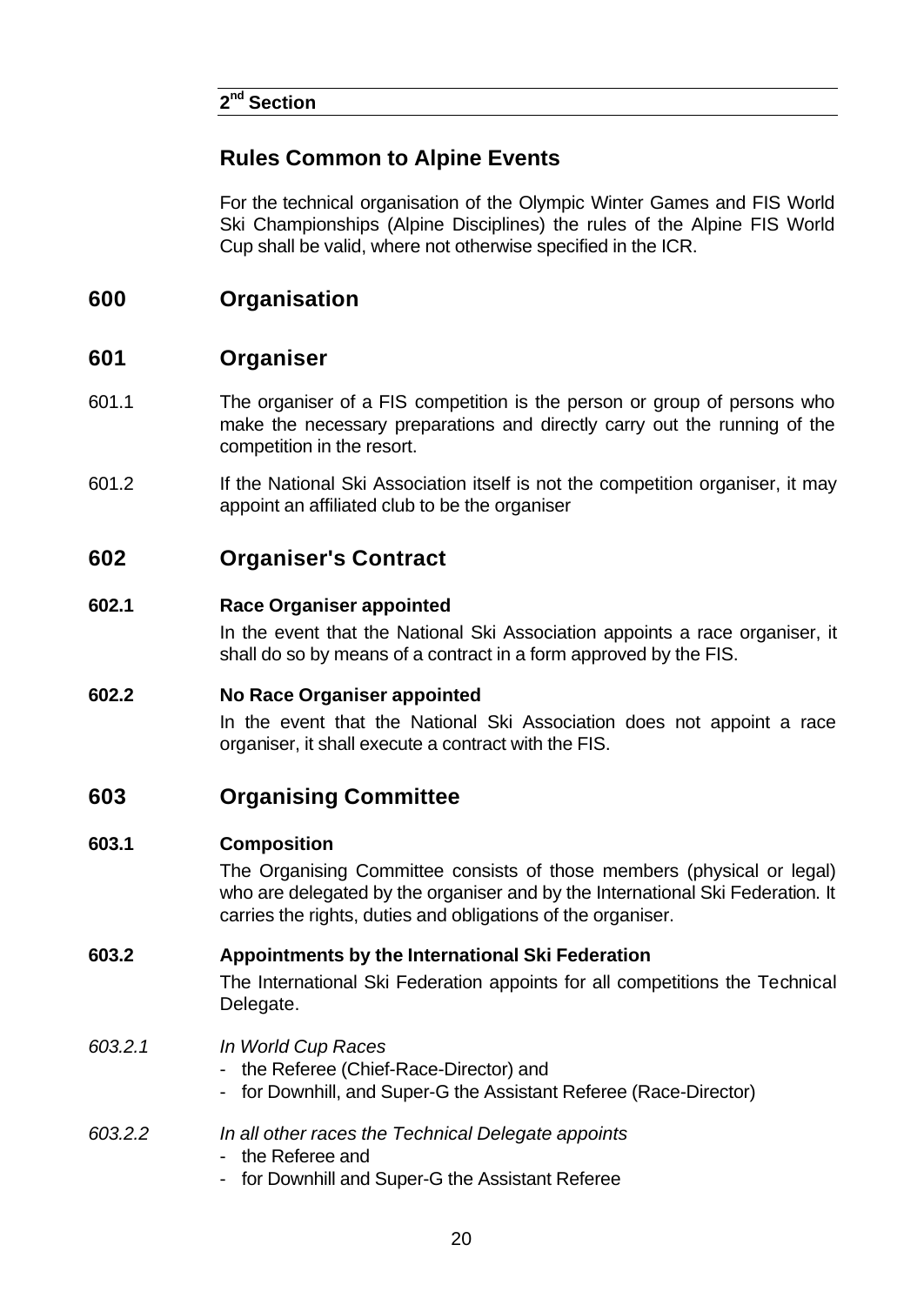**2nd Section**

## Rules Common to Alpine Events

For the technical organisation of the Olympic Winter Games and FIS World Ski Championships (Alpine Disciplines) the rules of the Alpine FIS World Cup shall be valid, where not otherwise specified in the ICR.

## 600 Organisation

## 601 Organiser

601.1 The organiser of a FIS competition is the person or group of persons who make the necessary preparations and directly carry out the running of the competition in the resort.

601.2 If the National Ski Association itself is not the competition organiser, it may appoint an affiliated club to be the organiser

## 602 Organiser's Contract

**602.1 Race Organiser appointed**

In the event that the National Ski Association appoints a race organiser, it shall do so by means of a contract in a form approved by the FIS.

**602.2 No Race Organiser appointed**

In the event that the National Ski Association does not appoint a race organiser, it shall execute a contract with the FIS.

## 603 Organising Committee

**603.1 Composition**

The Organising Committee consists of those members (physical or legal) who are delegated by the organiser and by the International Ski Federation. It carries the rights, duties and obligations of the organiser.

**603.2 Appointments by the International Ski Federation**

The International Ski Federation appoints for all competitions the Technical Delegate.

*603.2.1 In World Cup Races*

- the Referee (Chief-Race-Director) and
- for Downhill, and Super-G the Assistant Referee (Race-Director)

*603.2.2 In all other races the Technical Delegate appoints*

- the Referee and
- for Downhill and Super-G the Assistant Referee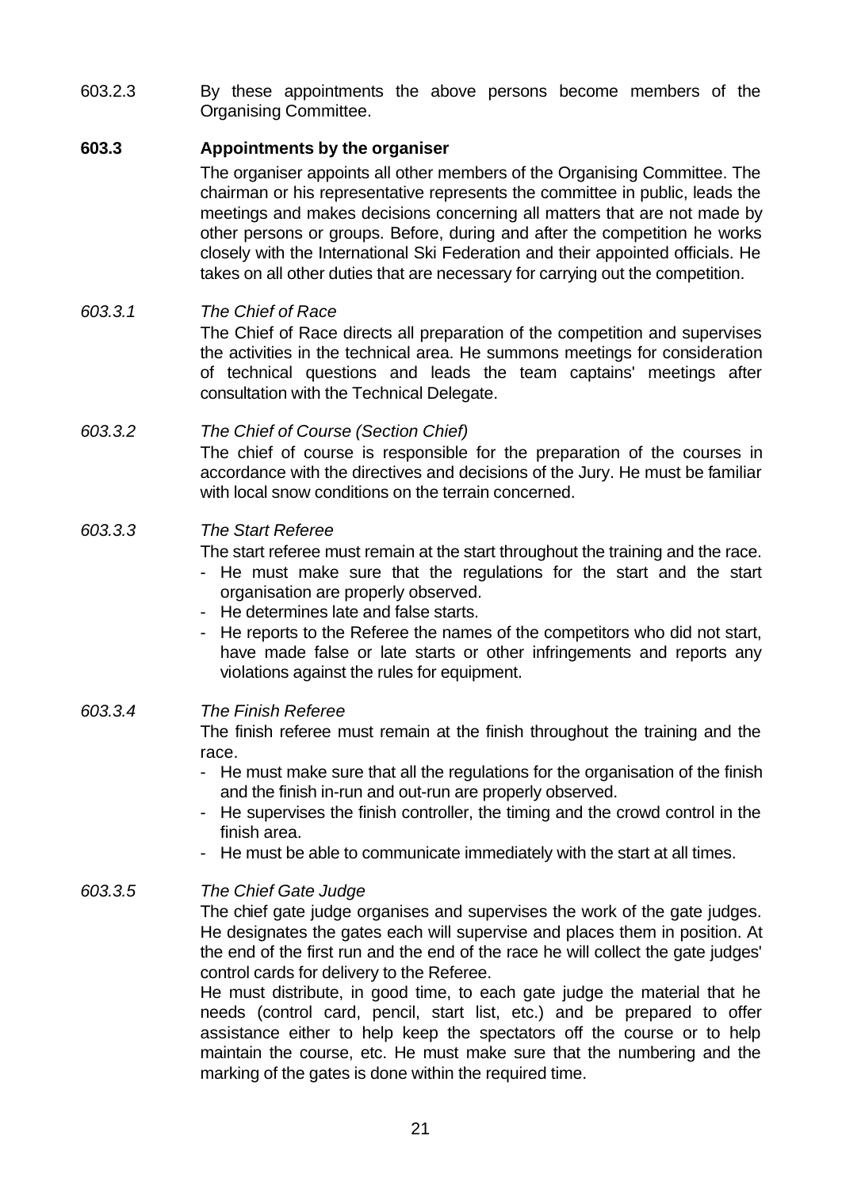603.2.3 By these appointments the above persons become members of the Organising Committee.

### 603.3 Appointments by the organiser

The organiser appoints all other members of the Organising Committee. The chairman or his representative represents the committee in public, leads the meetings and makes decisions concerning all matters that are not made by other persons or groups. Before, during and after the competition he works closely with the International Ski Federation and their appointed officials. He takes on all other duties that are necessary for carrying out the competition.

*603.3.1 The Chief of Race*

The Chief of Race directs all preparation of the competition and supervises the activities in the technical area. He summons meetings for consideration of technical questions and leads the team captains' meetings after consultation with the Technical Delegate.

*603.3.2 The Chief of Course (Section Chief)*

The chief of course is responsible for the preparation of the courses in accordance with the directives and decisions of the Jury. He must be familiar with local snow conditions on the terrain concerned.

*603.3.3 The Start Referee*

The start referee must remain at the start throughout the training and the race.

- He must make sure that the regulations for the start and the start organisation are properly observed.
- He determines late and false starts.
- He reports to the Referee the names of the competitors who did not start, have made false or late starts or other infringements and reports any violations against the rules for equipment.

*603.3.4 The Finish Referee*

The finish referee must remain at the finish throughout the training and the race.

- He must make sure that all the regulations for the organisation of the finish and the finish in-run and out-run are properly observed.
- He supervises the finish controller, the timing and the crowd control in the finish area.
- He must be able to communicate immediately with the start at all times.

*603.3.5 The Chief Gate Judge*

The chief gate judge organises and supervises the work of the gate judges. He designates the gates each will supervise and places them in position. At the end of the first run and the end of the race he will collect the gate judges' control cards for delivery to the Referee.

He must distribute, in good time, to each gate judge the material that he needs (control card, pencil, start list, etc.) and be prepared to offer assistance either to help keep the spectators off the course or to help maintain the course, etc. He must make sure that the numbering and the marking of the gates is done within the required time.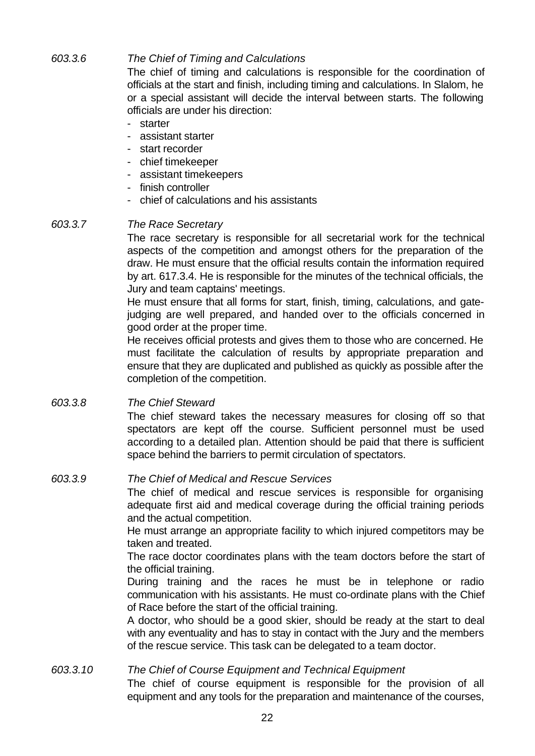*603.3.6 The Chief of Timing and Calculations*

The chief of timing and calculations is responsible for the coordination of officials at the start and finish, including timing and calculations. In Slalom, he or a special assistant will decide the interval between starts. The following officials are under his direction:

- starter
- assistant starter
- start recorder
- chief timekeeper
- assistant timekeepers
- finish controller
- chief of calculations and his assistants

*603.3.7 The Race Secretary*

The race secretary is responsible for all secretarial work for the technical aspects of the competition and amongst others for the preparation of the draw. He must ensure that the official results contain the information required by art. 617.3.4. He is responsible for the minutes of the technical officials, the Jury and team captains' meetings.

He must ensure that all forms for start, finish, timing, calculations, and gate-judging are well prepared, and handed over to the officials concerned in good order at the proper time.

He receives official protests and gives them to those who are concerned. He must facilitate the calculation of results by appropriate preparation and ensure that they are duplicated and published as quickly as possible after the completion of the competition.

*603.3.8 The Chief Steward*

The chief steward takes the necessary measures for closing off so that spectators are kept off the course. Sufficient personnel must be used according to a detailed plan. Attention should be paid that there is sufficient space behind the barriers to permit circulation of spectators.

*603.3.9 The Chief of Medical and Rescue Services*

The chief of medical and rescue services is responsible for organising adequate first aid and medical coverage during the official training periods and the actual competition.

He must arrange an appropriate facility to which injured competitors may be taken and treated.

The race doctor coordinates plans with the team doctors before the start of the official training.

During training and the races he must be in telephone or radio communication with his assistants. He must co-ordinate plans with the Chief of Race before the start of the official training.

A doctor, who should be a good skier, should be ready at the start to deal with any eventuality and has to stay in contact with the Jury and the members of the rescue service. This task can be delegated to a team doctor.

*603.3.10 The Chief of Course Equipment and Technical Equipment*

The chief of course equipment is responsible for the provision of all equipment and any tools for the preparation and maintenance of the courses,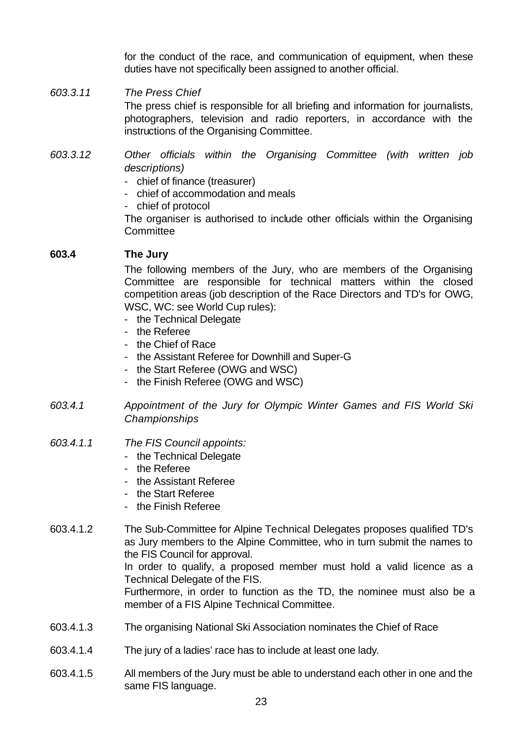for the conduct of the race, and communication of equipment, when these duties have not specifically been assigned to another official.

*603.3.11 The Press Chief*

The press chief is responsible for all briefing and information for journalists, photographers, television and radio reporters, in accordance with the instructions of the Organising Committee.

*603.3.12 Other officials within the Organising Committee (with written job descriptions)*

- chief of finance (treasurer)
- chief of accommodation and meals
- chief of protocol

The organiser is authorised to include other officials within the Organising Committee

## 603.4 The Jury

The following members of the Jury, who are members of the Organising Committee are responsible for technical matters within the closed competition areas (job description of the Race Directors and TD's for OWG, WSC, WC: see World Cup rules):

- the Technical Delegate
- the Referee
- the Chief of Race
- the Assistant Referee for Downhill and Super-G
- the Start Referee (OWG and WSC)
- the Finish Referee (OWG and WSC)

*603.4.1 Appointment of the Jury for Olympic Winter Games and FIS World Ski Championships*

*603.4.1.1 The FIS Council appoints:*

- the Technical Delegate
- the Referee
- the Assistant Referee
- the Start Referee
- the Finish Referee

603.4.1.2 The Sub-Committee for Alpine Technical Delegates proposes qualified TD's as Jury members to the Alpine Committee, who in turn submit the names to the FIS Council for approval.

In order to qualify, a proposed member must hold a valid licence as a Technical Delegate of the FIS.

Furthermore, in order to function as the TD, the nominee must also be a member of a FIS Alpine Technical Committee.

603.4.1.3 The organising National Ski Association nominates the Chief of Race

603.4.1.4 The jury of a ladies' race has to include at least one lady.

603.4.1.5 All members of the Jury must be able to understand each other in one and the same FIS language.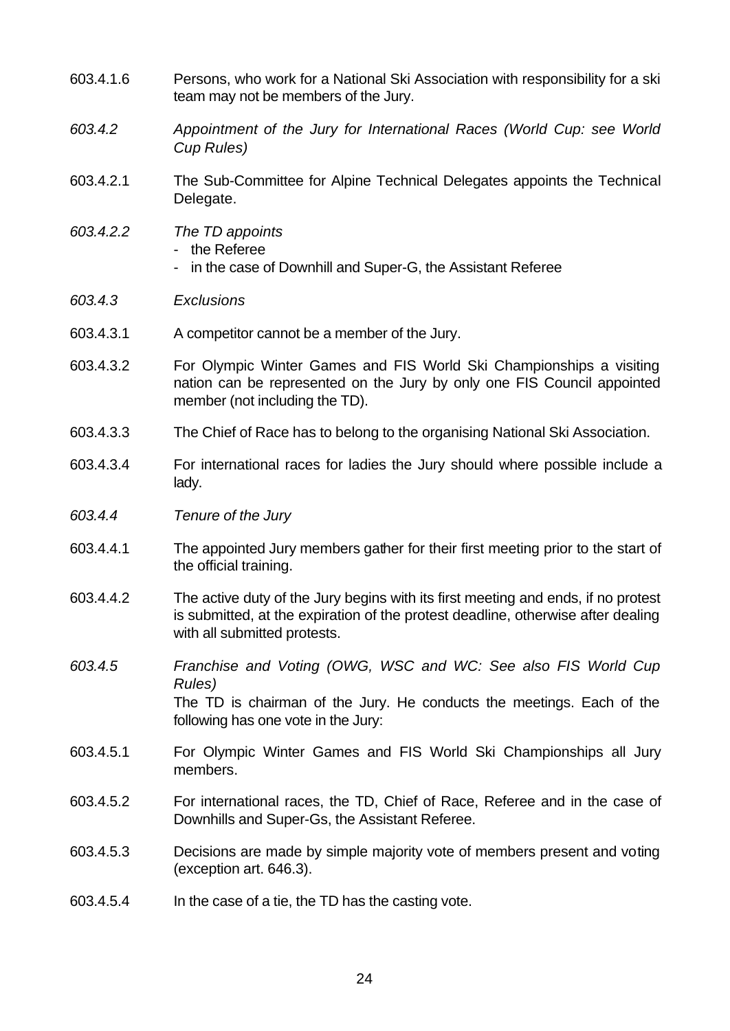603.4.1.6 Persons, who work for a National Ski Association with responsibility for a ski team may not be members of the Jury.

*603.4.2 Appointment of the Jury for International Races (World Cup: see World Cup Rules)*

603.4.2.1 The Sub-Committee for Alpine Technical Delegates appoints the Technical Delegate.

*603.4.2.2 The TD appoints*

- the Referee
- in the case of Downhill and Super-G, the Assistant Referee

*603.4.3 Exclusions*

603.4.3.1 A competitor cannot be a member of the Jury.

603.4.3.2 For Olympic Winter Games and FIS World Ski Championships a visiting nation can be represented on the Jury by only one FIS Council appointed member (not including the TD).

603.4.3.3 The Chief of Race has to belong to the organising National Ski Association.

603.4.3.4 For international races for ladies the Jury should where possible include a lady.

*603.4.4 Tenure of the Jury*

603.4.4.1 The appointed Jury members gather for their first meeting prior to the start of the official training.

603.4.4.2 The active duty of the Jury begins with its first meeting and ends, if no protest is submitted, at the expiration of the protest deadline, otherwise after dealing with all submitted protests.

*603.4.5 Franchise and Voting (OWG, WSC and WC: See also FIS World Cup Rules)*

The TD is chairman of the Jury. He conducts the meetings. Each of the following has one vote in the Jury:

603.4.5.1 For Olympic Winter Games and FIS World Ski Championships all Jury members.

603.4.5.2 For international races, the TD, Chief of Race, Referee and in the case of Downhills and Super-Gs, the Assistant Referee.

603.4.5.3 Decisions are made by simple majority vote of members present and voting (exception art. 646.3).

603.4.5.4 In the case of a tie, the TD has the casting vote.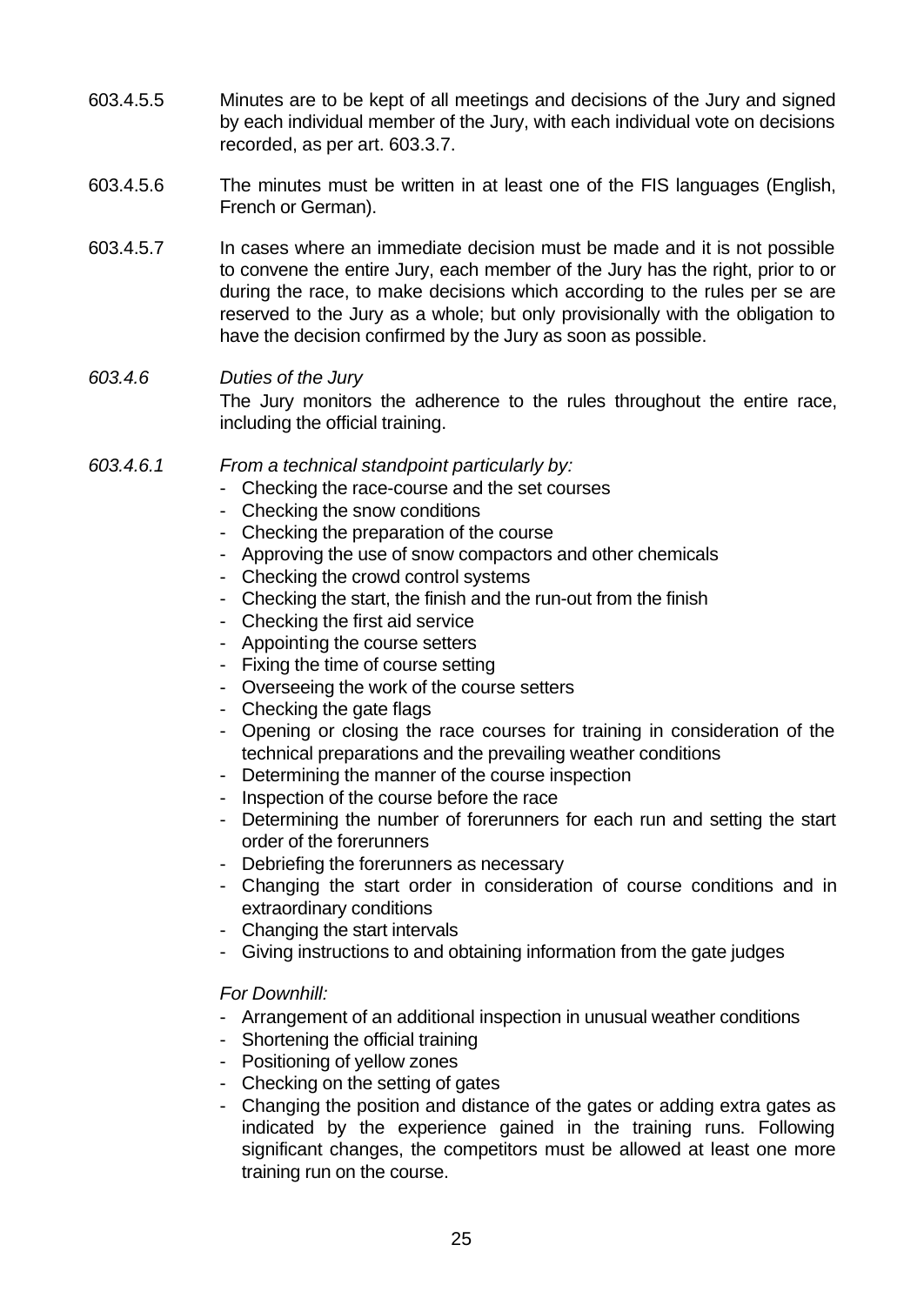603.4.5.5 Minutes are to be kept of all meetings and decisions of the Jury and signed by each individual member of the Jury, with each individual vote on decisions recorded, as per art. 603.3.7.

603.4.5.6 The minutes must be written in at least one of the FIS languages (English, French or German).

603.4.5.7 In cases where an immediate decision must be made and it is not possible to convene the entire Jury, each member of the Jury has the right, prior to or during the race, to make decisions which according to the rules per se are reserved to the Jury as a whole; but only provisionally with the obligation to have the decision confirmed by the Jury as soon as possible.

*603.4.6 Duties of the Jury*

The Jury monitors the adherence to the rules throughout the entire race, including the official training.

*603.4.6.1 From a technical standpoint particularly by:*

- Checking the race-course and the set courses
- Checking the snow conditions
- Checking the preparation of the course
- Approving the use of snow compactors and other chemicals
- Checking the crowd control systems
- Checking the start, the finish and the run-out from the finish
- Checking the first aid service
- Appointing the course setters
- Fixing the time of course setting
- Overseeing the work of the course setters
- Checking the gate flags
- Opening or closing the race courses for training in consideration of the technical preparations and the prevailing weather conditions
- Determining the manner of the course inspection
- Inspection of the course before the race
- Determining the number of forerunners for each run and setting the start order of the forerunners
- Debriefing the forerunners as necessary
- Changing the start order in consideration of course conditions and in extraordinary conditions
- Changing the start intervals
- Giving instructions to and obtaining information from the gate judges

*For Downhill:*

- Arrangement of an additional inspection in unusual weather conditions
- Shortening the official training
- Positioning of yellow zones
- Checking on the setting of gates
- Changing the position and distance of the gates or adding extra gates as indicated by the experience gained in the training runs. Following significant changes, the competitors must be allowed at least one more training run on the course.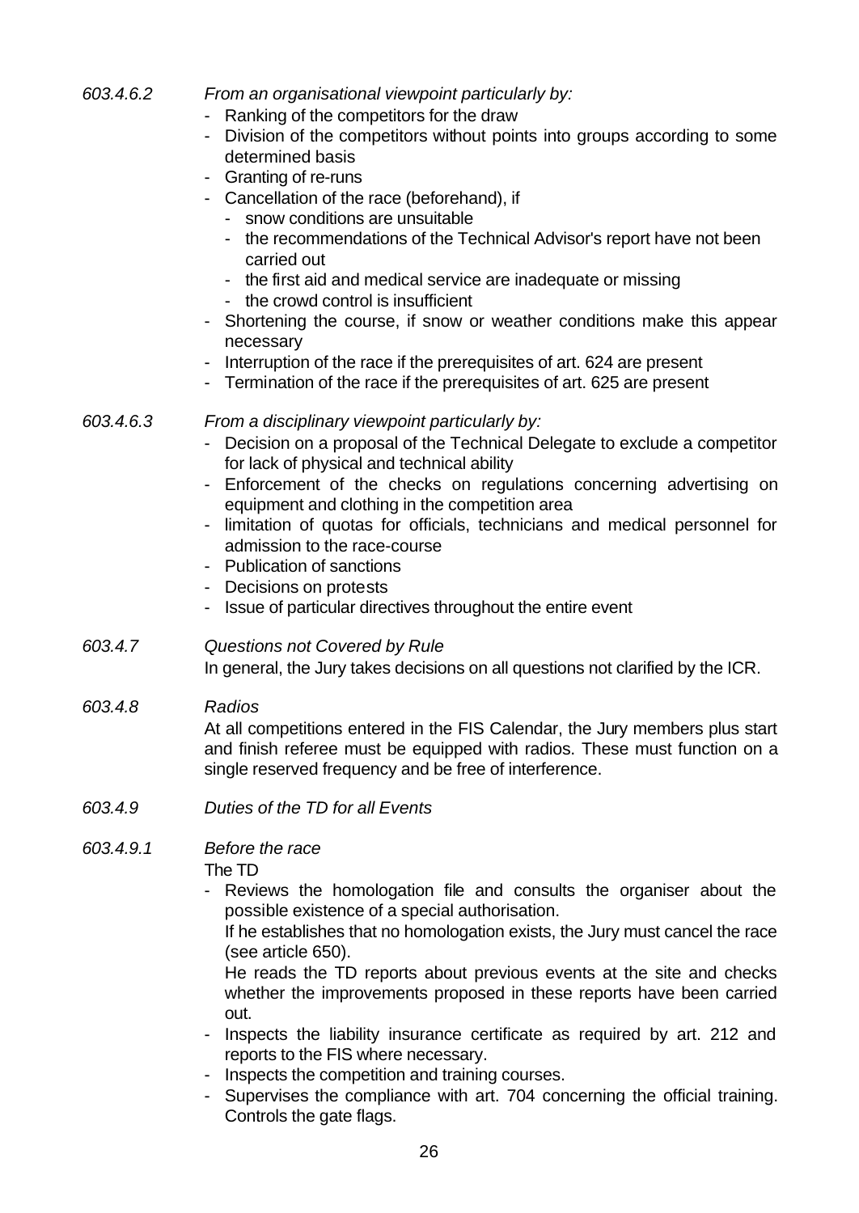*603.4.6.2* *From an organisational viewpoint particularly by:*

- Ranking of the competitors for the draw
- Division of the competitors without points into groups according to some determined basis
- Granting of re-runs
- Cancellation of the race (beforehand), if
  - snow conditions are unsuitable
  - the recommendations of the Technical Advisor's report have not been carried out
  - the first aid and medical service are inadequate or missing
  - the crowd control is insufficient
- Shortening the course, if snow or weather conditions make this appear necessary
- Interruption of the race if the prerequisites of art. 624 are present
- Termination of the race if the prerequisites of art. 625 are present

*603.4.6.3* *From a disciplinary viewpoint particularly by:*

- Decision on a proposal of the Technical Delegate to exclude a competitor for lack of physical and technical ability
- Enforcement of the checks on regulations concerning advertising on equipment and clothing in the competition area
- limitation of quotas for officials, technicians and medical personnel for admission to the race-course
- Publication of sanctions
- Decisions on protests
- Issue of particular directives throughout the entire event

*603.4.7* *Questions not Covered by Rule*

In general, the Jury takes decisions on all questions not clarified by the ICR.

*603.4.8* *Radios*

At all competitions entered in the FIS Calendar, the Jury members plus start and finish referee must be equipped with radios. These must function on a single reserved frequency and be free of interference.

*603.4.9* *Duties of the TD for all Events*

*603.4.9.1* *Before the race*

The TD

- Reviews the homologation file and consults the organiser about the possible existence of a special authorisation.
  If he establishes that no homologation exists, the Jury must cancel the race (see article 650).
  He reads the TD reports about previous events at the site and checks whether the improvements proposed in these reports have been carried out.
- Inspects the liability insurance certificate as required by art. 212 and reports to the FIS where necessary.
- Inspects the competition and training courses.
- Supervises the compliance with art. 704 concerning the official training. Controls the gate flags.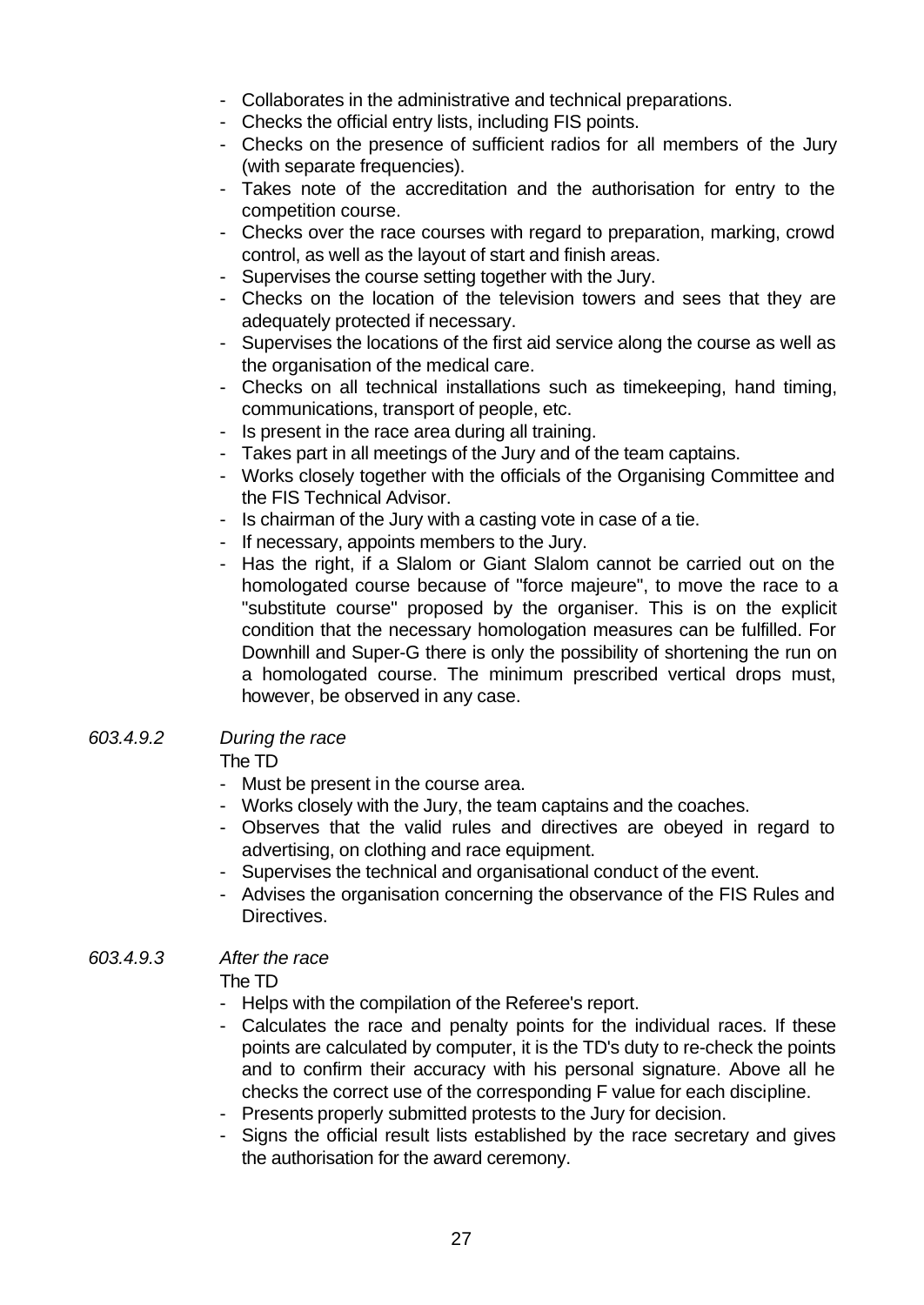- Collaborates in the administrative and technical preparations.
- Checks the official entry lists, including FIS points.
- Checks on the presence of sufficient radios for all members of the Jury (with separate frequencies).
- Takes note of the accreditation and the authorisation for entry to the competition course.
- Checks over the race courses with regard to preparation, marking, crowd control, as well as the layout of start and finish areas.
- Supervises the course setting together with the Jury.
- Checks on the location of the television towers and sees that they are adequately protected if necessary.
- Supervises the locations of the first aid service along the course as well as the organisation of the medical care.
- Checks on all technical installations such as timekeeping, hand timing, communications, transport of people, etc.
- Is present in the race area during all training.
- Takes part in all meetings of the Jury and of the team captains.
- Works closely together with the officials of the Organising Committee and the FIS Technical Advisor.
- Is chairman of the Jury with a casting vote in case of a tie.
- If necessary, appoints members to the Jury.
- Has the right, if a Slalom or Giant Slalom cannot be carried out on the homologated course because of "force majeure", to move the race to a "substitute course" proposed by the organiser. This is on the explicit condition that the necessary homologation measures can be fulfilled. For Downhill and Super-G there is only the possibility of shortening the run on a homologated course. The minimum prescribed vertical drops must, however, be observed in any case.

*603.4.9.2* *During the race*

The TD

- Must be present in the course area.
- Works closely with the Jury, the team captains and the coaches.
- Observes that the valid rules and directives are obeyed in regard to advertising, on clothing and race equipment.
- Supervises the technical and organisational conduct of the event.
- Advises the organisation concerning the observance of the FIS Rules and Directives.

*603.4.9.3* *After the race*

The TD

- Helps with the compilation of the Referee's report.
- Calculates the race and penalty points for the individual races. If these points are calculated by computer, it is the TD's duty to re-check the points and to confirm their accuracy with his personal signature. Above all he checks the correct use of the corresponding F value for each discipline.
- Presents properly submitted protests to the Jury for decision.
- Signs the official result lists established by the race secretary and gives the authorisation for the award ceremony.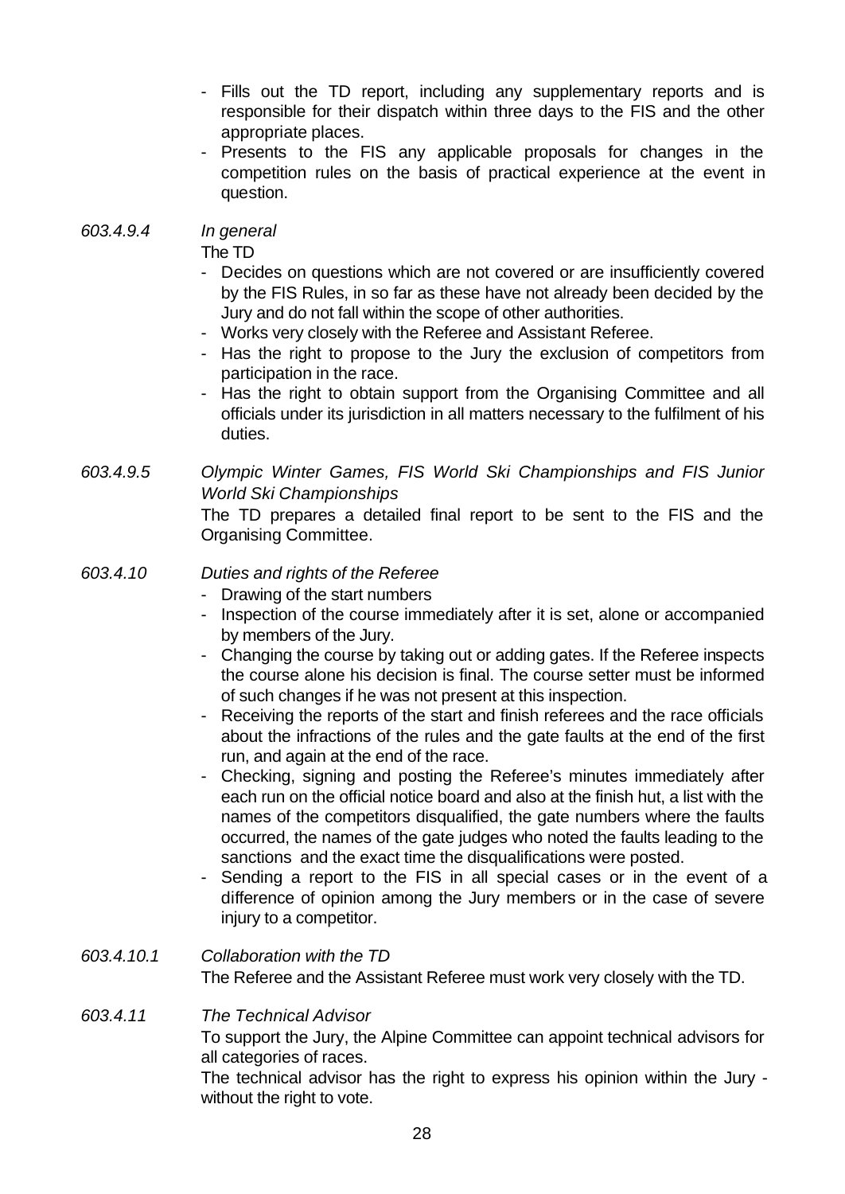- Fills out the TD report, including any supplementary reports and is responsible for their dispatch within three days to the FIS and the other appropriate places.
- Presents to the FIS any applicable proposals for changes in the competition rules on the basis of practical experience at the event in question.

*603.4.9.4* *In general*

The TD

- Decides on questions which are not covered or are insufficiently covered by the FIS Rules, in so far as these have not already been decided by the Jury and do not fall within the scope of other authorities.
- Works very closely with the Referee and Assistant Referee.
- Has the right to propose to the Jury the exclusion of competitors from participation in the race.
- Has the right to obtain support from the Organising Committee and all officials under its jurisdiction in all matters necessary to the fulfilment of his duties.

*603.4.9.5* *Olympic Winter Games, FIS World Ski Championships and FIS Junior World Ski Championships*

The TD prepares a detailed final report to be sent to the FIS and the Organising Committee.

*603.4.10* *Duties and rights of the Referee*

- Drawing of the start numbers
- Inspection of the course immediately after it is set, alone or accompanied by members of the Jury.
- Changing the course by taking out or adding gates. If the Referee inspects the course alone his decision is final. The course setter must be informed of such changes if he was not present at this inspection.
- Receiving the reports of the start and finish referees and the race officials about the infractions of the rules and the gate faults at the end of the first run, and again at the end of the race.
- Checking, signing and posting the Referee's minutes immediately after each run on the official notice board and also at the finish hut, a list with the names of the competitors disqualified, the gate numbers where the faults occurred, the names of the gate judges who noted the faults leading to the sanctions and the exact time the disqualifications were posted.
- Sending a report to the FIS in all special cases or in the event of a difference of opinion among the Jury members or in the case of severe injury to a competitor.

*603.4.10.1* *Collaboration with the TD*

The Referee and the Assistant Referee must work very closely with the TD.

*603.4.11* *The Technical Advisor*

To support the Jury, the Alpine Committee can appoint technical advisors for all categories of races.

The technical advisor has the right to express his opinion within the Jury - without the right to vote.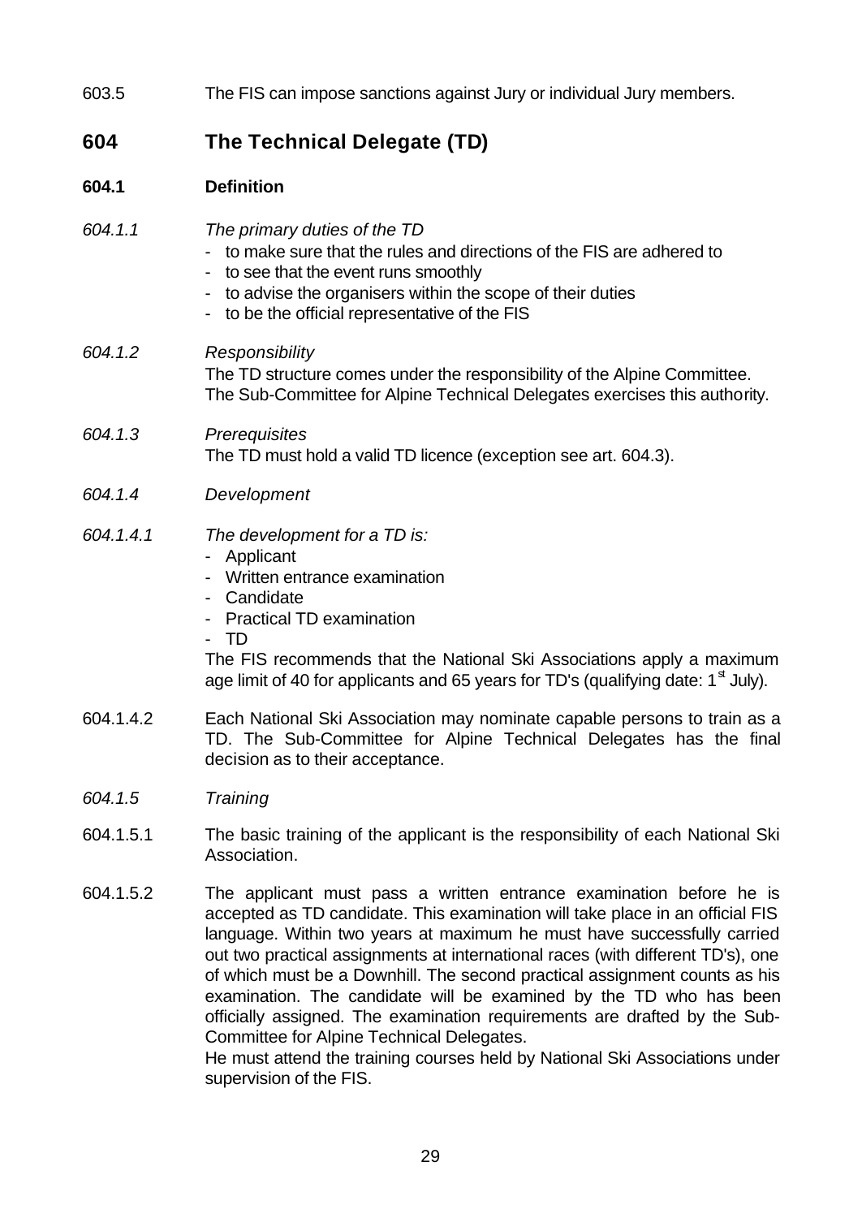603.5 The FIS can impose sanctions against Jury or individual Jury members.

## 604 The Technical Delegate (TD)

### 604.1 Definition

*604.1.1 The primary duties of the TD*

- to make sure that the rules and directions of the FIS are adhered to
- to see that the event runs smoothly
- to advise the organisers within the scope of their duties
- to be the official representative of the FIS

*604.1.2 Responsibility*

The TD structure comes under the responsibility of the Alpine Committee. The Sub-Committee for Alpine Technical Delegates exercises this authority.

*604.1.3 Prerequisites*

The TD must hold a valid TD licence (exception see art. 604.3).

*604.1.4 Development*

*604.1.4.1 The development for a TD is:*

- Applicant
- Written entrance examination
- Candidate
- Practical TD examination
- TD

The FIS recommends that the National Ski Associations apply a maximum age limit of 40 for applicants and 65 years for TD's (qualifying date: 1st July).

604.1.4.2 Each National Ski Association may nominate capable persons to train as a TD. The Sub-Committee for Alpine Technical Delegates has the final decision as to their acceptance.

*604.1.5 Training*

604.1.5.1 The basic training of the applicant is the responsibility of each National Ski Association.

604.1.5.2 The applicant must pass a written entrance examination before he is accepted as TD candidate. This examination will take place in an official FIS language. Within two years at maximum he must have successfully carried out two practical assignments at international races (with different TD's), one of which must be a Downhill. The second practical assignment counts as his examination. The candidate will be examined by the TD who has been officially assigned. The examination requirements are drafted by the Sub-Committee for Alpine Technical Delegates.

He must attend the training courses held by National Ski Associations under supervision of the FIS.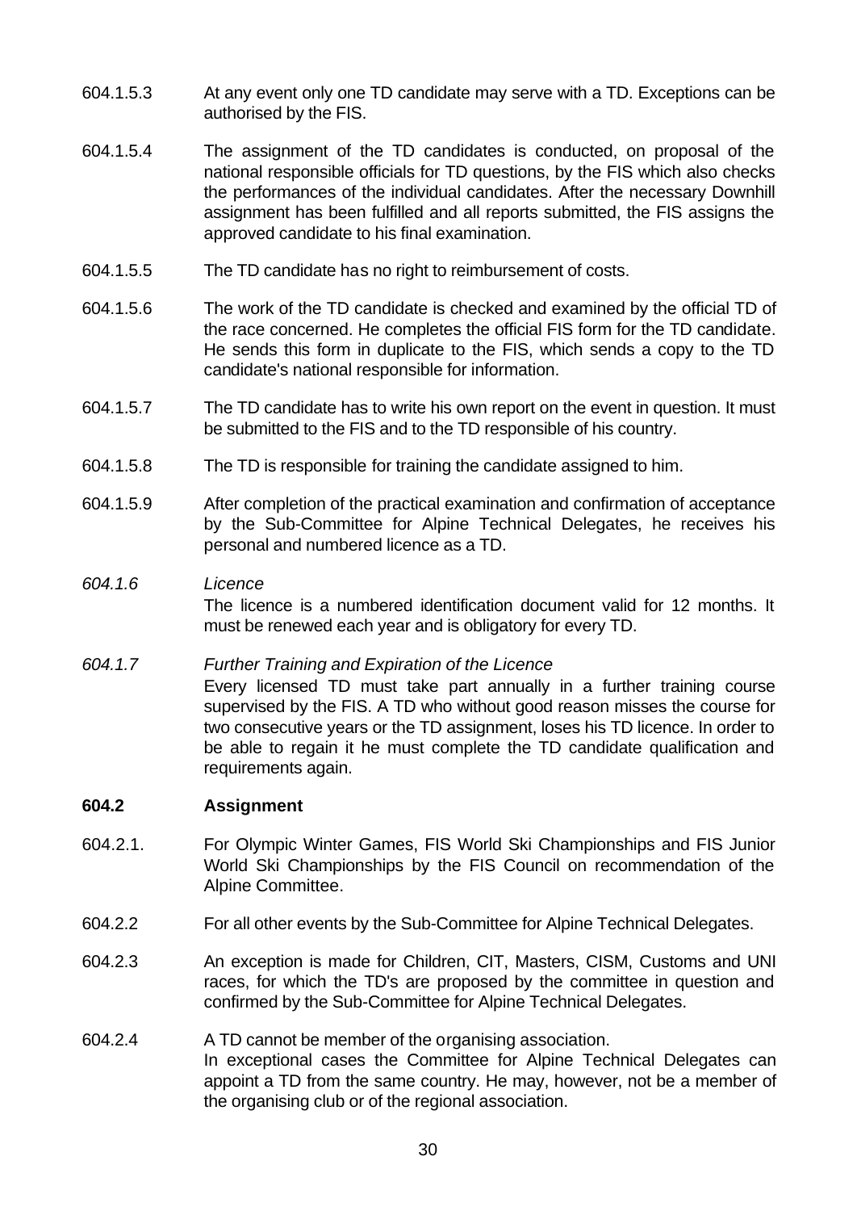604.1.5.3 At any event only one TD candidate may serve with a TD. Exceptions can be authorised by the FIS.

604.1.5.4 The assignment of the TD candidates is conducted, on proposal of the national responsible officials for TD questions, by the FIS which also checks the performances of the individual candidates. After the necessary Downhill assignment has been fulfilled and all reports submitted, the FIS assigns the approved candidate to his final examination.

604.1.5.5 The TD candidate has no right to reimbursement of costs.

604.1.5.6 The work of the TD candidate is checked and examined by the official TD of the race concerned. He completes the official FIS form for the TD candidate. He sends this form in duplicate to the FIS, which sends a copy to the TD candidate's national responsible for information.

604.1.5.7 The TD candidate has to write his own report on the event in question. It must be submitted to the FIS and to the TD responsible of his country.

604.1.5.8 The TD is responsible for training the candidate assigned to him.

604.1.5.9 After completion of the practical examination and confirmation of acceptance by the Sub-Committee for Alpine Technical Delegates, he receives his personal and numbered licence as a TD.

*604.1.6 Licence*

The licence is a numbered identification document valid for 12 months. It must be renewed each year and is obligatory for every TD.

*604.1.7 Further Training and Expiration of the Licence*

Every licensed TD must take part annually in a further training course supervised by the FIS. A TD who without good reason misses the course for two consecutive years or the TD assignment, loses his TD licence. In order to be able to regain it he must complete the TD candidate qualification and requirements again.

**604.2 Assignment**

604.2.1. For Olympic Winter Games, FIS World Ski Championships and FIS Junior World Ski Championships by the FIS Council on recommendation of the Alpine Committee.

604.2.2 For all other events by the Sub-Committee for Alpine Technical Delegates.

604.2.3 An exception is made for Children, CIT, Masters, CISM, Customs and UNI races, for which the TD's are proposed by the committee in question and confirmed by the Sub-Committee for Alpine Technical Delegates.

604.2.4 A TD cannot be member of the organising association.
In exceptional cases the Committee for Alpine Technical Delegates can appoint a TD from the same country. He may, however, not be a member of the organising club or of the regional association.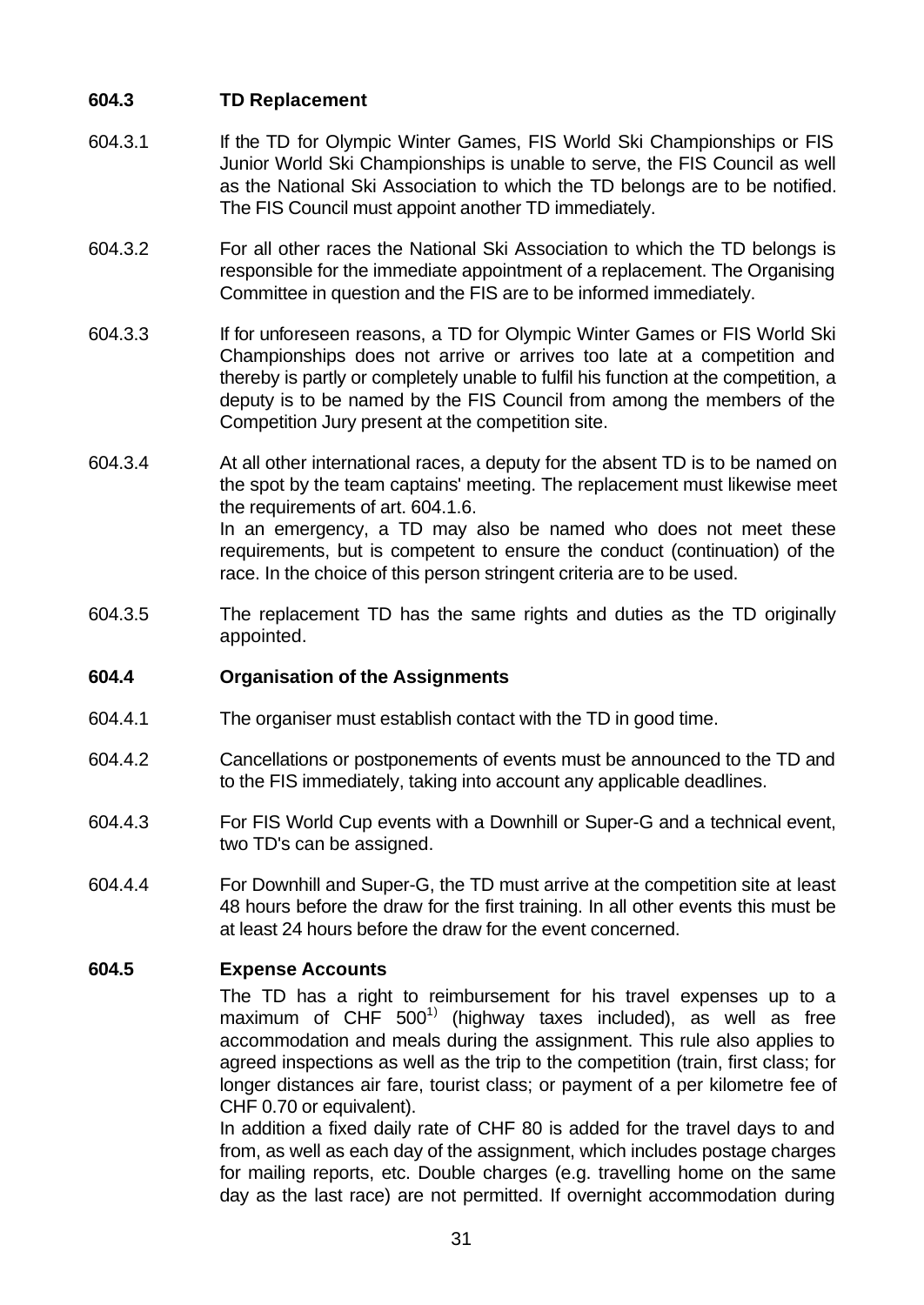### 604.3 TD Replacement

604.3.1 If the TD for Olympic Winter Games, FIS World Ski Championships or FIS Junior World Ski Championships is unable to serve, the FIS Council as well as the National Ski Association to which the TD belongs are to be notified. The FIS Council must appoint another TD immediately.

604.3.2 For all other races the National Ski Association to which the TD belongs is responsible for the immediate appointment of a replacement. The Organising Committee in question and the FIS are to be informed immediately.

604.3.3 If for unforeseen reasons, a TD for Olympic Winter Games or FIS World Ski Championships does not arrive or arrives too late at a competition and thereby is partly or completely unable to fulfil his function at the competition, a deputy is to be named by the FIS Council from among the members of the Competition Jury present at the competition site.

604.3.4 At all other international races, a deputy for the absent TD is to be named on the spot by the team captains' meeting. The replacement must likewise meet the requirements of art. 604.1.6.
In an emergency, a TD may also be named who does not meet these requirements, but is competent to ensure the conduct (continuation) of the race. In the choice of this person stringent criteria are to be used.

604.3.5 The replacement TD has the same rights and duties as the TD originally appointed.

### 604.4 Organisation of the Assignments

604.4.1 The organiser must establish contact with the TD in good time.

604.4.2 Cancellations or postponements of events must be announced to the TD and to the FIS immediately, taking into account any applicable deadlines.

604.4.3 For FIS World Cup events with a Downhill or Super-G and a technical event, two TD's can be assigned.

604.4.4 For Downhill and Super-G, the TD must arrive at the competition site at least 48 hours before the draw for the first training. In all other events this must be at least 24 hours before the draw for the event concerned.

### 604.5 Expense Accounts

The TD has a right to reimbursement for his travel expenses up to a maximum of CHF 500[1)] (highway taxes included), as well as free accommodation and meals during the assignment. This rule also applies to agreed inspections as well as the trip to the competition (train, first class; for longer distances air fare, tourist class; or payment of a per kilometre fee of CHF 0.70 or equivalent).
In addition a fixed daily rate of CHF 80 is added for the travel days to and from, as well as each day of the assignment, which includes postage charges for mailing reports, etc. Double charges (e.g. travelling home on the same day as the last race) are not permitted. If overnight accommodation during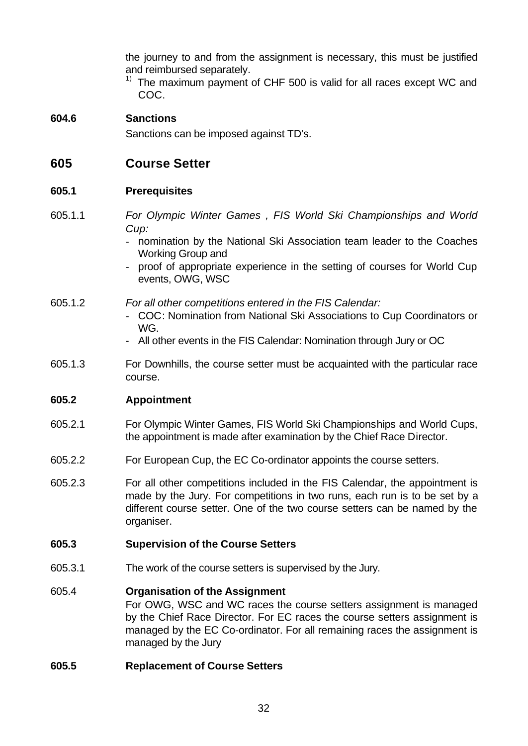the journey to and from the assignment is necessary, this must be justified and reimbursed separately.

[1] The maximum payment of CHF 500 is valid for all races except WC and COC.

**604.6 Sanctions**

Sanctions can be imposed against TD's.

## 605 Course Setter

**605.1 Prerequisites**

605.1.1 *For Olympic Winter Games , FIS World Ski Championships and World Cup:*

- nomination by the National Ski Association team leader to the Coaches Working Group and
- proof of appropriate experience in the setting of courses for World Cup events, OWG, WSC

605.1.2 *For all other competitions entered in the FIS Calendar:*

- COC: Nomination from National Ski Associations to Cup Coordinators or WG.
- All other events in the FIS Calendar: Nomination through Jury or OC

605.1.3 For Downhills, the course setter must be acquainted with the particular race course.

**605.2 Appointment**

605.2.1 For Olympic Winter Games, FIS World Ski Championships and World Cups, the appointment is made after examination by the Chief Race Director.

605.2.2 For European Cup, the EC Co-ordinator appoints the course setters.

605.2.3 For all other competitions included in the FIS Calendar, the appointment is made by the Jury. For competitions in two runs, each run is to be set by a different course setter. One of the two course setters can be named by the organiser.

**605.3 Supervision of the Course Setters**

605.3.1 The work of the course setters is supervised by the Jury.

605.4 **Organisation of the Assignment**

For OWG, WSC and WC races the course setters assignment is managed by the Chief Race Director. For EC races the course setters assignment is managed by the EC Co-ordinator. For all remaining races the assignment is managed by the Jury

**605.5 Replacement of Course Setters**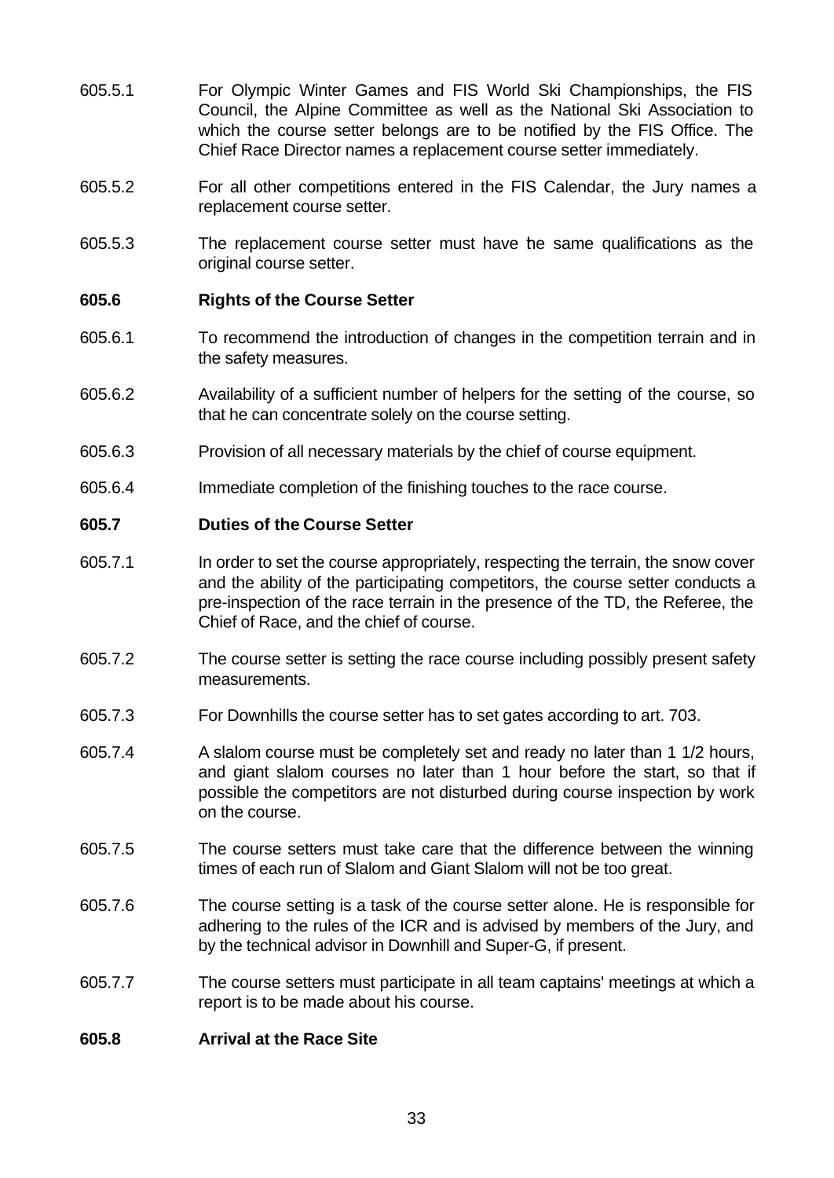605.5.1 For Olympic Winter Games and FIS World Ski Championships, the FIS Council, the Alpine Committee as well as the National Ski Association to which the course setter belongs are to be notified by the FIS Office. The Chief Race Director names a replacement course setter immediately.

605.5.2 For all other competitions entered in the FIS Calendar, the Jury names a replacement course setter.

605.5.3 The replacement course setter must have the same qualifications as the original course setter.

**605.6 Rights of the Course Setter**

605.6.1 To recommend the introduction of changes in the competition terrain and in the safety measures.

605.6.2 Availability of a sufficient number of helpers for the setting of the course, so that he can concentrate solely on the course setting.

605.6.3 Provision of all necessary materials by the chief of course equipment.

605.6.4 Immediate completion of the finishing touches to the race course.

**605.7 Duties of the Course Setter**

605.7.1 In order to set the course appropriately, respecting the terrain, the snow cover and the ability of the participating competitors, the course setter conducts a pre-inspection of the race terrain in the presence of the TD, the Referee, the Chief of Race, and the chief of course.

605.7.2 The course setter is setting the race course including possibly present safety measurements.

605.7.3 For Downhills the course setter has to set gates according to art. 703.

605.7.4 A slalom course must be completely set and ready no later than 1 1/2 hours, and giant slalom courses no later than 1 hour before the start, so that if possible the competitors are not disturbed during course inspection by work on the course.

605.7.5 The course setters must take care that the difference between the winning times of each run of Slalom and Giant Slalom will not be too great.

605.7.6 The course setting is a task of the course setter alone. He is responsible for adhering to the rules of the ICR and is advised by members of the Jury, and by the technical advisor in Downhill and Super-G, if present.

605.7.7 The course setters must participate in all team captains' meetings at which a report is to be made about his course.

**605.8 Arrival at the Race Site**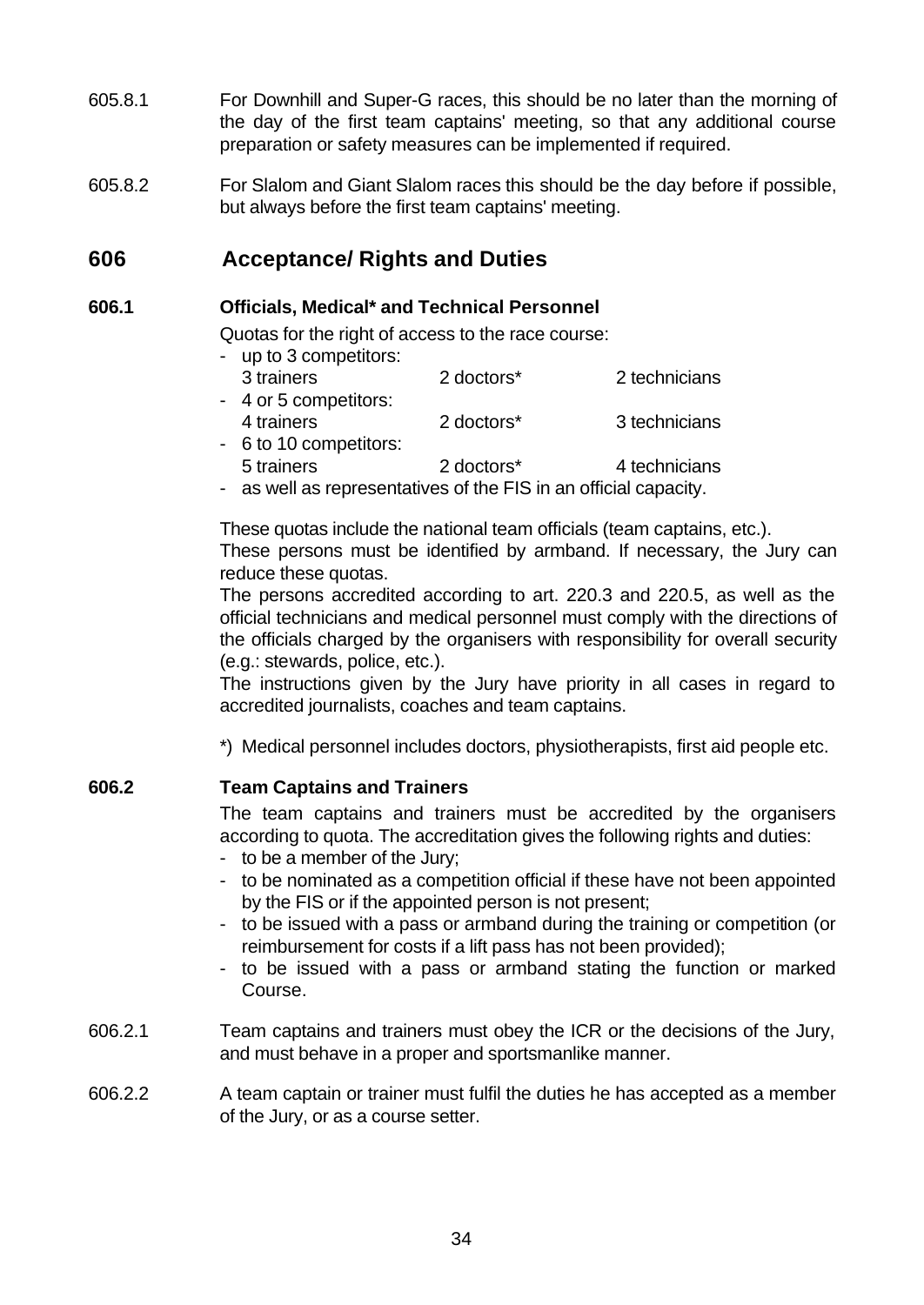605.8.1 For Downhill and Super-G races, this should be no later than the morning of the day of the first team captains' meeting, so that any additional course preparation or safety measures can be implemented if required.

605.8.2 For Slalom and Giant Slalom races this should be the day before if possible, but always before the first team captains' meeting.

## 606 Acceptance/ Rights and Duties

### 606.1 Officials, Medical* and Technical Personnel

Quotas for the right of access to the race course:

- up to 3 competitors:
  3 trainers — 2 doctors* — 2 technicians
- 4 or 5 competitors:
  4 trainers — 2 doctors* — 3 technicians
- 6 to 10 competitors:
  5 trainers — 2 doctors* — 4 technicians
- as well as representatives of the FIS in an official capacity.

These quotas include the national team officials (team captains, etc.).
These persons must be identified by armband. If necessary, the Jury can reduce these quotas.
The persons accredited according to art. 220.3 and 220.5, as well as the official technicians and medical personnel must comply with the directions of the officials charged by the organisers with responsibility for overall security (e.g.: stewards, police, etc.).
The instructions given by the Jury have priority in all cases in regard to accredited journalists, coaches and team captains.

*) Medical personnel includes doctors, physiotherapists, first aid people etc.

### 606.2 Team Captains and Trainers

The team captains and trainers must be accredited by the organisers according to quota. The accreditation gives the following rights and duties:

- to be a member of the Jury;
- to be nominated as a competition official if these have not been appointed by the FIS or if the appointed person is not present;
- to be issued with a pass or armband during the training or competition (or reimbursement for costs if a lift pass has not been provided);
- to be issued with a pass or armband stating the function or marked Course.

606.2.1 Team captains and trainers must obey the ICR or the decisions of the Jury, and must behave in a proper and sportsmanlike manner.

606.2.2 A team captain or trainer must fulfil the duties he has accepted as a member of the Jury, or as a course setter.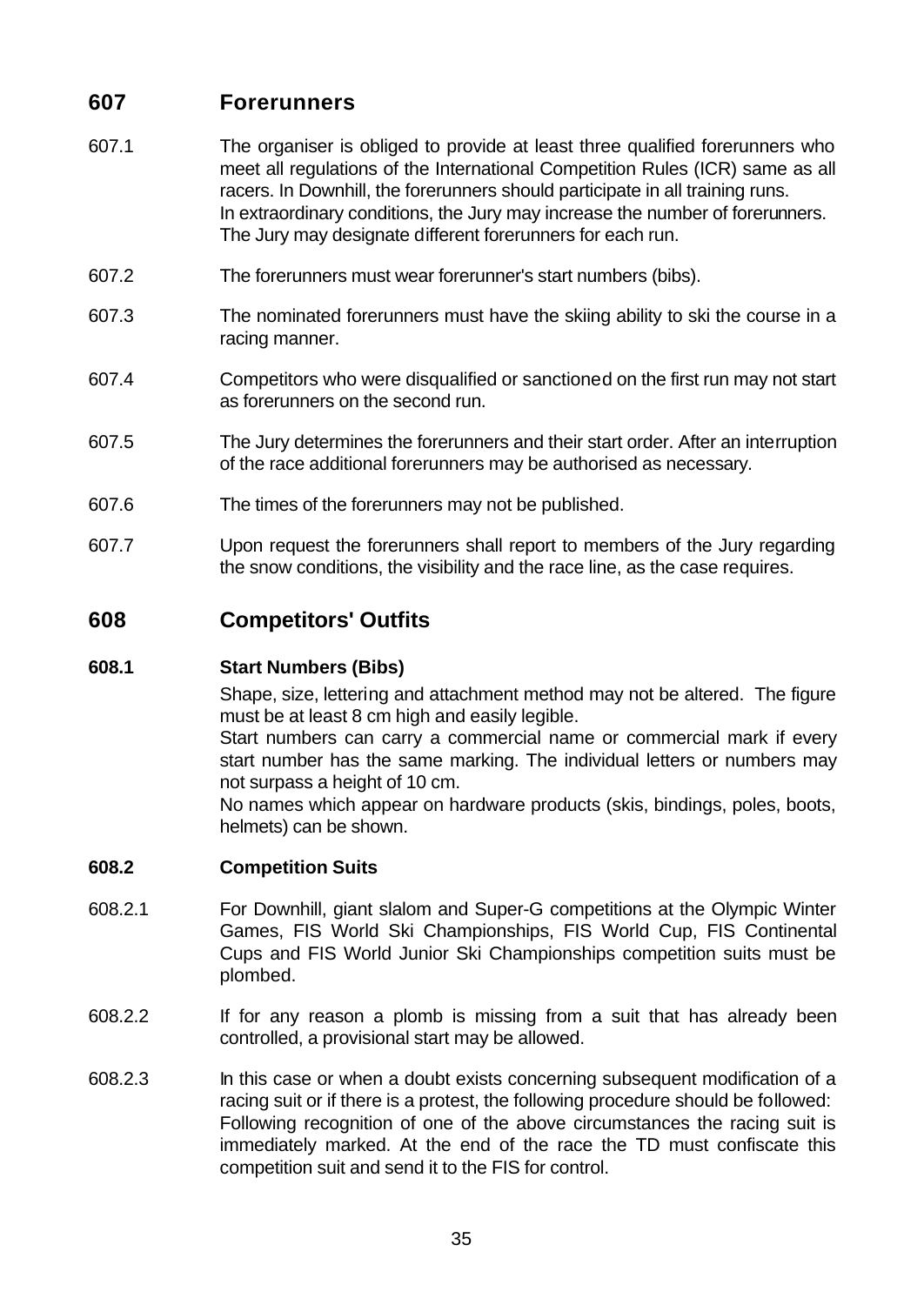## 607 Forerunners

607.1 The organiser is obliged to provide at least three qualified forerunners who meet all regulations of the International Competition Rules (ICR) same as all racers. In Downhill, the forerunners should participate in all training runs. In extraordinary conditions, the Jury may increase the number of forerunners. The Jury may designate different forerunners for each run.

607.2 The forerunners must wear forerunner's start numbers (bibs).

607.3 The nominated forerunners must have the skiing ability to ski the course in a racing manner.

607.4 Competitors who were disqualified or sanctioned on the first run may not start as forerunners on the second run.

607.5 The Jury determines the forerunners and their start order. After an interruption of the race additional forerunners may be authorised as necessary.

607.6 The times of the forerunners may not be published.

607.7 Upon request the forerunners shall report to members of the Jury regarding the snow conditions, the visibility and the race line, as the case requires.

## 608 Competitors' Outfits

### 608.1 Start Numbers (Bibs)

Shape, size, lettering and attachment method may not be altered. The figure must be at least 8 cm high and easily legible.
Start numbers can carry a commercial name or commercial mark if every start number has the same marking. The individual letters or numbers may not surpass a height of 10 cm.
No names which appear on hardware products (skis, bindings, poles, boots, helmets) can be shown.

### 608.2 Competition Suits

608.2.1 For Downhill, giant slalom and Super-G competitions at the Olympic Winter Games, FIS World Ski Championships, FIS World Cup, FIS Continental Cups and FIS World Junior Ski Championships competition suits must be plombed.

608.2.2 If for any reason a plomb is missing from a suit that has already been controlled, a provisional start may be allowed.

608.2.3 In this case or when a doubt exists concerning subsequent modification of a racing suit or if there is a protest, the following procedure should be followed: Following recognition of one of the above circumstances the racing suit is immediately marked. At the end of the race the TD must confiscate this competition suit and send it to the FIS for control.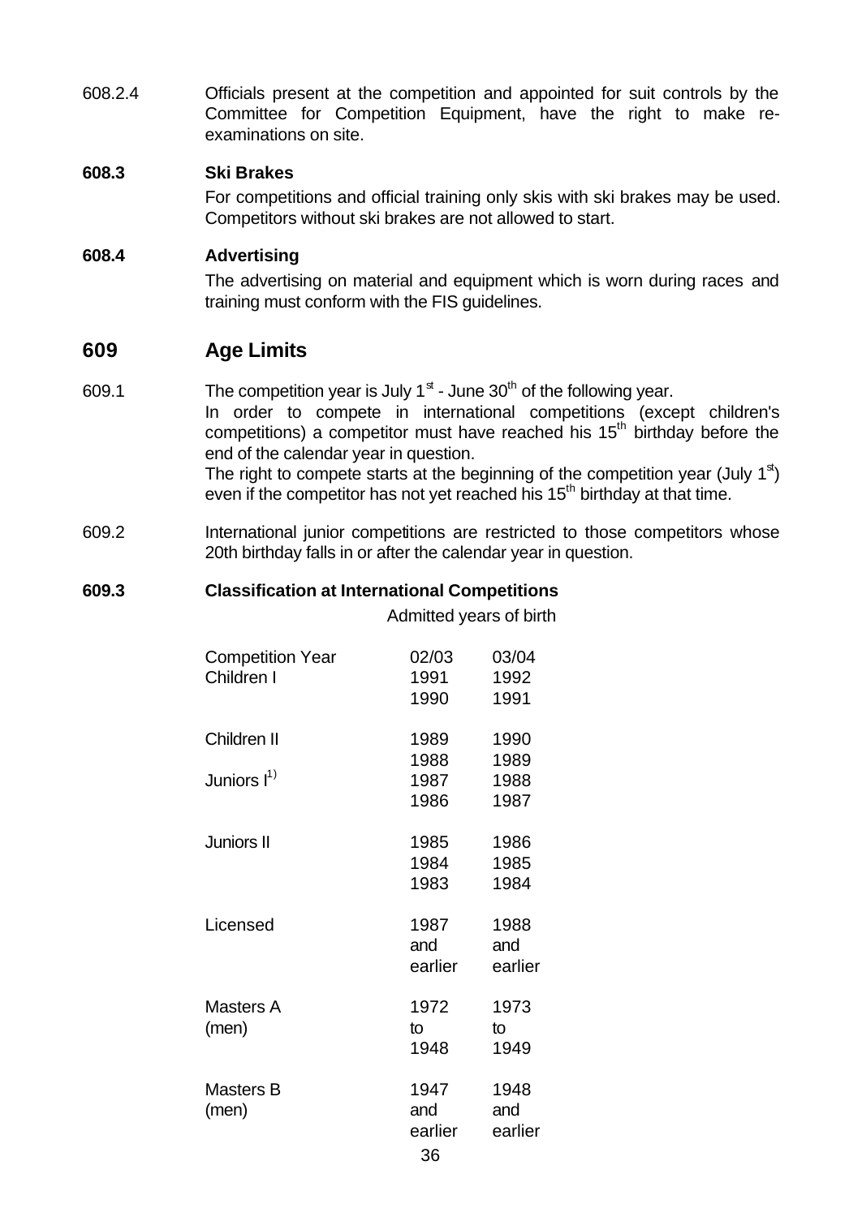608.2.4 Officials present at the competition and appointed for suit controls by the Committee for Competition Equipment, have the right to make re-examinations on site.

**608.3 Ski Brakes**

For competitions and official training only skis with ski brakes may be used. Competitors without ski brakes are not allowed to start.

**608.4 Advertising**

The advertising on material and equipment which is worn during races and training must conform with the FIS guidelines.

## 609 Age Limits

609.1 The competition year is July 1st - June 30th of the following year.
In order to compete in international competitions (except children's competitions) a competitor must have reached his 15th birthday before the end of the calendar year in question.
The right to compete starts at the beginning of the competition year (July 1st) even if the competitor has not yet reached his 15th birthday at that time.

609.2 International junior competitions are restricted to those competitors whose 20th birthday falls in or after the calendar year in question.

**609.3 Classification at International Competitions**

Admitted years of birth

| Competition Year | 02/03 | 03/04 |
|---|---|---|
| Children I | 1991 | 1992 |
| | 1990 | 1991 |
| Children II | 1989 | 1990 |
| | 1988 | 1989 |
| Juniors I[1)] | 1987 | 1988 |
| | 1986 | 1987 |
| Juniors II | 1985 | 1986 |
| | 1984 | 1985 |
| | 1983 | 1984 |
| Licensed | 1987 and earlier | 1988 and earlier |
| Masters A (men) | 1972 to 1948 | 1973 to 1949 |
| Masters B (men) | 1947 and earlier | 1948 and earlier |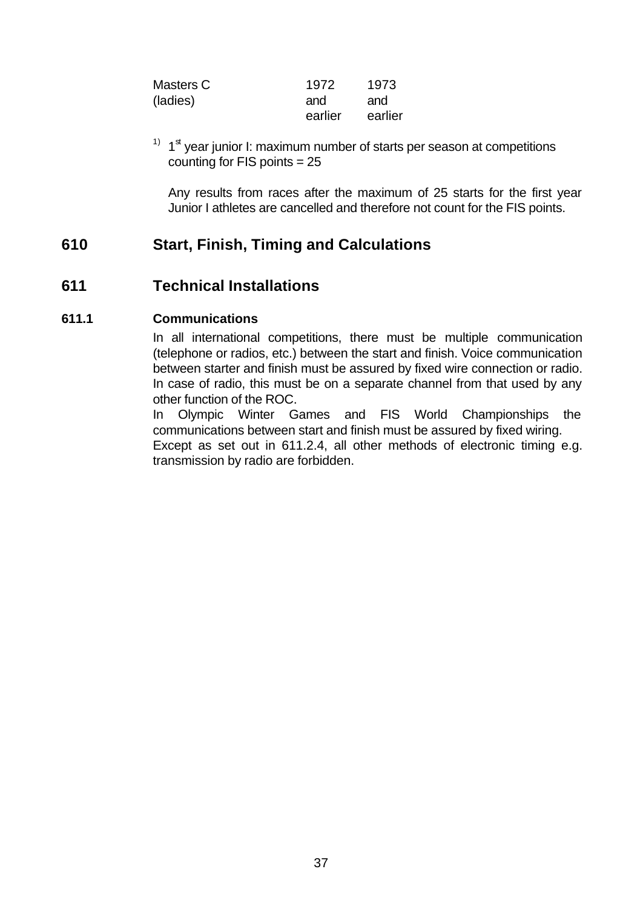| | | |
|---|---|---|
| Masters C (ladies) | 1972 and earlier | 1973 and earlier |

[1] 1st year junior I: maximum number of starts per season at competitions counting for FIS points = 25

Any results from races after the maximum of 25 starts for the first year Junior I athletes are cancelled and therefore not count for the FIS points.

## 610 Start, Finish, Timing and Calculations

## 611 Technical Installations

### 611.1 Communications

In all international competitions, there must be multiple communication (telephone or radios, etc.) between the start and finish. Voice communication between starter and finish must be assured by fixed wire connection or radio. In case of radio, this must be on a separate channel from that used by any other function of the ROC.

In Olympic Winter Games and FIS World Championships the communications between start and finish must be assured by fixed wiring.

Except as set out in 611.2.4, all other methods of electronic timing e.g. transmission by radio are forbidden.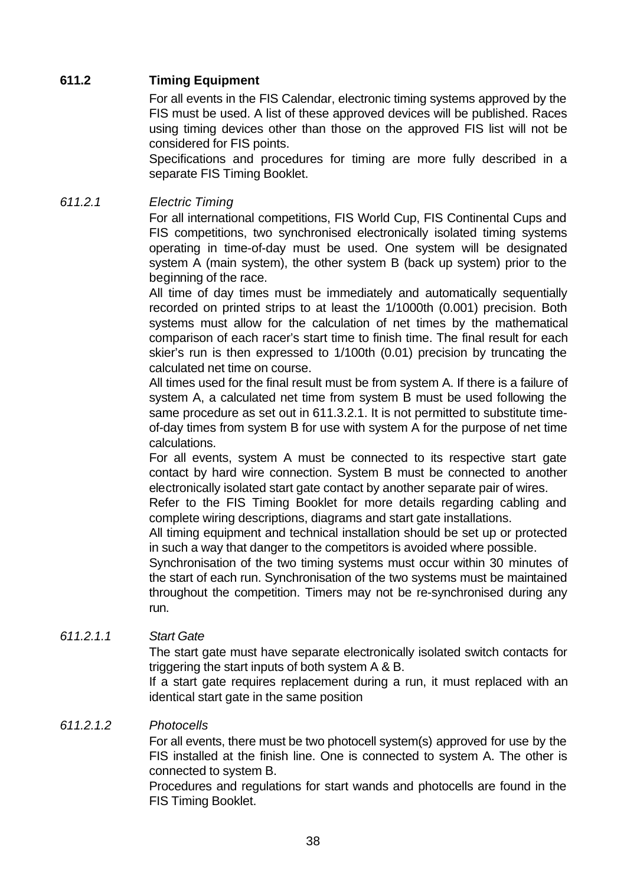## 611.2 Timing Equipment

For all events in the FIS Calendar, electronic timing systems approved by the FIS must be used. A list of these approved devices will be published. Races using timing devices other than those on the approved FIS list will not be considered for FIS points.

Specifications and procedures for timing are more fully described in a separate FIS Timing Booklet.

### *611.2.1 Electric Timing*

For all international competitions, FIS World Cup, FIS Continental Cups and FIS competitions, two synchronised electronically isolated timing systems operating in time-of-day must be used. One system will be designated system A (main system), the other system B (back up system) prior to the beginning of the race.

All time of day times must be immediately and automatically sequentially recorded on printed strips to at least the 1/1000th (0.001) precision. Both systems must allow for the calculation of net times by the mathematical comparison of each racer's start time to finish time. The final result for each skier's run is then expressed to 1/100th (0.01) precision by truncating the calculated net time on course.

All times used for the final result must be from system A. If there is a failure of system A, a calculated net time from system B must be used following the same procedure as set out in 611.3.2.1. It is not permitted to substitute time-of-day times from system B for use with system A for the purpose of net time calculations.

For all events, system A must be connected to its respective start gate contact by hard wire connection. System B must be connected to another electronically isolated start gate contact by another separate pair of wires.

Refer to the FIS Timing Booklet for more details regarding cabling and complete wiring descriptions, diagrams and start gate installations.

All timing equipment and technical installation should be set up or protected in such a way that danger to the competitors is avoided where possible.

Synchronisation of the two timing systems must occur within 30 minutes of the start of each run. Synchronisation of the two systems must be maintained throughout the competition. Timers may not be re-synchronised during any run.

#### *611.2.1.1 Start Gate*

The start gate must have separate electronically isolated switch contacts for triggering the start inputs of both system A & B.

If a start gate requires replacement during a run, it must replaced with an identical start gate in the same position

#### *611.2.1.2 Photocells*

For all events, there must be two photocell system(s) approved for use by the FIS installed at the finish line. One is connected to system A. The other is connected to system B.

Procedures and regulations for start wands and photocells are found in the FIS Timing Booklet.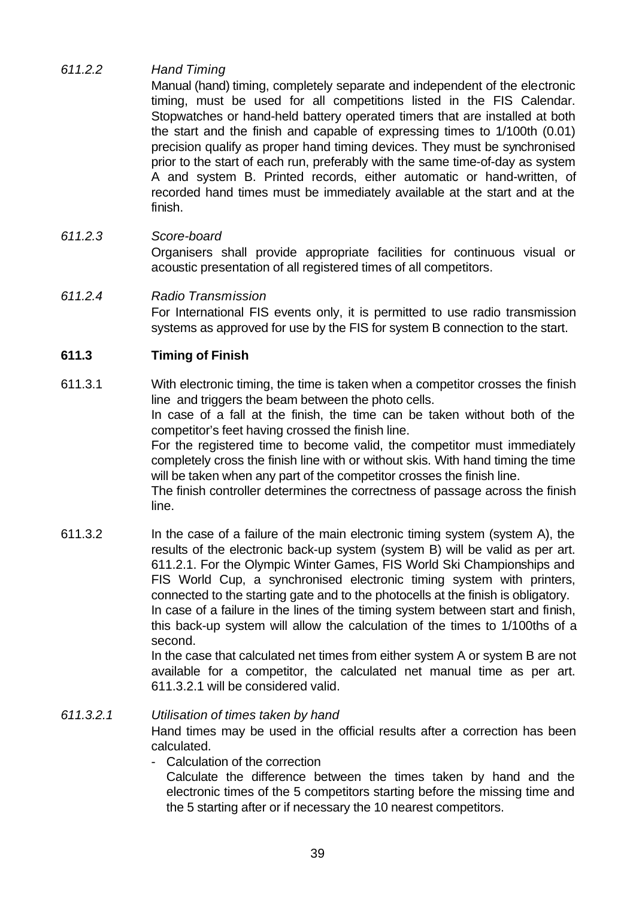*611.2.2 Hand Timing*

Manual (hand) timing, completely separate and independent of the electronic timing, must be used for all competitions listed in the FIS Calendar. Stopwatches or hand-held battery operated timers that are installed at both the start and the finish and capable of expressing times to 1/100th (0.01) precision qualify as proper hand timing devices. They must be synchronised prior to the start of each run, preferably with the same time-of-day as system A and system B. Printed records, either automatic or hand-written, of recorded hand times must be immediately available at the start and at the finish.

*611.2.3 Score-board*

Organisers shall provide appropriate facilities for continuous visual or acoustic presentation of all registered times of all competitors.

*611.2.4 Radio Transmission*

For International FIS events only, it is permitted to use radio transmission systems as approved for use by the FIS for system B connection to the start.

### 611.3 Timing of Finish

611.3.1 With electronic timing, the time is taken when a competitor crosses the finish line and triggers the beam between the photo cells.

In case of a fall at the finish, the time can be taken without both of the competitor's feet having crossed the finish line.

For the registered time to become valid, the competitor must immediately completely cross the finish line with or without skis. With hand timing the time will be taken when any part of the competitor crosses the finish line.

The finish controller determines the correctness of passage across the finish line.

611.3.2 In the case of a failure of the main electronic timing system (system A), the results of the electronic back-up system (system B) will be valid as per art. 611.2.1. For the Olympic Winter Games, FIS World Ski Championships and FIS World Cup, a synchronised electronic timing system with printers, connected to the starting gate and to the photocells at the finish is obligatory.

In case of a failure in the lines of the timing system between start and finish, this back-up system will allow the calculation of the times to 1/100ths of a second.

In the case that calculated net times from either system A or system B are not available for a competitor, the calculated net manual time as per art. 611.3.2.1 will be considered valid.

*611.3.2.1 Utilisation of times taken by hand*

Hand times may be used in the official results after a correction has been calculated.

- Calculation of the correction

  Calculate the difference between the times taken by hand and the electronic times of the 5 competitors starting before the missing time and the 5 starting after or if necessary the 10 nearest competitors.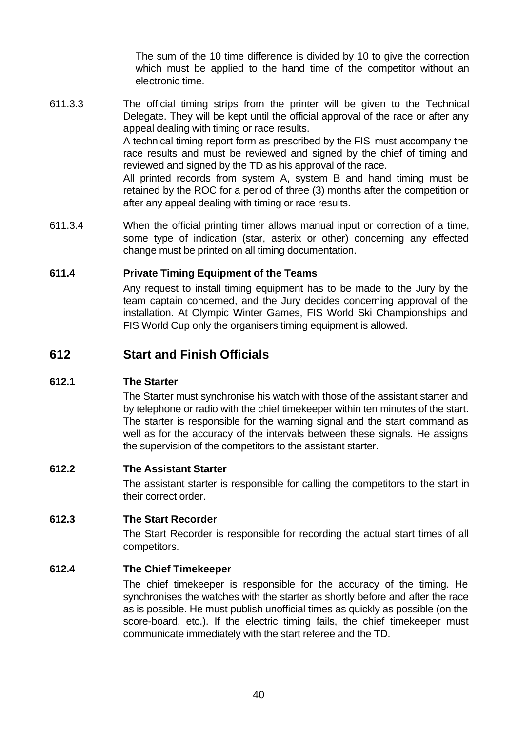The sum of the 10 time difference is divided by 10 to give the correction which must be applied to the hand time of the competitor without an electronic time.

611.3.3 The official timing strips from the printer will be given to the Technical Delegate. They will be kept until the official approval of the race or after any appeal dealing with timing or race results.

A technical timing report form as prescribed by the FIS must accompany the race results and must be reviewed and signed by the chief of timing and reviewed and signed by the TD as his approval of the race.

All printed records from system A, system B and hand timing must be retained by the ROC for a period of three (3) months after the competition or after any appeal dealing with timing or race results.

611.3.4 When the official printing timer allows manual input or correction of a time, some type of indication (star, asterix or other) concerning any effected change must be printed on all timing documentation.

**611.4 Private Timing Equipment of the Teams**

Any request to install timing equipment has to be made to the Jury by the team captain concerned, and the Jury decides concerning approval of the installation. At Olympic Winter Games, FIS World Ski Championships and FIS World Cup only the organisers timing equipment is allowed.

## 612 Start and Finish Officials

**612.1 The Starter**

The Starter must synchronise his watch with those of the assistant starter and by telephone or radio with the chief timekeeper within ten minutes of the start. The starter is responsible for the warning signal and the start command as well as for the accuracy of the intervals between these signals. He assigns the supervision of the competitors to the assistant starter.

**612.2 The Assistant Starter**

The assistant starter is responsible for calling the competitors to the start in their correct order.

**612.3 The Start Recorder**

The Start Recorder is responsible for recording the actual start times of all competitors.

**612.4 The Chief Timekeeper**

The chief timekeeper is responsible for the accuracy of the timing. He synchronises the watches with the starter as shortly before and after the race as is possible. He must publish unofficial times as quickly as possible (on the score-board, etc.). If the electric timing fails, the chief timekeeper must communicate immediately with the start referee and the TD.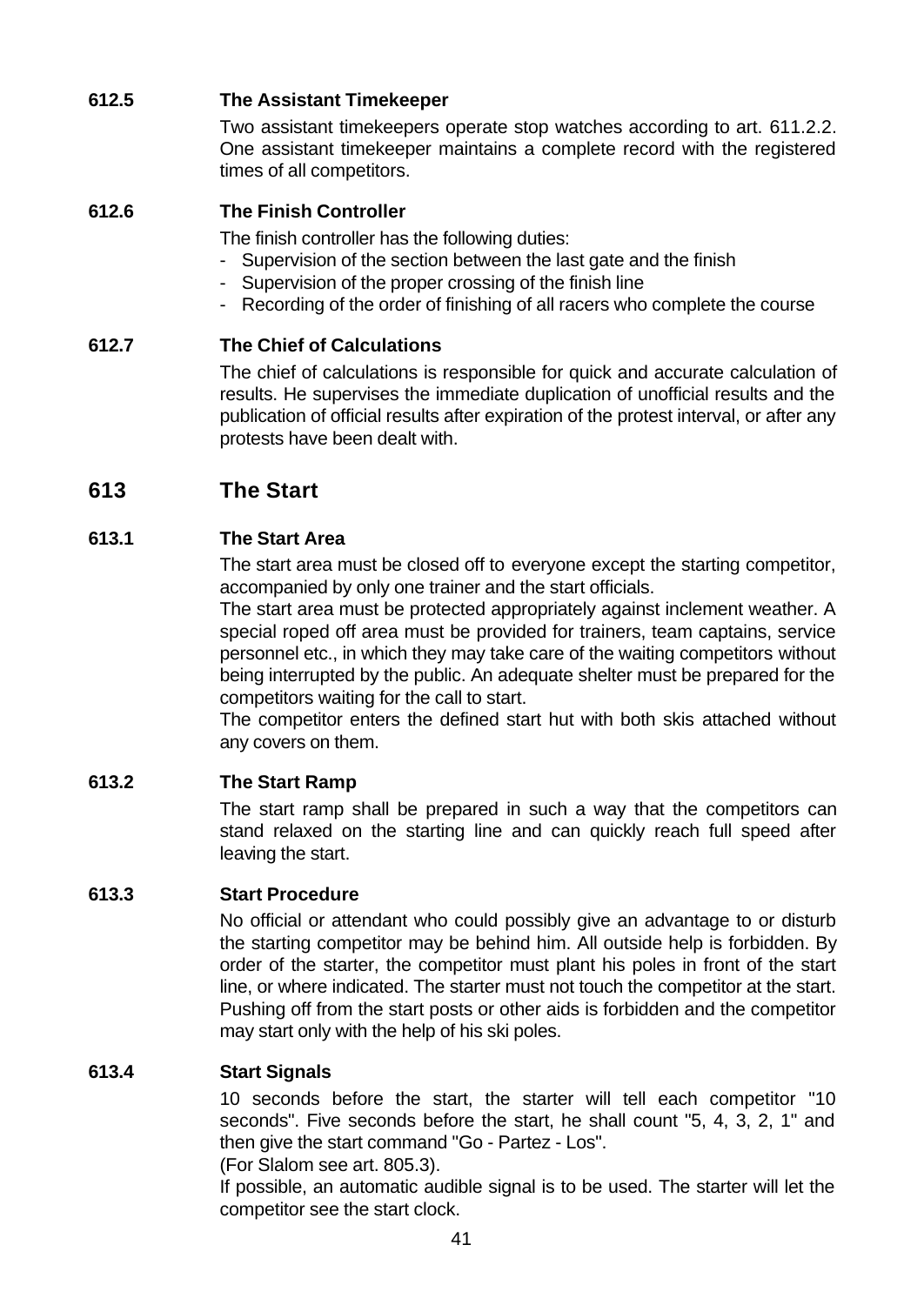### 612.5 The Assistant Timekeeper

Two assistant timekeepers operate stop watches according to art. 611.2.2. One assistant timekeeper maintains a complete record with the registered times of all competitors.

### 612.6 The Finish Controller

The finish controller has the following duties:

- Supervision of the section between the last gate and the finish
- Supervision of the proper crossing of the finish line
- Recording of the order of finishing of all racers who complete the course

### 612.7 The Chief of Calculations

The chief of calculations is responsible for quick and accurate calculation of results. He supervises the immediate duplication of unofficial results and the publication of official results after expiration of the protest interval, or after any protests have been dealt with.

## 613 The Start

### 613.1 The Start Area

The start area must be closed off to everyone except the starting competitor, accompanied by only one trainer and the start officials.

The start area must be protected appropriately against inclement weather. A special roped off area must be provided for trainers, team captains, service personnel etc., in which they may take care of the waiting competitors without being interrupted by the public. An adequate shelter must be prepared for the competitors waiting for the call to start.

The competitor enters the defined start hut with both skis attached without any covers on them.

### 613.2 The Start Ramp

The start ramp shall be prepared in such a way that the competitors can stand relaxed on the starting line and can quickly reach full speed after leaving the start.

### 613.3 Start Procedure

No official or attendant who could possibly give an advantage to or disturb the starting competitor may be behind him. All outside help is forbidden. By order of the starter, the competitor must plant his poles in front of the start line, or where indicated. The starter must not touch the competitor at the start. Pushing off from the start posts or other aids is forbidden and the competitor may start only with the help of his ski poles.

### 613.4 Start Signals

10 seconds before the start, the starter will tell each competitor "10 seconds". Five seconds before the start, he shall count "5, 4, 3, 2, 1" and then give the start command "Go - Partez - Los".

(For Slalom see art. 805.3).

If possible, an automatic audible signal is to be used. The starter will let the competitor see the start clock.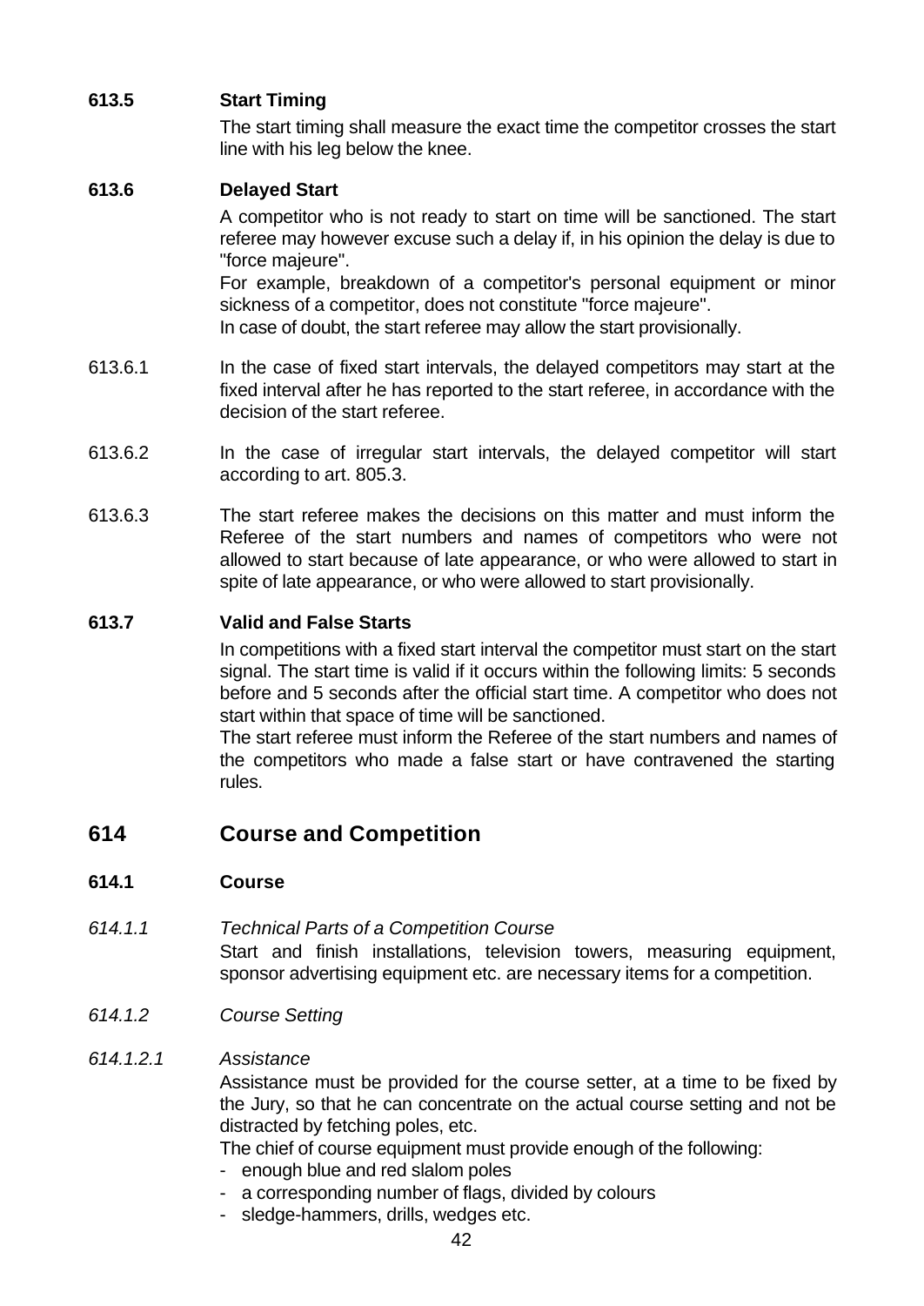**613.5 Start Timing**

The start timing shall measure the exact time the competitor crosses the start line with his leg below the knee.

**613.6 Delayed Start**

A competitor who is not ready to start on time will be sanctioned. The start referee may however excuse such a delay if, in his opinion the delay is due to "force majeure".
For example, breakdown of a competitor's personal equipment or minor sickness of a competitor, does not constitute "force majeure".
In case of doubt, the start referee may allow the start provisionally.

613.6.1 In the case of fixed start intervals, the delayed competitors may start at the fixed interval after he has reported to the start referee, in accordance with the decision of the start referee.

613.6.2 In the case of irregular start intervals, the delayed competitor will start according to art. 805.3.

613.6.3 The start referee makes the decisions on this matter and must inform the Referee of the start numbers and names of competitors who were not allowed to start because of late appearance, or who were allowed to start in spite of late appearance, or who were allowed to start provisionally.

**613.7 Valid and False Starts**

In competitions with a fixed start interval the competitor must start on the start signal. The start time is valid if it occurs within the following limits: 5 seconds before and 5 seconds after the official start time. A competitor who does not start within that space of time will be sanctioned.
The start referee must inform the Referee of the start numbers and names of the competitors who made a false start or have contravened the starting rules.

## 614 Course and Competition

**614.1 Course**

*614.1.1 Technical Parts of a Competition Course*

Start and finish installations, television towers, measuring equipment, sponsor advertising equipment etc. are necessary items for a competition.

*614.1.2 Course Setting*

*614.1.2.1 Assistance*

Assistance must be provided for the course setter, at a time to be fixed by the Jury, so that he can concentrate on the actual course setting and not be distracted by fetching poles, etc.
The chief of course equipment must provide enough of the following:

- enough blue and red slalom poles
- a corresponding number of flags, divided by colours
- sledge-hammers, drills, wedges etc.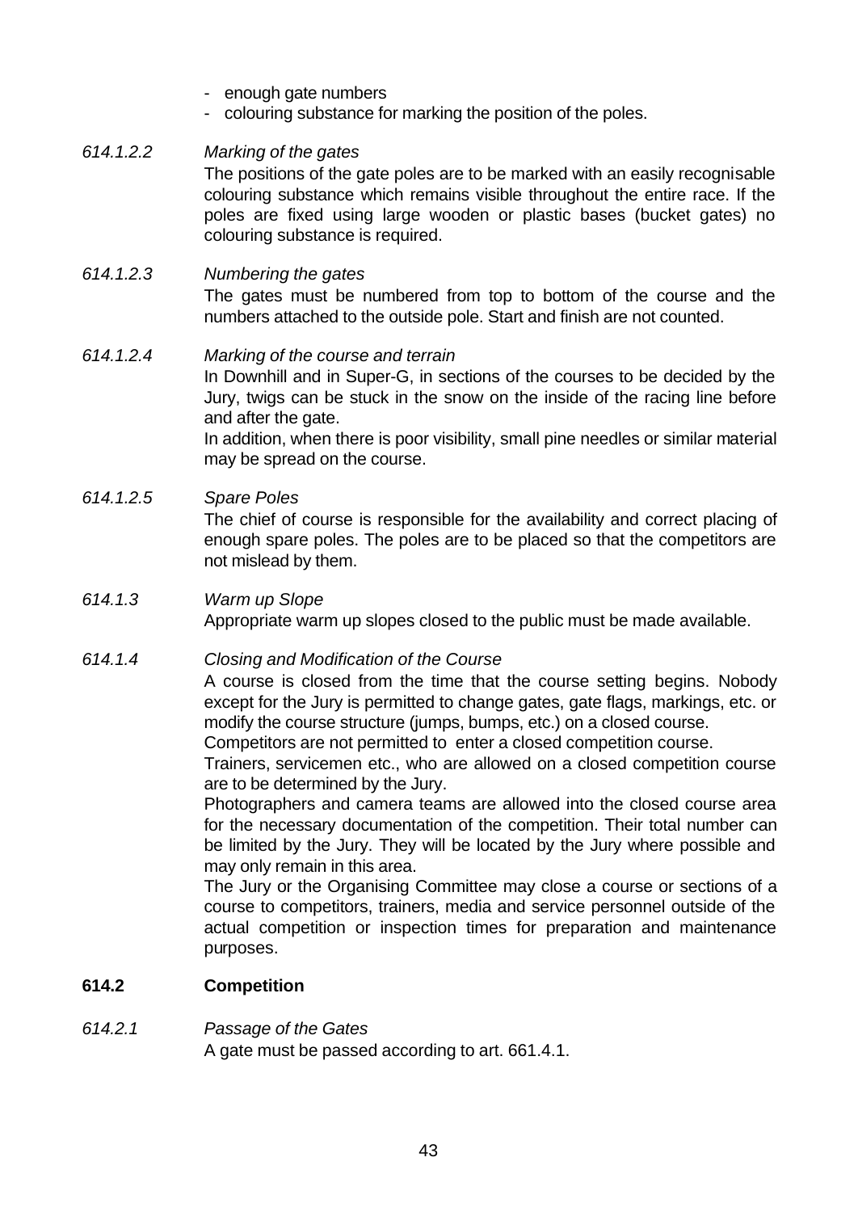- enough gate numbers
- colouring substance for marking the position of the poles.

*614.1.2.2* *Marking of the gates*

The positions of the gate poles are to be marked with an easily recognisable colouring substance which remains visible throughout the entire race. If the poles are fixed using large wooden or plastic bases (bucket gates) no colouring substance is required.

*614.1.2.3* *Numbering the gates*

The gates must be numbered from top to bottom of the course and the numbers attached to the outside pole. Start and finish are not counted.

*614.1.2.4* *Marking of the course and terrain*

In Downhill and in Super-G, in sections of the courses to be decided by the Jury, twigs can be stuck in the snow on the inside of the racing line before and after the gate.

In addition, when there is poor visibility, small pine needles or similar material may be spread on the course.

*614.1.2.5* *Spare Poles*

The chief of course is responsible for the availability and correct placing of enough spare poles. The poles are to be placed so that the competitors are not mislead by them.

*614.1.3* *Warm up Slope*

Appropriate warm up slopes closed to the public must be made available.

*614.1.4* *Closing and Modification of the Course*

A course is closed from the time that the course setting begins. Nobody except for the Jury is permitted to change gates, gate flags, markings, etc. or modify the course structure (jumps, bumps, etc.) on a closed course.

Competitors are not permitted to enter a closed competition course.

Trainers, servicemen etc., who are allowed on a closed competition course are to be determined by the Jury.

Photographers and camera teams are allowed into the closed course area for the necessary documentation of the competition. Their total number can be limited by the Jury. They will be located by the Jury where possible and may only remain in this area.

The Jury or the Organising Committee may close a course or sections of a course to competitors, trainers, media and service personnel outside of the actual competition or inspection times for preparation and maintenance purposes.

**614.2** **Competition**

*614.2.1* *Passage of the Gates*

A gate must be passed according to art. 661.4.1.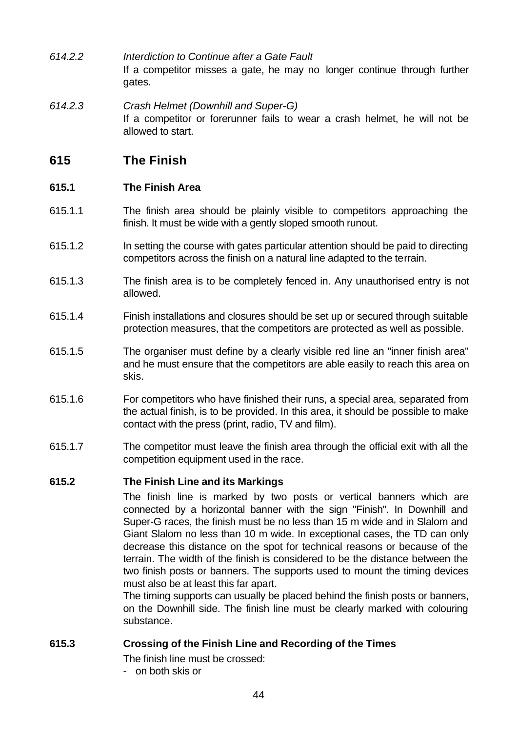*614.2.2* *Interdiction to Continue after a Gate Fault*
If a competitor misses a gate, he may no longer continue through further gates.

*614.2.3* *Crash Helmet (Downhill and Super-G)*
If a competitor or forerunner fails to wear a crash helmet, he will not be allowed to start.

## 615 The Finish

### 615.1 The Finish Area

615.1.1 The finish area should be plainly visible to competitors approaching the finish. It must be wide with a gently sloped smooth runout.

615.1.2 In setting the course with gates particular attention should be paid to directing competitors across the finish on a natural line adapted to the terrain.

615.1.3 The finish area is to be completely fenced in. Any unauthorised entry is not allowed.

615.1.4 Finish installations and closures should be set up or secured through suitable protection measures, that the competitors are protected as well as possible.

615.1.5 The organiser must define by a clearly visible red line an "inner finish area" and he must ensure that the competitors are able easily to reach this area on skis.

615.1.6 For competitors who have finished their runs, a special area, separated from the actual finish, is to be provided. In this area, it should be possible to make contact with the press (print, radio, TV and film).

615.1.7 The competitor must leave the finish area through the official exit with all the competition equipment used in the race.

### 615.2 The Finish Line and its Markings

The finish line is marked by two posts or vertical banners which are connected by a horizontal banner with the sign "Finish". In Downhill and Super-G races, the finish must be no less than 15 m wide and in Slalom and Giant Slalom no less than 10 m wide. In exceptional cases, the TD can only decrease this distance on the spot for technical reasons or because of the terrain. The width of the finish is considered to be the distance between the two finish posts or banners. The supports used to mount the timing devices must also be at least this far apart.
The timing supports can usually be placed behind the finish posts or banners, on the Downhill side. The finish line must be clearly marked with colouring substance.

### 615.3 Crossing of the Finish Line and Recording of the Times

The finish line must be crossed:
- on both skis or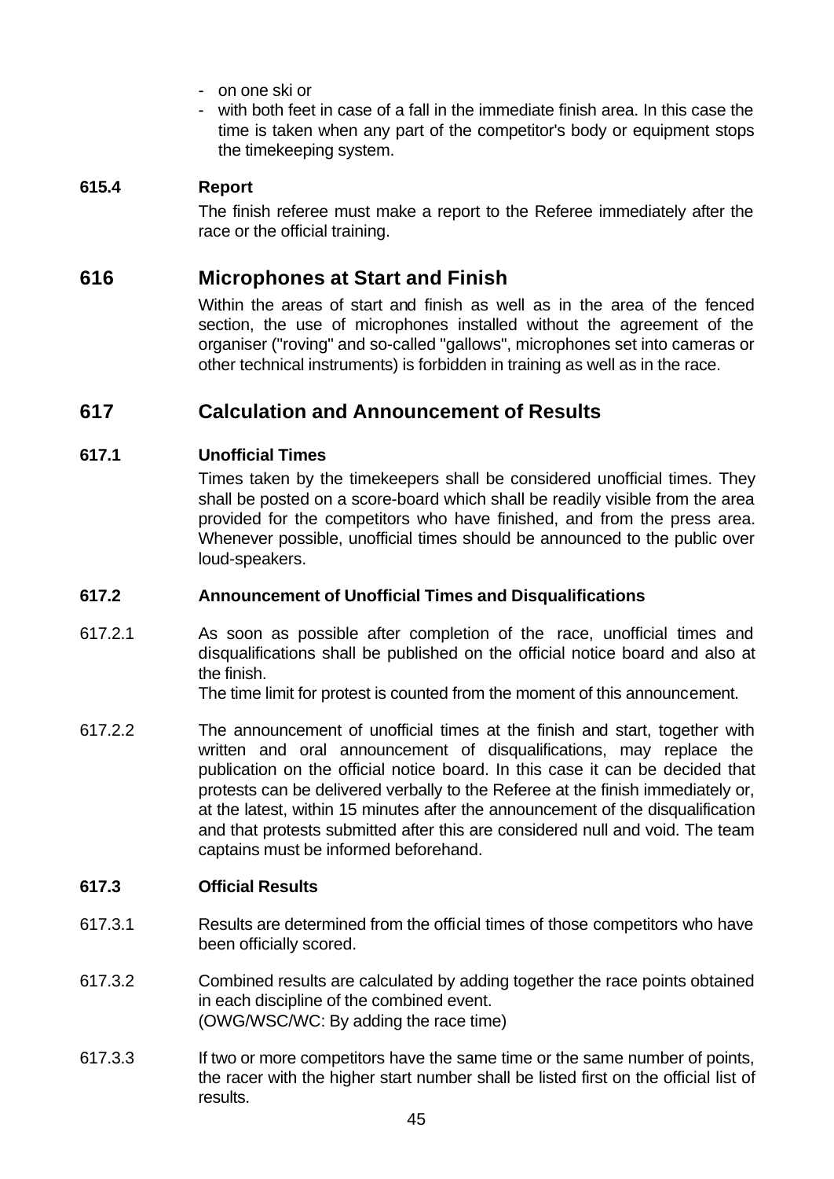- on one ski or
- with both feet in case of a fall in the immediate finish area. In this case the time is taken when any part of the competitor's body or equipment stops the timekeeping system.

**615.4 Report**

The finish referee must make a report to the Referee immediately after the race or the official training.

## 616 Microphones at Start and Finish

Within the areas of start and finish as well as in the area of the fenced section, the use of microphones installed without the agreement of the organiser ("roving" and so-called "gallows", microphones set into cameras or other technical instruments) is forbidden in training as well as in the race.

## 617 Calculation and Announcement of Results

**617.1 Unofficial Times**

Times taken by the timekeepers shall be considered unofficial times. They shall be posted on a score-board which shall be readily visible from the area provided for the competitors who have finished, and from the press area. Whenever possible, unofficial times should be announced to the public over loud-speakers.

**617.2 Announcement of Unofficial Times and Disqualifications**

617.2.1 As soon as possible after completion of the race, unofficial times and disqualifications shall be published on the official notice board and also at the finish.
The time limit for protest is counted from the moment of this announcement.

617.2.2 The announcement of unofficial times at the finish and start, together with written and oral announcement of disqualifications, may replace the publication on the official notice board. In this case it can be decided that protests can be delivered verbally to the Referee at the finish immediately or, at the latest, within 15 minutes after the announcement of the disqualification and that protests submitted after this are considered null and void. The team captains must be informed beforehand.

**617.3 Official Results**

617.3.1 Results are determined from the official times of those competitors who have been officially scored.

617.3.2 Combined results are calculated by adding together the race points obtained in each discipline of the combined event.
(OWG/WSC/WC: By adding the race time)

617.3.3 If two or more competitors have the same time or the same number of points, the racer with the higher start number shall be listed first on the official list of results.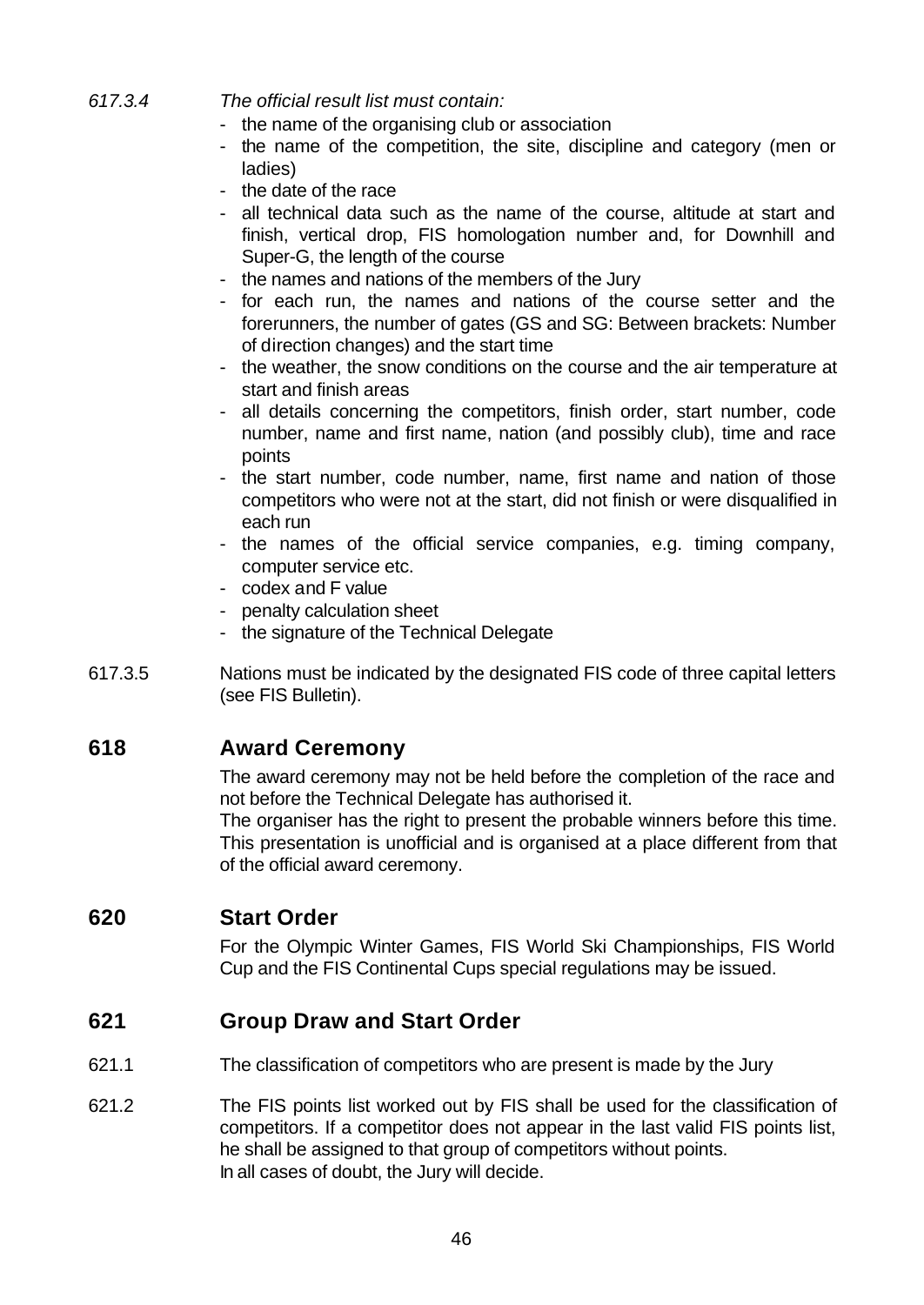*617.3.4 The official result list must contain:*

- the name of the organising club or association
- the name of the competition, the site, discipline and category (men or ladies)
- the date of the race
- all technical data such as the name of the course, altitude at start and finish, vertical drop, FIS homologation number and, for Downhill and Super-G, the length of the course
- the names and nations of the members of the Jury
- for each run, the names and nations of the course setter and the forerunners, the number of gates (GS and SG: Between brackets: Number of direction changes) and the start time
- the weather, the snow conditions on the course and the air temperature at start and finish areas
- all details concerning the competitors, finish order, start number, code number, name and first name, nation (and possibly club), time and race points
- the start number, code number, name, first name and nation of those competitors who were not at the start, did not finish or were disqualified in each run
- the names of the official service companies, e.g. timing company, computer service etc.
- codex and F value
- penalty calculation sheet
- the signature of the Technical Delegate

617.3.5 Nations must be indicated by the designated FIS code of three capital letters (see FIS Bulletin).

## 618 Award Ceremony

The award ceremony may not be held before the completion of the race and not before the Technical Delegate has authorised it.
The organiser has the right to present the probable winners before this time. This presentation is unofficial and is organised at a place different from that of the official award ceremony.

## 620 Start Order

For the Olympic Winter Games, FIS World Ski Championships, FIS World Cup and the FIS Continental Cups special regulations may be issued.

## 621 Group Draw and Start Order

621.1 The classification of competitors who are present is made by the Jury

621.2 The FIS points list worked out by FIS shall be used for the classification of competitors. If a competitor does not appear in the last valid FIS points list, he shall be assigned to that group of competitors without points.
In all cases of doubt, the Jury will decide.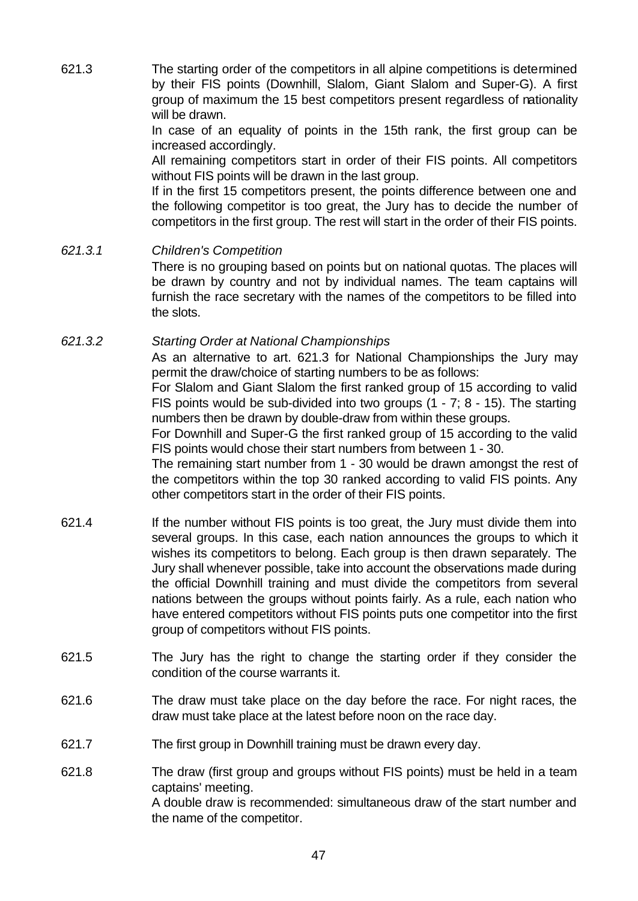621.3 The starting order of the competitors in all alpine competitions is determined by their FIS points (Downhill, Slalom, Giant Slalom and Super-G). A first group of maximum the 15 best competitors present regardless of nationality will be drawn.

In case of an equality of points in the 15th rank, the first group can be increased accordingly.

All remaining competitors start in order of their FIS points. All competitors without FIS points will be drawn in the last group.

If in the first 15 competitors present, the points difference between one and the following competitor is too great, the Jury has to decide the number of competitors in the first group. The rest will start in the order of their FIS points.

*621.3.1 Children's Competition*

There is no grouping based on points but on national quotas. The places will be drawn by country and not by individual names. The team captains will furnish the race secretary with the names of the competitors to be filled into the slots.

*621.3.2 Starting Order at National Championships*

As an alternative to art. 621.3 for National Championships the Jury may permit the draw/choice of starting numbers to be as follows:

For Slalom and Giant Slalom the first ranked group of 15 according to valid FIS points would be sub-divided into two groups (1 - 7; 8 - 15). The starting numbers then be drawn by double-draw from within these groups.

For Downhill and Super-G the first ranked group of 15 according to the valid FIS points would chose their start numbers from between 1 - 30.

The remaining start number from 1 - 30 would be drawn amongst the rest of the competitors within the top 30 ranked according to valid FIS points. Any other competitors start in the order of their FIS points.

621.4 If the number without FIS points is too great, the Jury must divide them into several groups. In this case, each nation announces the groups to which it wishes its competitors to belong. Each group is then drawn separately. The Jury shall whenever possible, take into account the observations made during the official Downhill training and must divide the competitors from several nations between the groups without points fairly. As a rule, each nation who have entered competitors without FIS points puts one competitor into the first group of competitors without FIS points.

621.5 The Jury has the right to change the starting order if they consider the condition of the course warrants it.

621.6 The draw must take place on the day before the race. For night races, the draw must take place at the latest before noon on the race day.

621.7 The first group in Downhill training must be drawn every day.

621.8 The draw (first group and groups without FIS points) must be held in a team captains' meeting.

A double draw is recommended: simultaneous draw of the start number and the name of the competitor.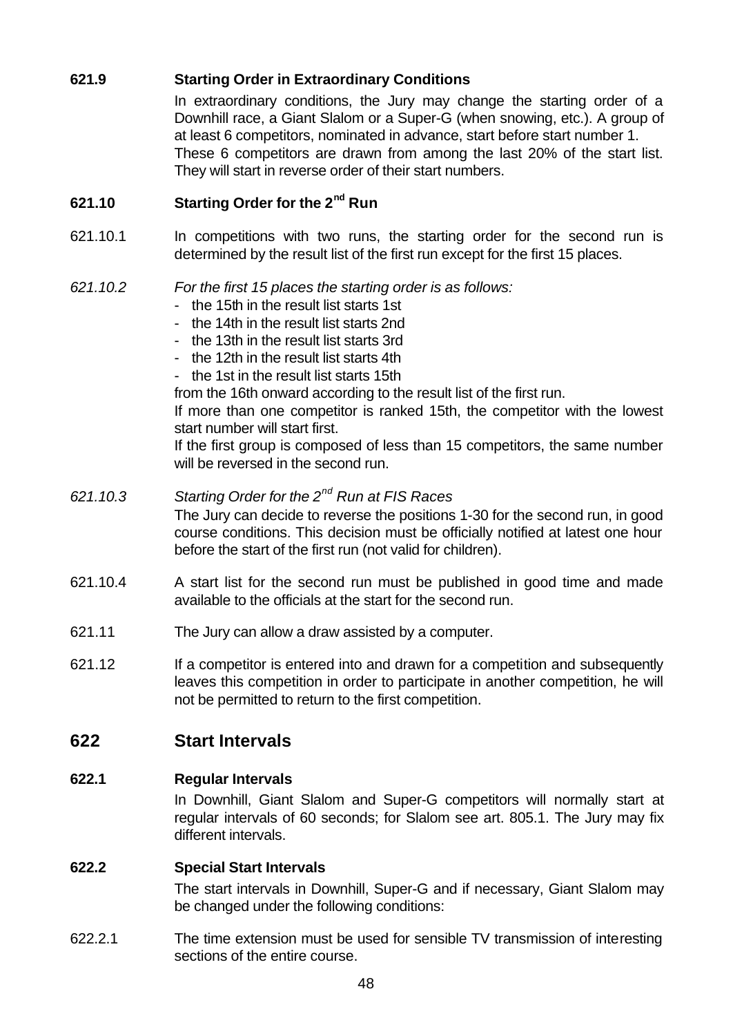**621.9 Starting Order in Extraordinary Conditions**

In extraordinary conditions, the Jury may change the starting order of a Downhill race, a Giant Slalom or a Super-G (when snowing, etc.). A group of at least 6 competitors, nominated in advance, start before start number 1. These 6 competitors are drawn from among the last 20% of the start list. They will start in reverse order of their start numbers.

**621.10 Starting Order for the 2nd Run**

621.10.1 In competitions with two runs, the starting order for the second run is determined by the result list of the first run except for the first 15 places.

*621.10.2 For the first 15 places the starting order is as follows:*

- the 15th in the result list starts 1st
- the 14th in the result list starts 2nd
- the 13th in the result list starts 3rd
- the 12th in the result list starts 4th
- the 1st in the result list starts 15th

from the 16th onward according to the result list of the first run.

If more than one competitor is ranked 15th, the competitor with the lowest start number will start first.

If the first group is composed of less than 15 competitors, the same number will be reversed in the second run.

*621.10.3 Starting Order for the 2nd Run at FIS Races*

The Jury can decide to reverse the positions 1-30 for the second run, in good course conditions. This decision must be officially notified at latest one hour before the start of the first run (not valid for children).

621.10.4 A start list for the second run must be published in good time and made available to the officials at the start for the second run.

621.11 The Jury can allow a draw assisted by a computer.

621.12 If a competitor is entered into and drawn for a competition and subsequently leaves this competition in order to participate in another competition, he will not be permitted to return to the first competition.

## 622 Start Intervals

**622.1 Regular Intervals**

In Downhill, Giant Slalom and Super-G competitors will normally start at regular intervals of 60 seconds; for Slalom see art. 805.1. The Jury may fix different intervals.

**622.2 Special Start Intervals**

The start intervals in Downhill, Super-G and if necessary, Giant Slalom may be changed under the following conditions:

622.2.1 The time extension must be used for sensible TV transmission of interesting sections of the entire course.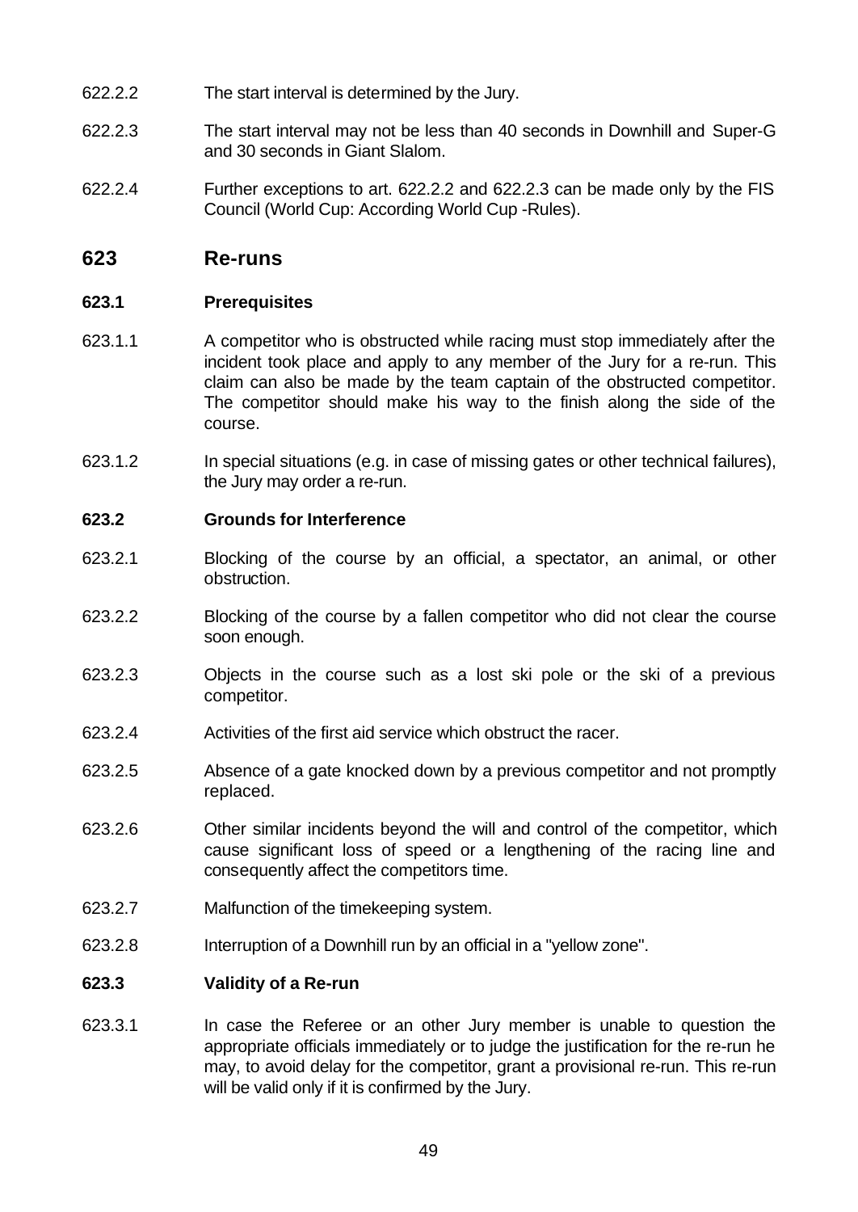622.2.2 The start interval is determined by the Jury.

622.2.3 The start interval may not be less than 40 seconds in Downhill and Super-G and 30 seconds in Giant Slalom.

622.2.4 Further exceptions to art. 622.2.2 and 622.2.3 can be made only by the FIS Council (World Cup: According World Cup -Rules).

## 623 Re-runs

### 623.1 Prerequisites

623.1.1 A competitor who is obstructed while racing must stop immediately after the incident took place and apply to any member of the Jury for a re-run. This claim can also be made by the team captain of the obstructed competitor. The competitor should make his way to the finish along the side of the course.

623.1.2 In special situations (e.g. in case of missing gates or other technical failures), the Jury may order a re-run.

### 623.2 Grounds for Interference

623.2.1 Blocking of the course by an official, a spectator, an animal, or other obstruction.

623.2.2 Blocking of the course by a fallen competitor who did not clear the course soon enough.

623.2.3 Objects in the course such as a lost ski pole or the ski of a previous competitor.

623.2.4 Activities of the first aid service which obstruct the racer.

623.2.5 Absence of a gate knocked down by a previous competitor and not promptly replaced.

623.2.6 Other similar incidents beyond the will and control of the competitor, which cause significant loss of speed or a lengthening of the racing line and consequently affect the competitors time.

623.2.7 Malfunction of the timekeeping system.

623.2.8 Interruption of a Downhill run by an official in a "yellow zone".

### 623.3 Validity of a Re-run

623.3.1 In case the Referee or an other Jury member is unable to question the appropriate officials immediately or to judge the justification for the re-run he may, to avoid delay for the competitor, grant a provisional re-run. This re-run will be valid only if it is confirmed by the Jury.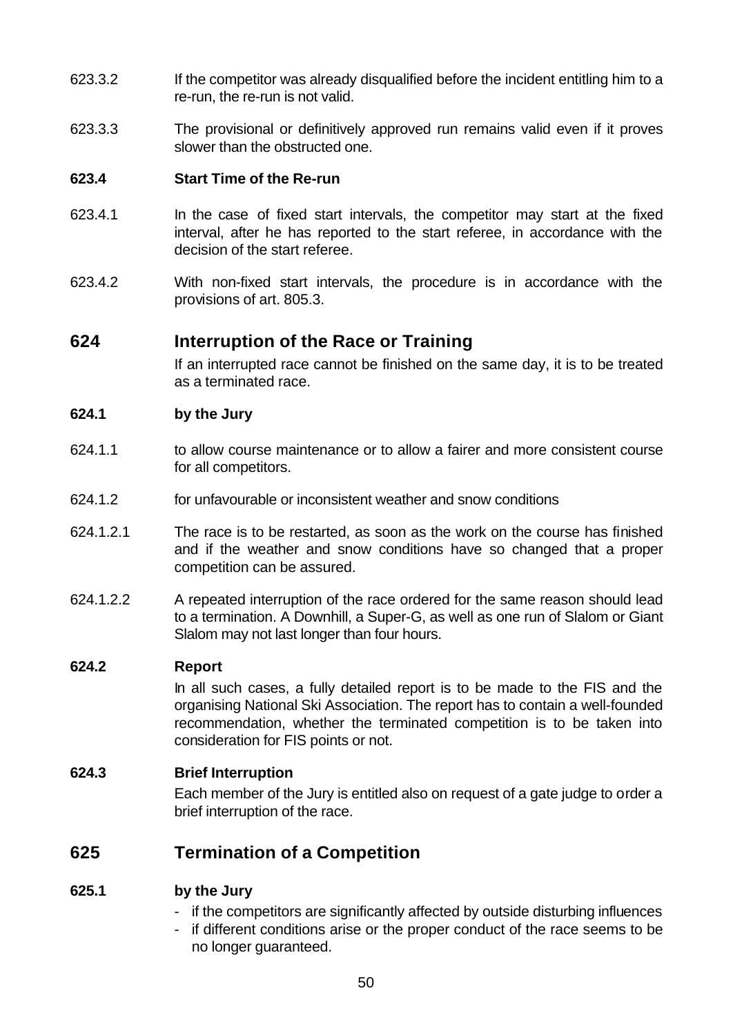623.3.2 If the competitor was already disqualified before the incident entitling him to a re-run, the re-run is not valid.

623.3.3 The provisional or definitively approved run remains valid even if it proves slower than the obstructed one.

**623.4 Start Time of the Re-run**

623.4.1 In the case of fixed start intervals, the competitor may start at the fixed interval, after he has reported to the start referee, in accordance with the decision of the start referee.

623.4.2 With non-fixed start intervals, the procedure is in accordance with the provisions of art. 805.3.

## 624 Interruption of the Race or Training

If an interrupted race cannot be finished on the same day, it is to be treated as a terminated race.

**624.1 by the Jury**

624.1.1 to allow course maintenance or to allow a fairer and more consistent course for all competitors.

624.1.2 for unfavourable or inconsistent weather and snow conditions

624.1.2.1 The race is to be restarted, as soon as the work on the course has finished and if the weather and snow conditions have so changed that a proper competition can be assured.

624.1.2.2 A repeated interruption of the race ordered for the same reason should lead to a termination. A Downhill, a Super-G, as well as one run of Slalom or Giant Slalom may not last longer than four hours.

**624.2 Report**

In all such cases, a fully detailed report is to be made to the FIS and the organising National Ski Association. The report has to contain a well-founded recommendation, whether the terminated competition is to be taken into consideration for FIS points or not.

**624.3 Brief Interruption**

Each member of the Jury is entitled also on request of a gate judge to order a brief interruption of the race.

## 625 Termination of a Competition

**625.1 by the Jury**

- if the competitors are significantly affected by outside disturbing influences
- if different conditions arise or the proper conduct of the race seems to be no longer guaranteed.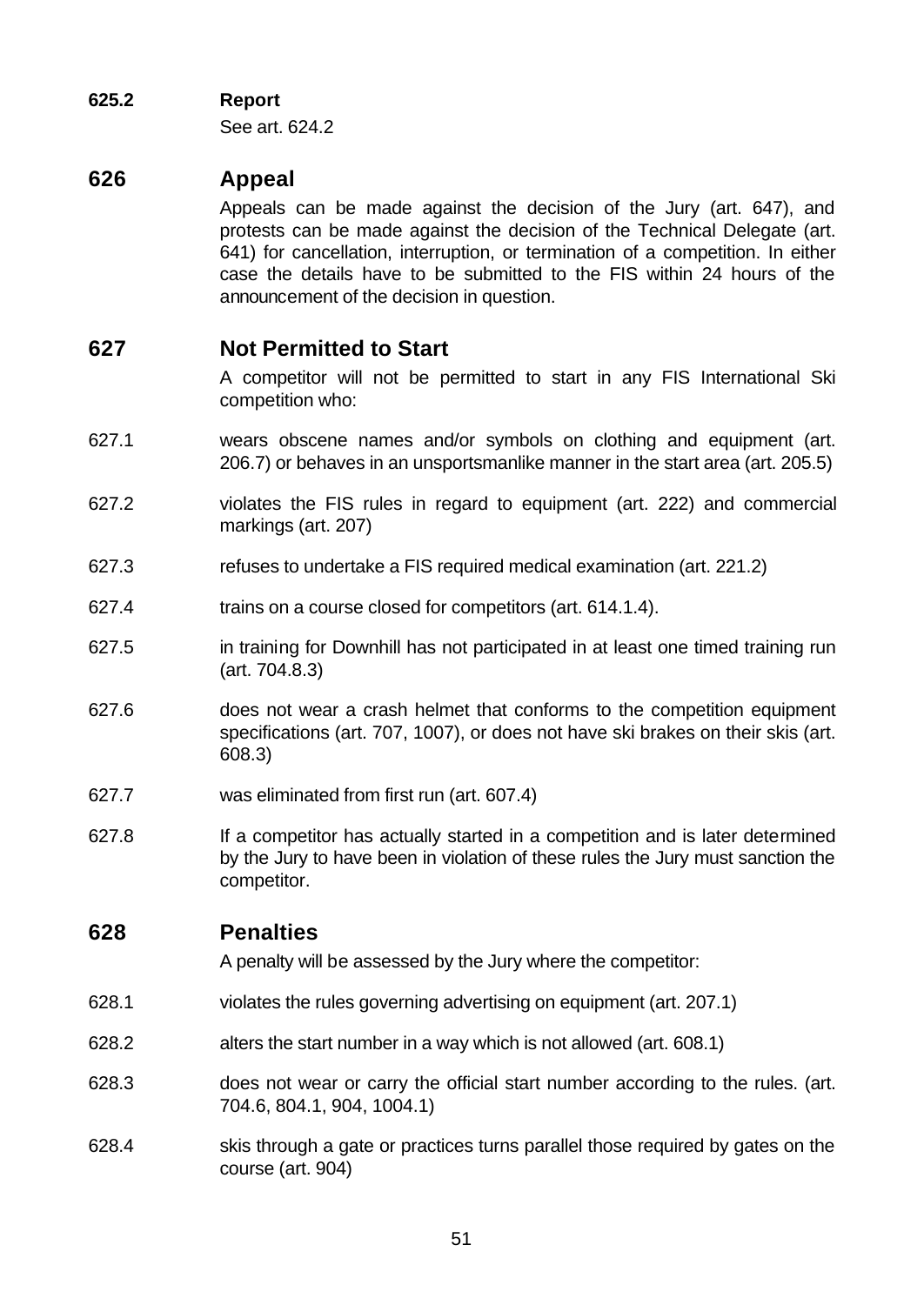**625.2 Report**

See art. 624.2

## 626 Appeal

Appeals can be made against the decision of the Jury (art. 647), and protests can be made against the decision of the Technical Delegate (art. 641) for cancellation, interruption, or termination of a competition. In either case the details have to be submitted to the FIS within 24 hours of the announcement of the decision in question.

## 627 Not Permitted to Start

A competitor will not be permitted to start in any FIS International Ski competition who:

627.1 wears obscene names and/or symbols on clothing and equipment (art. 206.7) or behaves in an unsportsmanlike manner in the start area (art. 205.5)

627.2 violates the FIS rules in regard to equipment (art. 222) and commercial markings (art. 207)

627.3 refuses to undertake a FIS required medical examination (art. 221.2)

627.4 trains on a course closed for competitors (art. 614.1.4).

627.5 in training for Downhill has not participated in at least one timed training run (art. 704.8.3)

627.6 does not wear a crash helmet that conforms to the competition equipment specifications (art. 707, 1007), or does not have ski brakes on their skis (art. 608.3)

627.7 was eliminated from first run (art. 607.4)

627.8 If a competitor has actually started in a competition and is later determined by the Jury to have been in violation of these rules the Jury must sanction the competitor.

## 628 Penalties

A penalty will be assessed by the Jury where the competitor:

628.1 violates the rules governing advertising on equipment (art. 207.1)

628.2 alters the start number in a way which is not allowed (art. 608.1)

628.3 does not wear or carry the official start number according to the rules. (art. 704.6, 804.1, 904, 1004.1)

628.4 skis through a gate or practices turns parallel those required by gates on the course (art. 904)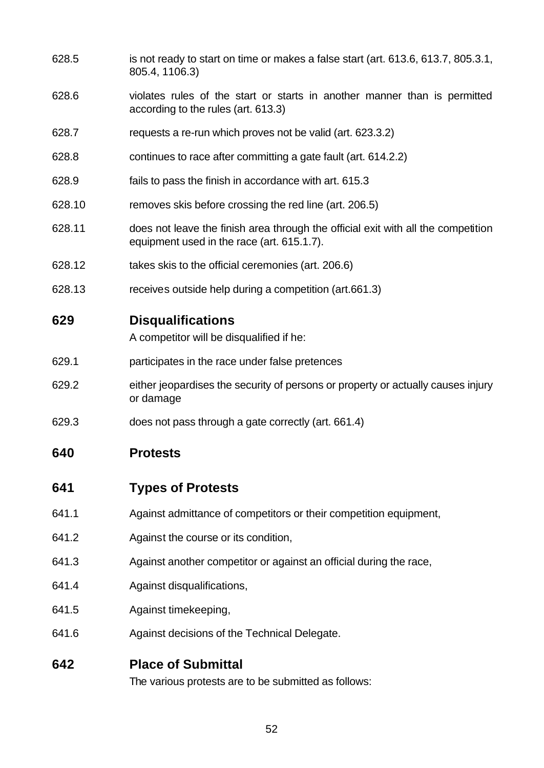628.5 is not ready to start on time or makes a false start (art. 613.6, 613.7, 805.3.1, 805.4, 1106.3)

628.6 violates rules of the start or starts in another manner than is permitted according to the rules (art. 613.3)

628.7 requests a re-run which proves not be valid (art. 623.3.2)

628.8 continues to race after committing a gate fault (art. 614.2.2)

628.9 fails to pass the finish in accordance with art. 615.3

628.10 removes skis before crossing the red line (art. 206.5)

628.11 does not leave the finish area through the official exit with all the competition equipment used in the race (art. 615.1.7).

628.12 takes skis to the official ceremonies (art. 206.6)

628.13 receives outside help during a competition (art.661.3)

## 629 Disqualifications

A competitor will be disqualified if he:

629.1 participates in the race under false pretences

629.2 either jeopardises the security of persons or property or actually causes injury or damage

629.3 does not pass through a gate correctly (art. 661.4)

## 640 Protests

## 641 Types of Protests

641.1 Against admittance of competitors or their competition equipment,

641.2 Against the course or its condition,

641.3 Against another competitor or against an official during the race,

641.4 Against disqualifications,

641.5 Against timekeeping,

641.6 Against decisions of the Technical Delegate.

## 642 Place of Submittal

The various protests are to be submitted as follows: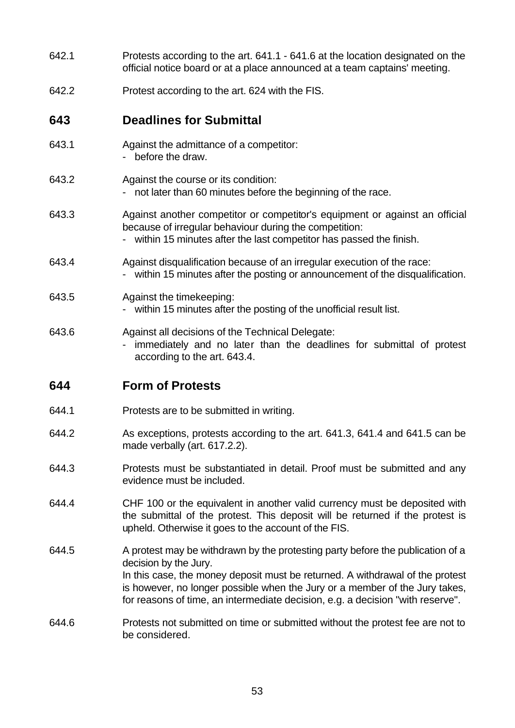642.1 Protests according to the art. 641.1 - 641.6 at the location designated on the official notice board or at a place announced at a team captains' meeting.

642.2 Protest according to the art. 624 with the FIS.

## 643 Deadlines for Submittal

643.1 Against the admittance of a competitor:
- before the draw.

643.2 Against the course or its condition:
- not later than 60 minutes before the beginning of the race.

643.3 Against another competitor or competitor's equipment or against an official because of irregular behaviour during the competition:
- within 15 minutes after the last competitor has passed the finish.

643.4 Against disqualification because of an irregular execution of the race:
- within 15 minutes after the posting or announcement of the disqualification.

643.5 Against the timekeeping:
- within 15 minutes after the posting of the unofficial result list.

643.6 Against all decisions of the Technical Delegate:
- immediately and no later than the deadlines for submittal of protest according to the art. 643.4.

## 644 Form of Protests

644.1 Protests are to be submitted in writing.

644.2 As exceptions, protests according to the art. 641.3, 641.4 and 641.5 can be made verbally (art. 617.2.2).

644.3 Protests must be substantiated in detail. Proof must be submitted and any evidence must be included.

644.4 CHF 100 or the equivalent in another valid currency must be deposited with the submittal of the protest. This deposit will be returned if the protest is upheld. Otherwise it goes to the account of the FIS.

644.5 A protest may be withdrawn by the protesting party before the publication of a decision by the Jury.
In this case, the money deposit must be returned. A withdrawal of the protest is however, no longer possible when the Jury or a member of the Jury takes, for reasons of time, an intermediate decision, e.g. a decision "with reserve".

644.6 Protests not submitted on time or submitted without the protest fee are not to be considered.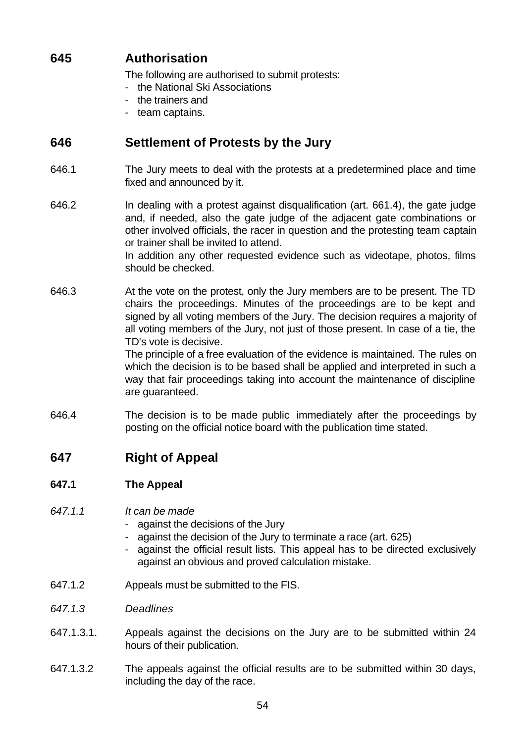## 645 Authorisation

The following are authorised to submit protests:

- the National Ski Associations
- the trainers and
- team captains.

## 646 Settlement of Protests by the Jury

646.1 The Jury meets to deal with the protests at a predetermined place and time fixed and announced by it.

646.2 In dealing with a protest against disqualification (art. 661.4), the gate judge and, if needed, also the gate judge of the adjacent gate combinations or other involved officials, the racer in question and the protesting team captain or trainer shall be invited to attend.
In addition any other requested evidence such as videotape, photos, films should be checked.

646.3 At the vote on the protest, only the Jury members are to be present. The TD chairs the proceedings. Minutes of the proceedings are to be kept and signed by all voting members of the Jury. The decision requires a majority of all voting members of the Jury, not just of those present. In case of a tie, the TD's vote is decisive.
The principle of a free evaluation of the evidence is maintained. The rules on which the decision is to be based shall be applied and interpreted in such a way that fair proceedings taking into account the maintenance of discipline are guaranteed.

646.4 The decision is to be made public immediately after the proceedings by posting on the official notice board with the publication time stated.

## 647 Right of Appeal

### 647.1 The Appeal

*647.1.1 It can be made*

- against the decisions of the Jury
- against the decision of the Jury to terminate a race (art. 625)
- against the official result lists. This appeal has to be directed exclusively against an obvious and proved calculation mistake.

647.1.2 Appeals must be submitted to the FIS.

*647.1.3 Deadlines*

647.1.3.1. Appeals against the decisions on the Jury are to be submitted within 24 hours of their publication.

647.1.3.2 The appeals against the official results are to be submitted within 30 days, including the day of the race.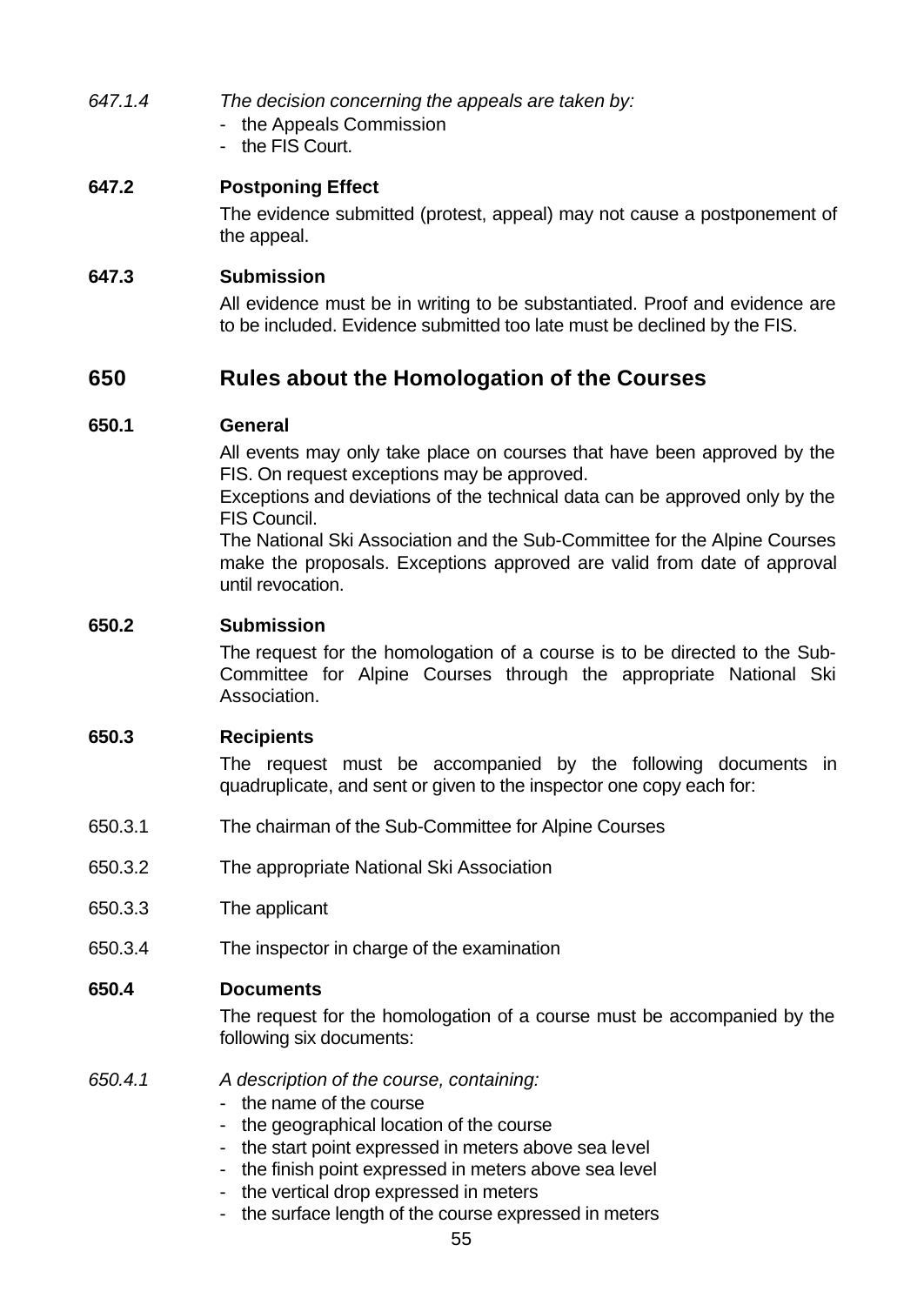*647.1.4 The decision concerning the appeals are taken by:*

- the Appeals Commission
- the FIS Court.

**647.2 Postponing Effect**

The evidence submitted (protest, appeal) may not cause a postponement of the appeal.

**647.3 Submission**

All evidence must be in writing to be substantiated. Proof and evidence are to be included. Evidence submitted too late must be declined by the FIS.

## 650 Rules about the Homologation of the Courses

**650.1 General**

All events may only take place on courses that have been approved by the FIS. On request exceptions may be approved.

Exceptions and deviations of the technical data can be approved only by the FIS Council.

The National Ski Association and the Sub-Committee for the Alpine Courses make the proposals. Exceptions approved are valid from date of approval until revocation.

**650.2 Submission**

The request for the homologation of a course is to be directed to the Sub-Committee for Alpine Courses through the appropriate National Ski Association.

**650.3 Recipients**

The request must be accompanied by the following documents in quadruplicate, and sent or given to the inspector one copy each for:

650.3.1 The chairman of the Sub-Committee for Alpine Courses

650.3.2 The appropriate National Ski Association

650.3.3 The applicant

650.3.4 The inspector in charge of the examination

**650.4 Documents**

The request for the homologation of a course must be accompanied by the following six documents:

*650.4.1 A description of the course, containing:*

- the name of the course
- the geographical location of the course
- the start point expressed in meters above sea level
- the finish point expressed in meters above sea level
- the vertical drop expressed in meters
- the surface length of the course expressed in meters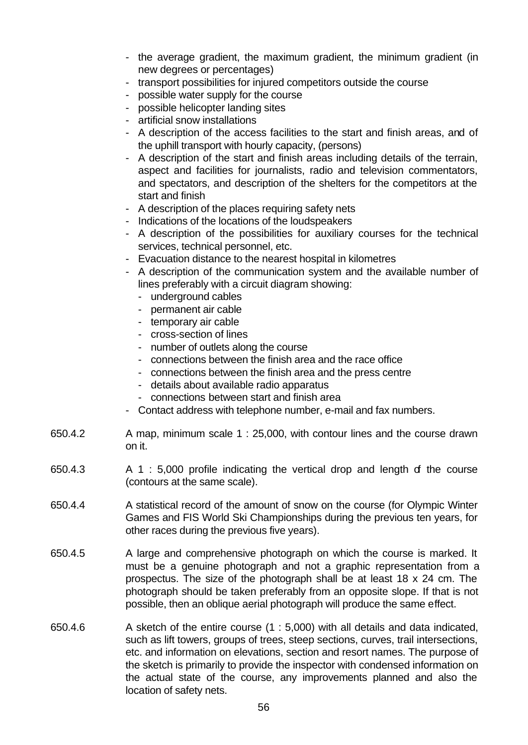- the average gradient, the maximum gradient, the minimum gradient (in new degrees or percentages)
- transport possibilities for injured competitors outside the course
- possible water supply for the course
- possible helicopter landing sites
- artificial snow installations
- A description of the access facilities to the start and finish areas, and of the uphill transport with hourly capacity, (persons)
- A description of the start and finish areas including details of the terrain, aspect and facilities for journalists, radio and television commentators, and spectators, and description of the shelters for the competitors at the start and finish
- A description of the places requiring safety nets
- Indications of the locations of the loudspeakers
- A description of the possibilities for auxiliary courses for the technical services, technical personnel, etc.
- Evacuation distance to the nearest hospital in kilometres
- A description of the communication system and the available number of lines preferably with a circuit diagram showing:
  - underground cables
  - permanent air cable
  - temporary air cable
  - cross-section of lines
  - number of outlets along the course
  - connections between the finish area and the race office
  - connections between the finish area and the press centre
  - details about available radio apparatus
  - connections between start and finish area
- Contact address with telephone number, e-mail and fax numbers.

650.4.2 A map, minimum scale 1 : 25,000, with contour lines and the course drawn on it.

650.4.3 A 1 : 5,000 profile indicating the vertical drop and length of the course (contours at the same scale).

650.4.4 A statistical record of the amount of snow on the course (for Olympic Winter Games and FIS World Ski Championships during the previous ten years, for other races during the previous five years).

650.4.5 A large and comprehensive photograph on which the course is marked. It must be a genuine photograph and not a graphic representation from a prospectus. The size of the photograph shall be at least 18 x 24 cm. The photograph should be taken preferably from an opposite slope. If that is not possible, then an oblique aerial photograph will produce the same effect.

650.4.6 A sketch of the entire course (1 : 5,000) with all details and data indicated, such as lift towers, groups of trees, steep sections, curves, trail intersections, etc. and information on elevations, section and resort names. The purpose of the sketch is primarily to provide the inspector with condensed information on the actual state of the course, any improvements planned and also the location of safety nets.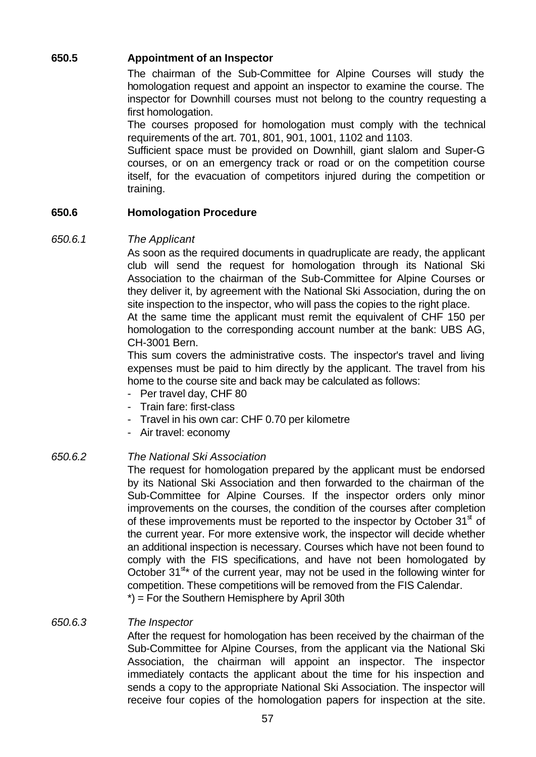### 650.5 Appointment of an Inspector

The chairman of the Sub-Committee for Alpine Courses will study the homologation request and appoint an inspector to examine the course. The inspector for Downhill courses must not belong to the country requesting a first homologation.

The courses proposed for homologation must comply with the technical requirements of the art. 701, 801, 901, 1001, 1102 and 1103.

Sufficient space must be provided on Downhill, giant slalom and Super-G courses, or on an emergency track or road or on the competition course itself, for the evacuation of competitors injured during the competition or training.

### 650.6 Homologation Procedure

#### *650.6.1 The Applicant*

As soon as the required documents in quadruplicate are ready, the applicant club will send the request for homologation through its National Ski Association to the chairman of the Sub-Committee for Alpine Courses or they deliver it, by agreement with the National Ski Association, during the on site inspection to the inspector, who will pass the copies to the right place.

At the same time the applicant must remit the equivalent of CHF 150 per homologation to the corresponding account number at the bank: UBS AG, CH-3001 Bern.

This sum covers the administrative costs. The inspector's travel and living expenses must be paid to him directly by the applicant. The travel from his home to the course site and back may be calculated as follows:

- Per travel day, CHF 80
- Train fare: first-class
- Travel in his own car: CHF 0.70 per kilometre
- Air travel: economy

#### *650.6.2 The National Ski Association*

The request for homologation prepared by the applicant must be endorsed by its National Ski Association and then forwarded to the chairman of the Sub-Committee for Alpine Courses. If the inspector orders only minor improvements on the courses, the condition of the courses after completion of these improvements must be reported to the inspector by October 31st of the current year. For more extensive work, the inspector will decide whether an additional inspection is necessary. Courses which have not been found to comply with the FIS specifications, and have not been homologated by October 31st* of the current year, may not be used in the following winter for competition. These competitions will be removed from the FIS Calendar.

*) = For the Southern Hemisphere by April 30th

#### *650.6.3 The Inspector*

After the request for homologation has been received by the chairman of the Sub-Committee for Alpine Courses, from the applicant via the National Ski Association, the chairman will appoint an inspector. The inspector immediately contacts the applicant about the time for his inspection and sends a copy to the appropriate National Ski Association. The inspector will receive four copies of the homologation papers for inspection at the site.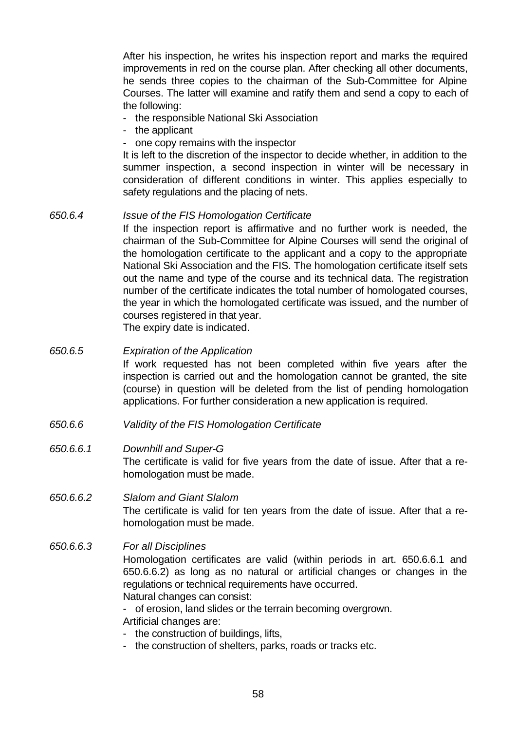After his inspection, he writes his inspection report and marks the required improvements in red on the course plan. After checking all other documents, he sends three copies to the chairman of the Sub-Committee for Alpine Courses. The latter will examine and ratify them and send a copy to each of the following:

- the responsible National Ski Association
- the applicant
- one copy remains with the inspector

It is left to the discretion of the inspector to decide whether, in addition to the summer inspection, a second inspection in winter will be necessary in consideration of different conditions in winter. This applies especially to safety regulations and the placing of nets.

*650.6.4* *Issue of the FIS Homologation Certificate*

If the inspection report is affirmative and no further work is needed, the chairman of the Sub-Committee for Alpine Courses will send the original of the homologation certificate to the applicant and a copy to the appropriate National Ski Association and the FIS. The homologation certificate itself sets out the name and type of the course and its technical data. The registration number of the certificate indicates the total number of homologated courses, the year in which the homologated certificate was issued, and the number of courses registered in that year.
The expiry date is indicated.

*650.6.5* *Expiration of the Application*

If work requested has not been completed within five years after the inspection is carried out and the homologation cannot be granted, the site (course) in question will be deleted from the list of pending homologation applications. For further consideration a new application is required.

*650.6.6* *Validity of the FIS Homologation Certificate*

*650.6.6.1* *Downhill and Super-G*

The certificate is valid for five years from the date of issue. After that a re-homologation must be made.

*650.6.6.2* *Slalom and Giant Slalom*

The certificate is valid for ten years from the date of issue. After that a re-homologation must be made.

*650.6.6.3* *For all Disciplines*

Homologation certificates are valid (within periods in art. 650.6.6.1 and 650.6.6.2) as long as no natural or artificial changes or changes in the regulations or technical requirements have occurred.
Natural changes can consist:

- of erosion, land slides or the terrain becoming overgrown.

Artificial changes are:

- the construction of buildings, lifts,
- the construction of shelters, parks, roads or tracks etc.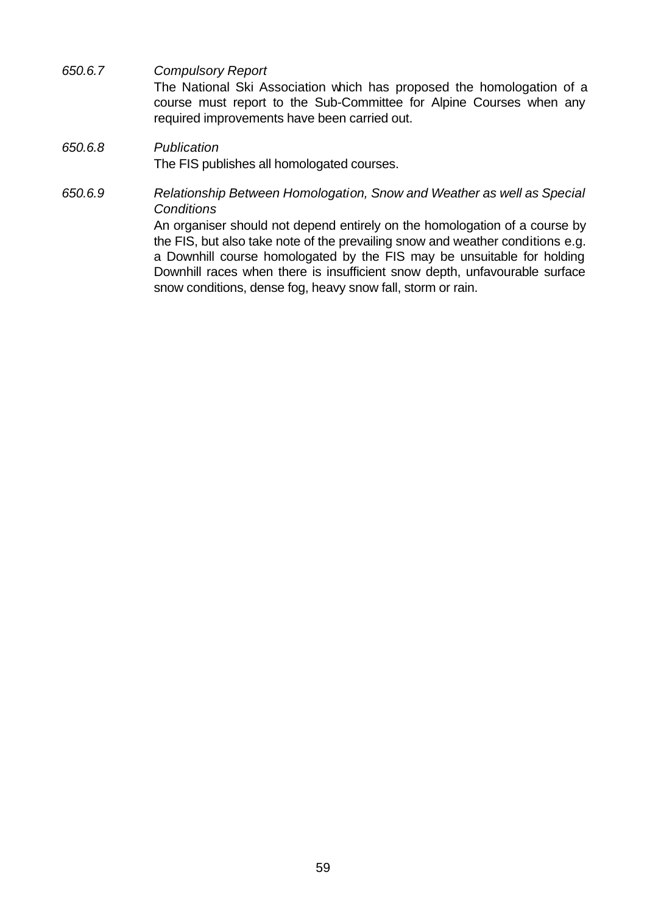*650.6.7* *Compulsory Report*

The National Ski Association which has proposed the homologation of a course must report to the Sub-Committee for Alpine Courses when any required improvements have been carried out.

*650.6.8* *Publication*

The FIS publishes all homologated courses.

*650.6.9* *Relationship Between Homologation, Snow and Weather as well as Special Conditions*

An organiser should not depend entirely on the homologation of a course by the FIS, but also take note of the prevailing snow and weather conditions e.g. a Downhill course homologated by the FIS may be unsuitable for holding Downhill races when there is insufficient snow depth, unfavourable surface snow conditions, dense fog, heavy snow fall, storm or rain.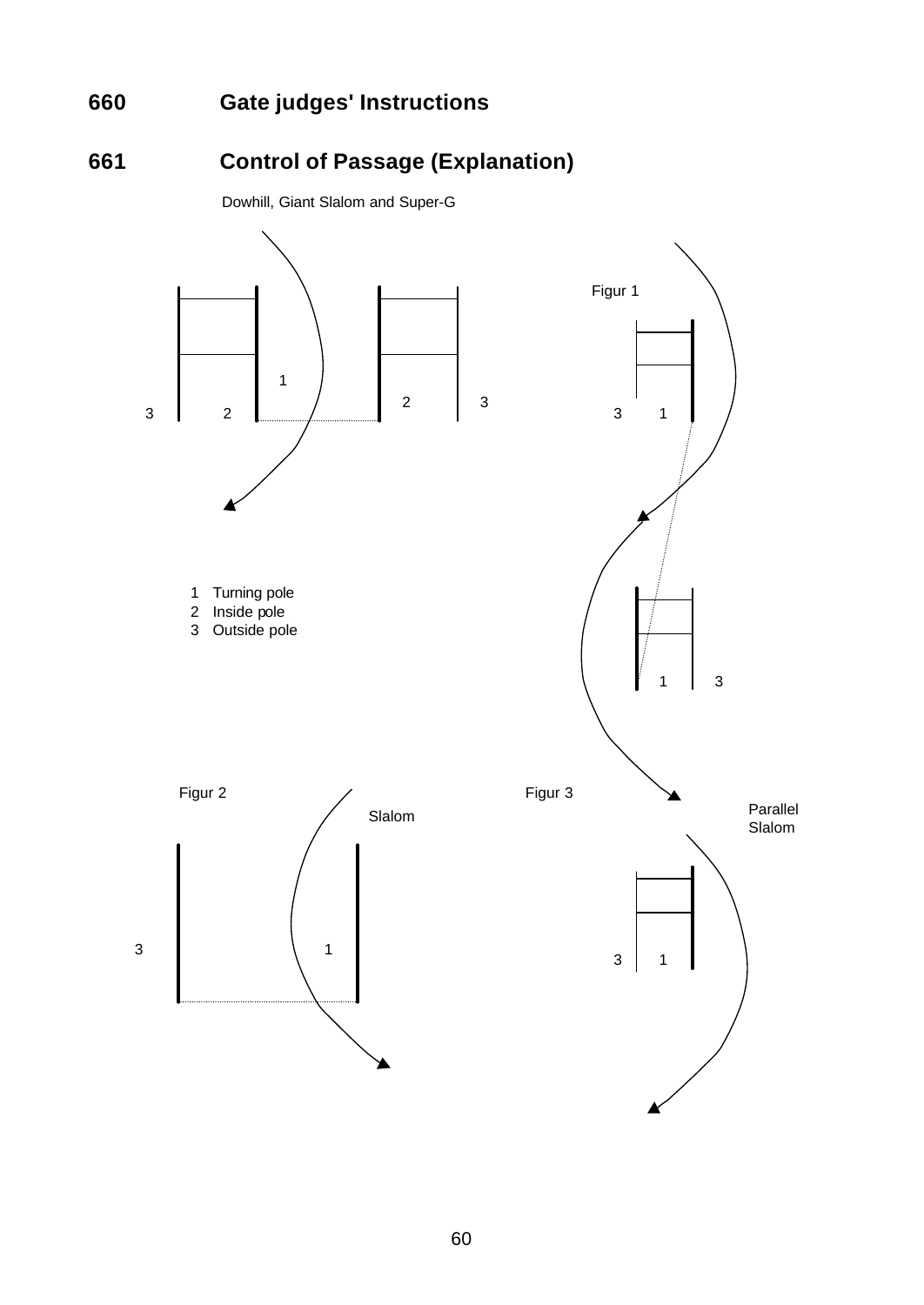## 660 Gate judges' Instructions

## 661 Control of Passage (Explanation)

Dowhill, Giant Slalom and Super-G

1
3 2
2 3

Figur 1

3 1

1 3

1 Turning pole
2 Inside pole
3 Outside pole

Figur 2

Slalom

3 1

Figur 3

Parallel
Slalom

3 1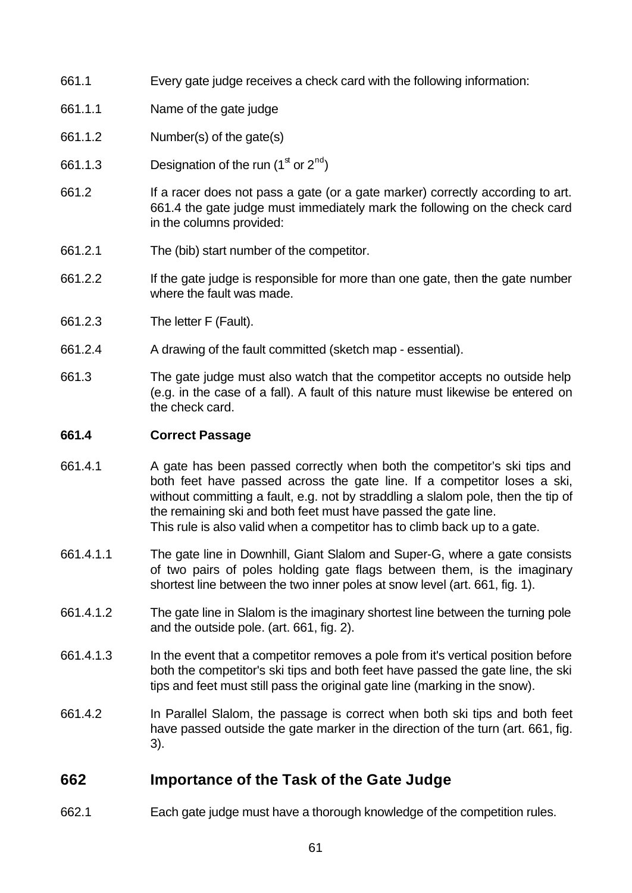661.1 Every gate judge receives a check card with the following information:

661.1.1 Name of the gate judge

661.1.2 Number(s) of the gate(s)

661.1.3 Designation of the run (1st or 2nd)

661.2 If a racer does not pass a gate (or a gate marker) correctly according to art. 661.4 the gate judge must immediately mark the following on the check card in the columns provided:

661.2.1 The (bib) start number of the competitor.

661.2.2 If the gate judge is responsible for more than one gate, then the gate number where the fault was made.

661.2.3 The letter F (Fault).

661.2.4 A drawing of the fault committed (sketch map - essential).

661.3 The gate judge must also watch that the competitor accepts no outside help (e.g. in the case of a fall). A fault of this nature must likewise be entered on the check card.

**661.4 Correct Passage**

661.4.1 A gate has been passed correctly when both the competitor's ski tips and both feet have passed across the gate line. If a competitor loses a ski, without committing a fault, e.g. not by straddling a slalom pole, then the tip of the remaining ski and both feet must have passed the gate line.
This rule is also valid when a competitor has to climb back up to a gate.

661.4.1.1 The gate line in Downhill, Giant Slalom and Super-G, where a gate consists of two pairs of poles holding gate flags between them, is the imaginary shortest line between the two inner poles at snow level (art. 661, fig. 1).

661.4.1.2 The gate line in Slalom is the imaginary shortest line between the turning pole and the outside pole. (art. 661, fig. 2).

661.4.1.3 In the event that a competitor removes a pole from it's vertical position before both the competitor's ski tips and both feet have passed the gate line, the ski tips and feet must still pass the original gate line (marking in the snow).

661.4.2 In Parallel Slalom, the passage is correct when both ski tips and both feet have passed outside the gate marker in the direction of the turn (art. 661, fig. 3).

## 662 Importance of the Task of the Gate Judge

662.1 Each gate judge must have a thorough knowledge of the competition rules.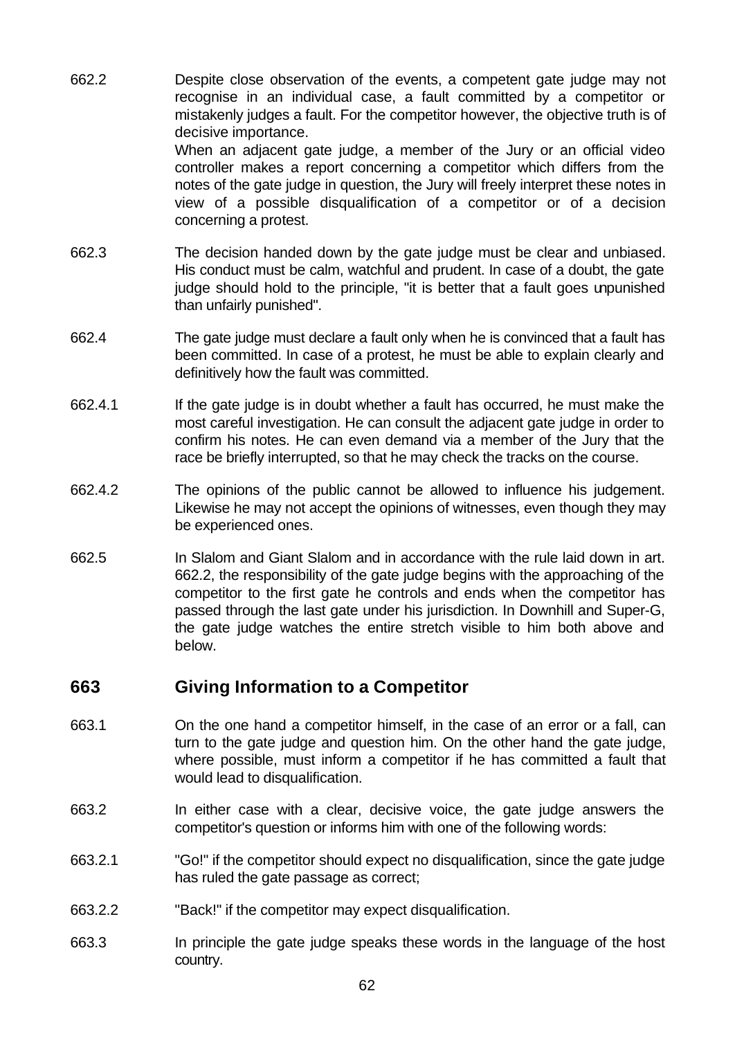662.2 Despite close observation of the events, a competent gate judge may not recognise in an individual case, a fault committed by a competitor or mistakenly judges a fault. For the competitor however, the objective truth is of decisive importance.
When an adjacent gate judge, a member of the Jury or an official video controller makes a report concerning a competitor which differs from the notes of the gate judge in question, the Jury will freely interpret these notes in view of a possible disqualification of a competitor or of a decision concerning a protest.

662.3 The decision handed down by the gate judge must be clear and unbiased. His conduct must be calm, watchful and prudent. In case of a doubt, the gate judge should hold to the principle, "it is better that a fault goes unpunished than unfairly punished".

662.4 The gate judge must declare a fault only when he is convinced that a fault has been committed. In case of a protest, he must be able to explain clearly and definitively how the fault was committed.

662.4.1 If the gate judge is in doubt whether a fault has occurred, he must make the most careful investigation. He can consult the adjacent gate judge in order to confirm his notes. He can even demand via a member of the Jury that the race be briefly interrupted, so that he may check the tracks on the course.

662.4.2 The opinions of the public cannot be allowed to influence his judgement. Likewise he may not accept the opinions of witnesses, even though they may be experienced ones.

662.5 In Slalom and Giant Slalom and in accordance with the rule laid down in art. 662.2, the responsibility of the gate judge begins with the approaching of the competitor to the first gate he controls and ends when the competitor has passed through the last gate under his jurisdiction. In Downhill and Super-G, the gate judge watches the entire stretch visible to him both above and below.

## 663 Giving Information to a Competitor

663.1 On the one hand a competitor himself, in the case of an error or a fall, can turn to the gate judge and question him. On the other hand the gate judge, where possible, must inform a competitor if he has committed a fault that would lead to disqualification.

663.2 In either case with a clear, decisive voice, the gate judge answers the competitor's question or informs him with one of the following words:

663.2.1 "Go!" if the competitor should expect no disqualification, since the gate judge has ruled the gate passage as correct;

663.2.2 "Back!" if the competitor may expect disqualification.

663.3 In principle the gate judge speaks these words in the language of the host country.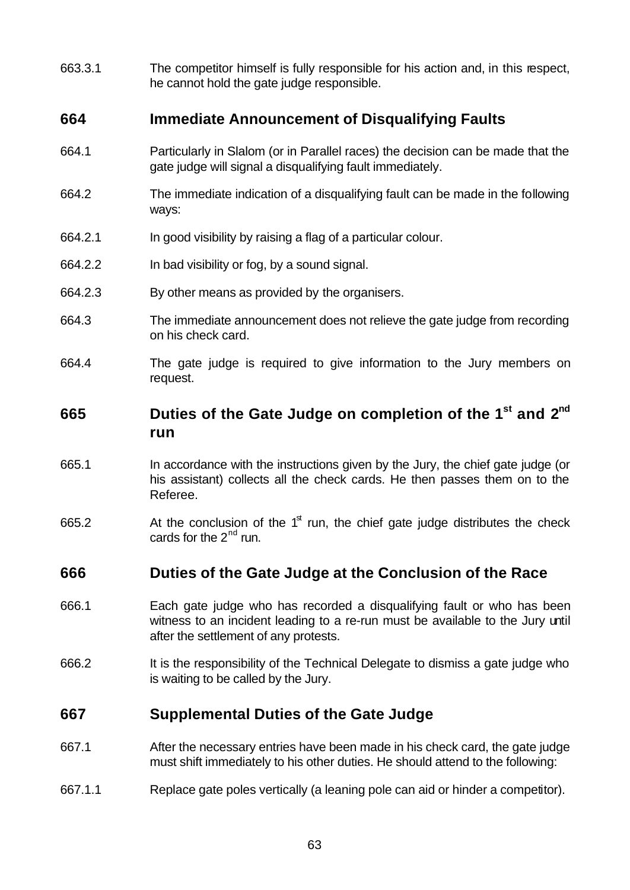663.3.1 The competitor himself is fully responsible for his action and, in this respect, he cannot hold the gate judge responsible.

## 664 Immediate Announcement of Disqualifying Faults

664.1 Particularly in Slalom (or in Parallel races) the decision can be made that the gate judge will signal a disqualifying fault immediately.

664.2 The immediate indication of a disqualifying fault can be made in the following ways:

664.2.1 In good visibility by raising a flag of a particular colour.

664.2.2 In bad visibility or fog, by a sound signal.

664.2.3 By other means as provided by the organisers.

664.3 The immediate announcement does not relieve the gate judge from recording on his check card.

664.4 The gate judge is required to give information to the Jury members on request.

## 665 Duties of the Gate Judge on completion of the 1st and 2nd run

665.1 In accordance with the instructions given by the Jury, the chief gate judge (or his assistant) collects all the check cards. He then passes them on to the Referee.

665.2 At the conclusion of the 1st run, the chief gate judge distributes the check cards for the 2nd run.

## 666 Duties of the Gate Judge at the Conclusion of the Race

666.1 Each gate judge who has recorded a disqualifying fault or who has been witness to an incident leading to a re-run must be available to the Jury until after the settlement of any protests.

666.2 It is the responsibility of the Technical Delegate to dismiss a gate judge who is waiting to be called by the Jury.

## 667 Supplemental Duties of the Gate Judge

667.1 After the necessary entries have been made in his check card, the gate judge must shift immediately to his other duties. He should attend to the following:

667.1.1 Replace gate poles vertically (a leaning pole can aid or hinder a competitor).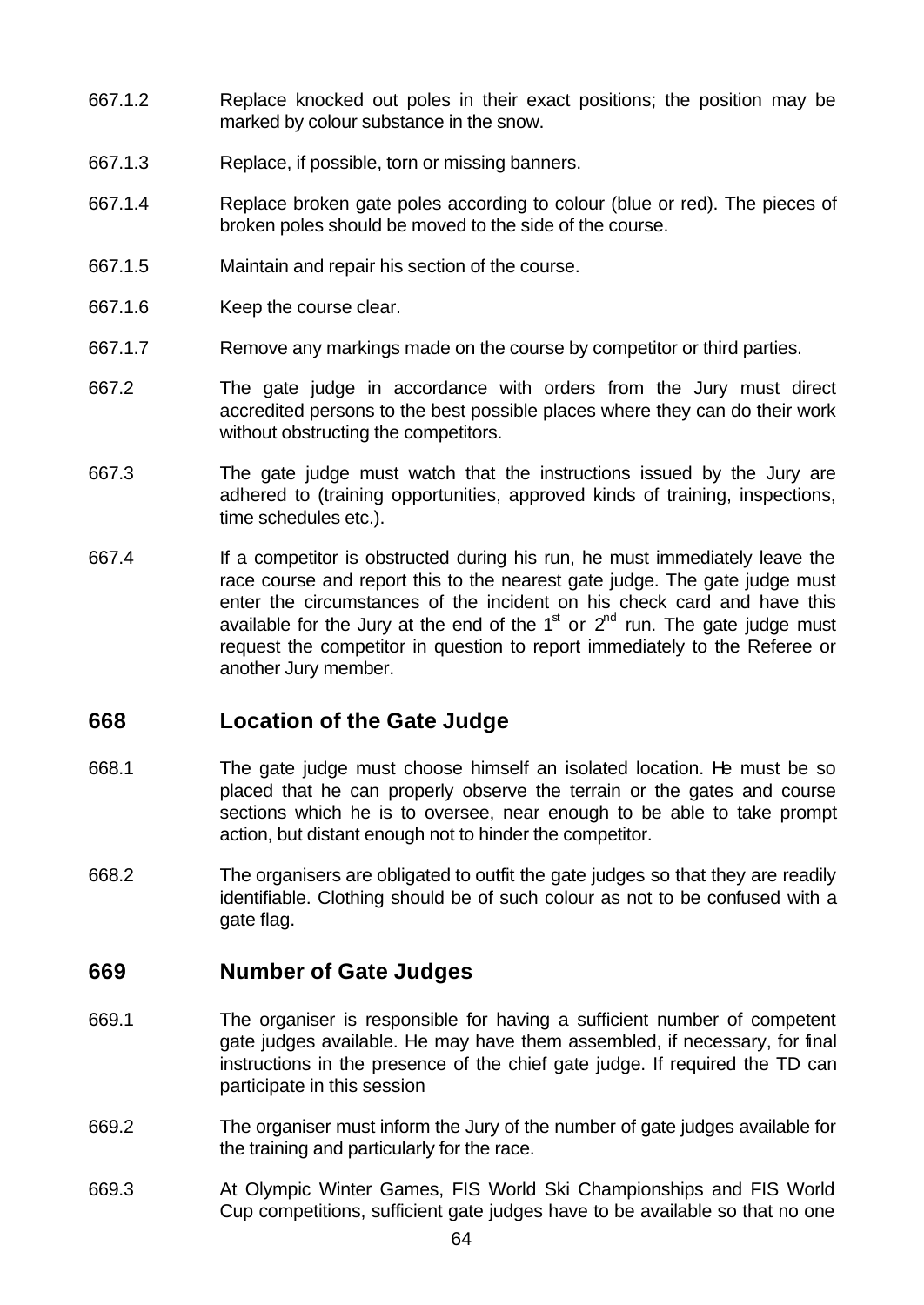667.1.2 Replace knocked out poles in their exact positions; the position may be marked by colour substance in the snow.

667.1.3 Replace, if possible, torn or missing banners.

667.1.4 Replace broken gate poles according to colour (blue or red). The pieces of broken poles should be moved to the side of the course.

667.1.5 Maintain and repair his section of the course.

667.1.6 Keep the course clear.

667.1.7 Remove any markings made on the course by competitor or third parties.

667.2 The gate judge in accordance with orders from the Jury must direct accredited persons to the best possible places where they can do their work without obstructing the competitors.

667.3 The gate judge must watch that the instructions issued by the Jury are adhered to (training opportunities, approved kinds of training, inspections, time schedules etc.).

667.4 If a competitor is obstructed during his run, he must immediately leave the race course and report this to the nearest gate judge. The gate judge must enter the circumstances of the incident on his check card and have this available for the Jury at the end of the 1st or 2nd run. The gate judge must request the competitor in question to report immediately to the Referee or another Jury member.

## 668 Location of the Gate Judge

668.1 The gate judge must choose himself an isolated location. He must be so placed that he can properly observe the terrain or the gates and course sections which he is to oversee, near enough to be able to take prompt action, but distant enough not to hinder the competitor.

668.2 The organisers are obligated to outfit the gate judges so that they are readily identifiable. Clothing should be of such colour as not to be confused with a gate flag.

## 669 Number of Gate Judges

669.1 The organiser is responsible for having a sufficient number of competent gate judges available. He may have them assembled, if necessary, for final instructions in the presence of the chief gate judge. If required the TD can participate in this session

669.2 The organiser must inform the Jury of the number of gate judges available for the training and particularly for the race.

669.3 At Olympic Winter Games, FIS World Ski Championships and FIS World Cup competitions, sufficient gate judges have to be available so that no one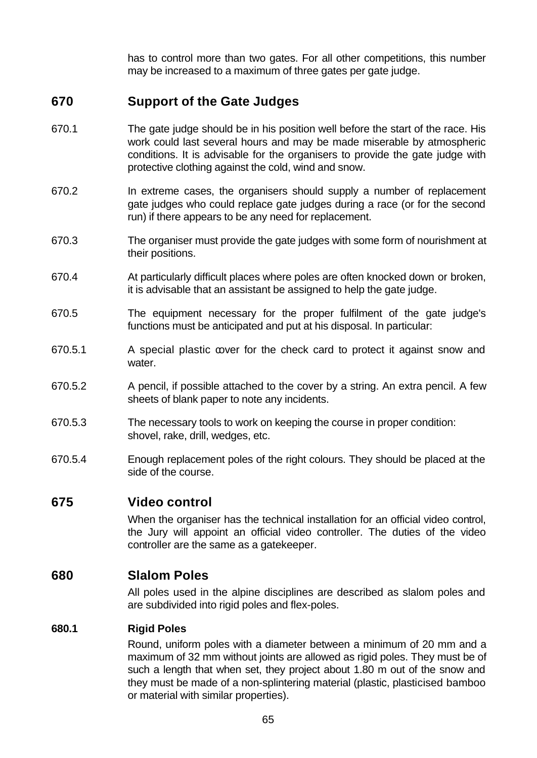has to control more than two gates. For all other competitions, this number may be increased to a maximum of three gates per gate judge.

## 670 Support of the Gate Judges

670.1 The gate judge should be in his position well before the start of the race. His work could last several hours and may be made miserable by atmospheric conditions. It is advisable for the organisers to provide the gate judge with protective clothing against the cold, wind and snow.

670.2 In extreme cases, the organisers should supply a number of replacement gate judges who could replace gate judges during a race (or for the second run) if there appears to be any need for replacement.

670.3 The organiser must provide the gate judges with some form of nourishment at their positions.

670.4 At particularly difficult places where poles are often knocked down or broken, it is advisable that an assistant be assigned to help the gate judge.

670.5 The equipment necessary for the proper fulfilment of the gate judge's functions must be anticipated and put at his disposal. In particular:

670.5.1 A special plastic cover for the check card to protect it against snow and water.

670.5.2 A pencil, if possible attached to the cover by a string. An extra pencil. A few sheets of blank paper to note any incidents.

670.5.3 The necessary tools to work on keeping the course in proper condition: shovel, rake, drill, wedges, etc.

670.5.4 Enough replacement poles of the right colours. They should be placed at the side of the course.

## 675 Video control

When the organiser has the technical installation for an official video control, the Jury will appoint an official video controller. The duties of the video controller are the same as a gatekeeper.

## 680 Slalom Poles

All poles used in the alpine disciplines are described as slalom poles and are subdivided into rigid poles and flex-poles.

### 680.1 Rigid Poles

Round, uniform poles with a diameter between a minimum of 20 mm and a maximum of 32 mm without joints are allowed as rigid poles. They must be of such a length that when set, they project about 1.80 m out of the snow and they must be made of a non-splintering material (plastic, plasticised bamboo or material with similar properties).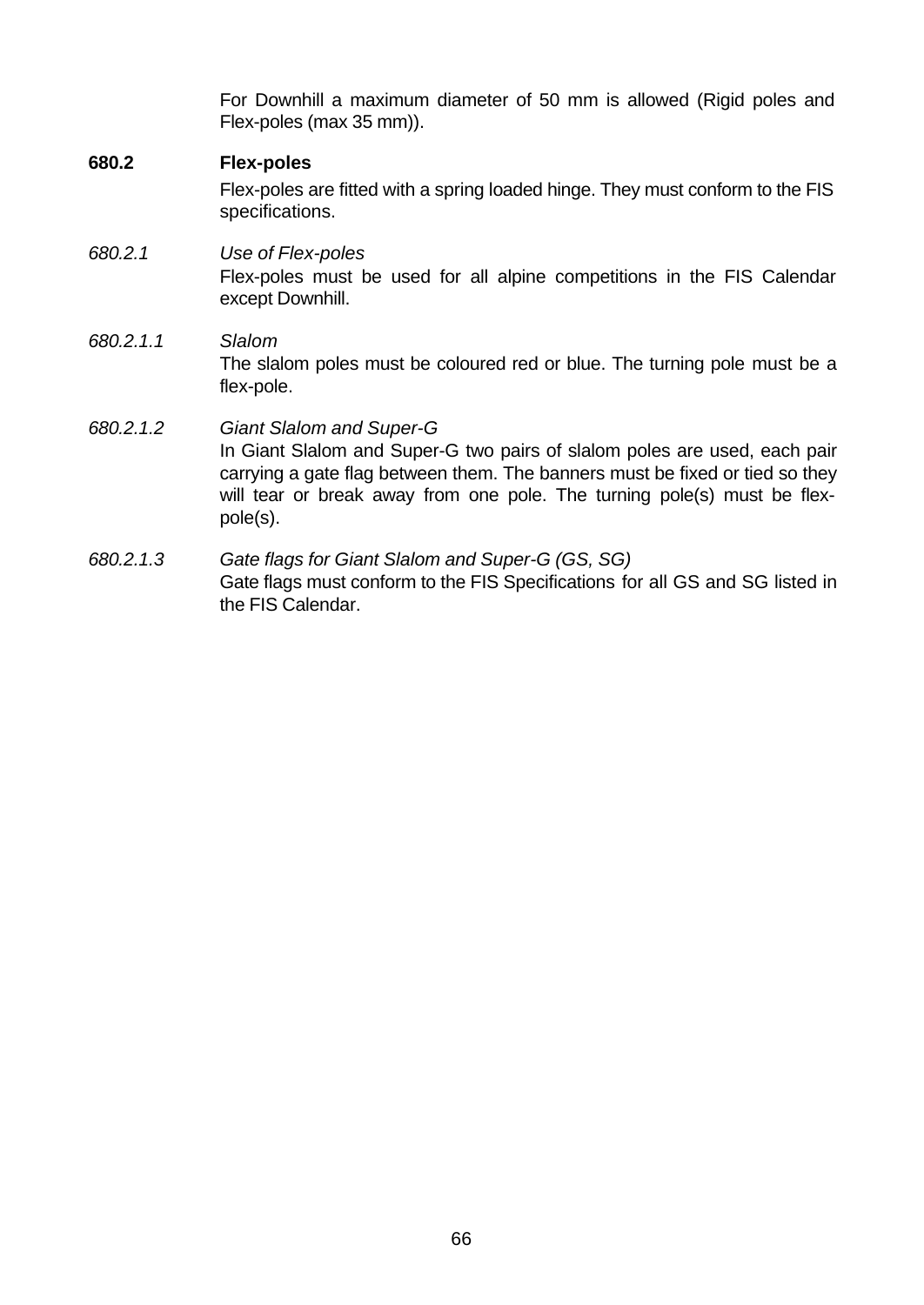For Downhill a maximum diameter of 50 mm is allowed (Rigid poles and Flex-poles (max 35 mm)).

## 680.2 Flex-poles

Flex-poles are fitted with a spring loaded hinge. They must conform to the FIS specifications.

*680.2.1 Use of Flex-poles*

Flex-poles must be used for all alpine competitions in the FIS Calendar except Downhill.

*680.2.1.1 Slalom*

The slalom poles must be coloured red or blue. The turning pole must be a flex-pole.

*680.2.1.2 Giant Slalom and Super-G*

In Giant Slalom and Super-G two pairs of slalom poles are used, each pair carrying a gate flag between them. The banners must be fixed or tied so they will tear or break away from one pole. The turning pole(s) must be flex-pole(s).

*680.2.1.3 Gate flags for Giant Slalom and Super-G (GS, SG)*

Gate flags must conform to the FIS Specifications for all GS and SG listed in the FIS Calendar.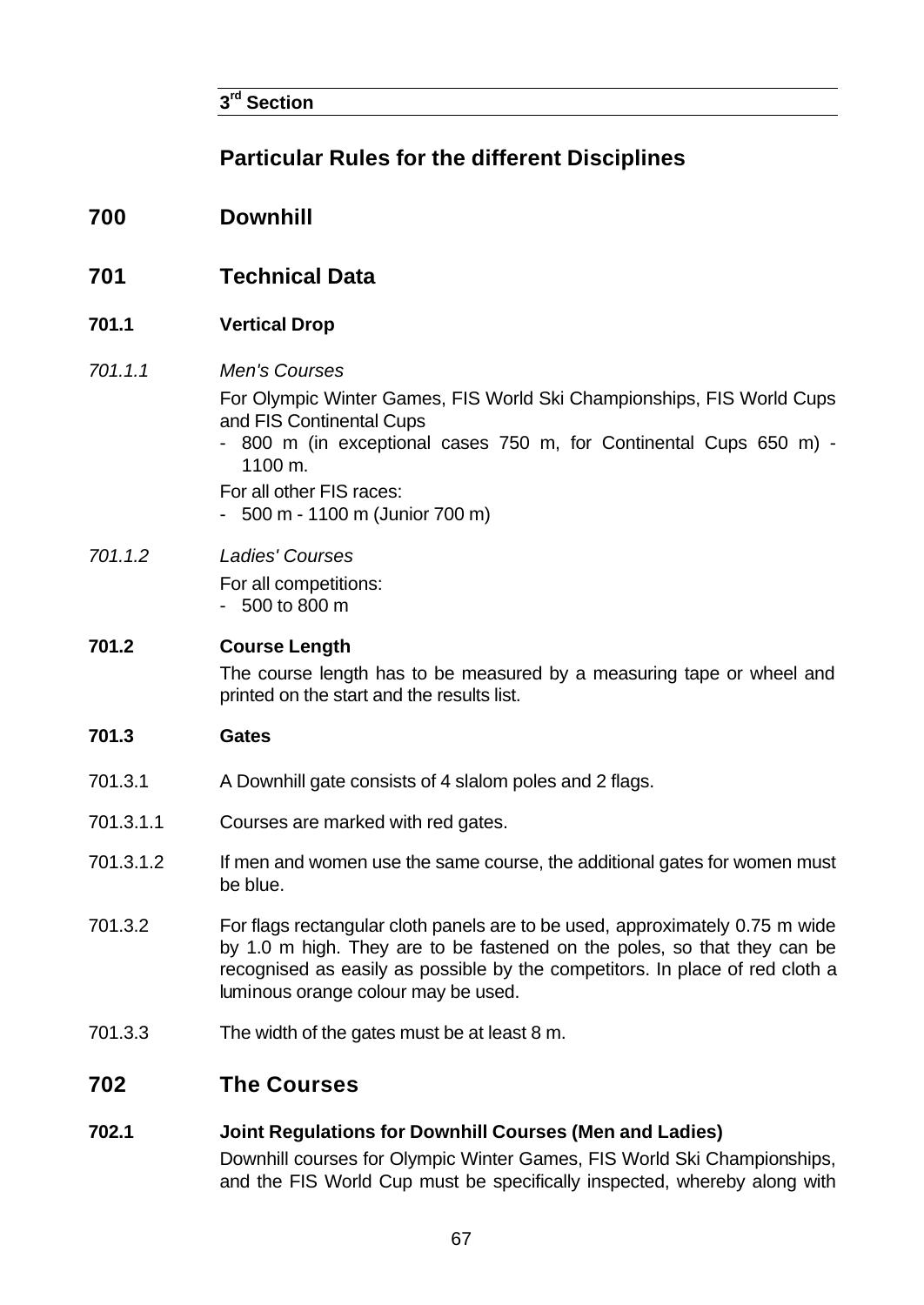3rd Section

## Particular Rules for the different Disciplines

# 700 Downhill

## 701 Technical Data

### 701.1 Vertical Drop

*701.1.1 Men's Courses*

For Olympic Winter Games, FIS World Ski Championships, FIS World Cups and FIS Continental Cups

- 800 m (in exceptional cases 750 m, for Continental Cups 650 m) - 1100 m.

For all other FIS races:

- 500 m - 1100 m (Junior 700 m)

*701.1.2 Ladies' Courses*

For all competitions:

- 500 to 800 m

### 701.2 Course Length

The course length has to be measured by a measuring tape or wheel and printed on the start and the results list.

### 701.3 Gates

701.3.1 A Downhill gate consists of 4 slalom poles and 2 flags.

701.3.1.1 Courses are marked with red gates.

701.3.1.2 If men and women use the same course, the additional gates for women must be blue.

701.3.2 For flags rectangular cloth panels are to be used, approximately 0.75 m wide by 1.0 m high. They are to be fastened on the poles, so that they can be recognised as easily as possible by the competitors. In place of red cloth a luminous orange colour may be used.

701.3.3 The width of the gates must be at least 8 m.

## 702 The Courses

### 702.1 Joint Regulations for Downhill Courses (Men and Ladies)

Downhill courses for Olympic Winter Games, FIS World Ski Championships, and the FIS World Cup must be specifically inspected, whereby along with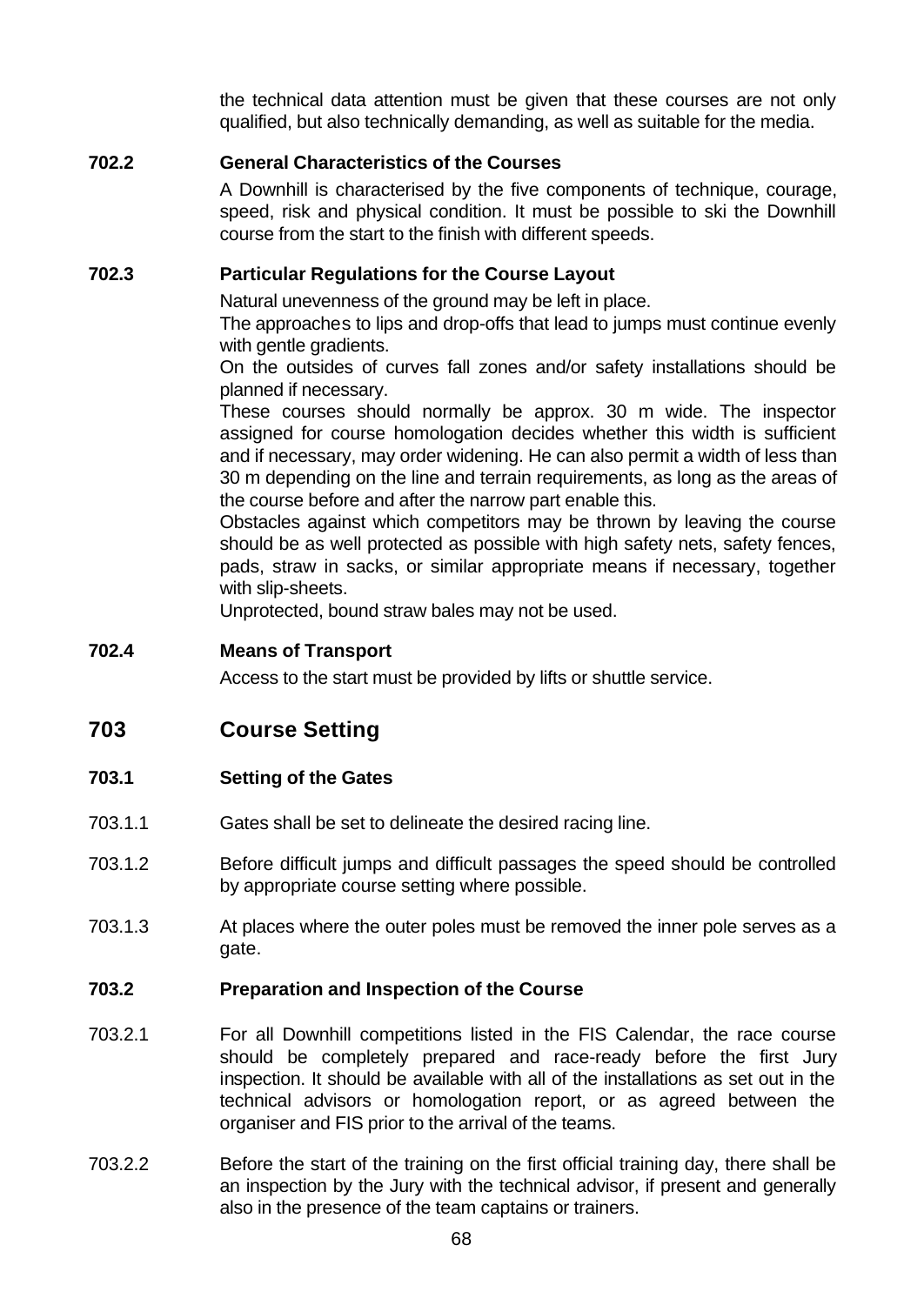the technical data attention must be given that these courses are not only qualified, but also technically demanding, as well as suitable for the media.

### 702.2 General Characteristics of the Courses

A Downhill is characterised by the five components of technique, courage, speed, risk and physical condition. It must be possible to ski the Downhill course from the start to the finish with different speeds.

### 702.3 Particular Regulations for the Course Layout

Natural unevenness of the ground may be left in place.

The approaches to lips and drop-offs that lead to jumps must continue evenly with gentle gradients.

On the outsides of curves fall zones and/or safety installations should be planned if necessary.

These courses should normally be approx. 30 m wide. The inspector assigned for course homologation decides whether this width is sufficient and if necessary, may order widening. He can also permit a width of less than 30 m depending on the line and terrain requirements, as long as the areas of the course before and after the narrow part enable this.

Obstacles against which competitors may be thrown by leaving the course should be as well protected as possible with high safety nets, safety fences, pads, straw in sacks, or similar appropriate means if necessary, together with slip-sheets.

Unprotected, bound straw bales may not be used.

### 702.4 Means of Transport

Access to the start must be provided by lifts or shuttle service.

## 703 Course Setting

### 703.1 Setting of the Gates

703.1.1 Gates shall be set to delineate the desired racing line.

703.1.2 Before difficult jumps and difficult passages the speed should be controlled by appropriate course setting where possible.

703.1.3 At places where the outer poles must be removed the inner pole serves as a gate.

### 703.2 Preparation and Inspection of the Course

703.2.1 For all Downhill competitions listed in the FIS Calendar, the race course should be completely prepared and race-ready before the first Jury inspection. It should be available with all of the installations as set out in the technical advisors or homologation report, or as agreed between the organiser and FIS prior to the arrival of the teams.

703.2.2 Before the start of the training on the first official training day, there shall be an inspection by the Jury with the technical advisor, if present and generally also in the presence of the team captains or trainers.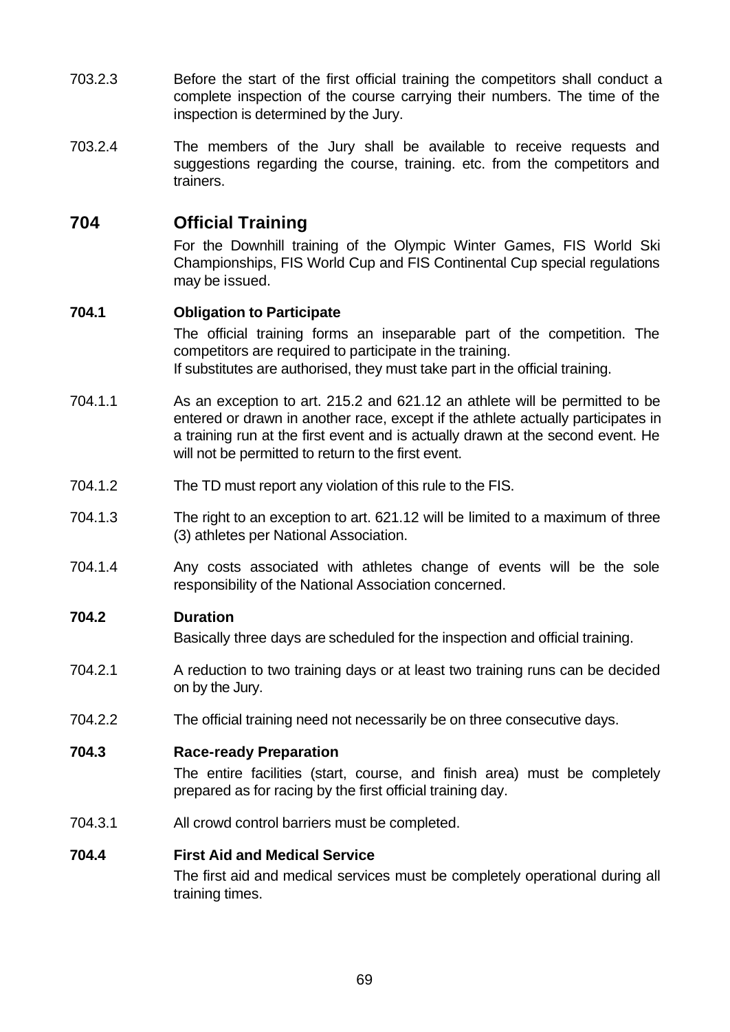703.2.3 Before the start of the first official training the competitors shall conduct a complete inspection of the course carrying their numbers. The time of the inspection is determined by the Jury.

703.2.4 The members of the Jury shall be available to receive requests and suggestions regarding the course, training. etc. from the competitors and trainers.

## 704 Official Training

For the Downhill training of the Olympic Winter Games, FIS World Ski Championships, FIS World Cup and FIS Continental Cup special regulations may be issued.

### 704.1 Obligation to Participate

The official training forms an inseparable part of the competition. The competitors are required to participate in the training.
If substitutes are authorised, they must take part in the official training.

704.1.1 As an exception to art. 215.2 and 621.12 an athlete will be permitted to be entered or drawn in another race, except if the athlete actually participates in a training run at the first event and is actually drawn at the second event. He will not be permitted to return to the first event.

704.1.2 The TD must report any violation of this rule to the FIS.

704.1.3 The right to an exception to art. 621.12 will be limited to a maximum of three (3) athletes per National Association.

704.1.4 Any costs associated with athletes change of events will be the sole responsibility of the National Association concerned.

### 704.2 Duration

Basically three days are scheduled for the inspection and official training.

704.2.1 A reduction to two training days or at least two training runs can be decided on by the Jury.

704.2.2 The official training need not necessarily be on three consecutive days.

### 704.3 Race-ready Preparation

The entire facilities (start, course, and finish area) must be completely prepared as for racing by the first official training day.

704.3.1 All crowd control barriers must be completed.

### 704.4 First Aid and Medical Service

The first aid and medical services must be completely operational during all training times.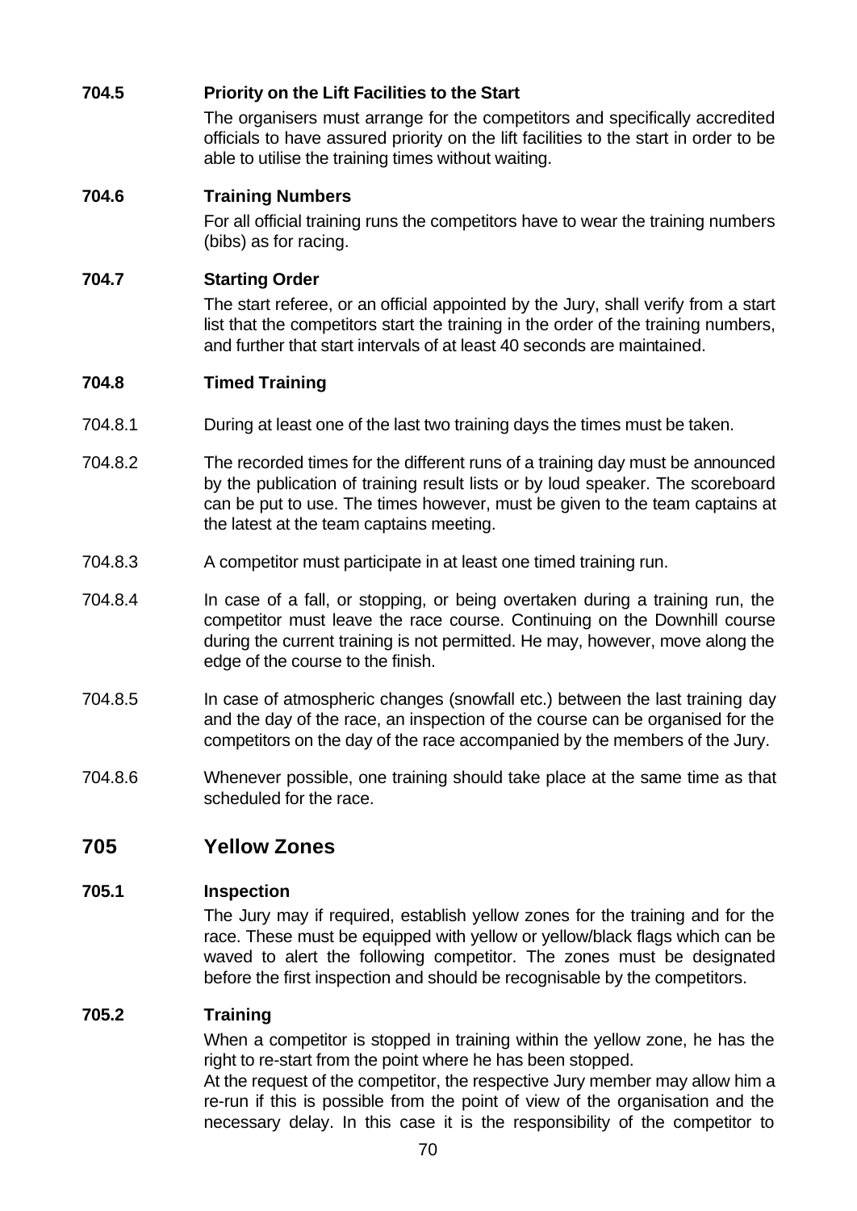**704.5 Priority on the Lift Facilities to the Start**

The organisers must arrange for the competitors and specifically accredited officials to have assured priority on the lift facilities to the start in order to be able to utilise the training times without waiting.

**704.6 Training Numbers**

For all official training runs the competitors have to wear the training numbers (bibs) as for racing.

**704.7 Starting Order**

The start referee, or an official appointed by the Jury, shall verify from a start list that the competitors start the training in the order of the training numbers, and further that start intervals of at least 40 seconds are maintained.

**704.8 Timed Training**

704.8.1 During at least one of the last two training days the times must be taken.

704.8.2 The recorded times for the different runs of a training day must be announced by the publication of training result lists or by loud speaker. The scoreboard can be put to use. The times however, must be given to the team captains at the latest at the team captains meeting.

704.8.3 A competitor must participate in at least one timed training run.

704.8.4 In case of a fall, or stopping, or being overtaken during a training run, the competitor must leave the race course. Continuing on the Downhill course during the current training is not permitted. He may, however, move along the edge of the course to the finish.

704.8.5 In case of atmospheric changes (snowfall etc.) between the last training day and the day of the race, an inspection of the course can be organised for the competitors on the day of the race accompanied by the members of the Jury.

704.8.6 Whenever possible, one training should take place at the same time as that scheduled for the race.

## 705 Yellow Zones

**705.1 Inspection**

The Jury may if required, establish yellow zones for the training and for the race. These must be equipped with yellow or yellow/black flags which can be waved to alert the following competitor. The zones must be designated before the first inspection and should be recognisable by the competitors.

**705.2 Training**

When a competitor is stopped in training within the yellow zone, he has the right to re-start from the point where he has been stopped.

At the request of the competitor, the respective Jury member may allow him a re-run if this is possible from the point of view of the organisation and the necessary delay. In this case it is the responsibility of the competitor to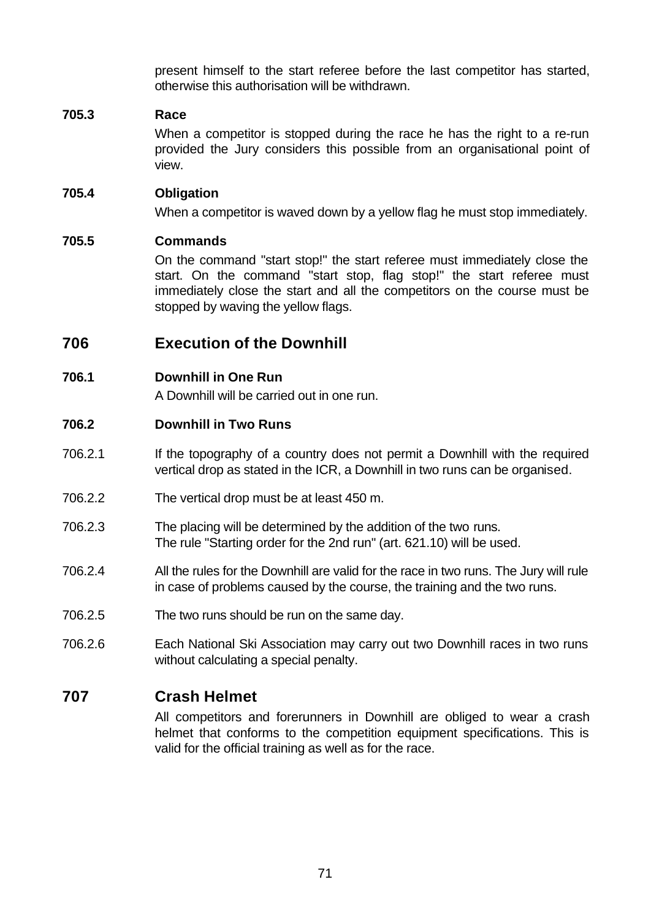present himself to the start referee before the last competitor has started, otherwise this authorisation will be withdrawn.

**705.3 Race**

When a competitor is stopped during the race he has the right to a re-run provided the Jury considers this possible from an organisational point of view.

**705.4 Obligation**

When a competitor is waved down by a yellow flag he must stop immediately.

**705.5 Commands**

On the command "start stop!" the start referee must immediately close the start. On the command "start stop, flag stop!" the start referee must immediately close the start and all the competitors on the course must be stopped by waving the yellow flags.

## 706 Execution of the Downhill

**706.1 Downhill in One Run**

A Downhill will be carried out in one run.

**706.2 Downhill in Two Runs**

706.2.1 If the topography of a country does not permit a Downhill with the required vertical drop as stated in the ICR, a Downhill in two runs can be organised.

706.2.2 The vertical drop must be at least 450 m.

706.2.3 The placing will be determined by the addition of the two runs. The rule "Starting order for the 2nd run" (art. 621.10) will be used.

706.2.4 All the rules for the Downhill are valid for the race in two runs. The Jury will rule in case of problems caused by the course, the training and the two runs.

706.2.5 The two runs should be run on the same day.

706.2.6 Each National Ski Association may carry out two Downhill races in two runs without calculating a special penalty.

## 707 Crash Helmet

All competitors and forerunners in Downhill are obliged to wear a crash helmet that conforms to the competition equipment specifications. This is valid for the official training as well as for the race.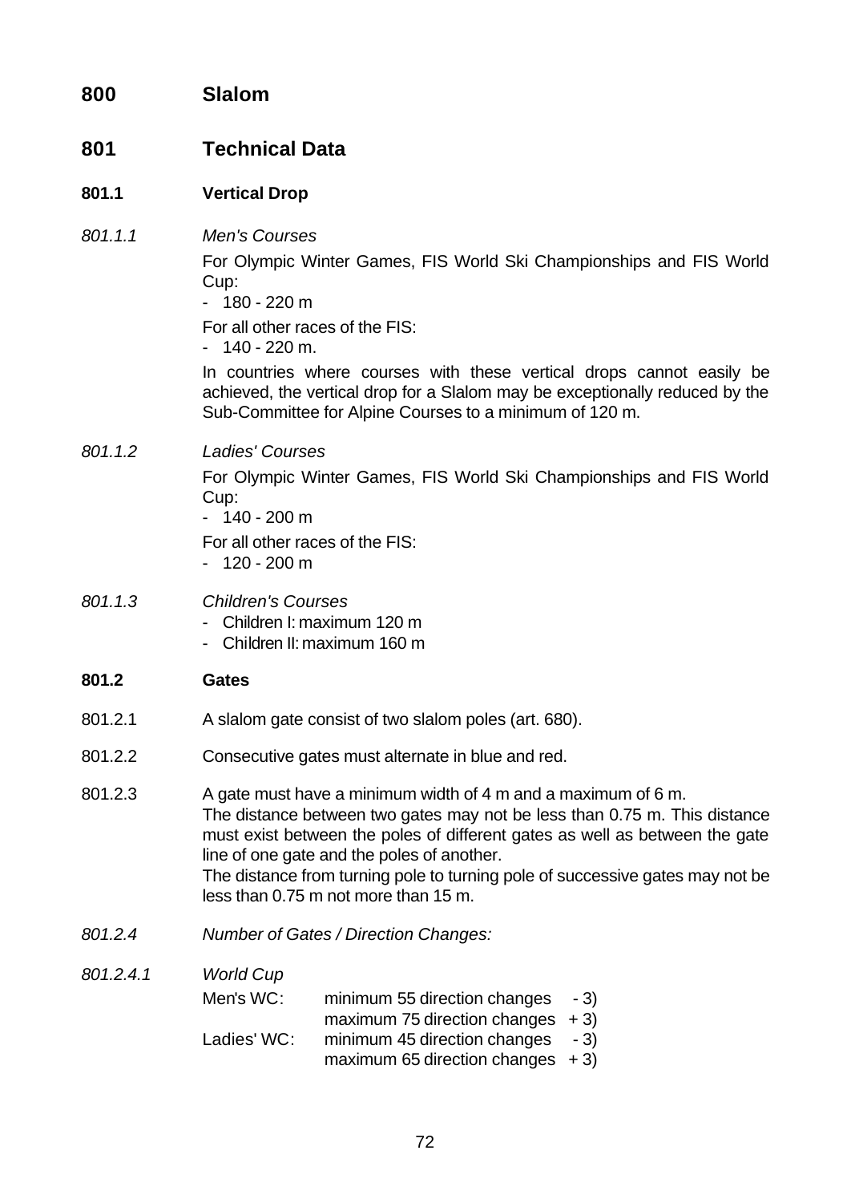# 800 Slalom

## 801 Technical Data

### 801.1 Vertical Drop

*801.1.1 Men's Courses*

For Olympic Winter Games, FIS World Ski Championships and FIS World Cup:

- 180 - 220 m

For all other races of the FIS:

- 140 - 220 m.

In countries where courses with these vertical drops cannot easily be achieved, the vertical drop for a Slalom may be exceptionally reduced by the Sub-Committee for Alpine Courses to a minimum of 120 m.

*801.1.2 Ladies' Courses*

For Olympic Winter Games, FIS World Ski Championships and FIS World Cup:

- 140 - 200 m

For all other races of the FIS:

- 120 - 200 m

*801.1.3 Children's Courses*

- Children I: maximum 120 m
- Children II: maximum 160 m

### 801.2 Gates

801.2.1 A slalom gate consist of two slalom poles (art. 680).

801.2.2 Consecutive gates must alternate in blue and red.

801.2.3 A gate must have a minimum width of 4 m and a maximum of 6 m.
The distance between two gates may not be less than 0.75 m. This distance must exist between the poles of different gates as well as between the gate line of one gate and the poles of another.
The distance from turning pole to turning pole of successive gates may not be less than 0.75 m not more than 15 m.

*801.2.4 Number of Gates / Direction Changes:*

*801.2.4.1 World Cup*

Men's WC: minimum 55 direction changes - 3)
maximum 75 direction changes + 3)

Ladies' WC: minimum 45 direction changes - 3)
maximum 65 direction changes + 3)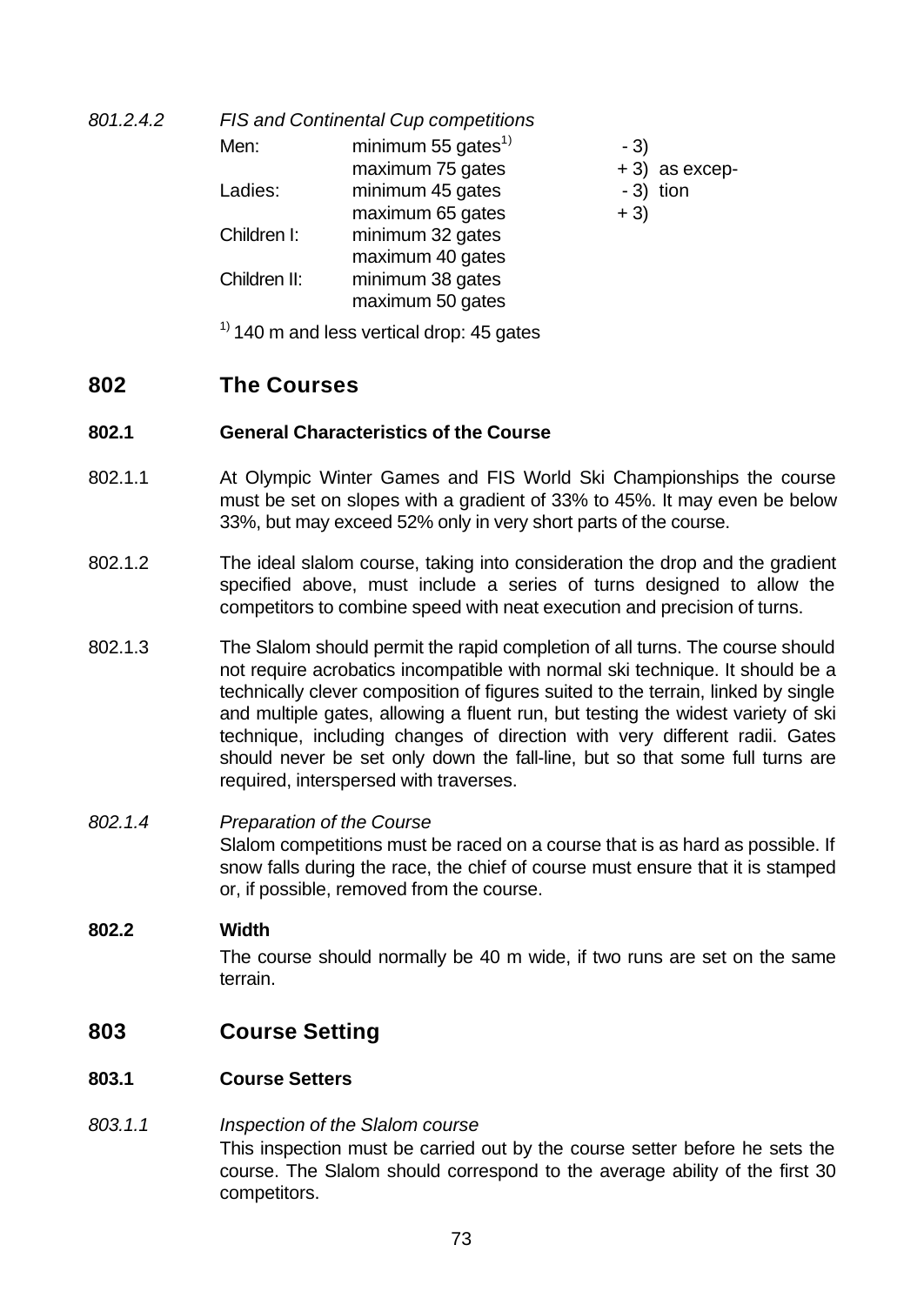*801.2.4.2* *FIS and Continental Cup competitions*

| | | | |
|---|---|---|---|
| Men: | minimum 55 gates[1)] | - 3) | |
| | maximum 75 gates | + 3) | as excep- |
| Ladies: | minimum 45 gates | - 3) | tion |
| | maximum 65 gates | + 3) | |
| Children I: | minimum 32 gates | | |
| | maximum 40 gates | | |
| Children II: | minimum 38 gates | | |
| | maximum 50 gates | | |

[1)] 140 m and less vertical drop: 45 gates

## 802 The Courses

### 802.1 General Characteristics of the Course

802.1.1 At Olympic Winter Games and FIS World Ski Championships the course must be set on slopes with a gradient of 33% to 45%. It may even be below 33%, but may exceed 52% only in very short parts of the course.

802.1.2 The ideal slalom course, taking into consideration the drop and the gradient specified above, must include a series of turns designed to allow the competitors to combine speed with neat execution and precision of turns.

802.1.3 The Slalom should permit the rapid completion of all turns. The course should not require acrobatics incompatible with normal ski technique. It should be a technically clever composition of figures suited to the terrain, linked by single and multiple gates, allowing a fluent run, but testing the widest variety of ski technique, including changes of direction with very different radii. Gates should never be set only down the fall-line, but so that some full turns are required, interspersed with traverses.

*802.1.4* *Preparation of the Course*
Slalom competitions must be raced on a course that is as hard as possible. If snow falls during the race, the chief of course must ensure that it is stamped or, if possible, removed from the course.

### 802.2 Width

The course should normally be 40 m wide, if two runs are set on the same terrain.

## 803 Course Setting

### 803.1 Course Setters

*803.1.1* *Inspection of the Slalom course*
This inspection must be carried out by the course setter before he sets the course. The Slalom should correspond to the average ability of the first 30 competitors.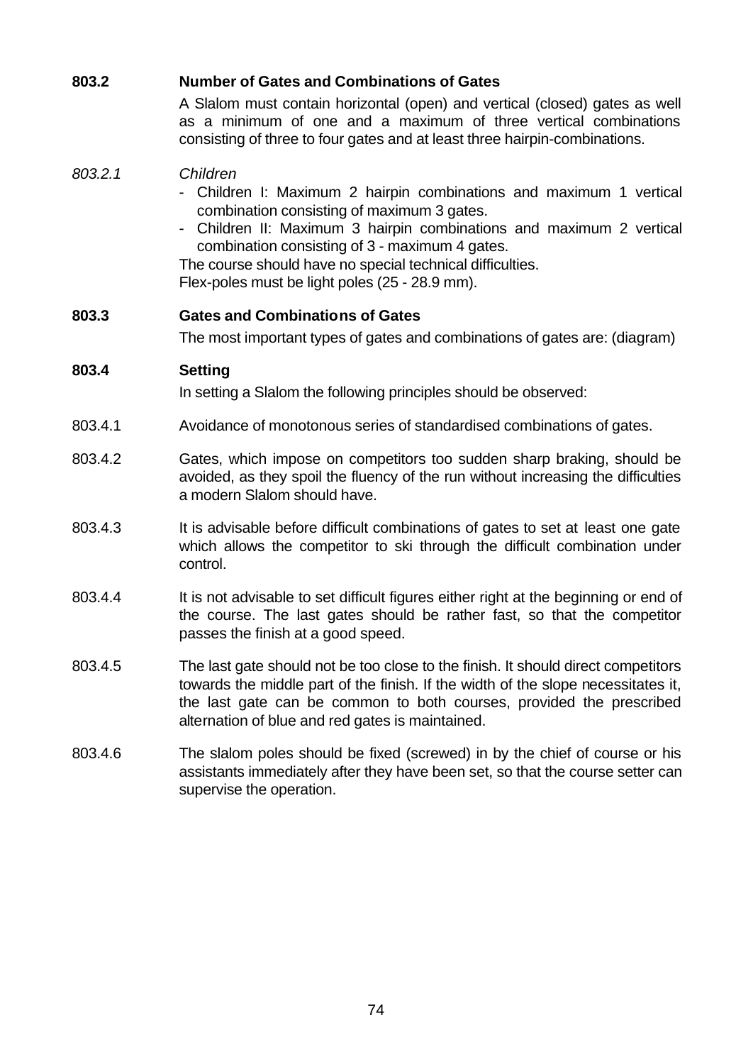**803.2 Number of Gates and Combinations of Gates**

A Slalom must contain horizontal (open) and vertical (closed) gates as well as a minimum of one and a maximum of three vertical combinations consisting of three to four gates and at least three hairpin-combinations.

*803.2.1 Children*

- Children I: Maximum 2 hairpin combinations and maximum 1 vertical combination consisting of maximum 3 gates.
- Children II: Maximum 3 hairpin combinations and maximum 2 vertical combination consisting of 3 - maximum 4 gates.

The course should have no special technical difficulties.
Flex-poles must be light poles (25 - 28.9 mm).

**803.3 Gates and Combinations of Gates**

The most important types of gates and combinations of gates are: (diagram)

**803.4 Setting**

In setting a Slalom the following principles should be observed:

803.4.1 Avoidance of monotonous series of standardised combinations of gates.

803.4.2 Gates, which impose on competitors too sudden sharp braking, should be avoided, as they spoil the fluency of the run without increasing the difficulties a modern Slalom should have.

803.4.3 It is advisable before difficult combinations of gates to set at least one gate which allows the competitor to ski through the difficult combination under control.

803.4.4 It is not advisable to set difficult figures either right at the beginning or end of the course. The last gates should be rather fast, so that the competitor passes the finish at a good speed.

803.4.5 The last gate should not be too close to the finish. It should direct competitors towards the middle part of the finish. If the width of the slope necessitates it, the last gate can be common to both courses, provided the prescribed alternation of blue and red gates is maintained.

803.4.6 The slalom poles should be fixed (screwed) in by the chief of course or his assistants immediately after they have been set, so that the course setter can supervise the operation.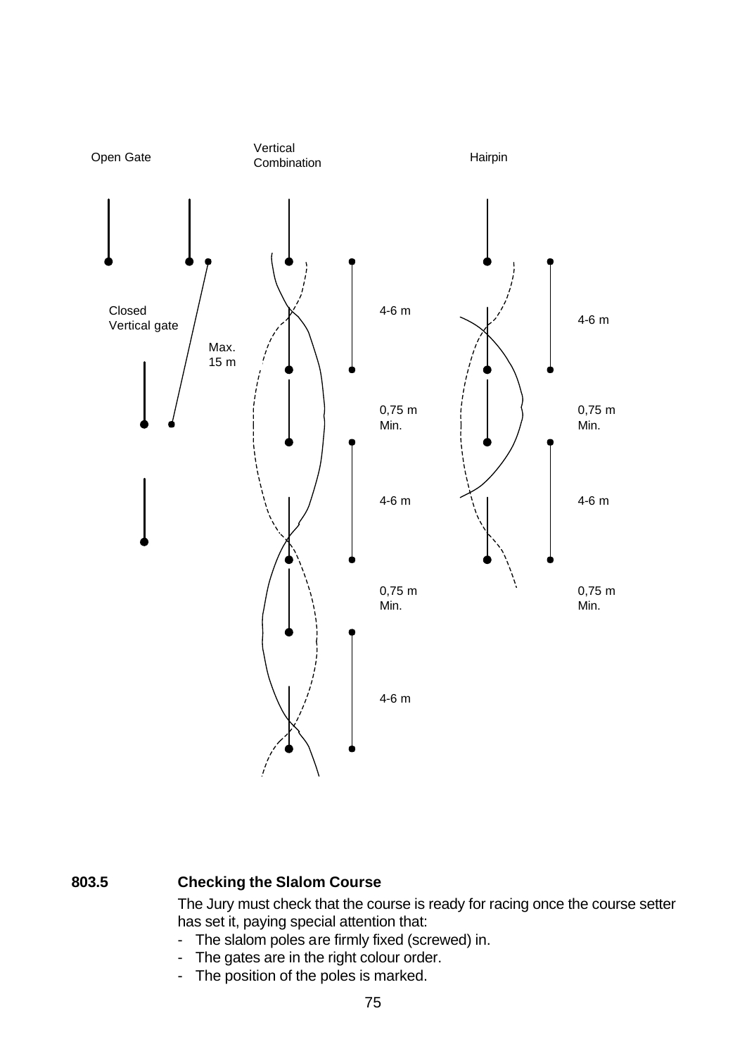Open Gate

Vertical Combination

Hairpin

Closed Vertical gate

Max. 15 m

4-6 m

0,75 m Min.

4-6 m

0,75 m Min.

4-6 m

4-6 m

0,75 m Min.

4-6 m

0,75 m Min.

**803.5 Checking the Slalom Course**

The Jury must check that the course is ready for racing once the course setter has set it, paying special attention that:

- The slalom poles are firmly fixed (screwed) in.
- The gates are in the right colour order.
- The position of the poles is marked.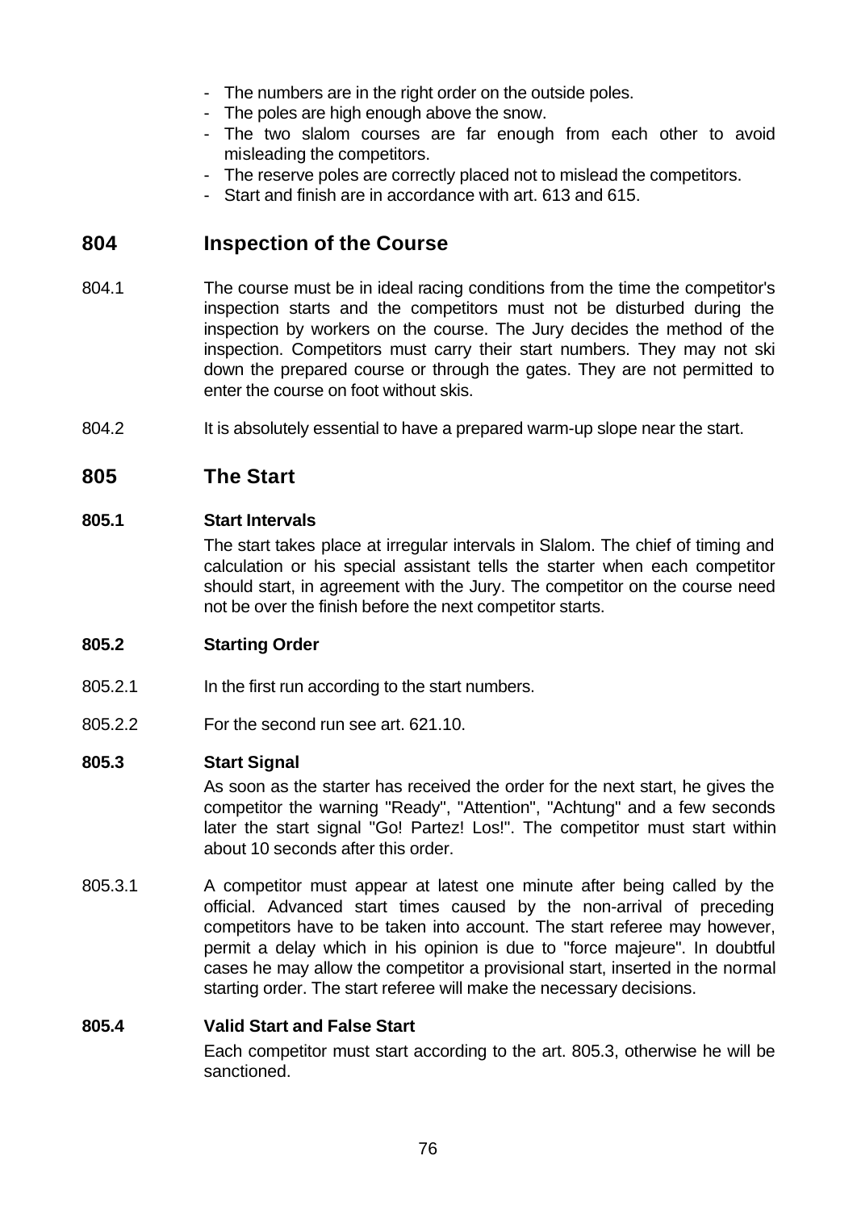- The numbers are in the right order on the outside poles.
- The poles are high enough above the snow.
- The two slalom courses are far enough from each other to avoid misleading the competitors.
- The reserve poles are correctly placed not to mislead the competitors.
- Start and finish are in accordance with art. 613 and 615.

## 804 Inspection of the Course

804.1 The course must be in ideal racing conditions from the time the competitor's inspection starts and the competitors must not be disturbed during the inspection by workers on the course. The Jury decides the method of the inspection. Competitors must carry their start numbers. They may not ski down the prepared course or through the gates. They are not permitted to enter the course on foot without skis.

804.2 It is absolutely essential to have a prepared warm-up slope near the start.

## 805 The Start

### 805.1 Start Intervals

The start takes place at irregular intervals in Slalom. The chief of timing and calculation or his special assistant tells the starter when each competitor should start, in agreement with the Jury. The competitor on the course need not be over the finish before the next competitor starts.

### 805.2 Starting Order

805.2.1 In the first run according to the start numbers.

805.2.2 For the second run see art. 621.10.

### 805.3 Start Signal

As soon as the starter has received the order for the next start, he gives the competitor the warning "Ready", "Attention", "Achtung" and a few seconds later the start signal "Go! Partez! Los!". The competitor must start within about 10 seconds after this order.

805.3.1 A competitor must appear at latest one minute after being called by the official. Advanced start times caused by the non-arrival of preceding competitors have to be taken into account. The start referee may however, permit a delay which in his opinion is due to "force majeure". In doubtful cases he may allow the competitor a provisional start, inserted in the normal starting order. The start referee will make the necessary decisions.

### 805.4 Valid Start and False Start

Each competitor must start according to the art. 805.3, otherwise he will be sanctioned.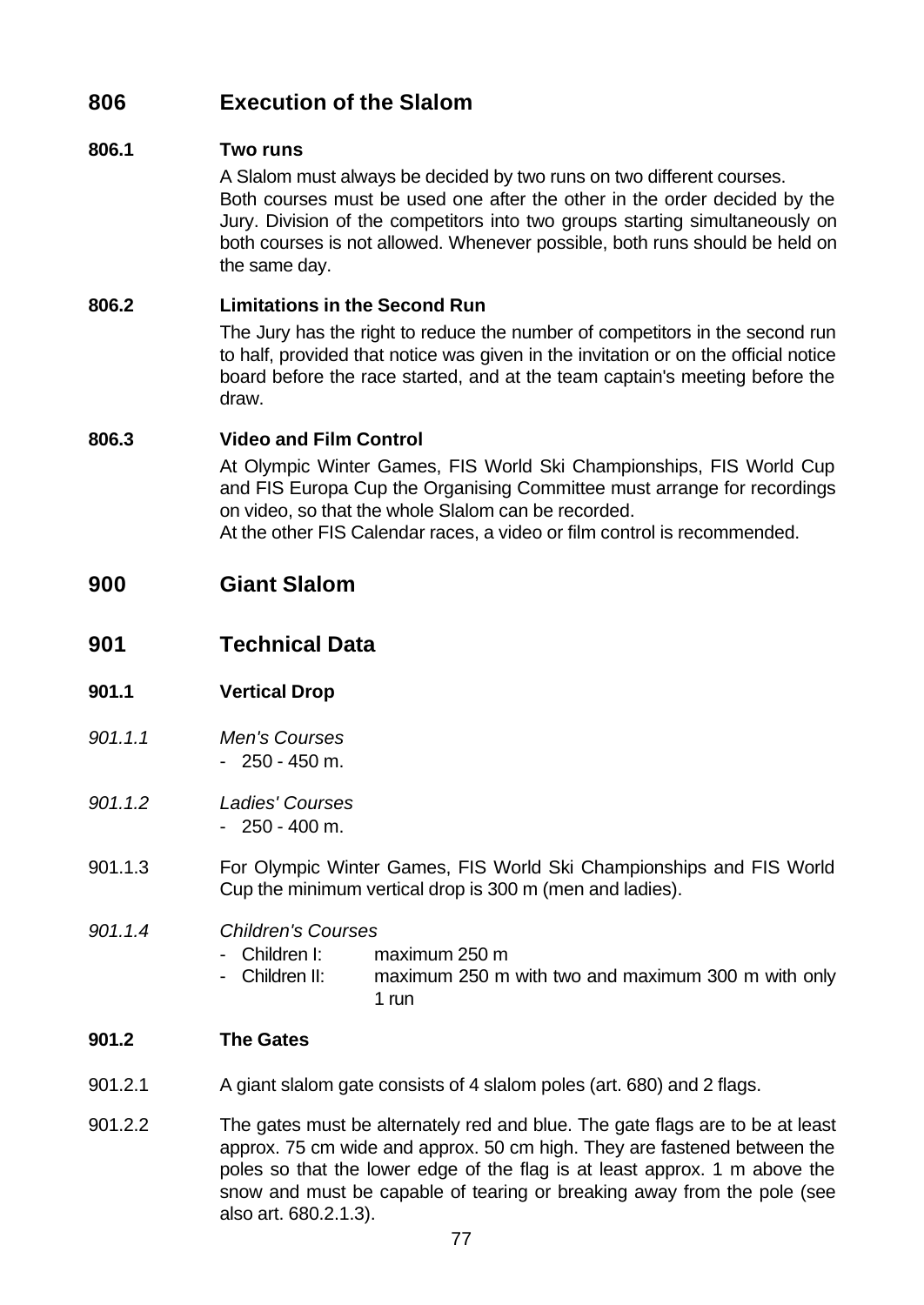## 806 Execution of the Slalom

### 806.1 Two runs

A Slalom must always be decided by two runs on two different courses.
Both courses must be used one after the other in the order decided by the Jury. Division of the competitors into two groups starting simultaneously on both courses is not allowed. Whenever possible, both runs should be held on the same day.

### 806.2 Limitations in the Second Run

The Jury has the right to reduce the number of competitors in the second run to half, provided that notice was given in the invitation or on the official notice board before the race started, and at the team captain's meeting before the draw.

### 806.3 Video and Film Control

At Olympic Winter Games, FIS World Ski Championships, FIS World Cup and FIS Europa Cup the Organising Committee must arrange for recordings on video, so that the whole Slalom can be recorded.
At the other FIS Calendar races, a video or film control is recommended.

## 900 Giant Slalom

## 901 Technical Data

### 901.1 Vertical Drop

*901.1.1* *Men's Courses*

- 250 - 450 m.

*901.1.2* *Ladies' Courses*

- 250 - 400 m.

901.1.3 For Olympic Winter Games, FIS World Ski Championships and FIS World Cup the minimum vertical drop is 300 m (men and ladies).

*901.1.4* *Children's Courses*

- Children I: maximum 250 m
- Children II: maximum 250 m with two and maximum 300 m with only 1 run

### 901.2 The Gates

901.2.1 A giant slalom gate consists of 4 slalom poles (art. 680) and 2 flags.

901.2.2 The gates must be alternately red and blue. The gate flags are to be at least approx. 75 cm wide and approx. 50 cm high. They are fastened between the poles so that the lower edge of the flag is at least approx. 1 m above the snow and must be capable of tearing or breaking away from the pole (see also art. 680.2.1.3).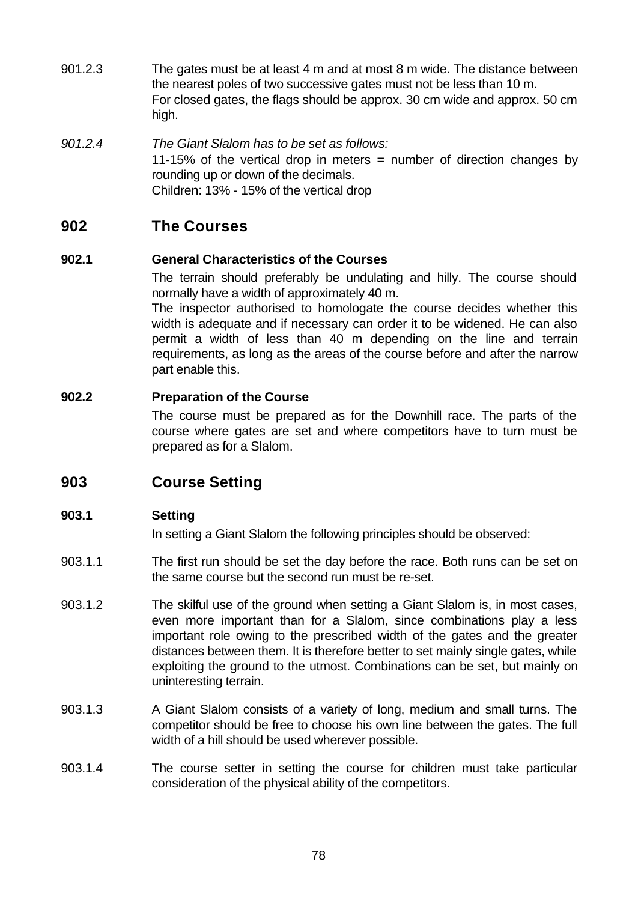901.2.3 The gates must be at least 4 m and at most 8 m wide. The distance between the nearest poles of two successive gates must not be less than 10 m. For closed gates, the flags should be approx. 30 cm wide and approx. 50 cm high.

*901.2.4* *The Giant Slalom has to be set as follows:*
11-15% of the vertical drop in meters = number of direction changes by rounding up or down of the decimals.
Children: 13% - 15% of the vertical drop

## 902 The Courses

### 902.1 General Characteristics of the Courses

The terrain should preferably be undulating and hilly. The course should normally have a width of approximately 40 m.
The inspector authorised to homologate the course decides whether this width is adequate and if necessary can order it to be widened. He can also permit a width of less than 40 m depending on the line and terrain requirements, as long as the areas of the course before and after the narrow part enable this.

### 902.2 Preparation of the Course

The course must be prepared as for the Downhill race. The parts of the course where gates are set and where competitors have to turn must be prepared as for a Slalom.

## 903 Course Setting

### 903.1 Setting

In setting a Giant Slalom the following principles should be observed:

903.1.1 The first run should be set the day before the race. Both runs can be set on the same course but the second run must be re-set.

903.1.2 The skilful use of the ground when setting a Giant Slalom is, in most cases, even more important than for a Slalom, since combinations play a less important role owing to the prescribed width of the gates and the greater distances between them. It is therefore better to set mainly single gates, while exploiting the ground to the utmost. Combinations can be set, but mainly on uninteresting terrain.

903.1.3 A Giant Slalom consists of a variety of long, medium and small turns. The competitor should be free to choose his own line between the gates. The full width of a hill should be used wherever possible.

903.1.4 The course setter in setting the course for children must take particular consideration of the physical ability of the competitors.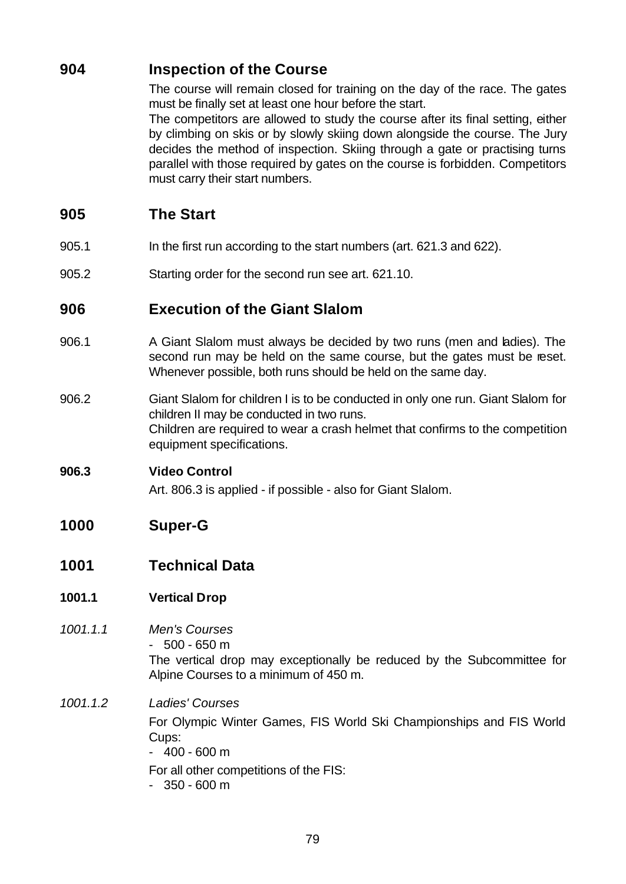## 904 Inspection of the Course

The course will remain closed for training on the day of the race. The gates must be finally set at least one hour before the start.

The competitors are allowed to study the course after its final setting, either by climbing on skis or by slowly skiing down alongside the course. The Jury decides the method of inspection. Skiing through a gate or practising turns parallel with those required by gates on the course is forbidden. Competitors must carry their start numbers.

## 905 The Start

905.1 In the first run according to the start numbers (art. 621.3 and 622).

905.2 Starting order for the second run see art. 621.10.

## 906 Execution of the Giant Slalom

906.1 A Giant Slalom must always be decided by two runs (men and ladies). The second run may be held on the same course, but the gates must be reset. Whenever possible, both runs should be held on the same day.

906.2 Giant Slalom for children I is to be conducted in only one run. Giant Slalom for children II may be conducted in two runs.
Children are required to wear a crash helmet that confirms to the competition equipment specifications.

**906.3 Video Control**

Art. 806.3 is applied - if possible - also for Giant Slalom.

# 1000 Super-G

## 1001 Technical Data

### 1001.1 Vertical Drop

*1001.1.1 Men's Courses*

- 500 - 650 m

The vertical drop may exceptionally be reduced by the Subcommittee for Alpine Courses to a minimum of 450 m.

*1001.1.2 Ladies' Courses*

For Olympic Winter Games, FIS World Ski Championships and FIS World Cups:

- 400 - 600 m

For all other competitions of the FIS:

- 350 - 600 m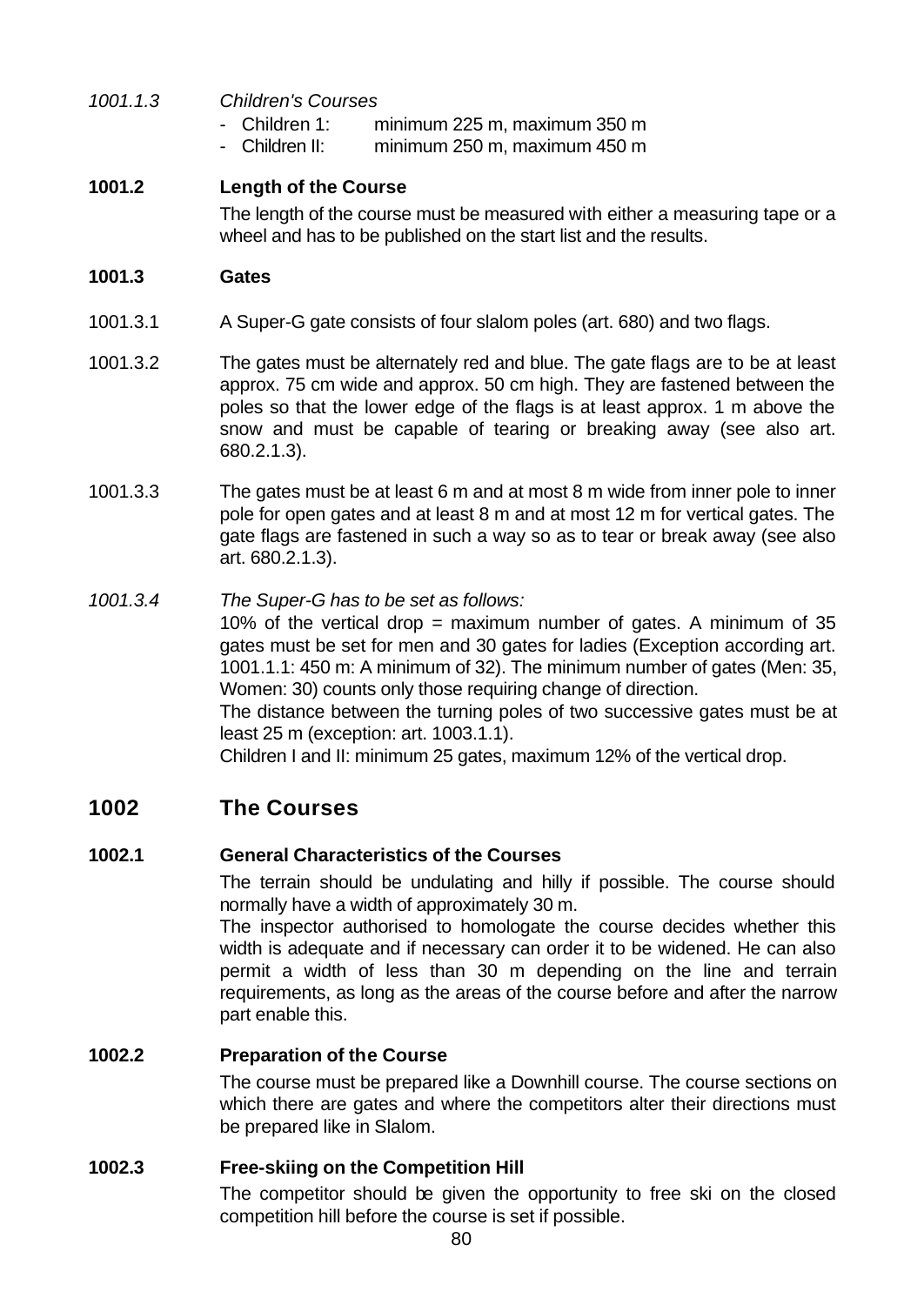*1001.1.3 Children's Courses*

- Children 1: minimum 225 m, maximum 350 m
- Children II: minimum 250 m, maximum 450 m

**1001.2 Length of the Course**

The length of the course must be measured with either a measuring tape or a wheel and has to be published on the start list and the results.

**1001.3 Gates**

1001.3.1 A Super-G gate consists of four slalom poles (art. 680) and two flags.

1001.3.2 The gates must be alternately red and blue. The gate flags are to be at least approx. 75 cm wide and approx. 50 cm high. They are fastened between the poles so that the lower edge of the flags is at least approx. 1 m above the snow and must be capable of tearing or breaking away (see also art. 680.2.1.3).

1001.3.3 The gates must be at least 6 m and at most 8 m wide from inner pole to inner pole for open gates and at least 8 m and at most 12 m for vertical gates. The gate flags are fastened in such a way so as to tear or break away (see also art. 680.2.1.3).

*1001.3.4 The Super-G has to be set as follows:*

10% of the vertical drop = maximum number of gates. A minimum of 35 gates must be set for men and 30 gates for ladies (Exception according art. 1001.1.1: 450 m: A minimum of 32). The minimum number of gates (Men: 35, Women: 30) counts only those requiring change of direction.
The distance between the turning poles of two successive gates must be at least 25 m (exception: art. 1003.1.1).
Children I and II: minimum 25 gates, maximum 12% of the vertical drop.

## 1002 The Courses

**1002.1 General Characteristics of the Courses**

The terrain should be undulating and hilly if possible. The course should normally have a width of approximately 30 m.
The inspector authorised to homologate the course decides whether this width is adequate and if necessary can order it to be widened. He can also permit a width of less than 30 m depending on the line and terrain requirements, as long as the areas of the course before and after the narrow part enable this.

**1002.2 Preparation of the Course**

The course must be prepared like a Downhill course. The course sections on which there are gates and where the competitors alter their directions must be prepared like in Slalom.

**1002.3 Free-skiing on the Competition Hill**

The competitor should be given the opportunity to free ski on the closed competition hill before the course is set if possible.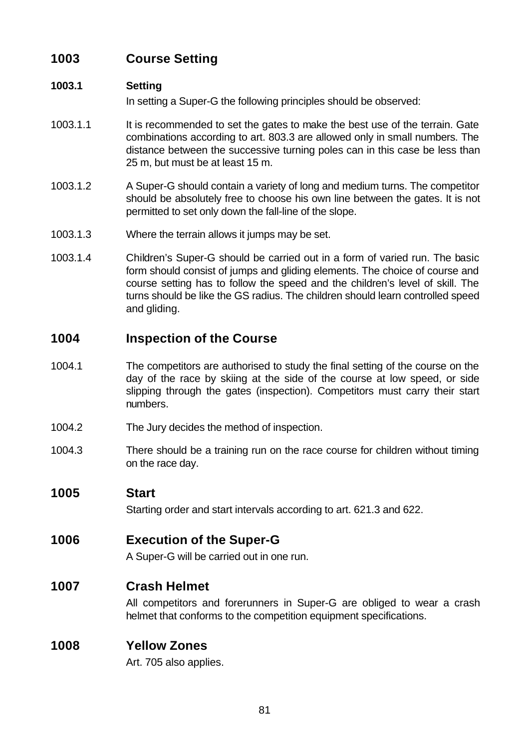## 1003 Course Setting

### 1003.1 Setting

In setting a Super-G the following principles should be observed:

1003.1.1 It is recommended to set the gates to make the best use of the terrain. Gate combinations according to art. 803.3 are allowed only in small numbers. The distance between the successive turning poles can in this case be less than 25 m, but must be at least 15 m.

1003.1.2 A Super-G should contain a variety of long and medium turns. The competitor should be absolutely free to choose his own line between the gates. It is not permitted to set only down the fall-line of the slope.

1003.1.3 Where the terrain allows it jumps may be set.

1003.1.4 Children's Super-G should be carried out in a form of varied run. The basic form should consist of jumps and gliding elements. The choice of course and course setting has to follow the speed and the children's level of skill. The turns should be like the GS radius. The children should learn controlled speed and gliding.

## 1004 Inspection of the Course

1004.1 The competitors are authorised to study the final setting of the course on the day of the race by skiing at the side of the course at low speed, or side slipping through the gates (inspection). Competitors must carry their start numbers.

1004.2 The Jury decides the method of inspection.

1004.3 There should be a training run on the race course for children without timing on the race day.

## 1005 Start

Starting order and start intervals according to art. 621.3 and 622.

## 1006 Execution of the Super-G

A Super-G will be carried out in one run.

## 1007 Crash Helmet

All competitors and forerunners in Super-G are obliged to wear a crash helmet that conforms to the competition equipment specifications.

## 1008 Yellow Zones

Art. 705 also applies.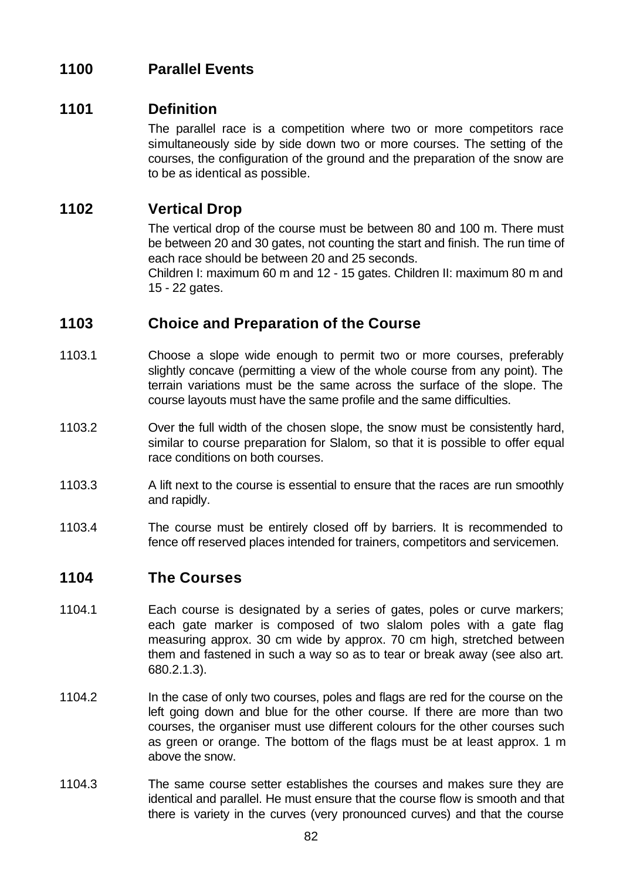# 1100 Parallel Events

## 1101 Definition

The parallel race is a competition where two or more competitors race simultaneously side by side down two or more courses. The setting of the courses, the configuration of the ground and the preparation of the snow are to be as identical as possible.

## 1102 Vertical Drop

The vertical drop of the course must be between 80 and 100 m. There must be between 20 and 30 gates, not counting the start and finish. The run time of each race should be between 20 and 25 seconds.
Children I: maximum 60 m and 12 - 15 gates. Children II: maximum 80 m and 15 - 22 gates.

## 1103 Choice and Preparation of the Course

1103.1 Choose a slope wide enough to permit two or more courses, preferably slightly concave (permitting a view of the whole course from any point). The terrain variations must be the same across the surface of the slope. The course layouts must have the same profile and the same difficulties.

1103.2 Over the full width of the chosen slope, the snow must be consistently hard, similar to course preparation for Slalom, so that it is possible to offer equal race conditions on both courses.

1103.3 A lift next to the course is essential to ensure that the races are run smoothly and rapidly.

1103.4 The course must be entirely closed off by barriers. It is recommended to fence off reserved places intended for trainers, competitors and servicemen.

## 1104 The Courses

1104.1 Each course is designated by a series of gates, poles or curve markers; each gate marker is composed of two slalom poles with a gate flag measuring approx. 30 cm wide by approx. 70 cm high, stretched between them and fastened in such a way so as to tear or break away (see also art. 680.2.1.3).

1104.2 In the case of only two courses, poles and flags are red for the course on the left going down and blue for the other course. If there are more than two courses, the organiser must use different colours for the other courses such as green or orange. The bottom of the flags must be at least approx. 1 m above the snow.

1104.3 The same course setter establishes the courses and makes sure they are identical and parallel. He must ensure that the course flow is smooth and that there is variety in the curves (very pronounced curves) and that the course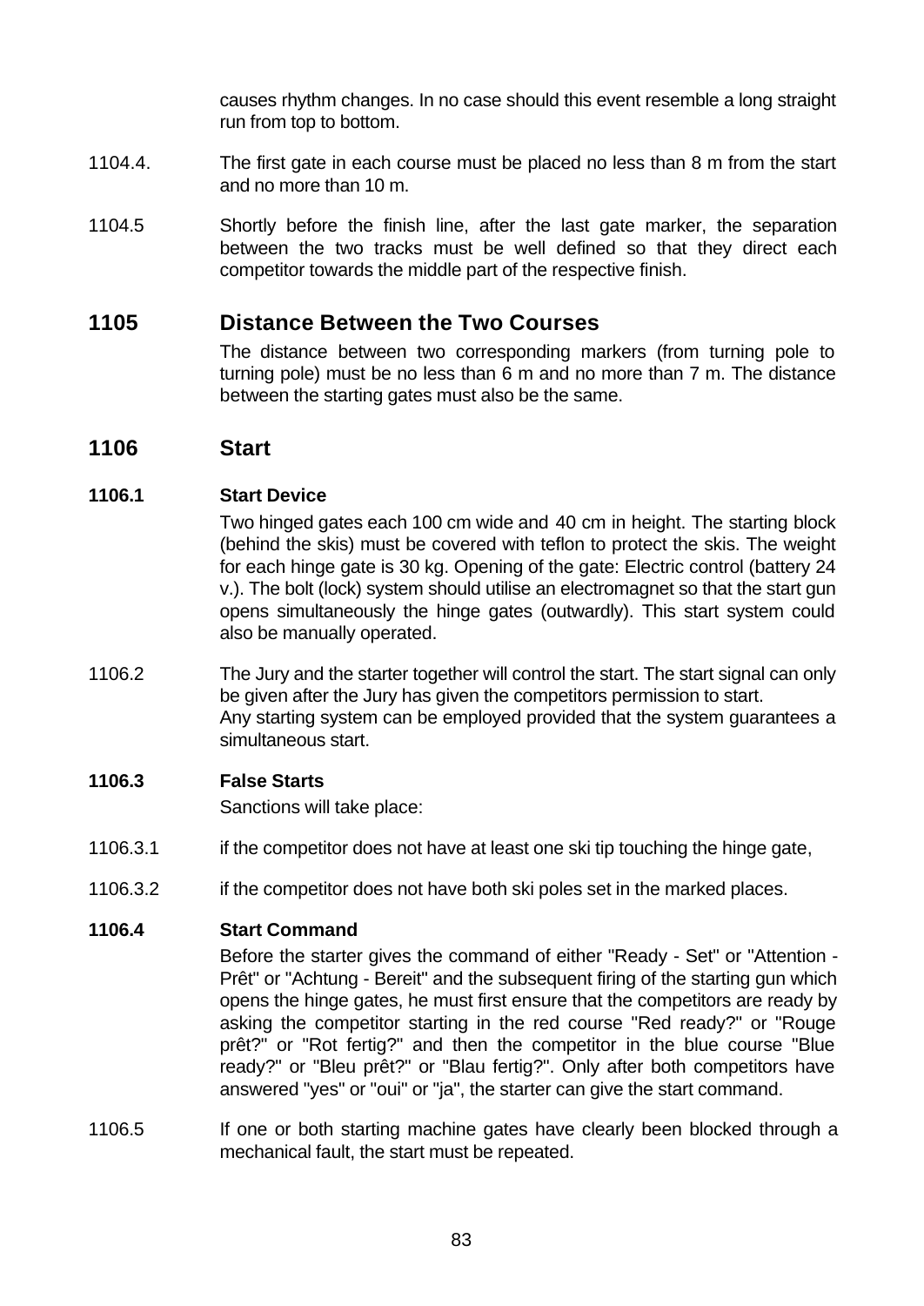causes rhythm changes. In no case should this event resemble a long straight run from top to bottom.

1104.4. The first gate in each course must be placed no less than 8 m from the start and no more than 10 m.

1104.5 Shortly before the finish line, after the last gate marker, the separation between the two tracks must be well defined so that they direct each competitor towards the middle part of the respective finish.

## 1105 Distance Between the Two Courses

The distance between two corresponding markers (from turning pole to turning pole) must be no less than 6 m and no more than 7 m. The distance between the starting gates must also be the same.

## 1106 Start

### 1106.1 Start Device

Two hinged gates each 100 cm wide and 40 cm in height. The starting block (behind the skis) must be covered with teflon to protect the skis. The weight for each hinge gate is 30 kg. Opening of the gate: Electric control (battery 24 v.). The bolt (lock) system should utilise an electromagnet so that the start gun opens simultaneously the hinge gates (outwardly). This start system could also be manually operated.

1106.2 The Jury and the starter together will control the start. The start signal can only be given after the Jury has given the competitors permission to start.
Any starting system can be employed provided that the system guarantees a simultaneous start.

### 1106.3 False Starts

Sanctions will take place:

1106.3.1 if the competitor does not have at least one ski tip touching the hinge gate,

1106.3.2 if the competitor does not have both ski poles set in the marked places.

### 1106.4 Start Command

Before the starter gives the command of either "Ready - Set" or "Attention - Prêt" or "Achtung - Bereit" and the subsequent firing of the starting gun which opens the hinge gates, he must first ensure that the competitors are ready by asking the competitor starting in the red course "Red ready?" or "Rouge prêt?" or "Rot fertig?" and then the competitor in the blue course "Blue ready?" or "Bleu prêt?" or "Blau fertig?". Only after both competitors have answered "yes" or "oui" or "ja", the starter can give the start command.

1106.5 If one or both starting machine gates have clearly been blocked through a mechanical fault, the start must be repeated.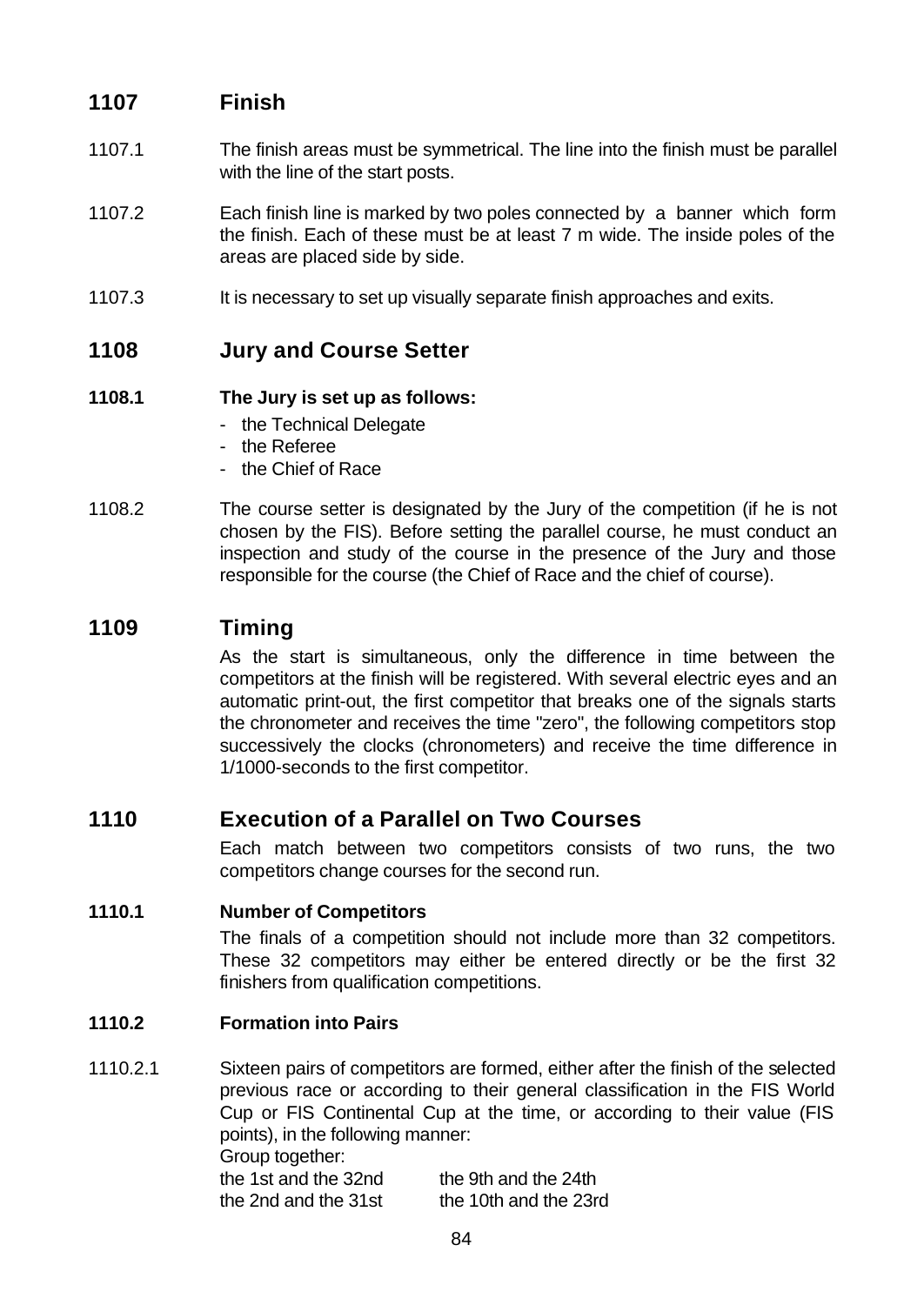## 1107 Finish

1107.1 The finish areas must be symmetrical. The line into the finish must be parallel with the line of the start posts.

1107.2 Each finish line is marked by two poles connected by a banner which form the finish. Each of these must be at least 7 m wide. The inside poles of the areas are placed side by side.

1107.3 It is necessary to set up visually separate finish approaches and exits.

## 1108 Jury and Course Setter

**1108.1 The Jury is set up as follows:**

- the Technical Delegate
- the Referee
- the Chief of Race

1108.2 The course setter is designated by the Jury of the competition (if he is not chosen by the FIS). Before setting the parallel course, he must conduct an inspection and study of the course in the presence of the Jury and those responsible for the course (the Chief of Race and the chief of course).

## 1109 Timing

As the start is simultaneous, only the difference in time between the competitors at the finish will be registered. With several electric eyes and an automatic print-out, the first competitor that breaks one of the signals starts the chronometer and receives the time "zero", the following competitors stop successively the clocks (chronometers) and receive the time difference in 1/1000-seconds to the first competitor.

## 1110 Execution of a Parallel on Two Courses

Each match between two competitors consists of two runs, the two competitors change courses for the second run.

**1110.1 Number of Competitors**

The finals of a competition should not include more than 32 competitors. These 32 competitors may either be entered directly or be the first 32 finishers from qualification competitions.

**1110.2 Formation into Pairs**

1110.2.1 Sixteen pairs of competitors are formed, either after the finish of the selected previous race or according to their general classification in the FIS World Cup or FIS Continental Cup at the time, or according to their value (FIS points), in the following manner:

Group together:

| | |
|---|---|
| the 1st and the 32nd | the 9th and the 24th |
| the 2nd and the 31st | the 10th and the 23rd |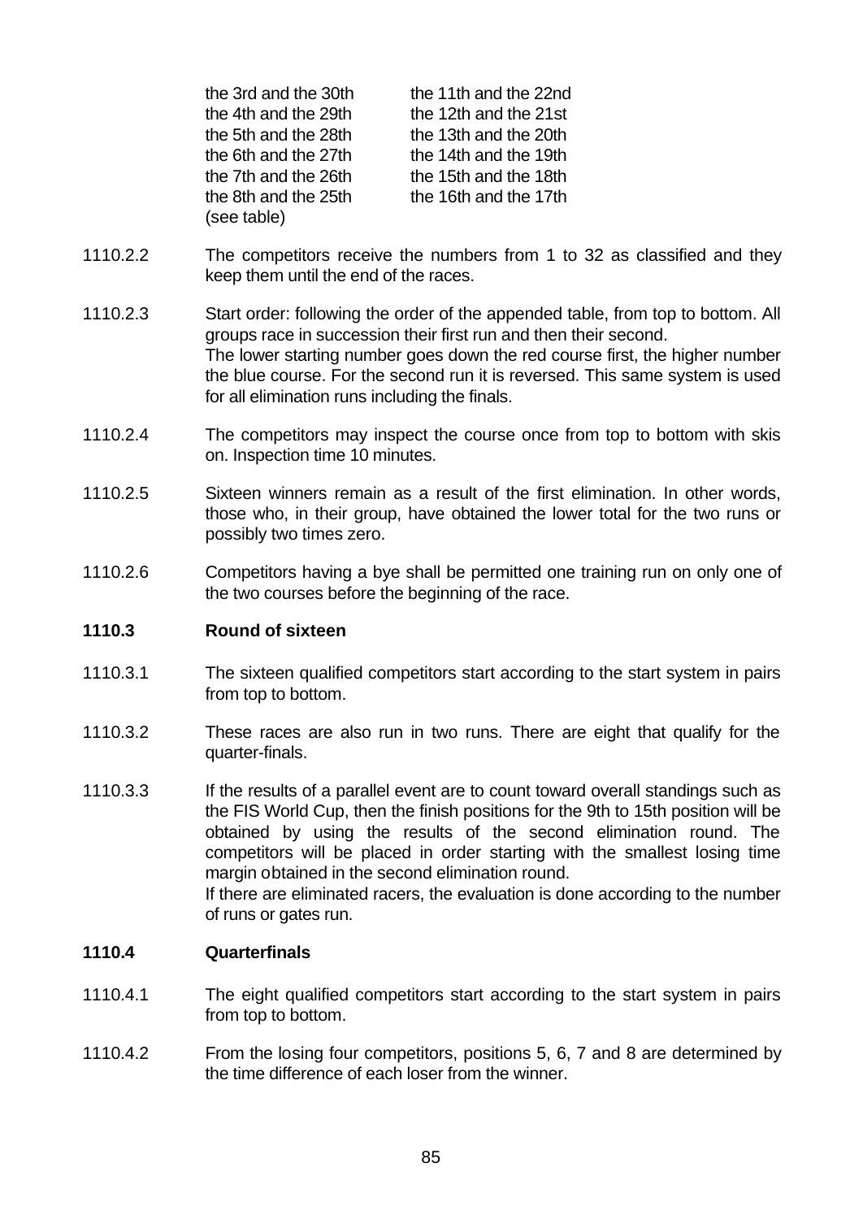| | |
|---|---|
| the 3rd and the 30th | the 11th and the 22nd |
| the 4th and the 29th | the 12th and the 21st |
| the 5th and the 28th | the 13th and the 20th |
| the 6th and the 27th | the 14th and the 19th |
| the 7th and the 26th | the 15th and the 18th |
| the 8th and the 25th | the 16th and the 17th |

(see table)

1110.2.2 The competitors receive the numbers from 1 to 32 as classified and they keep them until the end of the races.

1110.2.3 Start order: following the order of the appended table, from top to bottom. All groups race in succession their first run and then their second.
The lower starting number goes down the red course first, the higher number the blue course. For the second run it is reversed. This same system is used for all elimination runs including the finals.

1110.2.4 The competitors may inspect the course once from top to bottom with skis on. Inspection time 10 minutes.

1110.2.5 Sixteen winners remain as a result of the first elimination. In other words, those who, in their group, have obtained the lower total for the two runs or possibly two times zero.

1110.2.6 Competitors having a bye shall be permitted one training run on only one of the two courses before the beginning of the race.

**1110.3 Round of sixteen**

1110.3.1 The sixteen qualified competitors start according to the start system in pairs from top to bottom.

1110.3.2 These races are also run in two runs. There are eight that qualify for the quarter-finals.

1110.3.3 If the results of a parallel event are to count toward overall standings such as the FIS World Cup, then the finish positions for the 9th to 15th position will be obtained by using the results of the second elimination round. The competitors will be placed in order starting with the smallest losing time margin obtained in the second elimination round.
If there are eliminated racers, the evaluation is done according to the number of runs or gates run.

**1110.4 Quarterfinals**

1110.4.1 The eight qualified competitors start according to the start system in pairs from top to bottom.

1110.4.2 From the losing four competitors, positions 5, 6, 7 and 8 are determined by the time difference of each loser from the winner.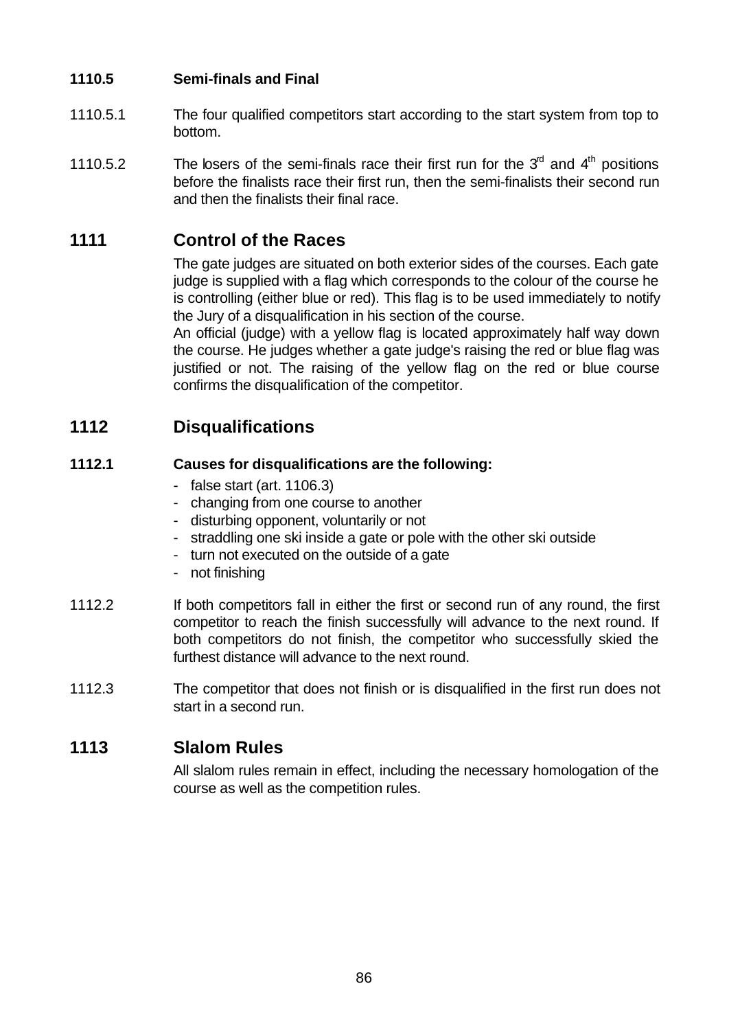**1110.5 Semi-finals and Final**

1110.5.1 The four qualified competitors start according to the start system from top to bottom.

1110.5.2 The losers of the semi-finals race their first run for the 3rd and 4th positions before the finalists race their first run, then the semi-finalists their second run and then the finalists their final race.

## 1111 Control of the Races

The gate judges are situated on both exterior sides of the courses. Each gate judge is supplied with a flag which corresponds to the colour of the course he is controlling (either blue or red). This flag is to be used immediately to notify the Jury of a disqualification in his section of the course.
An official (judge) with a yellow flag is located approximately half way down the course. He judges whether a gate judge's raising the red or blue flag was justified or not. The raising of the yellow flag on the red or blue course confirms the disqualification of the competitor.

## 1112 Disqualifications

**1112.1 Causes for disqualifications are the following:**

- false start (art. 1106.3)
- changing from one course to another
- disturbing opponent, voluntarily or not
- straddling one ski inside a gate or pole with the other ski outside
- turn not executed on the outside of a gate
- not finishing

1112.2 If both competitors fall in either the first or second run of any round, the first competitor to reach the finish successfully will advance to the next round. If both competitors do not finish, the competitor who successfully skied the furthest distance will advance to the next round.

1112.3 The competitor that does not finish or is disqualified in the first run does not start in a second run.

## 1113 Slalom Rules

All slalom rules remain in effect, including the necessary homologation of the course as well as the competition rules.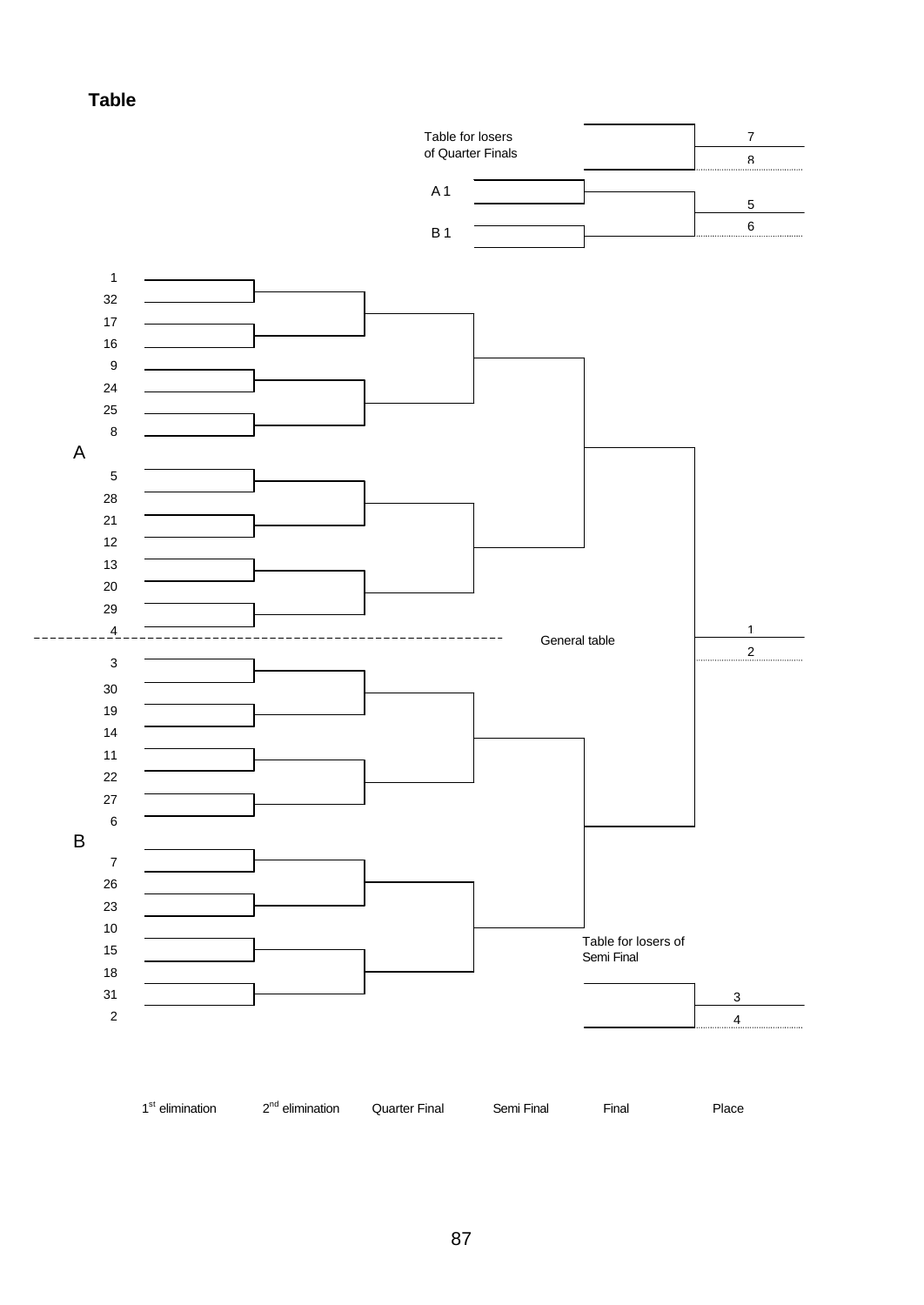**Table**

Table for losers of Quarter Finals

A 1

B 1

7

8

5

6

1
32
17
16
9
24
25
8

A

5
28
21
12
13
20
29
4

General table

1

2

3
30
19
14
11
22
27
6

B

7
26
23
10
15
18
31
2

Table for losers of Semi Final

3

4

1st elimination    2nd elimination    Quarter Final    Semi Final    Final    Place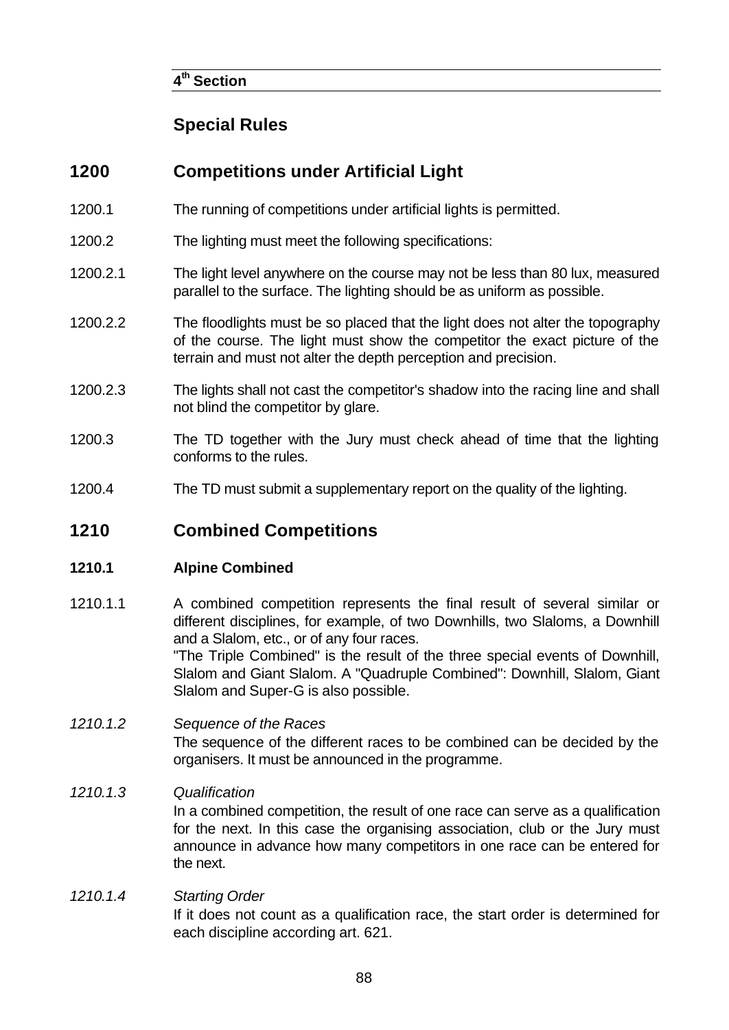**4th Section**

## Special Rules

# 1200 Competitions under Artificial Light

1200.1 The running of competitions under artificial lights is permitted.

1200.2 The lighting must meet the following specifications:

1200.2.1 The light level anywhere on the course may not be less than 80 lux, measured parallel to the surface. The lighting should be as uniform as possible.

1200.2.2 The floodlights must be so placed that the light does not alter the topography of the course. The light must show the competitor the exact picture of the terrain and must not alter the depth perception and precision.

1200.2.3 The lights shall not cast the competitor's shadow into the racing line and shall not blind the competitor by glare.

1200.3 The TD together with the Jury must check ahead of time that the lighting conforms to the rules.

1200.4 The TD must submit a supplementary report on the quality of the lighting.

# 1210 Combined Competitions

### 1210.1 Alpine Combined

1210.1.1 A combined competition represents the final result of several similar or different disciplines, for example, of two Downhills, two Slaloms, a Downhill and a Slalom, etc., or of any four races.
"The Triple Combined" is the result of the three special events of Downhill, Slalom and Giant Slalom. A "Quadruple Combined": Downhill, Slalom, Giant Slalom and Super-G is also possible.

*1210.1.2 Sequence of the Races*
The sequence of the different races to be combined can be decided by the organisers. It must be announced in the programme.

*1210.1.3 Qualification*
In a combined competition, the result of one race can serve as a qualification for the next. In this case the organising association, club or the Jury must announce in advance how many competitors in one race can be entered for the next.

*1210.1.4 Starting Order*
If it does not count as a qualification race, the start order is determined for each discipline according art. 621.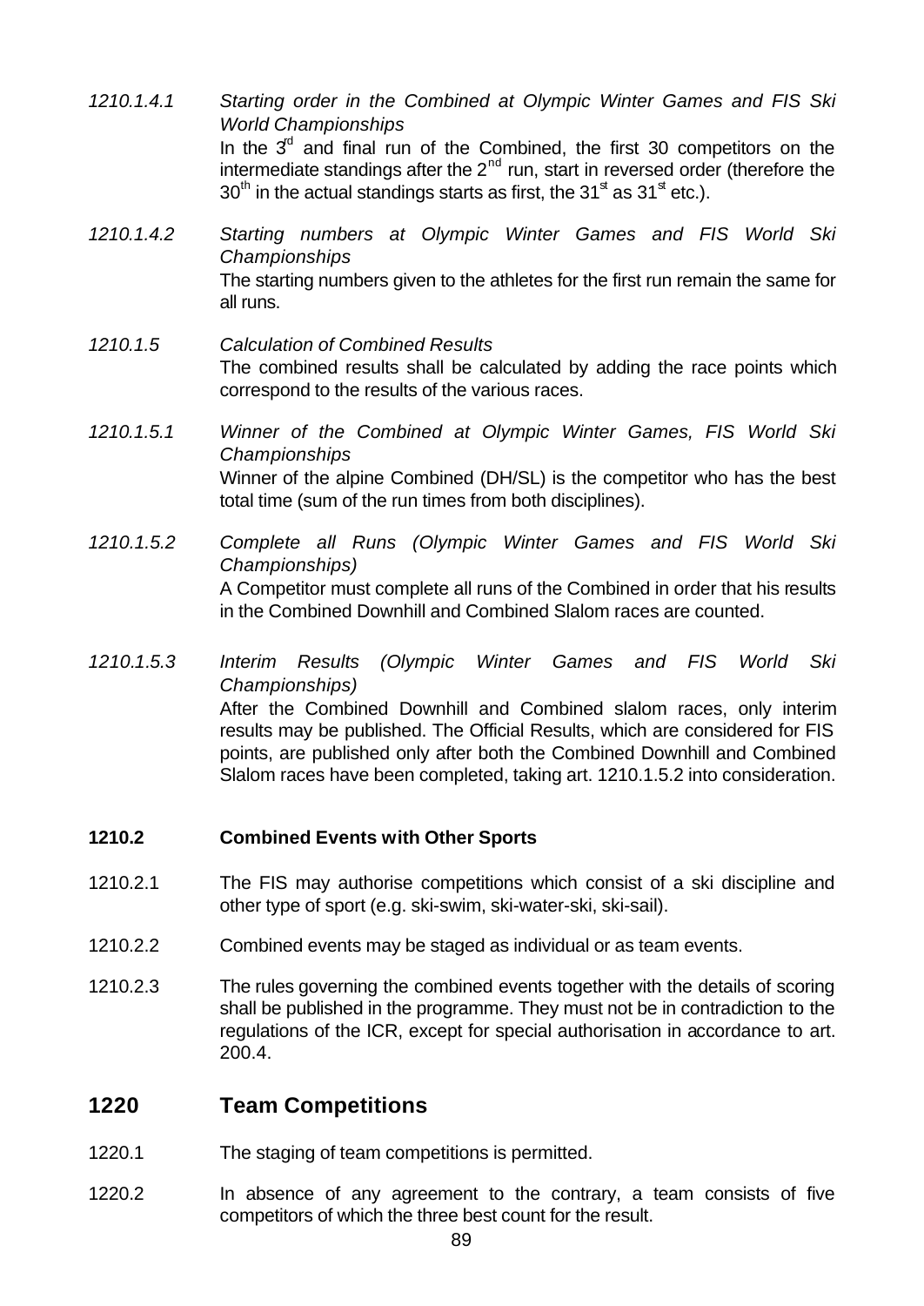*1210.1.4.1* *Starting order in the Combined at Olympic Winter Games and FIS Ski World Championships*

In the 3rd and final run of the Combined, the first 30 competitors on the intermediate standings after the 2nd run, start in reversed order (therefore the 30th in the actual standings starts as first, the 31st as 31st etc.).

*1210.1.4.2* *Starting numbers at Olympic Winter Games and FIS World Ski Championships*

The starting numbers given to the athletes for the first run remain the same for all runs.

*1210.1.5* *Calculation of Combined Results*

The combined results shall be calculated by adding the race points which correspond to the results of the various races.

*1210.1.5.1* *Winner of the Combined at Olympic Winter Games, FIS World Ski Championships*

Winner of the alpine Combined (DH/SL) is the competitor who has the best total time (sum of the run times from both disciplines).

*1210.1.5.2* *Complete all Runs (Olympic Winter Games and FIS World Ski Championships)*

A Competitor must complete all runs of the Combined in order that his results in the Combined Downhill and Combined Slalom races are counted.

*1210.1.5.3* *Interim Results (Olympic Winter Games and FIS World Ski Championships)*

After the Combined Downhill and Combined slalom races, only interim results may be published. The Official Results, which are considered for FIS points, are published only after both the Combined Downhill and Combined Slalom races have been completed, taking art. 1210.1.5.2 into consideration.

**1210.2** **Combined Events with Other Sports**

1210.2.1 The FIS may authorise competitions which consist of a ski discipline and other type of sport (e.g. ski-swim, ski-water-ski, ski-sail).

1210.2.2 Combined events may be staged as individual or as team events.

1210.2.3 The rules governing the combined events together with the details of scoring shall be published in the programme. They must not be in contradiction to the regulations of the ICR, except for special authorisation in accordance to art. 200.4.

## 1220 Team Competitions

1220.1 The staging of team competitions is permitted.

1220.2 In absence of any agreement to the contrary, a team consists of five competitors of which the three best count for the result.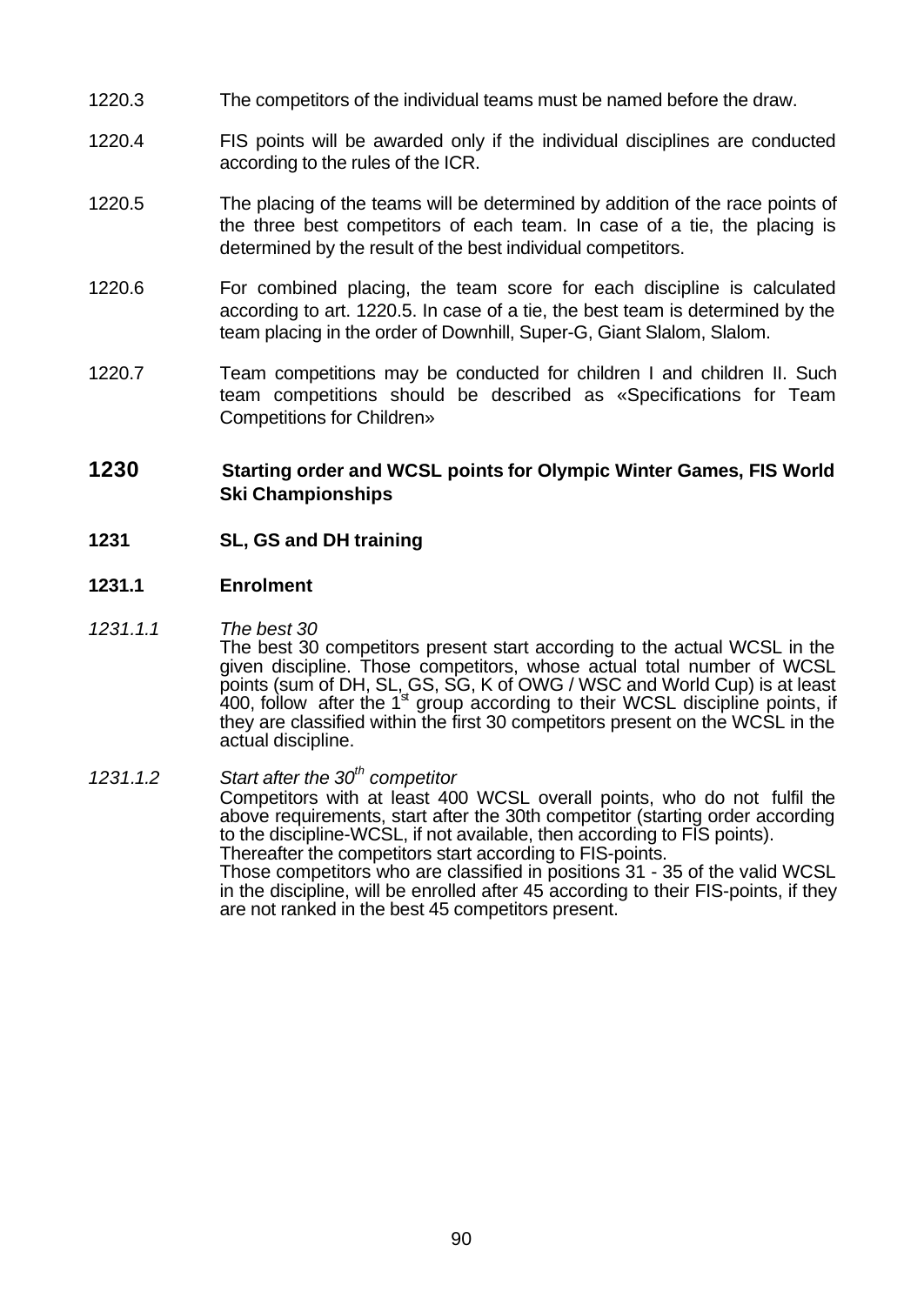1220.3 The competitors of the individual teams must be named before the draw.

1220.4 FIS points will be awarded only if the individual disciplines are conducted according to the rules of the ICR.

1220.5 The placing of the teams will be determined by addition of the race points of the three best competitors of each team. In case of a tie, the placing is determined by the result of the best individual competitors.

1220.6 For combined placing, the team score for each discipline is calculated according to art. 1220.5. In case of a tie, the best team is determined by the team placing in the order of Downhill, Super-G, Giant Slalom, Slalom.

1220.7 Team competitions may be conducted for children I and children II. Such team competitions should be described as «Specifications for Team Competitions for Children»

## 1230 Starting order and WCSL points for Olympic Winter Games, FIS World Ski Championships

### 1231 SL, GS and DH training

### 1231.1 Enrolment

*1231.1.1* *The best 30*

The best 30 competitors present start according to the actual WCSL in the given discipline. Those competitors, whose actual total number of WCSL points (sum of DH, SL, GS, SG, K of OWG / WSC and World Cup) is at least 400, follow after the 1st group according to their WCSL discipline points, if they are classified within the first 30 competitors present on the WCSL in the actual discipline.

*1231.1.2* *Start after the 30th competitor*

Competitors with at least 400 WCSL overall points, who do not fulfil the above requirements, start after the 30th competitor (starting order according to the discipline-WCSL, if not available, then according to FIS points). Thereafter the competitors start according to FIS-points.
Those competitors who are classified in positions 31 - 35 of the valid WCSL in the discipline, will be enrolled after 45 according to their FIS-points, if they are not ranked in the best 45 competitors present.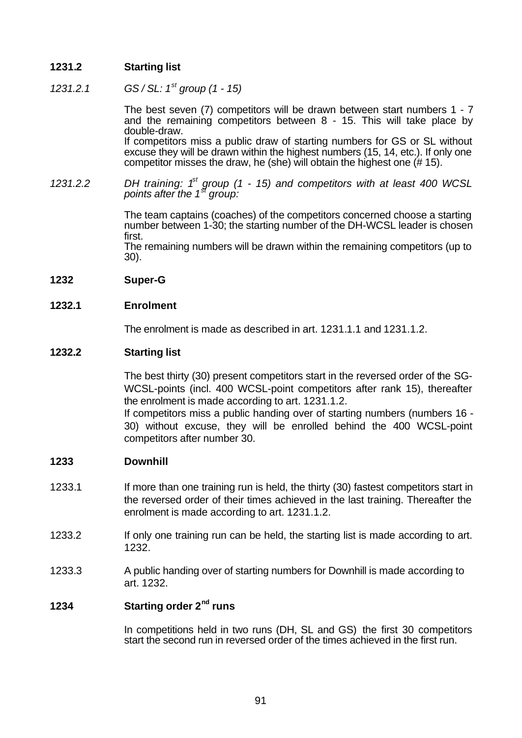**1231.2 Starting list**

*1231.2.1 GS / SL: 1st group (1 - 15)*

The best seven (7) competitors will be drawn between start numbers 1 - 7 and the remaining competitors between 8 - 15. This will take place by double-draw.
If competitors miss a public draw of starting numbers for GS or SL without excuse they will be drawn within the highest numbers (15, 14, etc.). If only one competitor misses the draw, he (she) will obtain the highest one (# 15).

*1231.2.2 DH training: 1st group (1 - 15) and competitors with at least 400 WCSL points after the 1st group:*

The team captains (coaches) of the competitors concerned choose a starting number between 1-30; the starting number of the DH-WCSL leader is chosen first.
The remaining numbers will be drawn within the remaining competitors (up to 30).

**1232 Super-G**

**1232.1 Enrolment**

The enrolment is made as described in art. 1231.1.1 and 1231.1.2.

**1232.2 Starting list**

The best thirty (30) present competitors start in the reversed order of the SG-WCSL-points (incl. 400 WCSL-point competitors after rank 15), thereafter the enrolment is made according to art. 1231.1.2.
If competitors miss a public handing over of starting numbers (numbers 16 - 30) without excuse, they will be enrolled behind the 400 WCSL-point competitors after number 30.

**1233 Downhill**

1233.1 If more than one training run is held, the thirty (30) fastest competitors start in the reversed order of their times achieved in the last training. Thereafter the enrolment is made according to art. 1231.1.2.

1233.2 If only one training run can be held, the starting list is made according to art. 1232.

1233.3 A public handing over of starting numbers for Downhill is made according to art. 1232.

**1234 Starting order 2nd runs**

In competitions held in two runs (DH, SL and GS) the first 30 competitors start the second run in reversed order of the times achieved in the first run.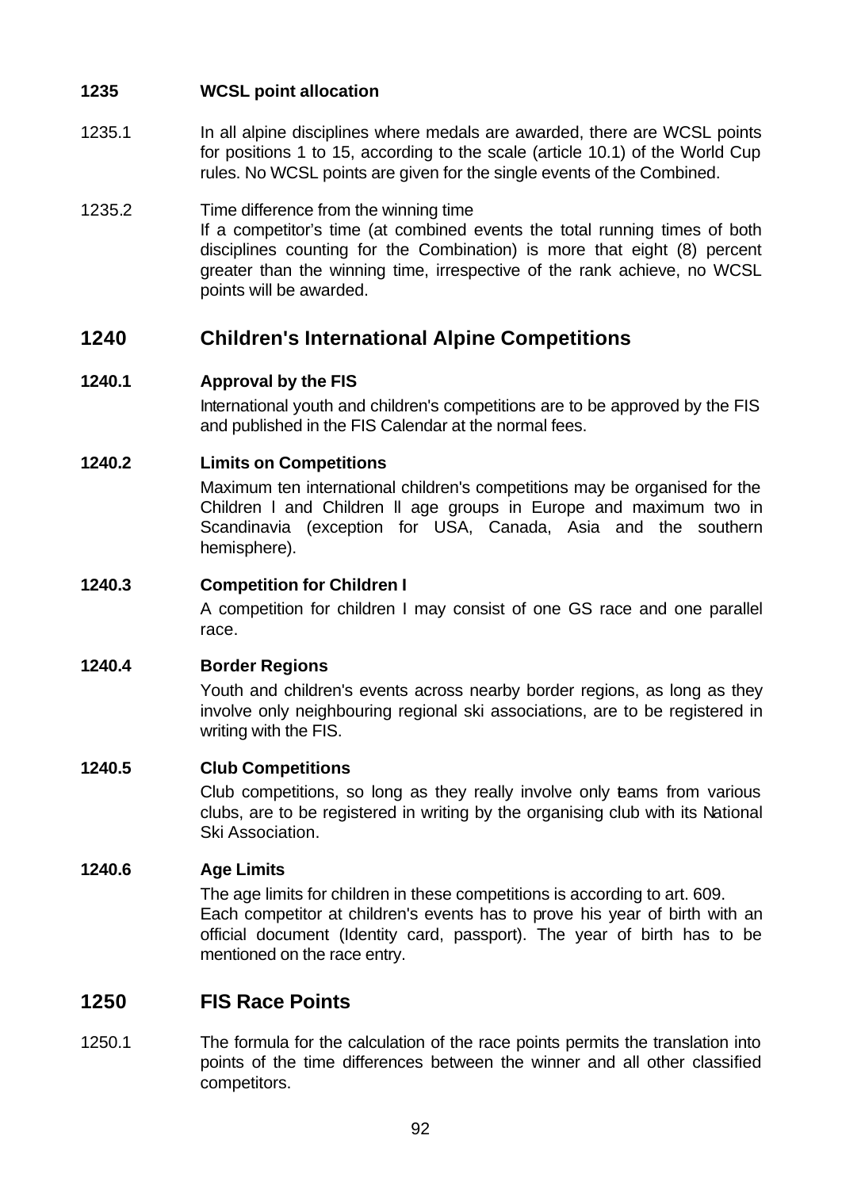**1235 WCSL point allocation**

1235.1 In all alpine disciplines where medals are awarded, there are WCSL points for positions 1 to 15, according to the scale (article 10.1) of the World Cup rules. No WCSL points are given for the single events of the Combined.

1235.2 Time difference from the winning time
If a competitor's time (at combined events the total running times of both disciplines counting for the Combination) is more that eight (8) percent greater than the winning time, irrespective of the rank achieve, no WCSL points will be awarded.

## 1240 Children's International Alpine Competitions

**1240.1 Approval by the FIS**

International youth and children's competitions are to be approved by the FIS and published in the FIS Calendar at the normal fees.

**1240.2 Limits on Competitions**

Maximum ten international children's competitions may be organised for the Children I and Children II age groups in Europe and maximum two in Scandinavia (exception for USA, Canada, Asia and the southern hemisphere).

**1240.3 Competition for Children I**

A competition for children I may consist of one GS race and one parallel race.

**1240.4 Border Regions**

Youth and children's events across nearby border regions, as long as they involve only neighbouring regional ski associations, are to be registered in writing with the FIS.

**1240.5 Club Competitions**

Club competitions, so long as they really involve only teams from various clubs, are to be registered in writing by the organising club with its National Ski Association.

**1240.6 Age Limits**

The age limits for children in these competitions is according to art. 609.
Each competitor at children's events has to prove his year of birth with an official document (Identity card, passport). The year of birth has to be mentioned on the race entry.

## 1250 FIS Race Points

1250.1 The formula for the calculation of the race points permits the translation into points of the time differences between the winner and all other classified competitors.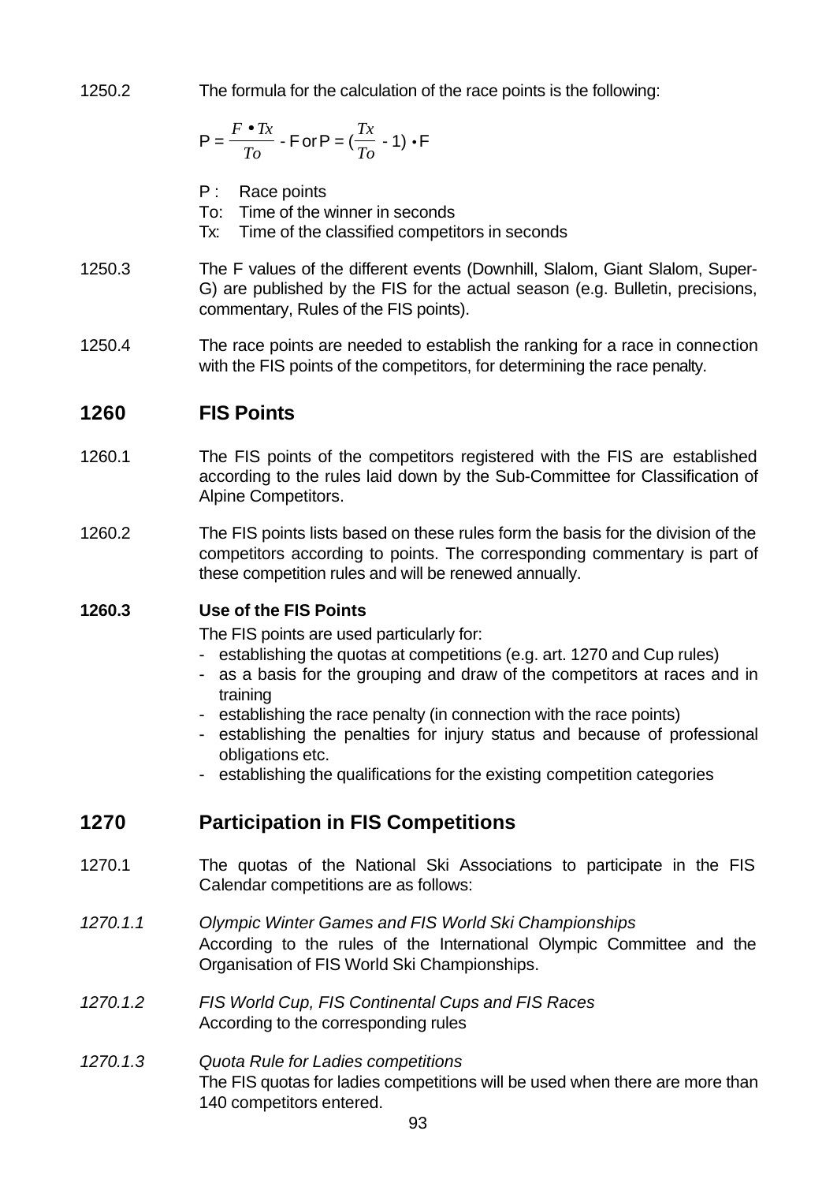1250.2 The formula for the calculation of the race points is the following:

$$P = \frac{F \bullet Tx}{To} - F \text{ or } P = \left(\frac{Tx}{To} - 1\right) \bullet F$$

P : Race points
To: Time of the winner in seconds
Tx: Time of the classified competitors in seconds

1250.3 The F values of the different events (Downhill, Slalom, Giant Slalom, Super-G) are published by the FIS for the actual season (e.g. Bulletin, precisions, commentary, Rules of the FIS points).

1250.4 The race points are needed to establish the ranking for a race in connection with the FIS points of the competitors, for determining the race penalty.

## 1260 FIS Points

1260.1 The FIS points of the competitors registered with the FIS are established according to the rules laid down by the Sub-Committee for Classification of Alpine Competitors.

1260.2 The FIS points lists based on these rules form the basis for the division of the competitors according to points. The corresponding commentary is part of these competition rules and will be renewed annually.

**1260.3 Use of the FIS Points**

The FIS points are used particularly for:

- establishing the quotas at competitions (e.g. art. 1270 and Cup rules)
- as a basis for the grouping and draw of the competitors at races and in training
- establishing the race penalty (in connection with the race points)
- establishing the penalties for injury status and because of professional obligations etc.
- establishing the qualifications for the existing competition categories

## 1270 Participation in FIS Competitions

1270.1 The quotas of the National Ski Associations to participate in the FIS Calendar competitions are as follows:

*1270.1.1 Olympic Winter Games and FIS World Ski Championships*
According to the rules of the International Olympic Committee and the Organisation of FIS World Ski Championships.

*1270.1.2 FIS World Cup, FIS Continental Cups and FIS Races*
According to the corresponding rules

*1270.1.3 Quota Rule for Ladies competitions*
The FIS quotas for ladies competitions will be used when there are more than 140 competitors entered.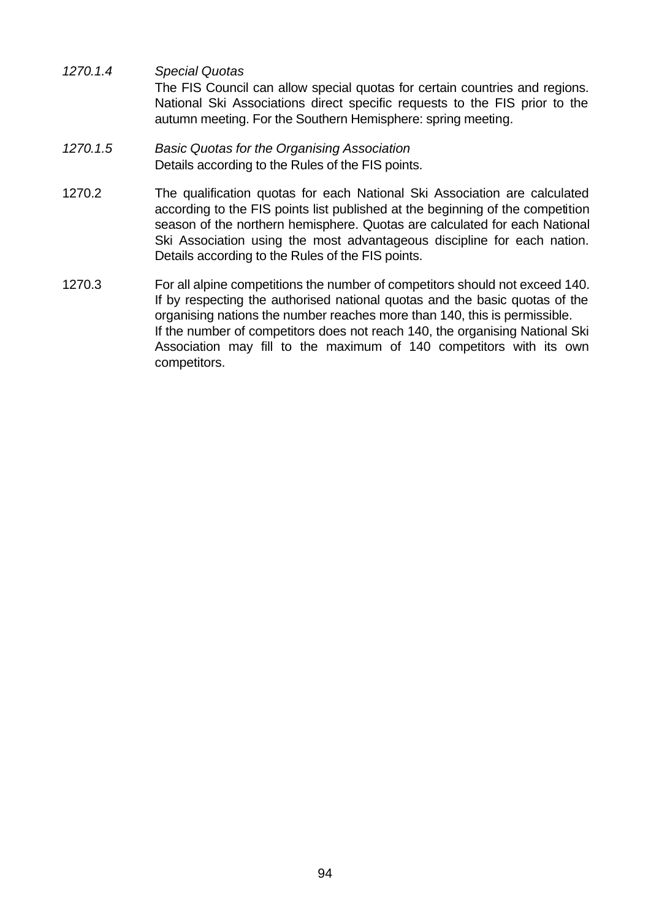*1270.1.4* *Special Quotas*

The FIS Council can allow special quotas for certain countries and regions. National Ski Associations direct specific requests to the FIS prior to the autumn meeting. For the Southern Hemisphere: spring meeting.

*1270.1.5* *Basic Quotas for the Organising Association*

Details according to the Rules of the FIS points.

1270.2 The qualification quotas for each National Ski Association are calculated according to the FIS points list published at the beginning of the competition season of the northern hemisphere. Quotas are calculated for each National Ski Association using the most advantageous discipline for each nation. Details according to the Rules of the FIS points.

1270.3 For all alpine competitions the number of competitors should not exceed 140. If by respecting the authorised national quotas and the basic quotas of the organising nations the number reaches more than 140, this is permissible.
If the number of competitors does not reach 140, the organising National Ski Association may fill to the maximum of 140 competitors with its own competitors.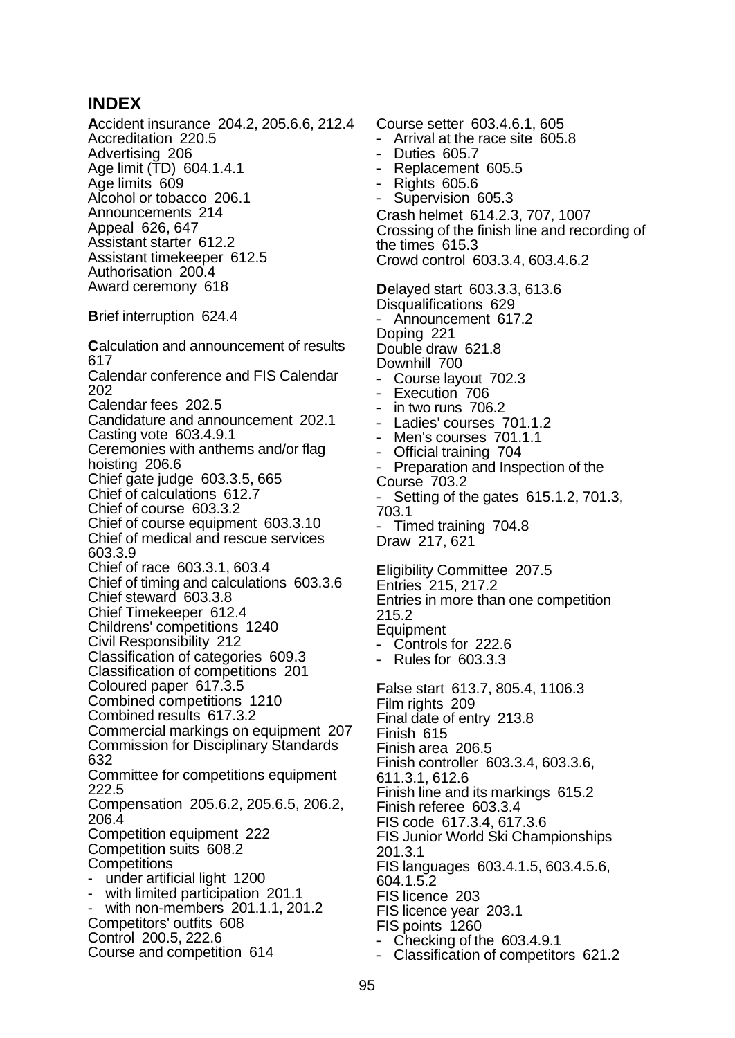# INDEX

**A**ccident insurance 204.2, 205.6.6, 212.4
Accreditation 220.5
Advertising 206
Age limit (TD) 604.1.4.1
Age limits 609
Alcohol or tobacco 206.1
Announcements 214
Appeal 626, 647
Assistant starter 612.2
Assistant timekeeper 612.5
Authorisation 200.4
Award ceremony 618

**B**rief interruption 624.4

**C**alculation and announcement of results 617
Calendar conference and FIS Calendar 202
Calendar fees 202.5
Candidature and announcement 202.1
Casting vote 603.4.9.1
Ceremonies with anthems and/or flag hoisting 206.6
Chief gate judge 603.3.5, 665
Chief of calculations 612.7
Chief of course 603.3.2
Chief of course equipment 603.3.10
Chief of medical and rescue services 603.3.9
Chief of race 603.3.1, 603.4
Chief of timing and calculations 603.3.6
Chief steward 603.3.8
Chief Timekeeper 612.4
Childrens' competitions 1240
Civil Responsibility 212
Classification of categories 609.3
Classification of competitions 201
Coloured paper 617.3.5
Combined competitions 1210
Combined results 617.3.2
Commercial markings on equipment 207
Commission for Disciplinary Standards 632
Committee for competitions equipment 222.5
Compensation 205.6.2, 205.6.5, 206.2, 206.4
Competition equipment 222
Competition suits 608.2
Competitions
- under artificial light 1200
- with limited participation 201.1
- with non-members 201.1.1, 201.2

Competitors' outfits 608
Control 200.5, 222.6
Course and competition 614
Course setter 603.4.6.1, 605
- Arrival at the race site 605.8
- Duties 605.7
- Replacement 605.5
- Rights 605.6
- Supervision 605.3

Crash helmet 614.2.3, 707, 1007
Crossing of the finish line and recording of the times 615.3
Crowd control 603.3.4, 603.4.6.2

**D**elayed start 603.3.3, 613.6
Disqualifications 629
- Announcement 617.2

Doping 221
Double draw 621.8
Downhill 700
- Course layout 702.3
- Execution 706
- in two runs 706.2
- Ladies' courses 701.1.2
- Men's courses 701.1.1
- Official training 704
- Preparation and Inspection of the Course 703.2
- Setting of the gates 615.1.2, 701.3, 703.1
- Timed training 704.8

Draw 217, 621

**E**ligibility Committee 207.5
Entries 215, 217.2
Entries in more than one competition 215.2
Equipment
- Controls for 222.6
- Rules for 603.3.3

**F**alse start 613.7, 805.4, 1106.3
Film rights 209
Final date of entry 213.8
Finish 615
Finish area 206.5
Finish controller 603.3.4, 603.3.6, 611.3.1, 612.6
Finish line and its markings 615.2
Finish referee 603.3.4
FIS code 617.3.4, 617.3.6
FIS Junior World Ski Championships 201.3.1
FIS languages 603.4.1.5, 603.4.5.6, 604.1.5.2
FIS licence 203
FIS licence year 203.1
FIS points 1260
- Checking of the 603.4.9.1
- Classification of competitors 621.2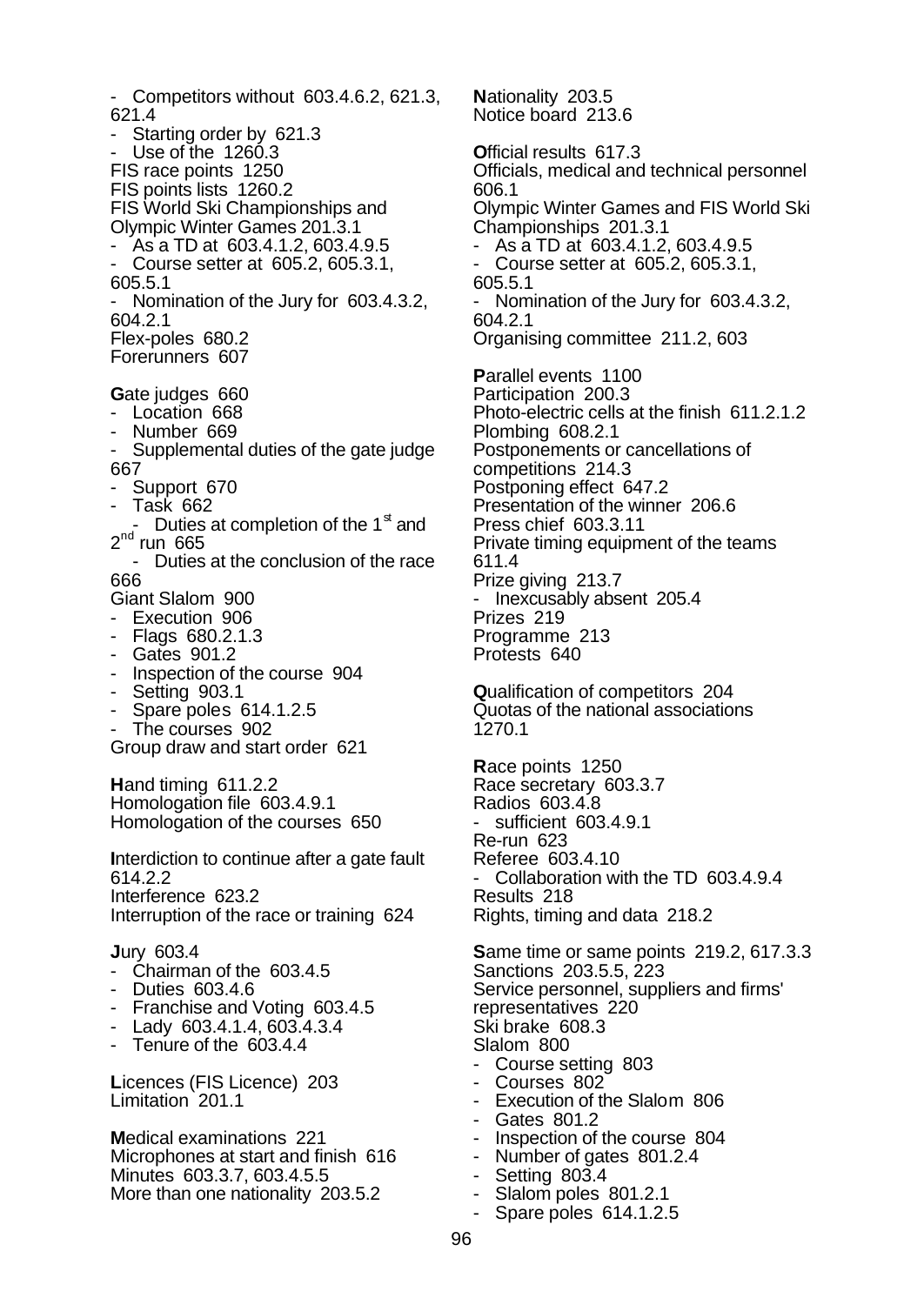- Competitors without 603.4.6.2, 621.3, 621.4
- Starting order by 621.3
- Use of the 1260.3

FIS race points 1250
FIS points lists 1260.2
FIS World Ski Championships and Olympic Winter Games 201.3.1
- As a TD at 603.4.1.2, 603.4.9.5
- Course setter at 605.2, 605.3.1, 605.5.1
- Nomination of the Jury for 603.4.3.2, 604.2.1

Flex-poles 680.2
Forerunners 607

**G**ate judges 660
- Location 668
- Number 669
- Supplemental duties of the gate judge 667
- Support 670
- Task 662
  - Duties at completion of the 1st and 2nd run 665
  - Duties at the conclusion of the race 666

Giant Slalom 900
- Execution 906
- Flags 680.2.1.3
- Gates 901.2
- Inspection of the course 904
- Setting 903.1
- Spare poles 614.1.2.5
- The courses 902

Group draw and start order 621

**H**and timing 611.2.2
Homologation file 603.4.9.1
Homologation of the courses 650

**I**nterdiction to continue after a gate fault 614.2.2
Interference 623.2
Interruption of the race or training 624

**J**ury 603.4
- Chairman of the 603.4.5
- Duties 603.4.6
- Franchise and Voting 603.4.5
- Lady 603.4.1.4, 603.4.3.4
- Tenure of the 603.4.4

**L**icences (FIS Licence) 203
Limitation 201.1

**M**edical examinations 221
Microphones at start and finish 616
Minutes 603.3.7, 603.4.5.5
More than one nationality 203.5.2

**N**ationality 203.5
Notice board 213.6

**O**fficial results 617.3
Officials, medical and technical personnel 606.1
Olympic Winter Games and FIS World Ski Championships 201.3.1
- As a TD at 603.4.1.2, 603.4.9.5
- Course setter at 605.2, 605.3.1, 605.5.1
- Nomination of the Jury for 603.4.3.2, 604.2.1

Organising committee 211.2, 603

**P**arallel events 1100
Participation 200.3
Photo-electric cells at the finish 611.2.1.2
Plombing 608.2.1
Postponements or cancellations of competitions 214.3
Postponing effect 647.2
Presentation of the winner 206.6
Press chief 603.3.11
Private timing equipment of the teams 611.4
Prize giving 213.7
- Inexcusably absent 205.4

Prizes 219
Programme 213
Protests 640

**Q**ualification of competitors 204
Quotas of the national associations 1270.1

**R**ace points 1250
Race secretary 603.3.7
Radios 603.4.8
- sufficient 603.4.9.1

Re-run 623
Referee 603.4.10
- Collaboration with the TD 603.4.9.4

Results 218
Rights, timing and data 218.2

**S**ame time or same points 219.2, 617.3.3
Sanctions 203.5.5, 223
Service personnel, suppliers and firms' representatives 220
Ski brake 608.3
Slalom 800
- Course setting 803
- Courses 802
- Execution of the Slalom 806
- Gates 801.2
- Inspection of the course 804
- Number of gates 801.2.4
- Setting 803.4
- Slalom poles 801.2.1
- Spare poles 614.1.2.5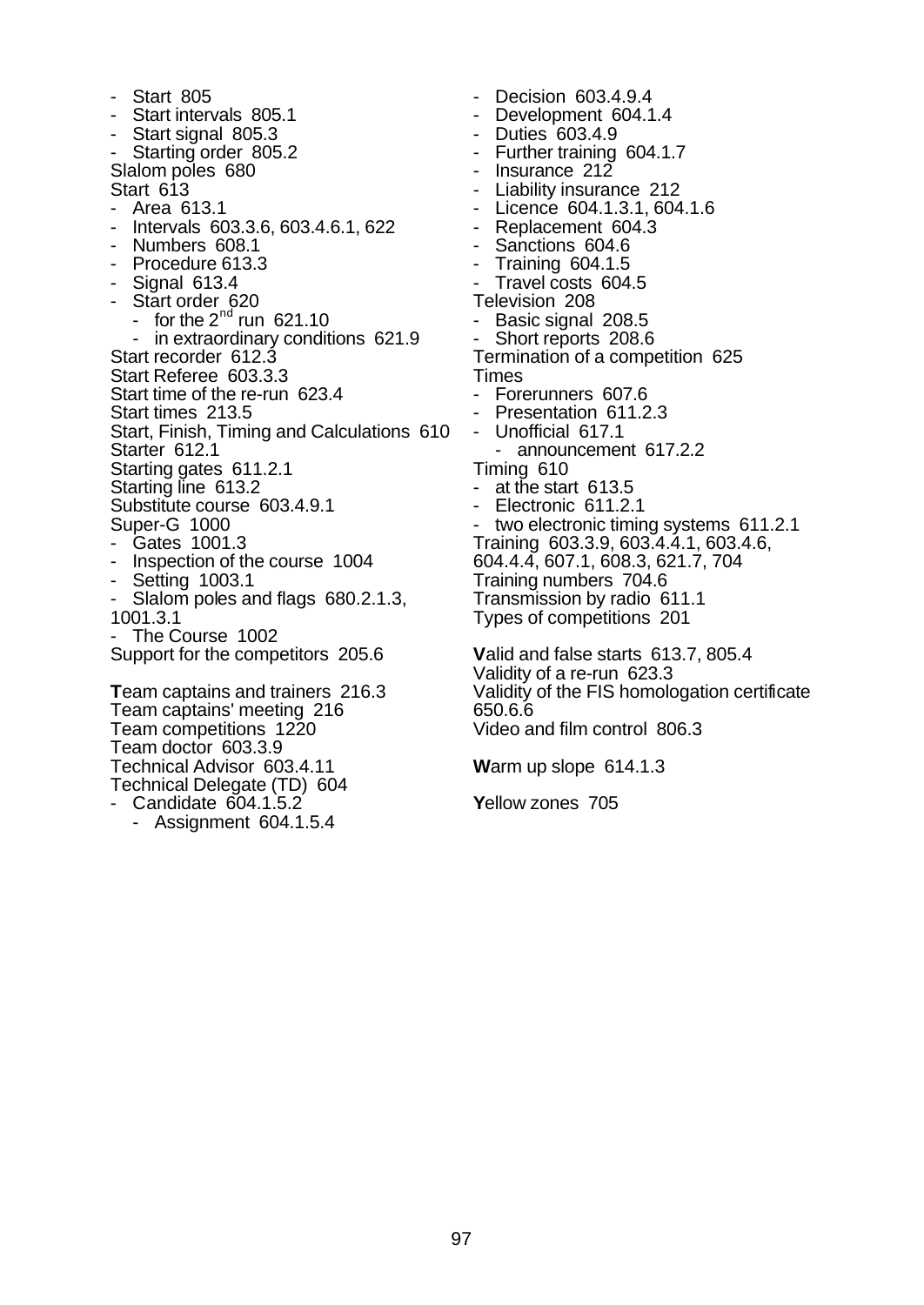- Start 805
- Start intervals 805.1
- Start signal 805.3
- Starting order 805.2

Slalom poles 680
Start 613
- Area 613.1
- Intervals 603.3.6, 603.4.6.1, 622
- Numbers 608.1
- Procedure 613.3
- Signal 613.4
- Start order 620
  - for the 2nd run 621.10
  - in extraordinary conditions 621.9

Start recorder 612.3
Start Referee 603.3.3
Start time of the re-run 623.4
Start times 213.5
Start, Finish, Timing and Calculations 610
Starter 612.1
Starting gates 611.2.1
Starting line 613.2
Substitute course 603.4.9.1
Super-G 1000
- Gates 1001.3
- Inspection of the course 1004
- Setting 1003.1
- Slalom poles and flags 680.2.1.3, 1001.3.1
- The Course 1002

Support for the competitors 205.6

**T**eam captains and trainers 216.3
Team captains' meeting 216
Team competitions 1220
Team doctor 603.3.9
Technical Advisor 603.4.11
Technical Delegate (TD) 604
- Candidate 604.1.5.2
  - Assignment 604.1.5.4
- Decision 603.4.9.4
- Development 604.1.4
- Duties 603.4.9
- Further training 604.1.7
- Insurance 212
- Liability insurance 212
- Licence 604.1.3.1, 604.1.6
- Replacement 604.3
- Sanctions 604.6
- Training 604.1.5
- Travel costs 604.5

Television 208
- Basic signal 208.5
- Short reports 208.6

Termination of a competition 625
Times
- Forerunners 607.6
- Presentation 611.2.3
- Unofficial 617.1
  - announcement 617.2.2

Timing 610
- at the start 613.5
- Electronic 611.2.1
- two electronic timing systems 611.2.1

Training 603.3.9, 603.4.4.1, 603.4.6, 604.4.4, 607.1, 608.3, 621.7, 704
Training numbers 704.6
Transmission by radio 611.1
Types of competitions 201

**V**alid and false starts 613.7, 805.4
Validity of a re-run 623.3
Validity of the FIS homologation certificate 650.6.6
Video and film control 806.3

**W**arm up slope 614.1.3

**Y**ellow zones 705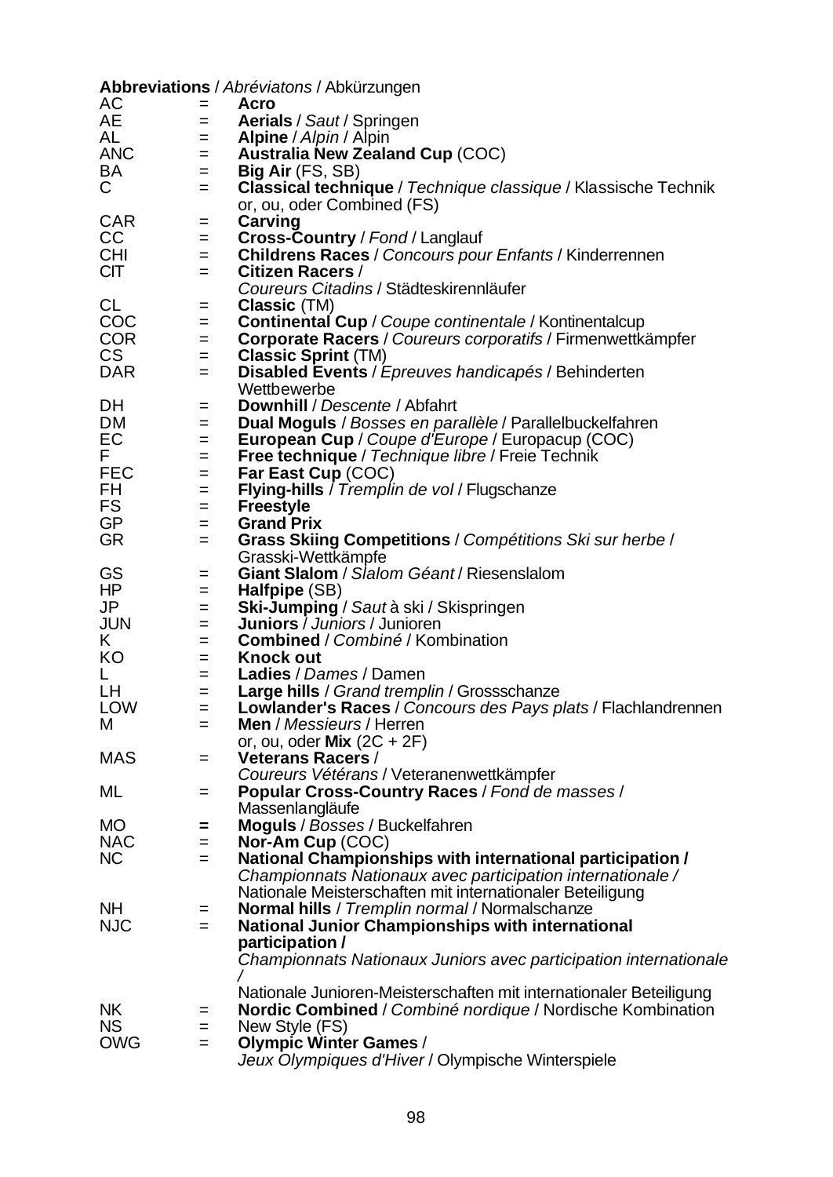**Abbreviations** / *Abréviatons* / Abkürzungen

| | | |
|---|---|---|
| AC | = | **Acro** |
| AE | = | **Aerials** / *Saut* / Springen |
| AL | = | **Alpine** / *Alpin* / Alpin |
| ANC | = | **Australia New Zealand Cup** (COC) |
| BA | = | **Big Air** (FS, SB) |
| C | = | **Classical technique** / *Technique classique* / Klassische Technik or, ou, oder Combined (FS) |
| CAR | = | **Carving** |
| CC | = | **Cross-Country** / *Fond* / Langlauf |
| CHI | = | **Childrens Races** / *Concours pour Enfants* / Kinderrennen |
| CIT | = | **Citizen Racers** / *Coureurs Citadins* / Städteskirennläufer |
| CL | = | **Classic** (TM) |
| COC | = | **Continental Cup** / *Coupe continentale* / Kontinentalcup |
| COR | = | **Corporate Racers** / *Coureurs corporatifs* / Firmenwettkämpfer |
| CS | = | **Classic Sprint** (TM) |
| DAR | = | **Disabled Events** / *Epreuves handicapés* / Behinderten Wettbewerbe |
| DH | = | **Downhill** / *Descente* / Abfahrt |
| DM | = | **Dual Moguls** / *Bosses en parallèle* / Parallelbuckelfahren |
| EC | = | **European Cup** / *Coupe d'Europe* / Europacup (COC) |
| F | = | **Free technique** / *Technique libre* / Freie Technik |
| FEC | = | **Far East Cup** (COC) |
| FH | = | **Flying-hills** / *Tremplin de vol* / Flugschanze |
| FS | = | **Freestyle** |
| GP | = | **Grand Prix** |
| GR | = | **Grass Skiing Competitions** / *Compétitions Ski sur herbe* / Grasski-Wettkämpfe |
| GS | = | **Giant Slalom** / *Slalom Géant* / Riesenslalom |
| HP | = | **Halfpipe** (SB) |
| JP | = | **Ski-Jumping** / *Saut* à ski / Skispringen |
| JUN | = | **Juniors** / *Juniors* / Junioren |
| K | = | **Combined** / *Combiné* / Kombination |
| KO | = | **Knock out** |
| L | = | **Ladies** / *Dames* / Damen |
| LH | = | **Large hills** / *Grand tremplin* / Grossschanze |
| LOW | = | **Lowlander's Races** / *Concours des Pays plats* / Flachlandrennen |
| M | = | **Men** / *Messieurs* / Herren or, ou, oder **Mix** (2C + 2F) |
| MAS | = | **Veterans Racers** / *Coureurs Vétérans* / Veteranenwettkämpfer |
| ML | = | **Popular Cross-Country Races** / *Fond de masses* / Massenlangläufe |
| MO | = | **Moguls** / *Bosses* / Buckelfahren |
| NAC | = | **Nor-Am Cup** (COC) |
| NC | = | **National Championships with international participation /** *Championnats Nationaux avec participation internationale /* Nationale Meisterschaften mit internationaler Beteiligung |
| NH | = | **Normal hills** / *Tremplin normal* / Normalschanze |
| NJC | = | **National Junior Championships with international participation /** *Championnats Nationaux Juniors avec participation internationale /* Nationale Junioren-Meisterschaften mit internationaler Beteiligung |
| NK | = | **Nordic Combined** / *Combiné nordique* / Nordische Kombination |
| NS | = | New Style (FS) |
| OWG | = | **Olympic Winter Games** / *Jeux Olympiques d'Hiver* / Olympische Winterspiele |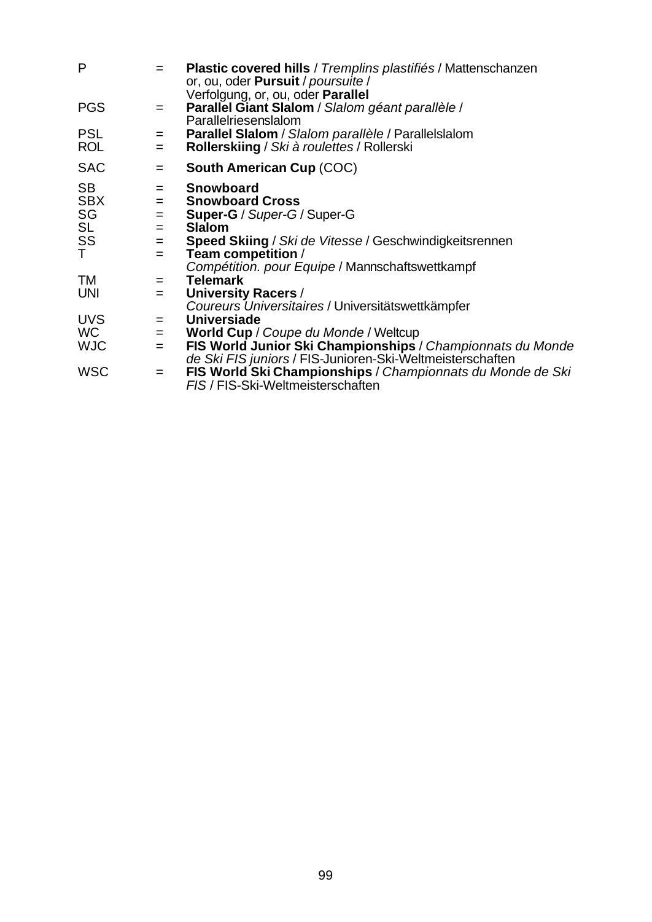| | | |
|---|---|---|
| P | = | **Plastic covered hills** / *Tremplins plastifiés* / Mattenschanzen or, ou, oder **Pursuit** / *poursuite* / Verfolgung, or, ou, oder **Parallel** |
| PGS | = | **Parallel Giant Slalom** / *Slalom géant parallèle* / Parallelriesenslalom |
| PSL | = | **Parallel Slalom** / *Slalom parallèle* / Parallelslalom |
| ROL | = | **Rollerskiing** / *Ski à roulettes* / Rollerski |
| SAC | = | **South American Cup** (COC) |
| SB | = | **Snowboard** |
| SBX | = | **Snowboard Cross** |
| SG | = | **Super-G** / *Super-G* / Super-G |
| SL | = | **Slalom** |
| SS | = | **Speed Skiing** / *Ski de Vitesse* / Geschwindigkeitsrennen |
| T | = | **Team competition** / *Compétition. pour Equipe* / Mannschaftswettkampf |
| TM | = | **Telemark** |
| UNI | = | **University Racers** / *Coureurs Universitaires* / Universitätswettkämpfer |
| UVS | = | **Universiade** |
| WC | = | **World Cup** / *Coupe du Monde* / Weltcup |
| WJC | = | **FIS World Junior Ski Championships** / *Championnats du Monde de Ski FIS juniors* / FIS-Junioren-Ski-Weltmeisterschaften |
| WSC | = | **FIS World Ski Championships** / *Championnats du Monde de Ski FIS* / FIS-Ski-Weltmeisterschaften |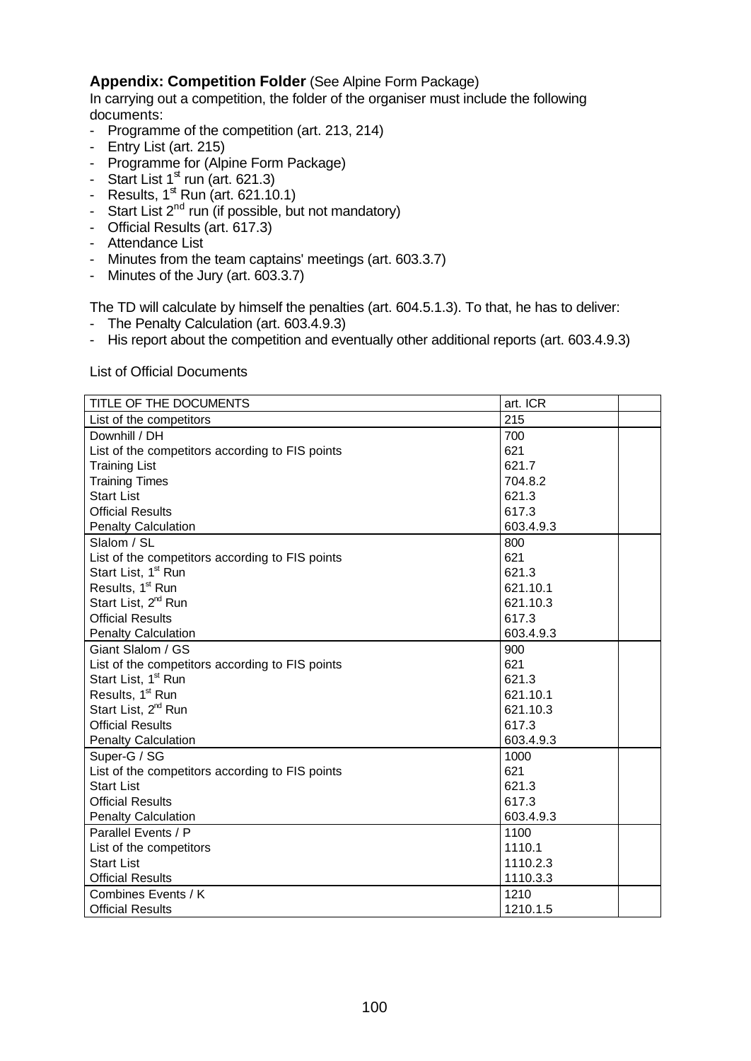**Appendix: Competition Folder** (See Alpine Form Package)

In carrying out a competition, the folder of the organiser must include the following documents:

- Programme of the competition (art. 213, 214)
- Entry List (art. 215)
- Programme for (Alpine Form Package)
- Start List 1st run (art. 621.3)
- Results, 1st Run (art. 621.10.1)
- Start List 2nd run (if possible, but not mandatory)
- Official Results (art. 617.3)
- Attendance List
- Minutes from the team captains' meetings (art. 603.3.7)
- Minutes of the Jury (art. 603.3.7)

The TD will calculate by himself the penalties (art. 604.5.1.3). To that, he has to deliver:

- The Penalty Calculation (art. 603.4.9.3)
- His report about the competition and eventually other additional reports (art. 603.4.9.3)

List of Official Documents

| TITLE OF THE DOCUMENTS | art. ICR | |
|---|---|---|
| List of the competitors | 215 | |
| Downhill / DH | 700 | |
| List of the competitors according to FIS points | 621 | |
| Training List | 621.7 | |
| Training Times | 704.8.2 | |
| Start List | 621.3 | |
| Official Results | 617.3 | |
| Penalty Calculation | 603.4.9.3 | |
| Slalom / SL | 800 | |
| List of the competitors according to FIS points | 621 | |
| Start List, 1st Run | 621.3 | |
| Results, 1st Run | 621.10.1 | |
| Start List, 2nd Run | 621.10.3 | |
| Official Results | 617.3 | |
| Penalty Calculation | 603.4.9.3 | |
| Giant Slalom / GS | 900 | |
| List of the competitors according to FIS points | 621 | |
| Start List, 1st Run | 621.3 | |
| Results, 1st Run | 621.10.1 | |
| Start List, 2nd Run | 621.10.3 | |
| Official Results | 617.3 | |
| Penalty Calculation | 603.4.9.3 | |
| Super-G / SG | 1000 | |
| List of the competitors according to FIS points | 621 | |
| Start List | 621.3 | |
| Official Results | 617.3 | |
| Penalty Calculation | 603.4.9.3 | |
| Parallel Events / P | 1100 | |
| List of the competitors | 1110.1 | |
| Start List | 1110.2.3 | |
| Official Results | 1110.3.3 | |
| Combines Events / K | 1210 | |
| Official Results | 1210.1.5 | |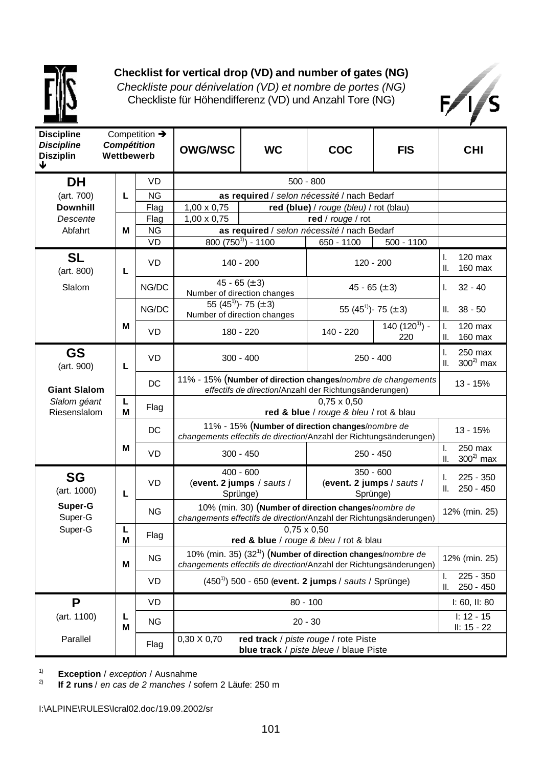**Checklist for vertical drop (VD) and number of gates (NG)**

*Checkliste pour dénivelation (VD) et nombre de portes (NG)*

Checkliste für Höhendifferenz (VD) und Anzahl Tore (NG)

| **Discipline** *Discipline* **Disziplin** ↓ — Competition → *Compétition* **Wettbewerb** | | | **OWG/WSC** | **WC** | **COC** | **FIS** | **CHI** |
|---|---|---|---|---|---|---|---|
| **DH** | L | VD | 500 - 800 | | | | |
| (art. 700) | L | NG | **as required** / *selon nécessité* / nach Bedarf | | | | |
| **Downhill** | L | Flag | 1,00 x 0,75 | **red (blue)** / *rouge (bleu)* / rot (blau) | | | |
| *Descente* | M | Flag | 1,00 x 0,75 | **red** / *rouge* / rot | | | |
| Abfahrt | M | NG | **as required** / *selon nécessité* / nach Bedarf | | | | |
| | M | VD | 800 (750[1]) - 1100 | | 650 - 1100 | 500 - 1100 | |
| **SL** (art. 800) | L | VD | 140 - 200 | | 120 - 200 | | I. 120 max<br>II. 160 max |
| Slalom | L | NG/DC | 45 - 65 (±3) Number of direction changes | | 45 - 65 (±3) | | I. 32 - 40 |
| | M | NG/DC | 55 (45[1])- 75 (±3) Number of direction changes | | 55 (45[1])- 75 (±3) | | II. 38 - 50 |
| | M | VD | 180 - 220 | | 140 - 220 | 140 (120[1]) - 220 | I. 120 max<br>II. 160 max |
| **GS** (art. 900) | L | VD | 300 - 400 | | 250 - 400 | | I. 250 max<br>II. 300[2] max |
| **Giant Slalom** | L | DC | 11% - 15% (**Number of direction changes**/*nombre de changements effectifs de direction*/Anzahl der Richtungsänderungen) | | | | 13 - 15% |
| *Slalom géant* Riesenslalom | L M | Flag | 0,75 x 0,50 **red & blue** / *rouge & bleu* / rot & blau | | | | |
| | M | DC | 11% - 15% (**Number of direction changes**/*nombre de changements effectifs de direction*/Anzahl der Richtungsänderungen) | | | | 13 - 15% |
| | M | VD | 300 - 450 | | 250 - 450 | | I. 250 max<br>II. 300[2] max |
| **SG** (art. 1000) | L | VD | 400 - 600 (**event. 2 jumps** / *sauts* / Sprünge) | | 350 - 600 (**event. 2 jumps** / *sauts* / Sprünge) | | I. 225 - 350<br>II. 250 - 450 |
| **Super-G** Super-G | L | NG | 10% (min. 30) (**Number of direction changes**/*nombre de changements effectifs de direction*/Anzahl der Richtungsänderungen) | | | | 12% (min. 25) |
| Super-G | L M | Flag | 0,75 x 0,50 **red & blue** / *rouge & bleu* / rot & blau | | | | |
| | M | NG | 10% (min. 35) (32[1]) (**Number of direction changes**/*nombre de changements effectifs de direction*/Anzahl der Richtungsänderungen) | | | | 12% (min. 25) |
| | M | VD | (450[1]) 500 - 650 (**event. 2 jumps** / *sauts* / Sprünge) | | | | I. 225 - 350<br>II. 250 - 450 |
| **P** | L M | VD | 80 - 100 | | | | I: 60, II: 80 |
| (art. 1100) | L M | NG | 20 - 30 | | | | I: 12 - 15<br>II: 15 - 22 |
| Parallel | L M | Flag | 0,30 X 0,70 **red track** / *piste rouge* / rote Piste **blue track** / *piste bleue* / blaue Piste | | | | |

[1] **Exception** / *exception* / Ausnahme

[2] **If 2 runs** / *en cas de 2 manches* / sofern 2 Läufe: 250 m

I:\ALPINE\RULES\Icral02.doc/19.09.2002/sr